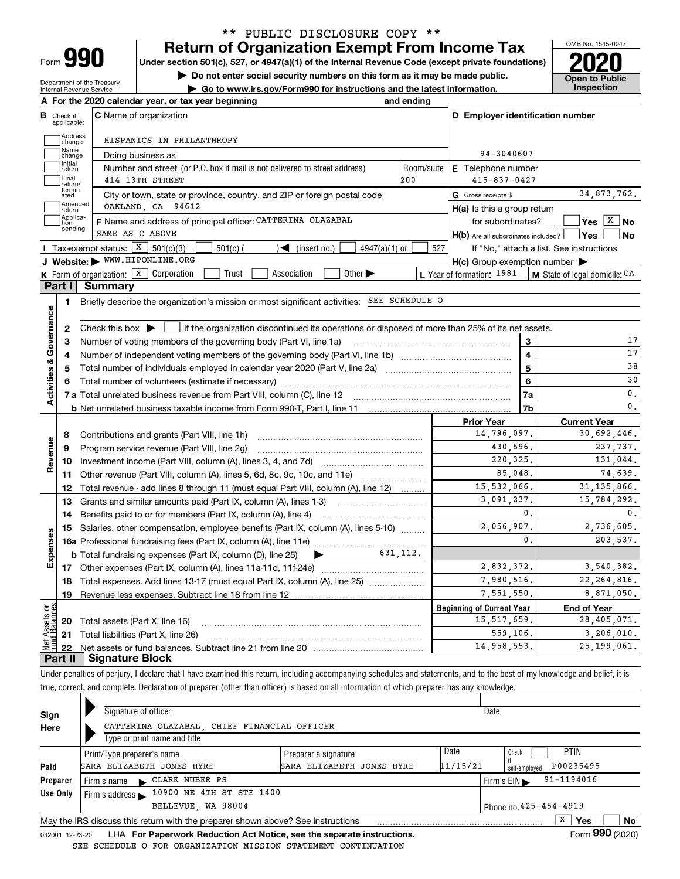** PUBLIC DISCLOSURE COPY **

# Form 990 — Return of Organization Exempt From Income Tax

Under section 501(c), 527, or 4947(a)(1) of the Internal Revenue Code (except private foundations)

▶ Do not enter social security numbers on this form as it may be made public.

▶ Go to www.irs.gov/Form990 for instructions and the latest information.

OMB No. 1545-0047 | **2020** | Open to Public Inspection

Department of the Treasury, Internal Revenue Service

**A** For the 2020 calendar year, or tax year beginning ______ and ending ______

**B** Check if applicable: Address change, Name change, Initial return, Final return/terminated, Amended return, Application pending

**C** Name of organization: HISPANICS IN PHILANTHROPY

Doing business as

Number and street (or P.O. box if mail is not delivered to street address): 414 13TH STREET — Room/suite: 200

City or town, state or province, country, and ZIP or foreign postal code: OAKLAND, CA 94612

**D** Employer identification number: 94-3040607

**E** Telephone number: 415-837-0427

**G** Gross receipts $ 34,873,762.

**F** Name and address of principal officer: CATTERINA OLAZABAL, SAME AS C ABOVE

**H(a)** Is this a group return for subordinates? Yes [ ] No [X]

**H(b)** Are all subordinates included? Yes [ ] No [ ] — If "No," attach a list. See instructions

**H(c)** Group exemption number ▶

**I** Tax-exempt status: [X] 501(c)(3) [ ] 501(c) ( ) ◀ (insert no.) [ ] 4947(a)(1) or [ ] 527

**J** Website: ▶ WWW.HIPONLINE.ORG

**K** Form of organization: [X] Corporation [ ] Trust [ ] Association [ ] Other ▶

**L** Year of formation: 1981 — **M** State of legal domicile: CA

## Part I — Summary

**Activities & Governance**

1. Briefly describe the organization's mission or most significant activities: SEE SCHEDULE O
2. Check this box ▶ [ ] if the organization discontinued its operations or disposed of more than 25% of its net assets.

| Line | Description | | Value |
|---|---|---|---|
| 3 | Number of voting members of the governing body (Part VI, line 1a) | 3 | 17 |
| 4 | Number of independent voting members of the governing body (Part VI, line 1b) | 4 | 17 |
| 5 | Total number of individuals employed in calendar year 2020 (Part V, line 2a) | 5 | 38 |
| 6 | Total number of volunteers (estimate if necessary) | 6 | 30 |
| 7a | Total unrelated business revenue from Part VIII, column (C), line 12 | 7a | 0. |
| 7b | Net unrelated business taxable income from Form 990-T, Part I, line 11 | 7b | 0. |

| Line | Description | Prior Year | Current Year |
|---|---|---|---|
| **Revenue** | | | |
| 8 | Contributions and grants (Part VIII, line 1h) | 14,796,097. | 30,692,446. |
| 9 | Program service revenue (Part VIII, line 2g) | 430,596. | 237,737. |
| 10 | Investment income (Part VIII, column (A), lines 3, 4, and 7d) | 220,325. | 131,044. |
| 11 | Other revenue (Part VIII, column (A), lines 5, 6d, 8c, 9c, 10c, and 11e) | 85,048. | 74,639. |
| 12 | Total revenue - add lines 8 through 11 (must equal Part VIII, column (A), line 12) | 15,532,066. | 31,135,866. |
| **Expenses** | | | |
| 13 | Grants and similar amounts paid (Part IX, column (A), lines 1-3) | 3,091,237. | 15,784,292. |
| 14 | Benefits paid to or for members (Part IX, column (A), line 4) | 0. | 0. |
| 15 | Salaries, other compensation, employee benefits (Part IX, column (A), lines 5-10) | 2,056,907. | 2,736,605. |
| 16a | Professional fundraising fees (Part IX, column (A), line 11e) | 0. | 203,537. |
| b | Total fundraising expenses (Part IX, column (D), line 25) ▶ 631,112. | | |
| 17 | Other expenses (Part IX, column (A), lines 11a-11d, 11f-24e) | 2,832,372. | 3,540,382. |
| 18 | Total expenses. Add lines 13-17 (must equal Part IX, column (A), line 25) | 7,980,516. | 22,264,816. |
| 19 | Revenue less expenses. Subtract line 18 from line 12 | 7,551,550. | 8,871,050. |

| Line | Net Assets or Fund Balances | Beginning of Current Year | End of Year |
|---|---|---|---|
| 20 | Total assets (Part X, line 16) | 15,517,659. | 28,405,071. |
| 21 | Total liabilities (Part X, line 26) | 559,106. | 3,206,010. |
| 22 | Net assets or fund balances. Subtract line 21 from line 20 | 14,958,553. | 25,199,061. |

## Part II — Signature Block

Under penalties of perjury, I declare that I have examined this return, including accompanying schedules and statements, and to the best of my knowledge and belief, it is true, correct, and complete. Declaration of preparer (other than officer) is based on all information of which preparer has any knowledge.

**Sign Here**

Signature of officer — Date

CATTERINA OLAZABAL, CHIEF FINANCIAL OFFICER

Type or print name and title

**Paid Preparer Use Only**

| Print/Type preparer's name | Preparer's signature | Date | Check if self-employed | PTIN |
|---|---|---|---|---|
| SARA ELIZABETH JONES HYRE | SARA ELIZABETH JONES HYRE | 11/15/21 | [ ] | P00235495 |

Firm's name ▶ CLARK NUBER PS — Firm's EIN ▶ 91-1194016

Firm's address ▶ 10900 NE 4TH ST STE 1400, BELLEVUE, WA 98004 — Phone no. 425-454-4919

May the IRS discuss this return with the preparer shown above? See instructions [X] Yes [ ] No

032001 12-23-20 LHA For Paperwork Reduction Act Notice, see the separate instructions. Form **990** (2020)

SEE SCHEDULE O FOR ORGANIZATION MISSION STATEMENT CONTINUATION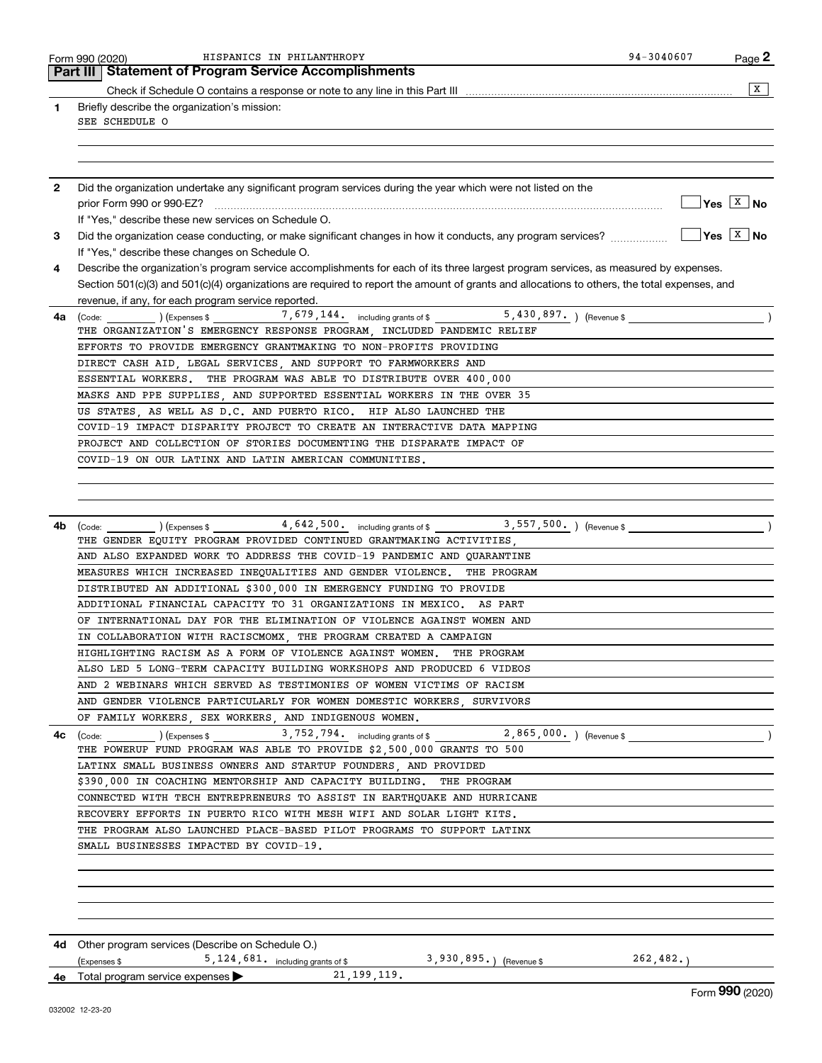Form 990 (2020) HISPANICS IN PHILANTHROPY 94-3040607

## Part III Statement of Program Service Accomplishments

Check if Schedule O contains a response or note to any line in this Part III [X]

**1** Briefly describe the organization's mission:

SEE SCHEDULE O

**2** Did the organization undertake any significant program services during the year which were not listed on the prior Form 990 or 990-EZ? Yes [ ] No [X]

If "Yes," describe these new services on Schedule O.

**3** Did the organization cease conducting, or make significant changes in how it conducts, any program services? Yes [ ] No [X]

If "Yes," describe these changes on Schedule O.

**4** Describe the organization's program service accomplishments for each of its three largest program services, as measured by expenses. Section 501(c)(3) and 501(c)(4) organizations are required to report the amount of grants and allocations to others, the total expenses, and revenue, if any, for each program service reported.

**4a** (Code: ) (Expenses $ 7,679,144. including grants of $ 5,430,897. ) (Revenue $ )

THE ORGANIZATION'S EMERGENCY RESPONSE PROGRAM, INCLUDED PANDEMIC RELIEF EFFORTS TO PROVIDE EMERGENCY GRANTMAKING TO NON-PROFITS PROVIDING DIRECT CASH AID, LEGAL SERVICES, AND SUPPORT TO FARMWORKERS AND ESSENTIAL WORKERS. THE PROGRAM WAS ABLE TO DISTRIBUTE OVER 400,000 MASKS AND PPE SUPPLIES, AND SUPPORTED ESSENTIAL WORKERS IN THE OVER 35 US STATES, AS WELL AS D.C. AND PUERTO RICO. HIP ALSO LAUNCHED THE COVID-19 IMPACT DISPARITY PROJECT TO CREATE AN INTERACTIVE DATA MAPPING PROJECT AND COLLECTION OF STORIES DOCUMENTING THE DISPARATE IMPACT OF COVID-19 ON OUR LATINX AND LATIN AMERICAN COMMUNITIES.

**4b** (Code: ) (Expenses $ 4,642,500. including grants of $ 3,557,500. ) (Revenue $ )

THE GENDER EQUITY PROGRAM PROVIDED CONTINUED GRANTMAKING ACTIVITIES, AND ALSO EXPANDED WORK TO ADDRESS THE COVID-19 PANDEMIC AND QUARANTINE MEASURES WHICH INCREASED INEQUALITIES AND GENDER VIOLENCE. THE PROGRAM DISTRIBUTED AN ADDITIONAL $300,000 IN EMERGENCY FUNDING TO PROVIDE ADDITIONAL FINANCIAL CAPACITY TO 31 ORGANIZATIONS IN MEXICO. AS PART OF INTERNATIONAL DAY FOR THE ELIMINATION OF VIOLENCE AGAINST WOMEN AND IN COLLABORATION WITH RACISCMOMX, THE PROGRAM CREATED A CAMPAIGN HIGHLIGHTING RACISM AS A FORM OF VIOLENCE AGAINST WOMEN. THE PROGRAM ALSO LED 5 LONG-TERM CAPACITY BUILDING WORKSHOPS AND PRODUCED 6 VIDEOS AND 2 WEBINARS WHICH SERVED AS TESTIMONIES OF WOMEN VICTIMS OF RACISM AND GENDER VIOLENCE PARTICULARLY FOR WOMEN DOMESTIC WORKERS, SURVIVORS OF FAMILY WORKERS, SEX WORKERS, AND INDIGENOUS WOMEN.

**4c** (Code: ) (Expenses $ 3,752,794. including grants of $ 2,865,000. ) (Revenue $ )

THE POWERUP FUND PROGRAM WAS ABLE TO PROVIDE $2,500,000 GRANTS TO 500 LATINX SMALL BUSINESS OWNERS AND STARTUP FOUNDERS, AND PROVIDED $390,000 IN COACHING MENTORSHIP AND CAPACITY BUILDING. THE PROGRAM CONNECTED WITH TECH ENTREPRENEURS TO ASSIST IN EARTHQUAKE AND HURRICANE RECOVERY EFFORTS IN PUERTO RICO WITH MESH WIFI AND SOLAR LIGHT KITS. THE PROGRAM ALSO LAUNCHED PLACE-BASED PILOT PROGRAMS TO SUPPORT LATINX SMALL BUSINESSES IMPACTED BY COVID-19.

**4d** Other program services (Describe on Schedule O.)

(Expenses $ 5,124,681. including grants of $ 3,930,895. ) (Revenue $ 262,482. )

**4e** Total program service expenses ▶ 21,199,119.

Form **990** (2020)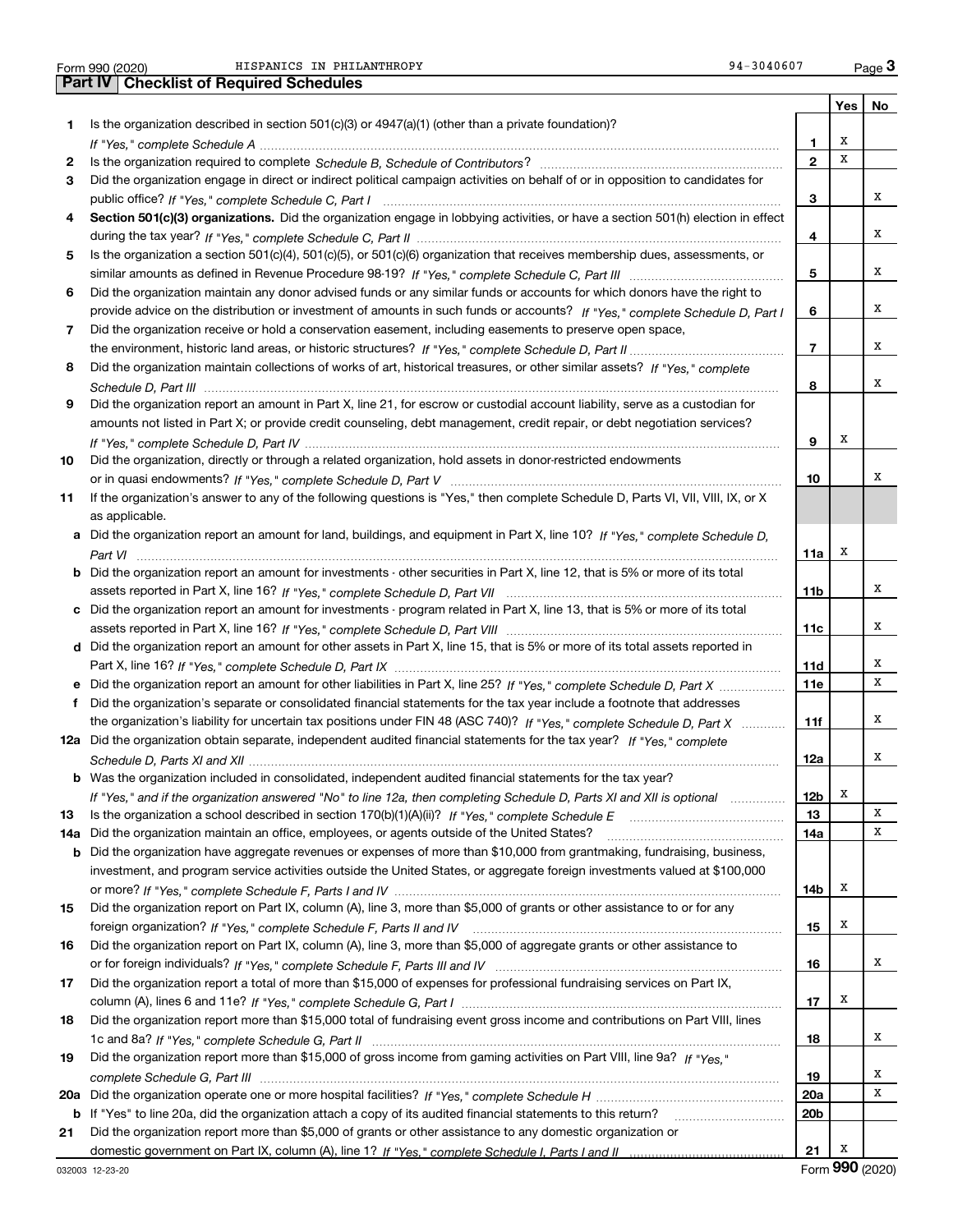Form 990 (2020) HISPANICS IN PHILANTHROPY 94-3040607

## Part IV Checklist of Required Schedules

| | | | Yes | No |
|---|---|---|---|---|
| 1 | Is the organization described in section 501(c)(3) or 4947(a)(1) (other than a private foundation)? *If "Yes," complete Schedule A* | 1 | X | |
| 2 | Is the organization required to complete *Schedule B, Schedule of Contributors*? | 2 | X | |
| 3 | Did the organization engage in direct or indirect political campaign activities on behalf of or in opposition to candidates for public office? *If "Yes," complete Schedule C, Part I* | 3 | | X |
| 4 | **Section 501(c)(3) organizations.** Did the organization engage in lobbying activities, or have a section 501(h) election in effect during the tax year? *If "Yes," complete Schedule C, Part II* | 4 | | X |
| 5 | Is the organization a section 501(c)(4), 501(c)(5), or 501(c)(6) organization that receives membership dues, assessments, or similar amounts as defined in Revenue Procedure 98-19? *If "Yes," complete Schedule C, Part III* | 5 | | X |
| 6 | Did the organization maintain any donor advised funds or any similar funds or accounts for which donors have the right to provide advice on the distribution or investment of amounts in such funds or accounts? *If "Yes," complete Schedule D, Part I* | 6 | | X |
| 7 | Did the organization receive or hold a conservation easement, including easements to preserve open space, the environment, historic land areas, or historic structures? *If "Yes," complete Schedule D, Part II* | 7 | | X |
| 8 | Did the organization maintain collections of works of art, historical treasures, or other similar assets? *If "Yes," complete Schedule D, Part III* | 8 | | X |
| 9 | Did the organization report an amount in Part X, line 21, for escrow or custodial account liability, serve as a custodian for amounts not listed in Part X; or provide credit counseling, debt management, credit repair, or debt negotiation services? *If "Yes," complete Schedule D, Part IV* | 9 | X | |
| 10 | Did the organization, directly or through a related organization, hold assets in donor-restricted endowments or in quasi endowments? *If "Yes," complete Schedule D, Part V* | 10 | | X |
| 11 | If the organization's answer to any of the following questions is "Yes," then complete Schedule D, Parts VI, VII, VIII, IX, or X as applicable. | | | |
| a | Did the organization report an amount for land, buildings, and equipment in Part X, line 10? *If "Yes," complete Schedule D, Part VI* | 11a | X | |
| b | Did the organization report an amount for investments - other securities in Part X, line 12, that is 5% or more of its total assets reported in Part X, line 16? *If "Yes," complete Schedule D, Part VII* | 11b | | X |
| c | Did the organization report an amount for investments - program related in Part X, line 13, that is 5% or more of its total assets reported in Part X, line 16? *If "Yes," complete Schedule D, Part VIII* | 11c | | X |
| d | Did the organization report an amount for other assets in Part X, line 15, that is 5% or more of its total assets reported in Part X, line 16? *If "Yes," complete Schedule D, Part IX* | 11d | | X |
| e | Did the organization report an amount for other liabilities in Part X, line 25? *If "Yes," complete Schedule D, Part X* | 11e | | X |
| f | Did the organization's separate or consolidated financial statements for the tax year include a footnote that addresses the organization's liability for uncertain tax positions under FIN 48 (ASC 740)? *If "Yes," complete Schedule D, Part X* | 11f | | X |
| 12a | Did the organization obtain separate, independent audited financial statements for the tax year? *If "Yes," complete Schedule D, Parts XI and XII* | 12a | | X |
| b | Was the organization included in consolidated, independent audited financial statements for the tax year? *If "Yes," and if the organization answered "No" to line 12a, then completing Schedule D, Parts XI and XII is optional* | 12b | X | |
| 13 | Is the organization a school described in section 170(b)(1)(A)(ii)? *If "Yes," complete Schedule E* | 13 | | X |
| 14a | Did the organization maintain an office, employees, or agents outside of the United States? | 14a | | X |
| b | Did the organization have aggregate revenues or expenses of more than $10,000 from grantmaking, fundraising, business, investment, and program service activities outside the United States, or aggregate foreign investments valued at $100,000 or more? *If "Yes," complete Schedule F, Parts I and IV* | 14b | X | |
| 15 | Did the organization report on Part IX, column (A), line 3, more than $5,000 of grants or other assistance to or for any foreign organization? *If "Yes," complete Schedule F, Parts II and IV* | 15 | X | |
| 16 | Did the organization report on Part IX, column (A), line 3, more than $5,000 of aggregate grants or other assistance to or for foreign individuals? *If "Yes," complete Schedule F, Parts III and IV* | 16 | | X |
| 17 | Did the organization report a total of more than $15,000 of expenses for professional fundraising services on Part IX, column (A), lines 6 and 11e? *If "Yes," complete Schedule G, Part I* | 17 | X | |
| 18 | Did the organization report more than $15,000 total of fundraising event gross income and contributions on Part VIII, lines 1c and 8a? *If "Yes," complete Schedule G, Part II* | 18 | | X |
| 19 | Did the organization report more than $15,000 of gross income from gaming activities on Part VIII, line 9a? *If "Yes," complete Schedule G, Part III* | 19 | | X |
| 20a | Did the organization operate one or more hospital facilities? *If "Yes," complete Schedule H* | 20a | | X |
| b | If "Yes" to line 20a, did the organization attach a copy of its audited financial statements to this return? | 20b | | |
| 21 | Did the organization report more than $5,000 of grants or other assistance to any domestic organization or domestic government on Part IX, column (A), line 1? *If "Yes," complete Schedule I, Parts I and II* | 21 | X | |

032003 12-23-20 Form **990** (2020)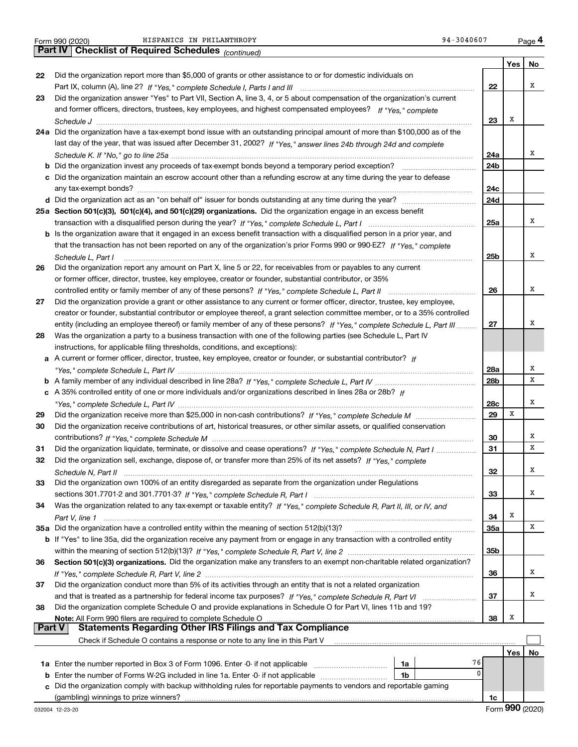Form 990 (2020) HISPANICS IN PHILANTHROPY 94-3040607

## Part IV Checklist of Required Schedules *(continued)*

| | | | Yes | No |
|---|---|---|---|---|
| 22 | Did the organization report more than $5,000 of grants or other assistance to or for domestic individuals on Part IX, column (A), line 2? *If "Yes," complete Schedule I, Parts I and III* | 22 | | X |
| 23 | Did the organization answer "Yes" to Part VII, Section A, line 3, 4, or 5 about compensation of the organization's current and former officers, directors, trustees, key employees, and highest compensated employees? *If "Yes," complete Schedule J* | 23 | X | |
| 24a | Did the organization have a tax-exempt bond issue with an outstanding principal amount of more than $100,000 as of the last day of the year, that was issued after December 31, 2002? *If "Yes," answer lines 24b through 24d and complete Schedule K. If "No," go to line 25a* | 24a | | X |
| b | Did the organization invest any proceeds of tax-exempt bonds beyond a temporary period exception? | 24b | | |
| c | Did the organization maintain an escrow account other than a refunding escrow at any time during the year to defease any tax-exempt bonds? | 24c | | |
| d | Did the organization act as an "on behalf of" issuer for bonds outstanding at any time during the year? | 24d | | |
| 25a | **Section 501(c)(3), 501(c)(4), and 501(c)(29) organizations.** Did the organization engage in an excess benefit transaction with a disqualified person during the year? *If "Yes," complete Schedule L, Part I* | 25a | | X |
| b | Is the organization aware that it engaged in an excess benefit transaction with a disqualified person in a prior year, and that the transaction has not been reported on any of the organization's prior Forms 990 or 990-EZ? *If "Yes," complete Schedule L, Part I* | 25b | | X |
| 26 | Did the organization report any amount on Part X, line 5 or 22, for receivables from or payables to any current or former officer, director, trustee, key employee, creator or founder, substantial contributor, or 35% controlled entity or family member of any of these persons? *If "Yes," complete Schedule L, Part II* | 26 | | X |
| 27 | Did the organization provide a grant or other assistance to any current or former officer, director, trustee, key employee, creator or founder, substantial contributor or employee thereof, a grant selection committee member, or to a 35% controlled entity (including an employee thereof) or family member of any of these persons? *If "Yes," complete Schedule L, Part III* | 27 | | X |
| 28 | Was the organization a party to a business transaction with one of the following parties (see Schedule L, Part IV instructions, for applicable filing thresholds, conditions, and exceptions): | | | |
| a | A current or former officer, director, trustee, key employee, creator or founder, or substantial contributor? *If "Yes," complete Schedule L, Part IV* | 28a | | X |
| b | A family member of any individual described in line 28a? *If "Yes," complete Schedule L, Part IV* | 28b | | X |
| c | A 35% controlled entity of one or more individuals and/or organizations described in lines 28a or 28b? *If "Yes," complete Schedule L, Part IV* | 28c | | X |
| 29 | Did the organization receive more than $25,000 in non-cash contributions? *If "Yes," complete Schedule M* | 29 | X | |
| 30 | Did the organization receive contributions of art, historical treasures, or other similar assets, or qualified conservation contributions? *If "Yes," complete Schedule M* | 30 | | X |
| 31 | Did the organization liquidate, terminate, or dissolve and cease operations? *If "Yes," complete Schedule N, Part I* | 31 | | X |
| 32 | Did the organization sell, exchange, dispose of, or transfer more than 25% of its net assets? *If "Yes," complete Schedule N, Part II* | 32 | | X |
| 33 | Did the organization own 100% of an entity disregarded as separate from the organization under Regulations sections 301.7701-2 and 301.7701-3? *If "Yes," complete Schedule R, Part I* | 33 | | X |
| 34 | Was the organization related to any tax-exempt or taxable entity? *If "Yes," complete Schedule R, Part II, III, or IV, and Part V, line 1* | 34 | X | |
| 35a | Did the organization have a controlled entity within the meaning of section 512(b)(13)? | 35a | | X |
| b | If "Yes" to line 35a, did the organization receive any payment from or engage in any transaction with a controlled entity within the meaning of section 512(b)(13)? *If "Yes," complete Schedule R, Part V, line 2* | 35b | | |
| 36 | **Section 501(c)(3) organizations.** Did the organization make any transfers to an exempt non-charitable related organization? *If "Yes," complete Schedule R, Part V, line 2* | 36 | | X |
| 37 | Did the organization conduct more than 5% of its activities through an entity that is not a related organization and that is treated as a partnership for federal income tax purposes? *If "Yes," complete Schedule R, Part VI* | 37 | | X |
| 38 | Did the organization complete Schedule O and provide explanations in Schedule O for Part VI, lines 11b and 19? **Note:** All Form 990 filers are required to complete Schedule O | 38 | X | |

## Part V Statements Regarding Other IRS Filings and Tax Compliance

Check if Schedule O contains a response or note to any line in this Part V ☐

| | | | | | Yes | No |
|---|---|---|---|---|---|---|
| 1a | Enter the number reported in Box 3 of Form 1096. Enter -0- if not applicable | 1a | 76 | | | |
| b | Enter the number of Forms W-2G included in line 1a. Enter -0- if not applicable | 1b | 0 | | | |
| c | Did the organization comply with backup withholding rules for reportable payments to vendors and reportable gaming (gambling) winnings to prize winners? | | | 1c | | |

032004 12-23-20 Form **990** (2020)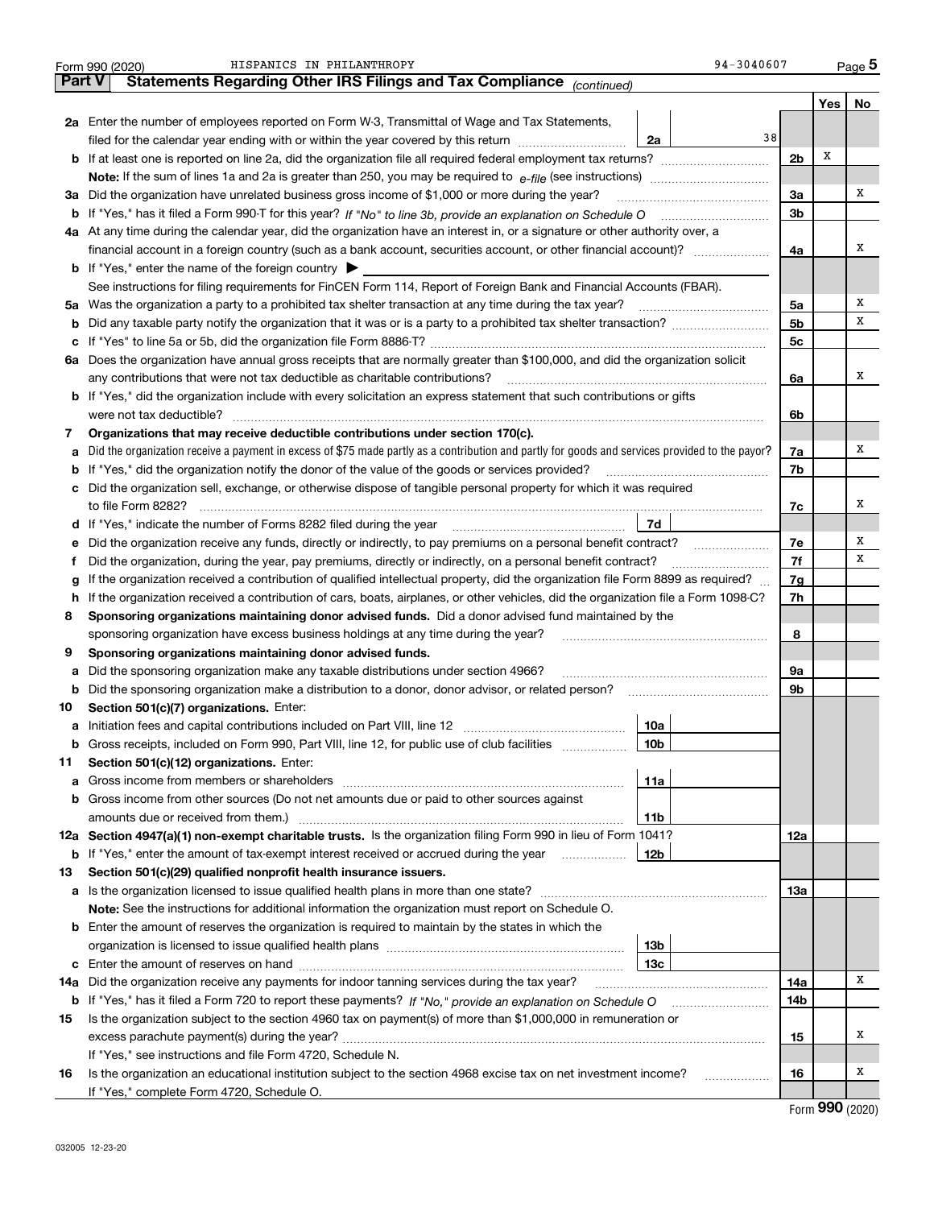Form 990 (2020) HISPANICS IN PHILANTHROPY 94-3040607 Page 5

## Part V Statements Regarding Other IRS Filings and Tax Compliance *(continued)*

| | | | | Yes | No |
|---|---|---|---|---|---|
| **2a** | Enter the number of employees reported on Form W-3, Transmittal of Wage and Tax Statements, filed for the calendar year ending with or within the year covered by this return | **2a** 38 | | | |
| **b** | If at least one is reported on line 2a, did the organization file all required federal employment tax returns? | | **2b** | X | |
| | **Note:** If the sum of lines 1a and 2a is greater than 250, you may be required to *e-file* (see instructions) | | | | |
| **3a** | Did the organization have unrelated business gross income of $1,000 or more during the year? | | **3a** | | X |
| **b** | If "Yes," has it filed a Form 990-T for this year? *If "No" to line 3b, provide an explanation on Schedule O* | | **3b** | | |
| **4a** | At any time during the calendar year, did the organization have an interest in, or a signature or other authority over, a financial account in a foreign country (such as a bank account, securities account, or other financial account)? | | **4a** | | X |
| **b** | If "Yes," enter the name of the foreign country ▶ | | | | |
| | See instructions for filing requirements for FinCEN Form 114, Report of Foreign Bank and Financial Accounts (FBAR). | | | | |
| **5a** | Was the organization a party to a prohibited tax shelter transaction at any time during the tax year? | | **5a** | | X |
| **b** | Did any taxable party notify the organization that it was or is a party to a prohibited tax shelter transaction? | | **5b** | | X |
| **c** | If "Yes" to line 5a or 5b, did the organization file Form 8886-T? | | **5c** | | |
| **6a** | Does the organization have annual gross receipts that are normally greater than $100,000, and did the organization solicit any contributions that were not tax deductible as charitable contributions? | | **6a** | | X |
| **b** | If "Yes," did the organization include with every solicitation an express statement that such contributions or gifts were not tax deductible? | | **6b** | | |
| **7** | **Organizations that may receive deductible contributions under section 170(c).** | | | | |
| **a** | Did the organization receive a payment in excess of $75 made partly as a contribution and partly for goods and services provided to the payor? | | **7a** | | X |
| **b** | If "Yes," did the organization notify the donor of the value of the goods or services provided? | | **7b** | | |
| **c** | Did the organization sell, exchange, or otherwise dispose of tangible personal property for which it was required to file Form 8282? | | **7c** | | X |
| **d** | If "Yes," indicate the number of Forms 8282 filed during the year | **7d** | | | |
| **e** | Did the organization receive any funds, directly or indirectly, to pay premiums on a personal benefit contract? | | **7e** | | X |
| **f** | Did the organization, during the year, pay premiums, directly or indirectly, on a personal benefit contract? | | **7f** | | X |
| **g** | If the organization received a contribution of qualified intellectual property, did the organization file Form 8899 as required? | | **7g** | | |
| **h** | If the organization received a contribution of cars, boats, airplanes, or other vehicles, did the organization file a Form 1098-C? | | **7h** | | |
| **8** | **Sponsoring organizations maintaining donor advised funds.** Did a donor advised fund maintained by the sponsoring organization have excess business holdings at any time during the year? | | **8** | | |
| **9** | **Sponsoring organizations maintaining donor advised funds.** | | | | |
| **a** | Did the sponsoring organization make any taxable distributions under section 4966? | | **9a** | | |
| **b** | Did the sponsoring organization make a distribution to a donor, donor advisor, or related person? | | **9b** | | |
| **10** | **Section 501(c)(7) organizations.** Enter: | | | | |
| **a** | Initiation fees and capital contributions included on Part VIII, line 12 | **10a** | | | |
| **b** | Gross receipts, included on Form 990, Part VIII, line 12, for public use of club facilities | **10b** | | | |
| **11** | **Section 501(c)(12) organizations.** Enter: | | | | |
| **a** | Gross income from members or shareholders | **11a** | | | |
| **b** | Gross income from other sources (Do not net amounts due or paid to other sources against amounts due or received from them.) | **11b** | | | |
| **12a** | **Section 4947(a)(1) non-exempt charitable trusts.** Is the organization filing Form 990 in lieu of Form 1041? | | **12a** | | |
| **b** | If "Yes," enter the amount of tax-exempt interest received or accrued during the year | **12b** | | | |
| **13** | **Section 501(c)(29) qualified nonprofit health insurance issuers.** | | | | |
| **a** | Is the organization licensed to issue qualified health plans in more than one state? | | **13a** | | |
| | **Note:** See the instructions for additional information the organization must report on Schedule O. | | | | |
| **b** | Enter the amount of reserves the organization is required to maintain by the states in which the organization is licensed to issue qualified health plans | **13b** | | | |
| **c** | Enter the amount of reserves on hand | **13c** | | | |
| **14a** | Did the organization receive any payments for indoor tanning services during the tax year? | | **14a** | | X |
| **b** | If "Yes," has it filed a Form 720 to report these payments? *If "No," provide an explanation on Schedule O* | | **14b** | | |
| **15** | Is the organization subject to the section 4960 tax on payment(s) of more than $1,000,000 in remuneration or excess parachute payment(s) during the year? | | **15** | | X |
| | If "Yes," see instructions and file Form 4720, Schedule N. | | | | |
| **16** | Is the organization an educational institution subject to the section 4968 excise tax on net investment income? | | **16** | | X |
| | If "Yes," complete Form 4720, Schedule O. | | | | |

032005 12-23-20

Form **990** (2020)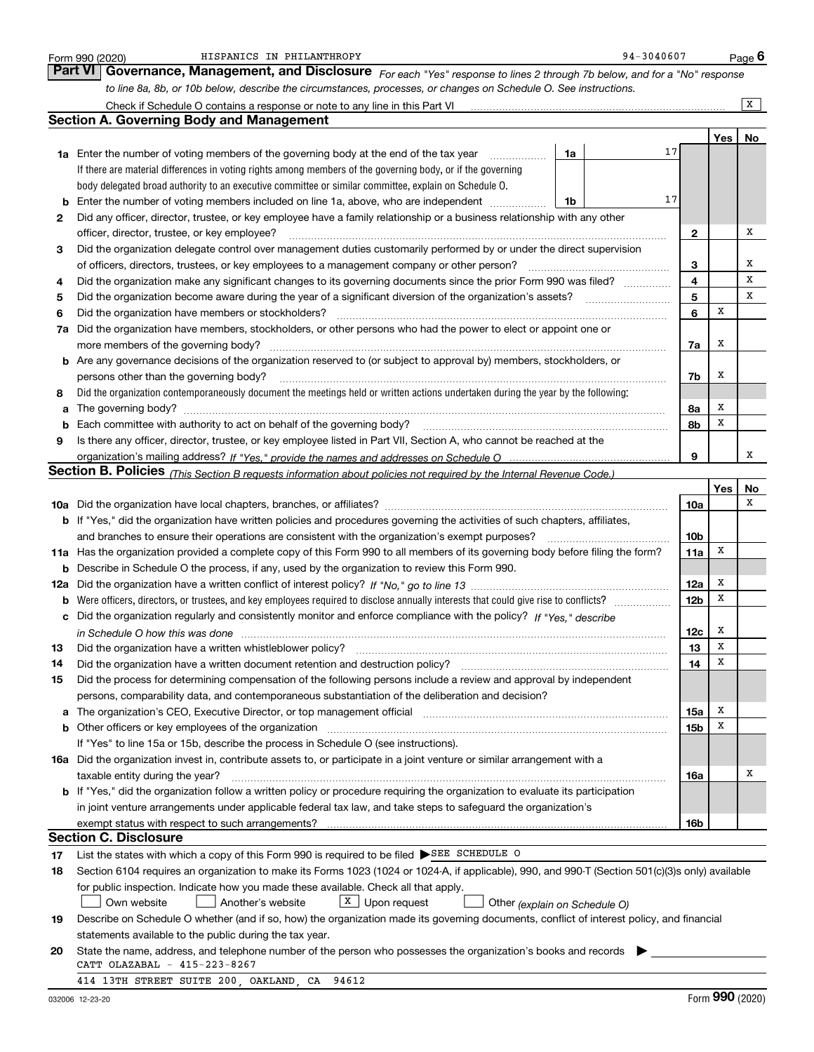Form 990 (2020) HISPANICS IN PHILANTHROPY 94-3040607

## Part VI Governance, Management, and Disclosure

*For each "Yes" response to lines 2 through 7b below, and for a "No" response to line 8a, 8b, or 10b below, describe the circumstances, processes, or changes on Schedule O. See instructions.*

Check if Schedule O contains a response or note to any line in this Part VI ... X

### Section A. Governing Body and Management

| | | | Yes | No |
|---|---|---|---|---|
| **1a** | Enter the number of voting members of the governing body at the end of the tax year ... **1a** 17. If there are material differences in voting rights among members of the governing body, or if the governing body delegated broad authority to an executive committee or similar committee, explain on Schedule O. | | | |
| **b** | Enter the number of voting members included on line 1a, above, who are independent ... **1b** 17 | | | |
| **2** | Did any officer, director, trustee, or key employee have a family relationship or a business relationship with any other officer, director, trustee, or key employee? | 2 | | X |
| **3** | Did the organization delegate control over management duties customarily performed by or under the direct supervision of officers, directors, trustees, or key employees to a management company or other person? | 3 | | X |
| **4** | Did the organization make any significant changes to its governing documents since the prior Form 990 was filed? | 4 | | X |
| **5** | Did the organization become aware during the year of a significant diversion of the organization's assets? | 5 | | X |
| **6** | Did the organization have members or stockholders? | 6 | X | |
| **7a** | Did the organization have members, stockholders, or other persons who had the power to elect or appoint one or more members of the governing body? | 7a | X | |
| **b** | Are any governance decisions of the organization reserved to (or subject to approval by) members, stockholders, or persons other than the governing body? | 7b | X | |
| **8** | Did the organization contemporaneously document the meetings held or written actions undertaken during the year by the following: | | | |
| **a** | The governing body? | 8a | X | |
| **b** | Each committee with authority to act on behalf of the governing body? | 8b | X | |
| **9** | Is there any officer, director, trustee, or key employee listed in Part VII, Section A, who cannot be reached at the organization's mailing address? *If "Yes," provide the names and addresses on Schedule O* | 9 | | X |

### Section B. Policies *(This Section B requests information about policies not required by the Internal Revenue Code.)*

| | | | Yes | No |
|---|---|---|---|---|
| **10a** | Did the organization have local chapters, branches, or affiliates? | 10a | | X |
| **b** | If "Yes," did the organization have written policies and procedures governing the activities of such chapters, affiliates, and branches to ensure their operations are consistent with the organization's exempt purposes? | 10b | | |
| **11a** | Has the organization provided a complete copy of this Form 990 to all members of its governing body before filing the form? | 11a | X | |
| **b** | Describe in Schedule O the process, if any, used by the organization to review this Form 990. | | | |
| **12a** | Did the organization have a written conflict of interest policy? *If "No," go to line 13* | 12a | X | |
| **b** | Were officers, directors, or trustees, and key employees required to disclose annually interests that could give rise to conflicts? | 12b | X | |
| **c** | Did the organization regularly and consistently monitor and enforce compliance with the policy? *If "Yes," describe in Schedule O how this was done* | 12c | X | |
| **13** | Did the organization have a written whistleblower policy? | 13 | X | |
| **14** | Did the organization have a written document retention and destruction policy? | 14 | X | |
| **15** | Did the process for determining compensation of the following persons include a review and approval by independent persons, comparability data, and contemporaneous substantiation of the deliberation and decision? | | | |
| **a** | The organization's CEO, Executive Director, or top management official | 15a | X | |
| **b** | Other officers or key employees of the organization | 15b | X | |
| | If "Yes" to line 15a or 15b, describe the process in Schedule O (see instructions). | | | |
| **16a** | Did the organization invest in, contribute assets to, or participate in a joint venture or similar arrangement with a taxable entity during the year? | 16a | | X |
| **b** | If "Yes," did the organization follow a written policy or procedure requiring the organization to evaluate its participation in joint venture arrangements under applicable federal tax law, and take steps to safeguard the organization's exempt status with respect to such arrangements? | 16b | | |

### Section C. Disclosure

**17** List the states with which a copy of this Form 990 is required to be filed ▶ SEE SCHEDULE O

**18** Section 6104 requires an organization to make its Forms 1023 (1024 or 1024-A, if applicable), 990, and 990-T (Section 501(c)(3)s only) available for public inspection. Indicate how you made these available. Check all that apply.

☐ Own website ☐ Another's website ☒ Upon request ☐ Other *(explain on Schedule O)*

**19** Describe on Schedule O whether (and if so, how) the organization made its governing documents, conflict of interest policy, and financial statements available to the public during the tax year.

**20** State the name, address, and telephone number of the person who possesses the organization's books and records ▶

CATT OLAZABAL - 415-223-8267

414 13TH STREET SUITE 200, OAKLAND, CA 94612

032006 12-23-20 Form **990** (2020)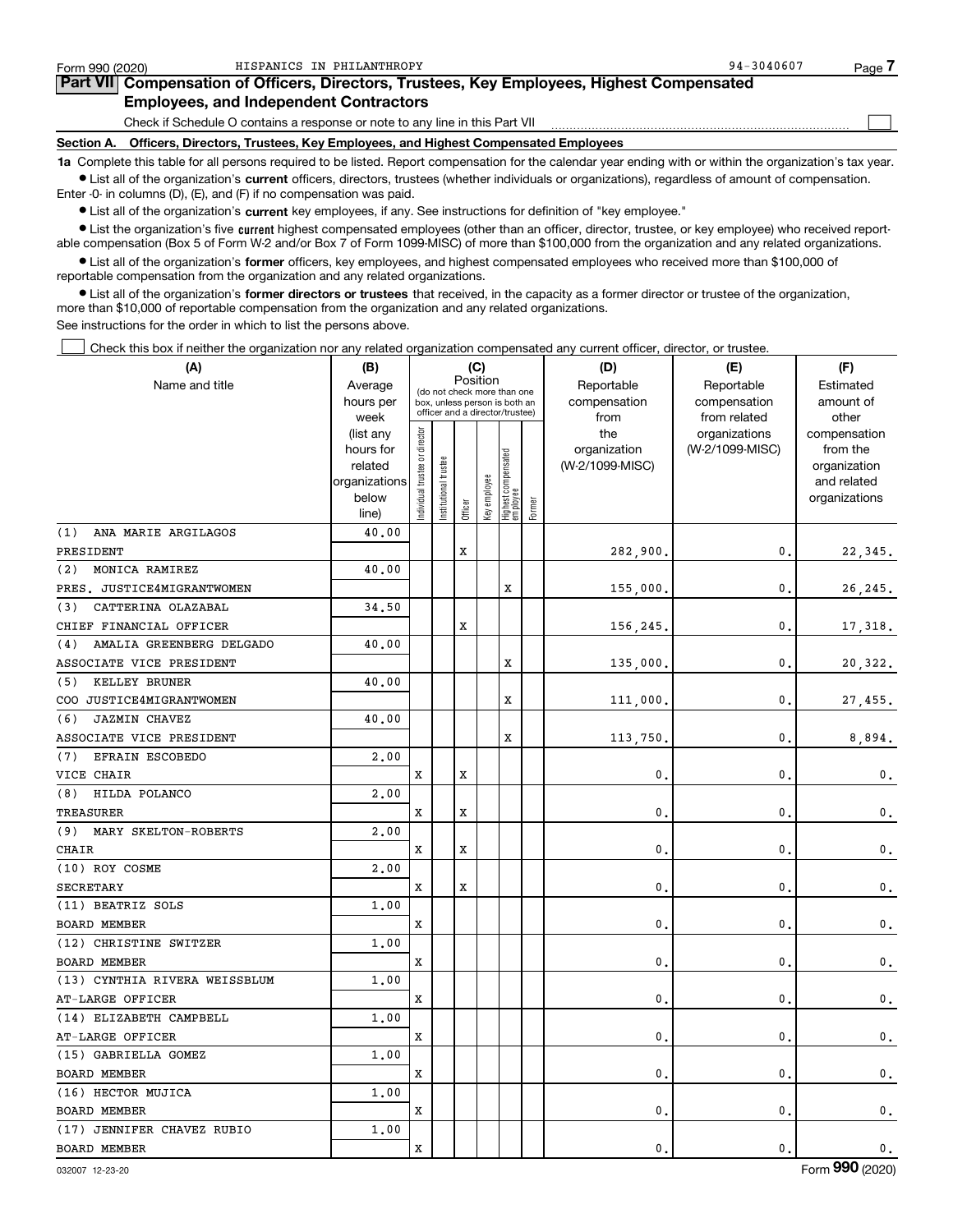Form 990 (2020) HISPANICS IN PHILANTHROPY 94-3040607

## Part VII Compensation of Officers, Directors, Trustees, Key Employees, Highest Compensated Employees, and Independent Contractors

Check if Schedule O contains a response or note to any line in this Part VII

### Section A. Officers, Directors, Trustees, Key Employees, and Highest Compensated Employees

**1a** Complete this table for all persons required to be listed. Report compensation for the calendar year ending with or within the organization's tax year.

- List all of the organization's **current** officers, directors, trustees (whether individuals or organizations), regardless of amount of compensation. Enter -0- in columns (D), (E), and (F) if no compensation was paid.
- List all of the organization's **current** key employees, if any. See instructions for definition of "key employee."
- List the organization's five **current** highest compensated employees (other than an officer, director, trustee, or key employee) who received reportable compensation (Box 5 of Form W-2 and/or Box 7 of Form 1099-MISC) of more than $100,000 from the organization and any related organizations.
- List all of the organization's **former** officers, key employees, and highest compensated employees who received more than $100,000 of reportable compensation from the organization and any related organizations.
- List all of the organization's **former directors or trustees** that received, in the capacity as a former director or trustee of the organization, more than $10,000 of reportable compensation from the organization and any related organizations.

See instructions for the order in which to list the persons above.

Check this box if neither the organization nor any related organization compensated any current officer, director, or trustee.

| (A) Name and title | (B) Average hours per week (list any hours for related organizations below line) | (C) Position: Individual trustee or director | Institutional trustee | Officer | Key employee | Highest compensated employee | Former | (D) Reportable compensation from the organization (W-2/1099-MISC) | (E) Reportable compensation from related organizations (W-2/1099-MISC) | (F) Estimated amount of other compensation from the organization and related organizations |
|---|---|---|---|---|---|---|---|---|---|---|
| (1) ANA MARIE ARGILAGOS<br>PRESIDENT | 40.00 | | | X | | | | 282,900. | 0. | 22,345. |
| (2) MONICA RAMIREZ<br>PRES. JUSTICE4MIGRANTWOMEN | 40.00 | | | | | X | | 155,000. | 0. | 26,245. |
| (3) CATTERINA OLAZABAL<br>CHIEF FINANCIAL OFFICER | 34.50 | | | X | | | | 156,245. | 0. | 17,318. |
| (4) AMALIA GREENBERG DELGADO<br>ASSOCIATE VICE PRESIDENT | 40.00 | | | | | X | | 135,000. | 0. | 20,322. |
| (5) KELLEY BRUNER<br>COO JUSTICE4MIGRANTWOMEN | 40.00 | | | | | X | | 111,000. | 0. | 27,455. |
| (6) JAZMIN CHAVEZ<br>ASSOCIATE VICE PRESIDENT | 40.00 | | | | | X | | 113,750. | 0. | 8,894. |
| (7) EFRAIN ESCOBEDO<br>VICE CHAIR | 2.00 | X | | X | | | | 0. | 0. | 0. |
| (8) HILDA POLANCO<br>TREASURER | 2.00 | X | | X | | | | 0. | 0. | 0. |
| (9) MARY SKELTON-ROBERTS<br>CHAIR | 2.00 | X | | X | | | | 0. | 0. | 0. |
| (10) ROY COSME<br>SECRETARY | 2.00 | X | | X | | | | 0. | 0. | 0. |
| (11) BEATRIZ SOLS<br>BOARD MEMBER | 1.00 | X | | | | | | 0. | 0. | 0. |
| (12) CHRISTINE SWITZER<br>BOARD MEMBER | 1.00 | X | | | | | | 0. | 0. | 0. |
| (13) CYNTHIA RIVERA WEISSBLUM<br>AT-LARGE OFFICER | 1.00 | X | | | | | | 0. | 0. | 0. |
| (14) ELIZABETH CAMPBELL<br>AT-LARGE OFFICER | 1.00 | X | | | | | | 0. | 0. | 0. |
| (15) GABRIELLA GOMEZ<br>BOARD MEMBER | 1.00 | X | | | | | | 0. | 0. | 0. |
| (16) HECTOR MUJICA<br>BOARD MEMBER | 1.00 | X | | | | | | 0. | 0. | 0. |
| (17) JENNIFER CHAVEZ RUBIO<br>BOARD MEMBER | 1.00 | X | | | | | | 0. | 0. | 0. |

032007 12-23-20 Form 990 (2020)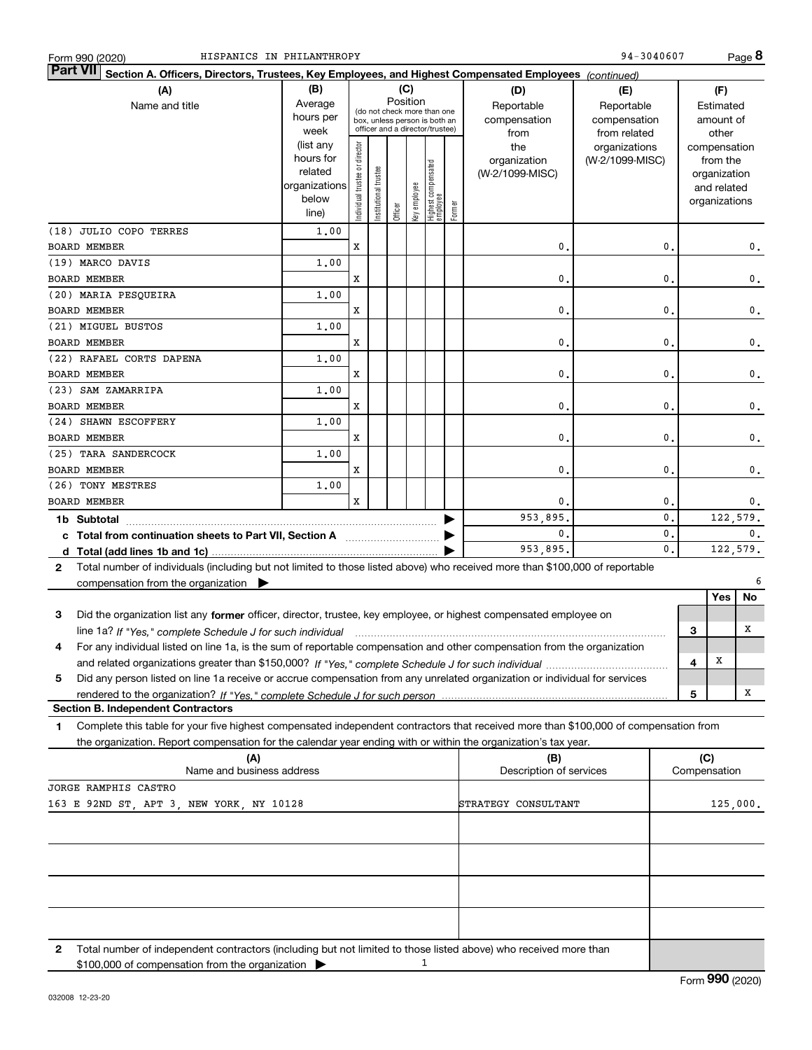Form 990 (2020) HISPANICS IN PHILANTHROPY 94-3040607

## Part VII Section A. Officers, Directors, Trustees, Key Employees, and Highest Compensated Employees *(continued)*

| (A) Name and title | (B) Average hours per week (list any hours for related organizations below line) | (C) Position: Individual trustee or director | Institutional trustee | Officer | Key employee | Highest compensated employee | Former | (D) Reportable compensation from the organization (W-2/1099-MISC) | (E) Reportable compensation from related organizations (W-2/1099-MISC) | (F) Estimated amount of other compensation from the organization and related organizations |
|---|---|---|---|---|---|---|---|---|---|---|
| (18) JULIO COPO TERRES<br>BOARD MEMBER | 1.00 | X | | | | | | 0. | 0. | 0. |
| (19) MARCO DAVIS<br>BOARD MEMBER | 1.00 | X | | | | | | 0. | 0. | 0. |
| (20) MARIA PESQUEIRA<br>BOARD MEMBER | 1.00 | X | | | | | | 0. | 0. | 0. |
| (21) MIGUEL BUSTOS<br>BOARD MEMBER | 1.00 | X | | | | | | 0. | 0. | 0. |
| (22) RAFAEL CORTS DAPENA<br>BOARD MEMBER | 1.00 | X | | | | | | 0. | 0. | 0. |
| (23) SAM ZAMARRIPA<br>BOARD MEMBER | 1.00 | X | | | | | | 0. | 0. | 0. |
| (24) SHAWN ESCOFFERY<br>BOARD MEMBER | 1.00 | X | | | | | | 0. | 0. | 0. |
| (25) TARA SANDERCOCK<br>BOARD MEMBER | 1.00 | X | | | | | | 0. | 0. | 0. |
| (26) TONY MESTRES<br>BOARD MEMBER | 1.00 | X | | | | | | 0. | 0. | 0. |
| **1b Subtotal** | | | | | | | | 953,895. | 0. | 122,579. |
| **c Total from continuation sheets to Part VII, Section A** | | | | | | | | 0. | 0. | 0. |
| **d Total (add lines 1b and 1c)** | | | | | | | | 953,895. | 0. | 122,579. |

**2** Total number of individuals (including but not limited to those listed above) who received more than $100,000 of reportable compensation from the organization ▶ 6

| | | Yes | No |
|---|---|---|---|
| **3** Did the organization list any **former** officer, director, trustee, key employee, or highest compensated employee on line 1a? *If "Yes," complete Schedule J for such individual* | 3 | | X |
| **4** For any individual listed on line 1a, is the sum of reportable compensation and other compensation from the organization and related organizations greater than $150,000? *If "Yes," complete Schedule J for such individual* | 4 | X | |
| **5** Did any person listed on line 1a receive or accrue compensation from any unrelated organization or individual for services rendered to the organization? *If "Yes," complete Schedule J for such person* | 5 | | X |

### Section B. Independent Contractors

**1** Complete this table for your five highest compensated independent contractors that received more than $100,000 of compensation from the organization. Report compensation for the calendar year ending with or within the organization's tax year.

| (A) Name and business address | (B) Description of services | (C) Compensation |
|---|---|---|
| JORGE RAMPHIS CASTRO<br>163 E 92ND ST, APT 3, NEW YORK, NY 10128 | STRATEGY CONSULTANT | 125,000. |
| | | |
| | | |
| | | |
| | | |

**2** Total number of independent contractors (including but not limited to those listed above) who received more than $100,000 of compensation from the organization ▶ 1

Form **990** (2020)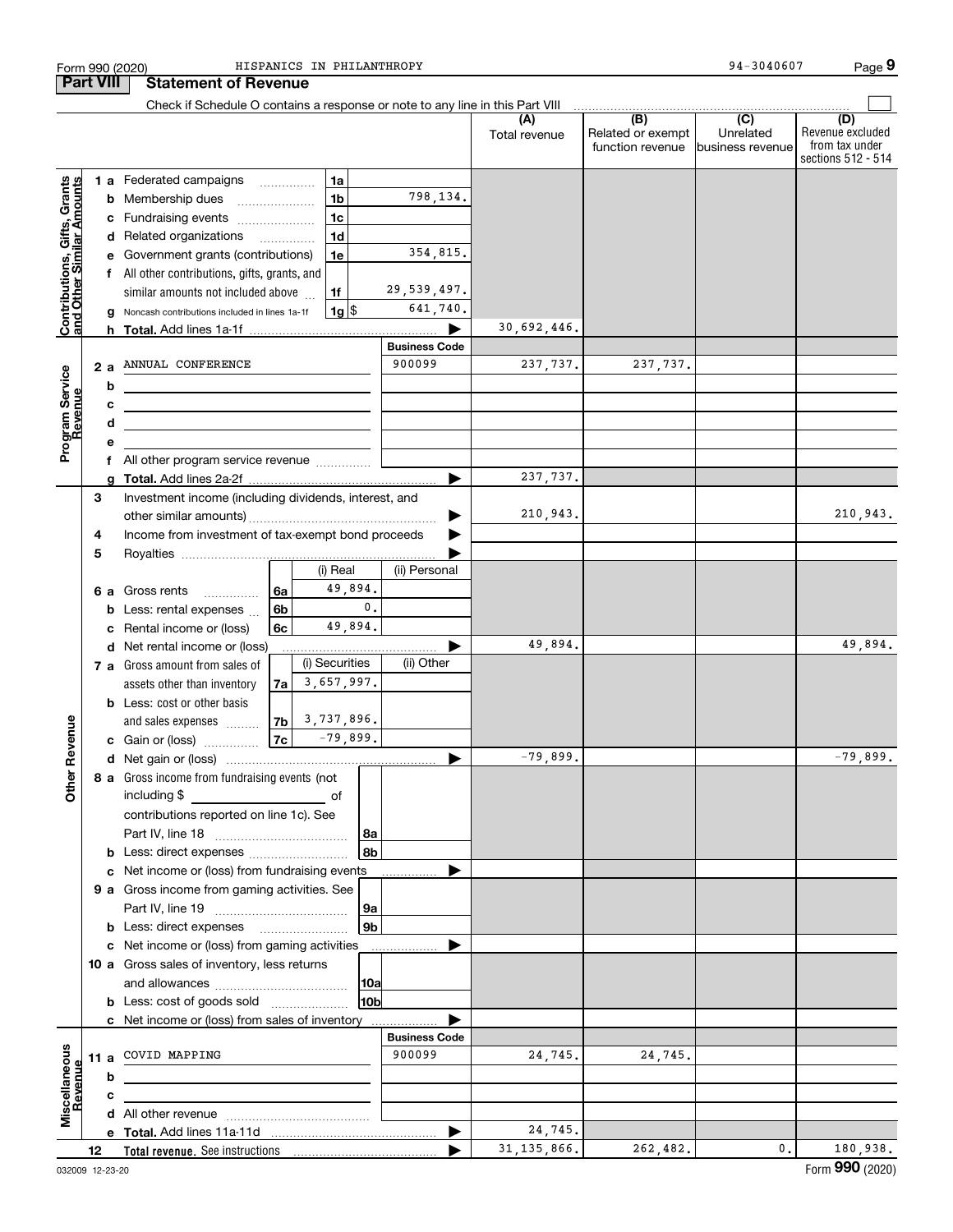Form 990 (2020) HISPANICS IN PHILANTHROPY 94-3040607

## Part VIII Statement of Revenue

Check if Schedule O contains a response or note to any line in this Part VIII

| | | | (A) Total revenue | (B) Related or exempt function revenue | (C) Unrelated business revenue | (D) Revenue excluded from tax under sections 512 - 514 |
|---|---|---|---|---|---|---|
| **Contributions, Gifts, Grants and Other Similar Amounts** | | | | | | |
| 1 a | Federated campaigns 1a | | | | | |
| b | Membership dues 1b | 798,134. | | | | |
| c | Fundraising events 1c | | | | | |
| d | Related organizations 1d | | | | | |
| e | Government grants (contributions) 1e | 354,815. | | | | |
| f | All other contributions, gifts, grants, and similar amounts not included above 1f | 29,539,497. | | | | |
| g | Noncash contributions included in lines 1a-1f 1g $ | 641,740. | | | | |
| h | **Total.** Add lines 1a-1f | | 30,692,446. | | | |
| **Program Service Revenue** | | Business Code | | | | |
| 2 a | ANNUAL CONFERENCE | 900099 | 237,737. | 237,737. | | |
| b | | | | | | |
| c | | | | | | |
| d | | | | | | |
| e | | | | | | |
| f | All other program service revenue | | | | | |
| g | **Total.** Add lines 2a-2f | | 237,737. | | | |
| **Other Revenue** | | | | | | |
| 3 | Investment income (including dividends, interest, and other similar amounts) | | 210,943. | | | 210,943. |
| 4 | Income from investment of tax-exempt bond proceeds | | | | | |
| 5 | Royalties | | | | | |
| | | (i) Real / (ii) Personal | | | | |
| 6 a | Gross rents 6a | 49,894. | | | | |
| b | Less: rental expenses 6b | 0. | | | | |
| c | Rental income or (loss) 6c | 49,894. | | | | |
| d | Net rental income or (loss) | | 49,894. | | | 49,894. |
| | | (i) Securities / (ii) Other | | | | |
| 7 a | Gross amount from sales of assets other than inventory 7a | 3,657,997. | | | | |
| b | Less: cost or other basis and sales expenses 7b | 3,737,896. | | | | |
| c | Gain or (loss) 7c | -79,899. | | | | |
| d | Net gain or (loss) | | -79,899. | | | -79,899. |
| 8 a | Gross income from fundraising events (not including $ of contributions reported on line 1c). See Part IV, line 18 8a | | | | | |
| b | Less: direct expenses 8b | | | | | |
| c | Net income or (loss) from fundraising events | | | | | |
| 9 a | Gross income from gaming activities. See Part IV, line 19 9a | | | | | |
| b | Less: direct expenses 9b | | | | | |
| c | Net income or (loss) from gaming activities | | | | | |
| 10 a | Gross sales of inventory, less returns and allowances 10a | | | | | |
| b | Less: cost of goods sold 10b | | | | | |
| c | Net income or (loss) from sales of inventory | | | | | |
| **Miscellaneous Revenue** | | Business Code | | | | |
| 11 a | COVID MAPPING | 900099 | 24,745. | 24,745. | | |
| b | | | | | | |
| c | | | | | | |
| d | All other revenue | | | | | |
| e | **Total.** Add lines 11a-11d | | 24,745. | | | |
| 12 | **Total revenue.** See instructions | | 31,135,866. | 262,482. | 0. | 180,938. |

032009 12-23-20 Form **990** (2020)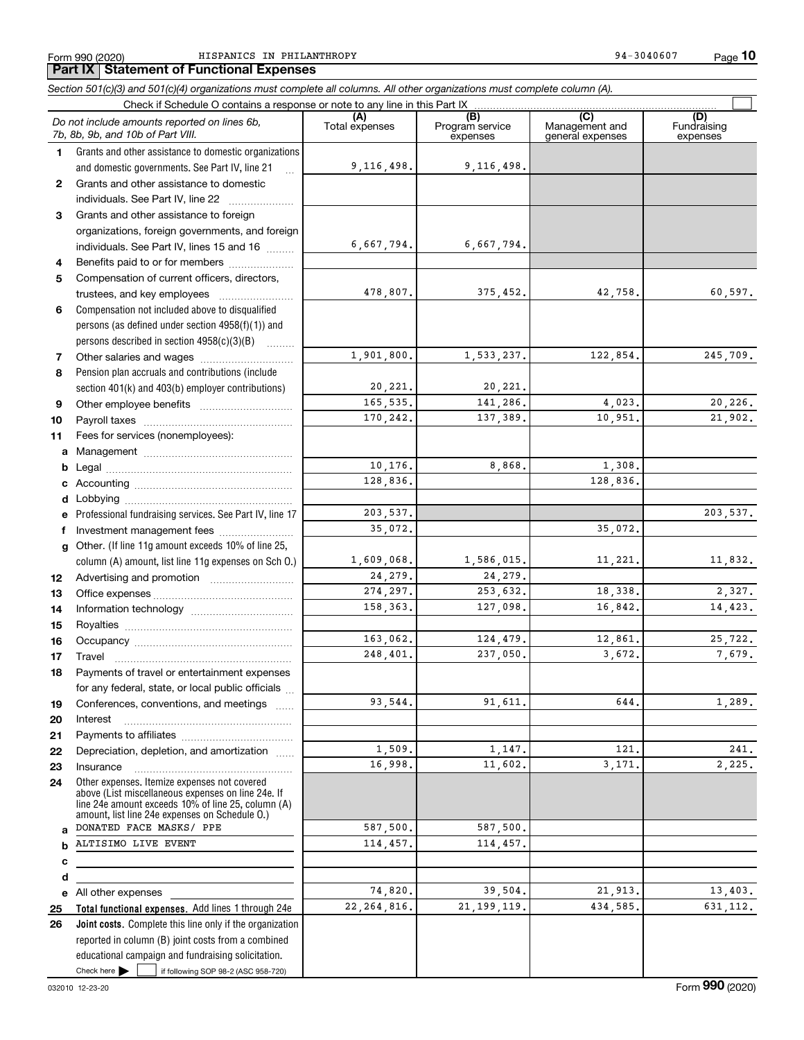Form 990 (2020) HISPANICS IN PHILANTHROPY 94-3040607

## Part IX Statement of Functional Expenses

*Section 501(c)(3) and 501(c)(4) organizations must complete all columns. All other organizations must complete column (A).*

Check if Schedule O contains a response or note to any line in this Part IX

| | *Do not include amounts reported on lines 6b, 7b, 8b, 9b, and 10b of Part VIII.* | (A) Total expenses | (B) Program service expenses | (C) Management and general expenses | (D) Fundraising expenses |
|---|---|---|---|---|---|
| 1 | Grants and other assistance to domestic organizations and domestic governments. See Part IV, line 21 | 9,116,498. | 9,116,498. | | |
| 2 | Grants and other assistance to domestic individuals. See Part IV, line 22 | | | | |
| 3 | Grants and other assistance to foreign organizations, foreign governments, and foreign individuals. See Part IV, lines 15 and 16 | 6,667,794. | 6,667,794. | | |
| 4 | Benefits paid to or for members | | | | |
| 5 | Compensation of current officers, directors, trustees, and key employees | 478,807. | 375,452. | 42,758. | 60,597. |
| 6 | Compensation not included above to disqualified persons (as defined under section 4958(f)(1)) and persons described in section 4958(c)(3)(B) | | | | |
| 7 | Other salaries and wages | 1,901,800. | 1,533,237. | 122,854. | 245,709. |
| 8 | Pension plan accruals and contributions (include section 401(k) and 403(b) employer contributions) | 20,221. | 20,221. | | |
| 9 | Other employee benefits | 165,535. | 141,286. | 4,023. | 20,226. |
| 10 | Payroll taxes | 170,242. | 137,389. | 10,951. | 21,902. |
| 11 | Fees for services (nonemployees): | | | | |
| a | Management | | | | |
| b | Legal | 10,176. | 8,868. | 1,308. | |
| c | Accounting | 128,836. | | 128,836. | |
| d | Lobbying | | | | |
| e | Professional fundraising services. See Part IV, line 17 | 203,537. | | | 203,537. |
| f | Investment management fees | 35,072. | | 35,072. | |
| g | Other. (If line 11g amount exceeds 10% of line 25, column (A) amount, list line 11g expenses on Sch O.) | 1,609,068. | 1,586,015. | 11,221. | 11,832. |
| 12 | Advertising and promotion | 24,279. | 24,279. | | |
| 13 | Office expenses | 274,297. | 253,632. | 18,338. | 2,327. |
| 14 | Information technology | 158,363. | 127,098. | 16,842. | 14,423. |
| 15 | Royalties | | | | |
| 16 | Occupancy | 163,062. | 124,479. | 12,861. | 25,722. |
| 17 | Travel | 248,401. | 237,050. | 3,672. | 7,679. |
| 18 | Payments of travel or entertainment expenses for any federal, state, or local public officials | | | | |
| 19 | Conferences, conventions, and meetings | 93,544. | 91,611. | 644. | 1,289. |
| 20 | Interest | | | | |
| 21 | Payments to affiliates | | | | |
| 22 | Depreciation, depletion, and amortization | 1,509. | 1,147. | 121. | 241. |
| 23 | Insurance | 16,998. | 11,602. | 3,171. | 2,225. |
| 24 | Other expenses. Itemize expenses not covered above (List miscellaneous expenses on line 24e. If line 24e amount exceeds 10% of line 25, column (A) amount, list line 24e expenses on Schedule O.) | | | | |
| a | DONATED FACE MASKS/ PPE | 587,500. | 587,500. | | |
| b | ALTISIMO LIVE EVENT | 114,457. | 114,457. | | |
| c | | | | | |
| d | | | | | |
| e | All other expenses | 74,820. | 39,504. | 21,913. | 13,403. |
| 25 | **Total functional expenses.** Add lines 1 through 24e | 22,264,816. | 21,199,119. | 434,585. | 631,112. |
| 26 | **Joint costs.** Complete this line only if the organization reported in column (B) joint costs from a combined educational campaign and fundraising solicitation. Check here ☐ if following SOP 98-2 (ASC 958-720) | | | | |

032010 12-23-20 Form **990** (2020)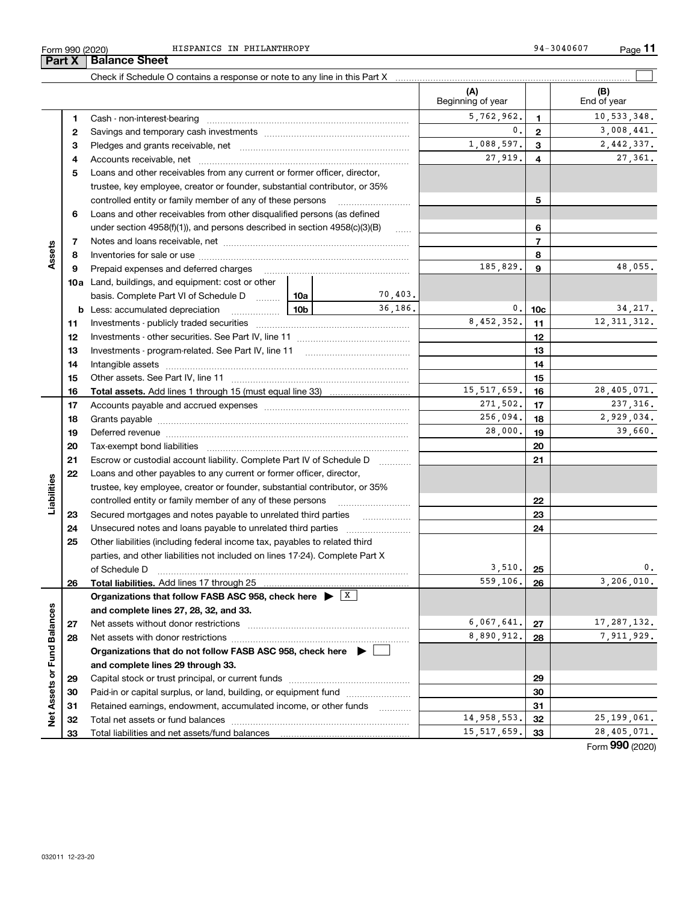Form 990 (2020) HISPANICS IN PHILANTHROPY 94-3040607

## Part X Balance Sheet

Check if Schedule O contains a response or note to any line in this Part X ☐

| | | | | (A) Beginning of year | | (B) End of year |
|---|---|---|---|---|---|---|
| Assets | 1 | Cash - non-interest-bearing | | 5,762,962. | 1 | 10,533,348. |
| | 2 | Savings and temporary cash investments | | 0. | 2 | 3,008,441. |
| | 3 | Pledges and grants receivable, net | | 1,088,597. | 3 | 2,442,337. |
| | 4 | Accounts receivable, net | | 27,919. | 4 | 27,361. |
| | 5 | Loans and other receivables from any current or former officer, director, trustee, key employee, creator or founder, substantial contributor, or 35% controlled entity or family member of any of these persons | | | 5 | |
| | 6 | Loans and other receivables from other disqualified persons (as defined under section 4958(f)(1)), and persons described in section 4958(c)(3)(B) | | | 6 | |
| | 7 | Notes and loans receivable, net | | | 7 | |
| | 8 | Inventories for sale or use | | | 8 | |
| | 9 | Prepaid expenses and deferred charges | | 185,829. | 9 | 48,055. |
| | 10a | Land, buildings, and equipment: cost or other basis. Complete Part VI of Schedule D | 10a 70,403. | | | |
| | b | Less: accumulated depreciation | 10b 36,186. | 0. | 10c | 34,217. |
| | 11 | Investments - publicly traded securities | | 8,452,352. | 11 | 12,311,312. |
| | 12 | Investments - other securities. See Part IV, line 11 | | | 12 | |
| | 13 | Investments - program-related. See Part IV, line 11 | | | 13 | |
| | 14 | Intangible assets | | | 14 | |
| | 15 | Other assets. See Part IV, line 11 | | | 15 | |
| | 16 | **Total assets.** Add lines 1 through 15 (must equal line 33) | | 15,517,659. | 16 | 28,405,071. |
| Liabilities | 17 | Accounts payable and accrued expenses | | 271,502. | 17 | 237,316. |
| | 18 | Grants payable | | 256,094. | 18 | 2,929,034. |
| | 19 | Deferred revenue | | 28,000. | 19 | 39,660. |
| | 20 | Tax-exempt bond liabilities | | | 20 | |
| | 21 | Escrow or custodial account liability. Complete Part IV of Schedule D | | | 21 | |
| | 22 | Loans and other payables to any current or former officer, director, trustee, key employee, creator or founder, substantial contributor, or 35% controlled entity or family member of any of these persons | | | 22 | |
| | 23 | Secured mortgages and notes payable to unrelated third parties | | | 23 | |
| | 24 | Unsecured notes and loans payable to unrelated third parties | | | 24 | |
| | 25 | Other liabilities (including federal income tax, payables to related third parties, and other liabilities not included on lines 17-24). Complete Part X of Schedule D | | 3,510. | 25 | 0. |
| | 26 | **Total liabilities.** Add lines 17 through 25 | | 559,106. | 26 | 3,206,010. |
| Net Assets or Fund Balances | | **Organizations that follow FASB ASC 958, check here ▶ X and complete lines 27, 28, 32, and 33.** | | | | |
| | 27 | Net assets without donor restrictions | | 6,067,641. | 27 | 17,287,132. |
| | 28 | Net assets with donor restrictions | | 8,890,912. | 28 | 7,911,929. |
| | | **Organizations that do not follow FASB ASC 958, check here ▶ ☐ and complete lines 29 through 33.** | | | | |
| | 29 | Capital stock or trust principal, or current funds | | | 29 | |
| | 30 | Paid-in or capital surplus, or land, building, or equipment fund | | | 30 | |
| | 31 | Retained earnings, endowment, accumulated income, or other funds | | | 31 | |
| | 32 | Total net assets or fund balances | | 14,958,553. | 32 | 25,199,061. |
| | 33 | Total liabilities and net assets/fund balances | | 15,517,659. | 33 | 28,405,071. |

Form **990** (2020)

032011 12-23-20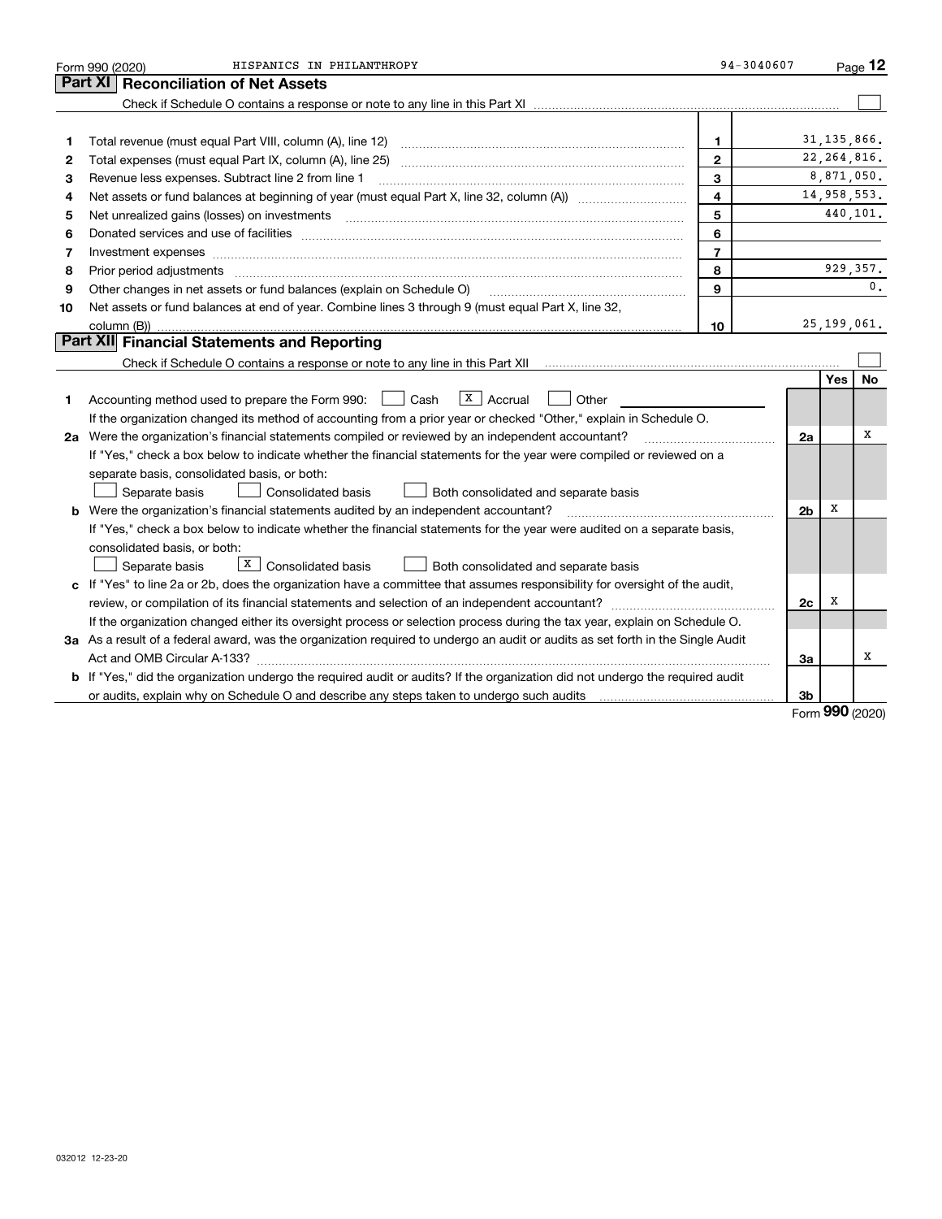Form 990 (2020) HISPANICS IN PHILANTHROPY 94-3040607 Page 12

## Part XI Reconciliation of Net Assets

Check if Schedule O contains a response or note to any line in this Part XI ☐

| | | | |
|---|---|---|---|
| 1 | Total revenue (must equal Part VIII, column (A), line 12) | 1 | 31,135,866. |
| 2 | Total expenses (must equal Part IX, column (A), line 25) | 2 | 22,264,816. |
| 3 | Revenue less expenses. Subtract line 2 from line 1 | 3 | 8,871,050. |
| 4 | Net assets or fund balances at beginning of year (must equal Part X, line 32, column (A)) | 4 | 14,958,553. |
| 5 | Net unrealized gains (losses) on investments | 5 | 440,101. |
| 6 | Donated services and use of facilities | 6 | |
| 7 | Investment expenses | 7 | |
| 8 | Prior period adjustments | 8 | 929,357. |
| 9 | Other changes in net assets or fund balances (explain on Schedule O) | 9 | 0. |
| 10 | Net assets or fund balances at end of year. Combine lines 3 through 9 (must equal Part X, line 32, column (B)) | 10 | 25,199,061. |

## Part XII Financial Statements and Reporting

Check if Schedule O contains a response or note to any line in this Part XII ☐

| | | | Yes | No |
|---|---|---|---|---|
| 1 | Accounting method used to prepare the Form 990: ☐ Cash ☒ Accrual ☐ Other<br>If the organization changed its method of accounting from a prior year or checked "Other," explain in Schedule O. | | | |
| 2a | Were the organization's financial statements compiled or reviewed by an independent accountant? | 2a | | X |
| | If "Yes," check a box below to indicate whether the financial statements for the year were compiled or reviewed on a separate basis, consolidated basis, or both:<br>☐ Separate basis ☐ Consolidated basis ☐ Both consolidated and separate basis | | | |
| b | Were the organization's financial statements audited by an independent accountant? | 2b | X | |
| | If "Yes," check a box below to indicate whether the financial statements for the year were audited on a separate basis, consolidated basis, or both:<br>☐ Separate basis ☒ Consolidated basis ☐ Both consolidated and separate basis | | | |
| c | If "Yes" to line 2a or 2b, does the organization have a committee that assumes responsibility for oversight of the audit, review, or compilation of its financial statements and selection of an independent accountant? | 2c | X | |
| | If the organization changed either its oversight process or selection process during the tax year, explain on Schedule O. | | | |
| 3a | As a result of a federal award, was the organization required to undergo an audit or audits as set forth in the Single Audit Act and OMB Circular A-133? | 3a | | X |
| b | If "Yes," did the organization undergo the required audit or audits? If the organization did not undergo the required audit or audits, explain why on Schedule O and describe any steps taken to undergo such audits | 3b | | |

Form 990 (2020)

032012 12-23-20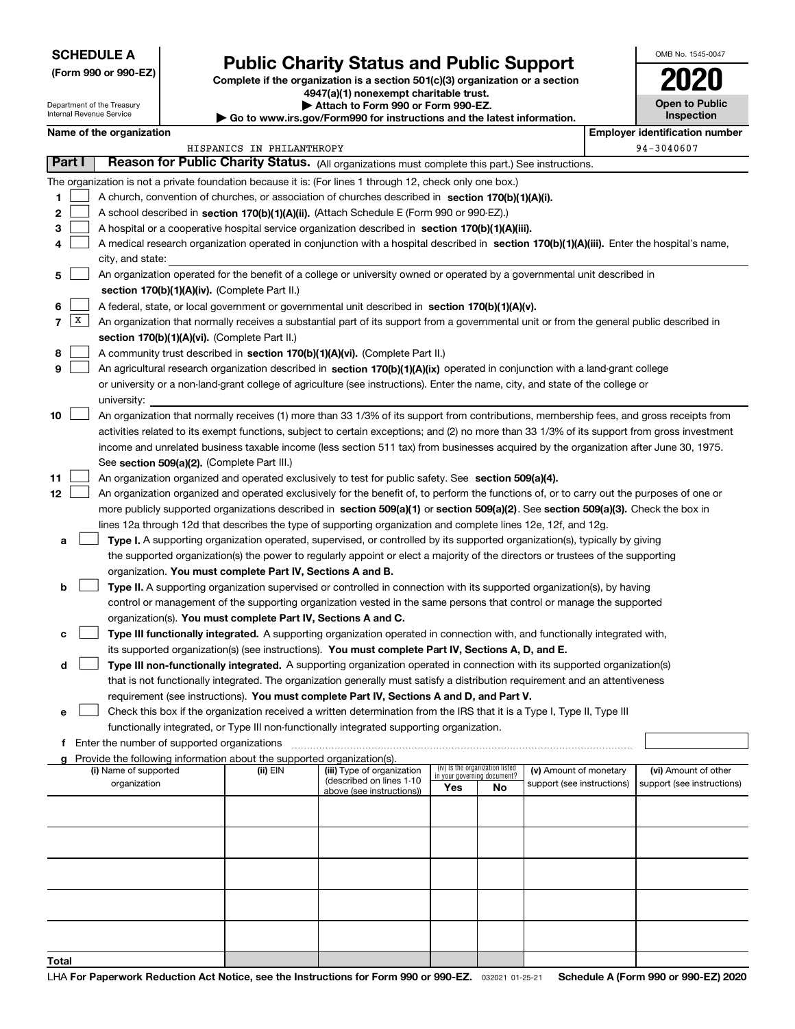**SCHEDULE A**
**(Form 990 or 990-EZ)**

Department of the Treasury
Internal Revenue Service

# Public Charity Status and Public Support

**Complete if the organization is a section 501(c)(3) organization or a section 4947(a)(1) nonexempt charitable trust.**
**▶ Attach to Form 990 or Form 990-EZ.**
**▶ Go to www.irs.gov/Form990 for instructions and the latest information.**

OMB No. 1545-0047

**2020**

**Open to Public Inspection**

**Name of the organization**
HISPANICS IN PHILANTHROPY

**Employer identification number**
94-3040607

**Part I** **Reason for Public Charity Status.** (All organizations must complete this part.) See instructions.

The organization is not a private foundation because it is: (For lines 1 through 12, check only one box.)

1 [ ] A church, convention of churches, or association of churches described in **section 170(b)(1)(A)(i).**

2 [ ] A school described in **section 170(b)(1)(A)(ii).** (Attach Schedule E (Form 990 or 990-EZ).)

3 [ ] A hospital or a cooperative hospital service organization described in **section 170(b)(1)(A)(iii).**

4 [ ] A medical research organization operated in conjunction with a hospital described in **section 170(b)(1)(A)(iii).** Enter the hospital's name, city, and state:

5 [ ] An organization operated for the benefit of a college or university owned or operated by a governmental unit described in **section 170(b)(1)(A)(iv).** (Complete Part II.)

6 [ ] A federal, state, or local government or governmental unit described in **section 170(b)(1)(A)(v).**

7 [X] An organization that normally receives a substantial part of its support from a governmental unit or from the general public described in **section 170(b)(1)(A)(vi).** (Complete Part II.)

8 [ ] A community trust described in **section 170(b)(1)(A)(vi).** (Complete Part II.)

9 [ ] An agricultural research organization described in **section 170(b)(1)(A)(ix)** operated in conjunction with a land-grant college or university or a non-land-grant college of agriculture (see instructions). Enter the name, city, and state of the college or university:

10 [ ] An organization that normally receives (1) more than 33 1/3% of its support from contributions, membership fees, and gross receipts from activities related to its exempt functions, subject to certain exceptions; and (2) no more than 33 1/3% of its support from gross investment income and unrelated business taxable income (less section 511 tax) from businesses acquired by the organization after June 30, 1975. See **section 509(a)(2).** (Complete Part III.)

11 [ ] An organization organized and operated exclusively to test for public safety. See **section 509(a)(4).**

12 [ ] An organization organized and operated exclusively for the benefit of, to perform the functions of, or to carry out the purposes of one or more publicly supported organizations described in **section 509(a)(1)** or **section 509(a)(2)**. See **section 509(a)(3).** Check the box in lines 12a through 12d that describes the type of supporting organization and complete lines 12e, 12f, and 12g.

a [ ] **Type I.** A supporting organization operated, supervised, or controlled by its supported organization(s), typically by giving the supported organization(s) the power to regularly appoint or elect a majority of the directors or trustees of the supporting organization. **You must complete Part IV, Sections A and B.**

b [ ] **Type II.** A supporting organization supervised or controlled in connection with its supported organization(s), by having control or management of the supporting organization vested in the same persons that control or manage the supported organization(s). **You must complete Part IV, Sections A and C.**

c [ ] **Type III functionally integrated.** A supporting organization operated in connection with, and functionally integrated with, its supported organization(s) (see instructions). **You must complete Part IV, Sections A, D, and E.**

d [ ] **Type III non-functionally integrated.** A supporting organization operated in connection with its supported organization(s) that is not functionally integrated. The organization generally must satisfy a distribution requirement and an attentiveness requirement (see instructions). **You must complete Part IV, Sections A and D, and Part V.**

e [ ] Check this box if the organization received a written determination from the IRS that it is a Type I, Type II, Type III functionally integrated, or Type III non-functionally integrated supporting organization.

f Enter the number of supported organizations

g Provide the following information about the supported organization(s).

| (i) Name of supported organization | (ii) EIN | (iii) Type of organization (described on lines 1-10 above (see instructions)) | (iv) Is the organization listed in your governing document? Yes | No | (v) Amount of monetary support (see instructions) | (vi) Amount of other support (see instructions) |
|---|---|---|---|---|---|---|
| | | | | | | |
| | | | | | | |
| | | | | | | |
| | | | | | | |
| | | | | | | |
| **Total** | | | | | | |

LHA **For Paperwork Reduction Act Notice, see the Instructions for Form 990 or 990-EZ.** 032021 01-25-21 **Schedule A (Form 990 or 990-EZ) 2020**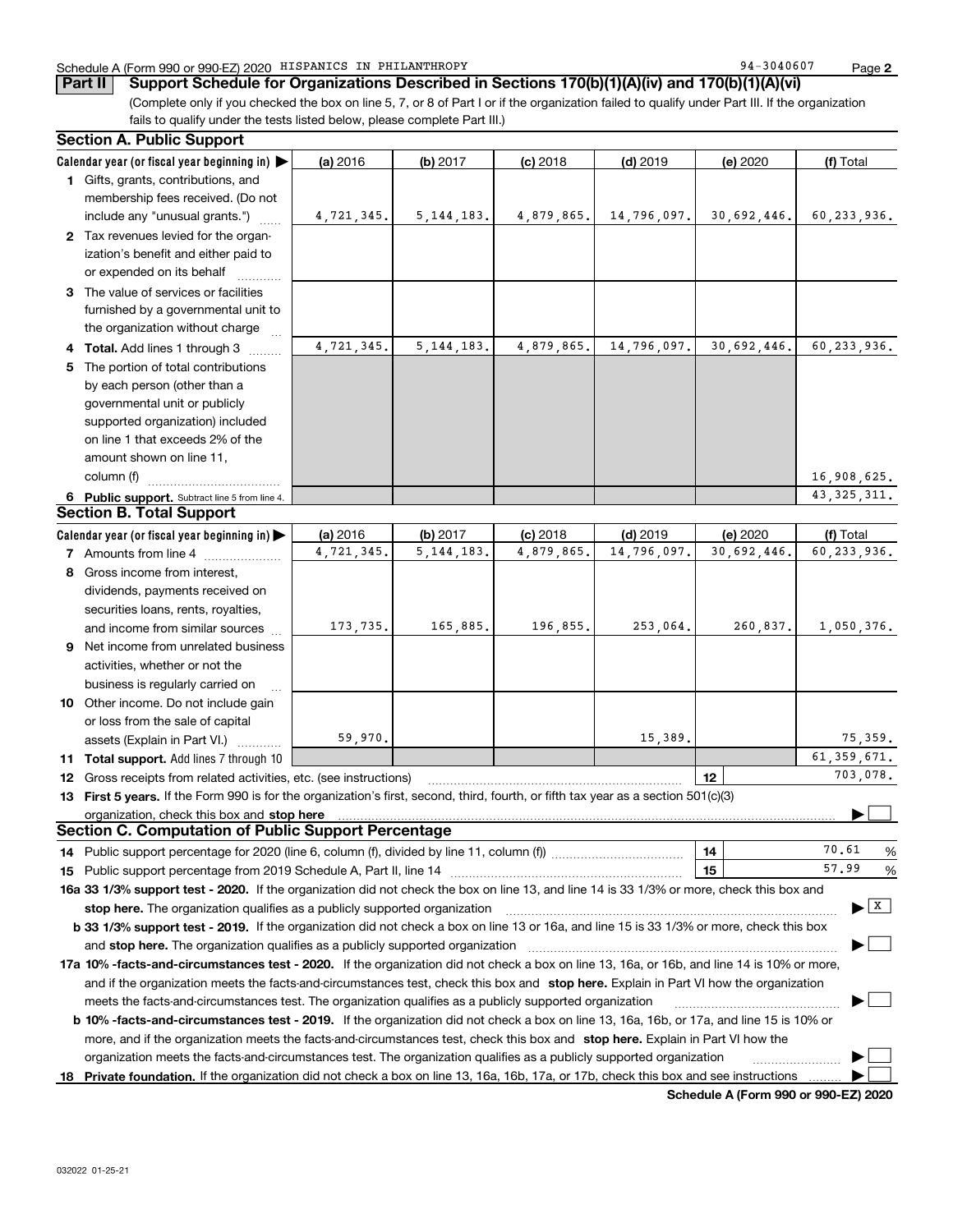Schedule A (Form 990 or 990-EZ) 2020 HISPANICS IN PHILANTHROPY 94-3040607

## Part II Support Schedule for Organizations Described in Sections 170(b)(1)(A)(iv) and 170(b)(1)(A)(vi)

(Complete only if you checked the box on line 5, 7, or 8 of Part I or if the organization failed to qualify under Part III. If the organization fails to qualify under the tests listed below, please complete Part III.)

### Section A. Public Support

| Calendar year (or fiscal year beginning in) ▶ | (a) 2016 | (b) 2017 | (c) 2018 | (d) 2019 | (e) 2020 | (f) Total |
|---|---|---|---|---|---|---|
| 1 Gifts, grants, contributions, and membership fees received. (Do not include any "unusual grants.") | 4,721,345. | 5,144,183. | 4,879,865. | 14,796,097. | 30,692,446. | 60,233,936. |
| 2 Tax revenues levied for the organization's benefit and either paid to or expended on its behalf | | | | | | |
| 3 The value of services or facilities furnished by a governmental unit to the organization without charge | | | | | | |
| 4 Total. Add lines 1 through 3 | 4,721,345. | 5,144,183. | 4,879,865. | 14,796,097. | 30,692,446. | 60,233,936. |
| 5 The portion of total contributions by each person (other than a governmental unit or publicly supported organization) included on line 1 that exceeds 2% of the amount shown on line 11, column (f) | | | | | | 16,908,625. |
| 6 Public support. Subtract line 5 from line 4. | | | | | | 43,325,311. |

### Section B. Total Support

| Calendar year (or fiscal year beginning in) ▶ | (a) 2016 | (b) 2017 | (c) 2018 | (d) 2019 | (e) 2020 | (f) Total |
|---|---|---|---|---|---|---|
| 7 Amounts from line 4 | 4,721,345. | 5,144,183. | 4,879,865. | 14,796,097. | 30,692,446. | 60,233,936. |
| 8 Gross income from interest, dividends, payments received on securities loans, rents, royalties, and income from similar sources | 173,735. | 165,885. | 196,855. | 253,064. | 260,837. | 1,050,376. |
| 9 Net income from unrelated business activities, whether or not the business is regularly carried on | | | | | | |
| 10 Other income. Do not include gain or loss from the sale of capital assets (Explain in Part VI.) | 59,970. | | | 15,389. | | 75,359. |
| 11 Total support. Add lines 7 through 10 | | | | | | 61,359,671. |

12 Gross receipts from related activities, etc. (see instructions) — 12 — 703,078.

13 **First 5 years.** If the Form 990 is for the organization's first, second, third, fourth, or fifth tax year as a section 501(c)(3) organization, check this box and **stop here** ▶ ☐

### Section C. Computation of Public Support Percentage

14 Public support percentage for 2020 (line 6, column (f), divided by line 11, column (f)) — 14 — 70.61 %

15 Public support percentage from 2019 Schedule A, Part II, line 14 — 15 — 57.99 %

**16a 33 1/3% support test - 2020.** If the organization did not check the box on line 13, and line 14 is 33 1/3% or more, check this box and **stop here.** The organization qualifies as a publicly supported organization ▶ ☒

**b 33 1/3% support test - 2019.** If the organization did not check a box on line 13 or 16a, and line 15 is 33 1/3% or more, check this box and **stop here.** The organization qualifies as a publicly supported organization ▶ ☐

**17a 10% -facts-and-circumstances test - 2020.** If the organization did not check a box on line 13, 16a, or 16b, and line 14 is 10% or more, and if the organization meets the facts-and-circumstances test, check this box and **stop here.** Explain in Part VI how the organization meets the facts-and-circumstances test. The organization qualifies as a publicly supported organization ▶ ☐

**b 10% -facts-and-circumstances test - 2019.** If the organization did not check a box on line 13, 16a, 16b, or 17a, and line 15 is 10% or more, and if the organization meets the facts-and-circumstances test, check this box and **stop here.** Explain in Part VI how the organization meets the facts-and-circumstances test. The organization qualifies as a publicly supported organization ▶ ☐

**18 Private foundation.** If the organization did not check a box on line 13, 16a, 16b, 17a, or 17b, check this box and see instructions ▶ ☐

**Schedule A (Form 990 or 990-EZ) 2020**

032022 01-25-21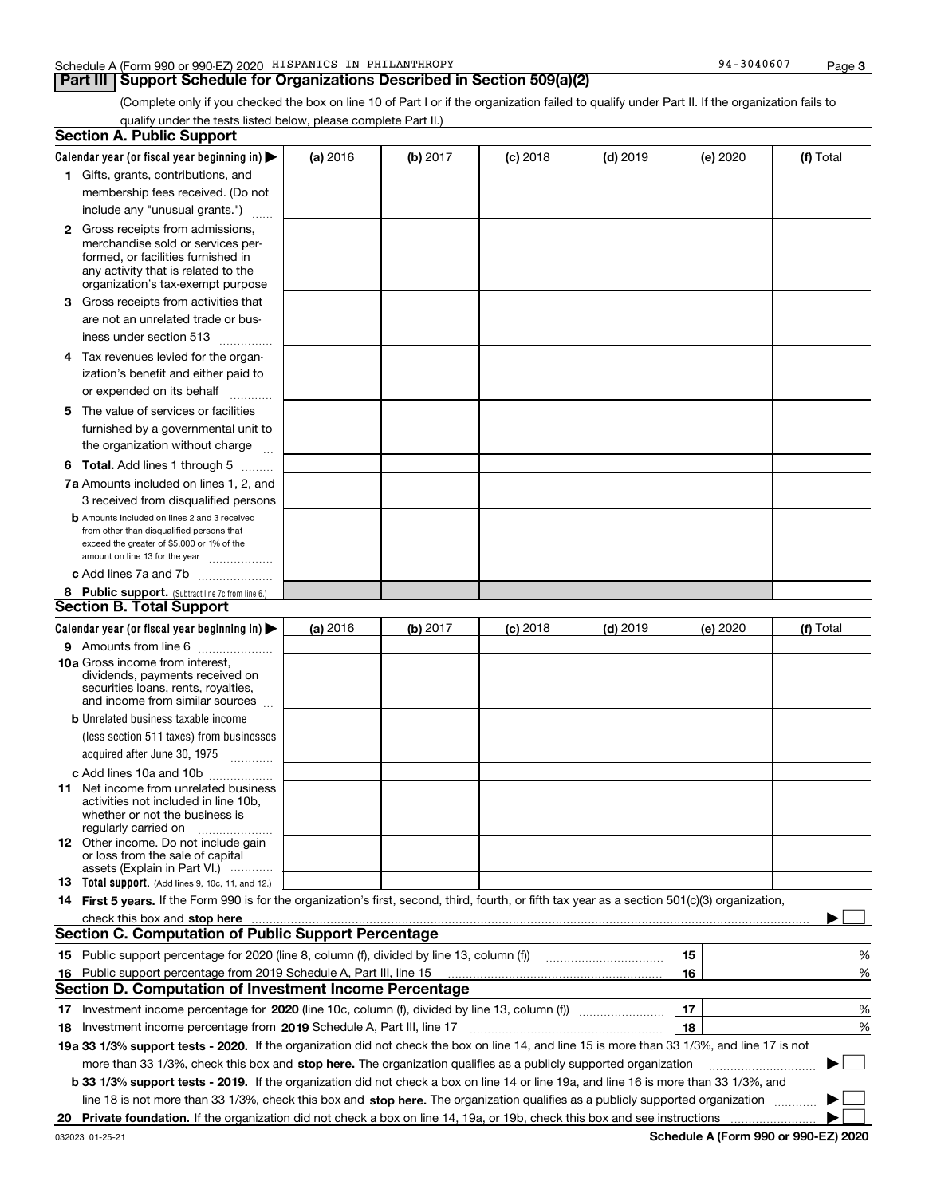Schedule A (Form 990 or 990-EZ) 2020 HISPANICS IN PHILANTHROPY 94-3040607

## Part III Support Schedule for Organizations Described in Section 509(a)(2)

(Complete only if you checked the box on line 10 of Part I or if the organization failed to qualify under Part II. If the organization fails to qualify under the tests listed below, please complete Part II.)

### Section A. Public Support

| Calendar year (or fiscal year beginning in) ▶ | (a) 2016 | (b) 2017 | (c) 2018 | (d) 2019 | (e) 2020 | (f) Total |
|---|---|---|---|---|---|---|
| **1** Gifts, grants, contributions, and membership fees received. (Do not include any "unusual grants.") | | | | | | |
| **2** Gross receipts from admissions, merchandise sold or services performed, or facilities furnished in any activity that is related to the organization's tax-exempt purpose | | | | | | |
| **3** Gross receipts from activities that are not an unrelated trade or business under section 513 | | | | | | |
| **4** Tax revenues levied for the organization's benefit and either paid to or expended on its behalf | | | | | | |
| **5** The value of services or facilities furnished by a governmental unit to the organization without charge | | | | | | |
| **6 Total.** Add lines 1 through 5 | | | | | | |
| **7a** Amounts included on lines 1, 2, and 3 received from disqualified persons | | | | | | |
| **b** Amounts included on lines 2 and 3 received from other than disqualified persons that exceed the greater of $5,000 or 1% of the amount on line 13 for the year | | | | | | |
| **c** Add lines 7a and 7b | | | | | | |
| **8 Public support.** (Subtract line 7c from line 6.) | | | | | | |

### Section B. Total Support

| Calendar year (or fiscal year beginning in) ▶ | (a) 2016 | (b) 2017 | (c) 2018 | (d) 2019 | (e) 2020 | (f) Total |
|---|---|---|---|---|---|---|
| **9** Amounts from line 6 | | | | | | |
| **10a** Gross income from interest, dividends, payments received on securities loans, rents, royalties, and income from similar sources | | | | | | |
| **b** Unrelated business taxable income (less section 511 taxes) from businesses acquired after June 30, 1975 | | | | | | |
| **c** Add lines 10a and 10b | | | | | | |
| **11** Net income from unrelated business activities not included in line 10b, whether or not the business is regularly carried on | | | | | | |
| **12** Other income. Do not include gain or loss from the sale of capital assets (Explain in Part VI.) | | | | | | |
| **13 Total support.** (Add lines 9, 10c, 11, and 12.) | | | | | | |

**14 First 5 years.** If the Form 990 is for the organization's first, second, third, fourth, or fifth tax year as a section 501(c)(3) organization, check this box and **stop here** ▶ ☐

### Section C. Computation of Public Support Percentage

| | | | |
|---|---|---|---|
| **15** | Public support percentage for 2020 (line 8, column (f), divided by line 13, column (f)) | 15 | % |
| **16** | Public support percentage from 2019 Schedule A, Part III, line 15 | 16 | % |

### Section D. Computation of Investment Income Percentage

| | | | |
|---|---|---|---|
| **17** | Investment income percentage for **2020** (line 10c, column (f), divided by line 13, column (f)) | 17 | % |
| **18** | Investment income percentage from **2019** Schedule A, Part III, line 17 | 18 | % |

**19a 33 1/3% support tests - 2020.** If the organization did not check the box on line 14, and line 15 is more than 33 1/3%, and line 17 is not more than 33 1/3%, check this box and **stop here.** The organization qualifies as a publicly supported organization ▶ ☐

**b 33 1/3% support tests - 2019.** If the organization did not check a box on line 14 or line 19a, and line 16 is more than 33 1/3%, and line 18 is not more than 33 1/3%, check this box and **stop here.** The organization qualifies as a publicly supported organization ▶ ☐

**20 Private foundation.** If the organization did not check a box on line 14, 19a, or 19b, check this box and see instructions ▶ ☐

032023 01-25-21 **Schedule A (Form 990 or 990-EZ) 2020**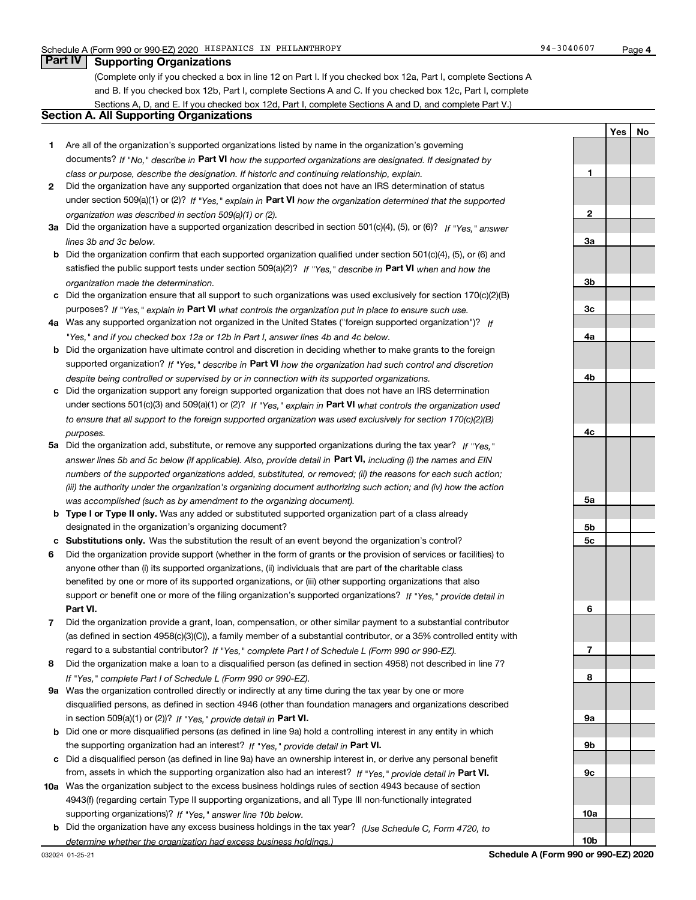Schedule A (Form 990 or 990-EZ) 2020 HISPANICS IN PHILANTHROPY 94-3040607

## Part IV Supporting Organizations

(Complete only if you checked a box in line 12 on Part I. If you checked box 12a, Part I, complete Sections A and B. If you checked box 12b, Part I, complete Sections A and C. If you checked box 12c, Part I, complete Sections A, D, and E. If you checked box 12d, Part I, complete Sections A and D, and complete Part V.)

### Section A. All Supporting Organizations

| | | | Yes | No |
|---|---|---|---|---|
| **1** | Are all of the organization's supported organizations listed by name in the organization's governing documents? *If "No," describe in* **Part VI** *how the supported organizations are designated. If designated by class or purpose, describe the designation. If historic and continuing relationship, explain.* | **1** | | |
| **2** | Did the organization have any supported organization that does not have an IRS determination of status under section 509(a)(1) or (2)? *If "Yes," explain in* **Part VI** *how the organization determined that the supported organization was described in section 509(a)(1) or (2).* | **2** | | |
| **3a** | Did the organization have a supported organization described in section 501(c)(4), (5), or (6)? *If "Yes," answer lines 3b and 3c below.* | **3a** | | |
| **b** | Did the organization confirm that each supported organization qualified under section 501(c)(4), (5), or (6) and satisfied the public support tests under section 509(a)(2)? *If "Yes," describe in* **Part VI** *when and how the organization made the determination.* | **3b** | | |
| **c** | Did the organization ensure that all support to such organizations was used exclusively for section 170(c)(2)(B) purposes? *If "Yes," explain in* **Part VI** *what controls the organization put in place to ensure such use.* | **3c** | | |
| **4a** | Was any supported organization not organized in the United States ("foreign supported organization")? *If "Yes," and if you checked box 12a or 12b in Part I, answer lines 4b and 4c below.* | **4a** | | |
| **b** | Did the organization have ultimate control and discretion in deciding whether to make grants to the foreign supported organization? *If "Yes," describe in* **Part VI** *how the organization had such control and discretion despite being controlled or supervised by or in connection with its supported organizations.* | **4b** | | |
| **c** | Did the organization support any foreign supported organization that does not have an IRS determination under sections 501(c)(3) and 509(a)(1) or (2)? *If "Yes," explain in* **Part VI** *what controls the organization used to ensure that all support to the foreign supported organization was used exclusively for section 170(c)(2)(B) purposes.* | **4c** | | |
| **5a** | Did the organization add, substitute, or remove any supported organizations during the tax year? *If "Yes," answer lines 5b and 5c below (if applicable). Also, provide detail in* **Part VI,** *including (i) the names and EIN numbers of the supported organizations added, substituted, or removed; (ii) the reasons for each such action; (iii) the authority under the organization's organizing document authorizing such action; and (iv) how the action was accomplished (such as by amendment to the organizing document).* | **5a** | | |
| **b** | **Type I or Type II only.** Was any added or substituted supported organization part of a class already designated in the organization's organizing document? | **5b** | | |
| **c** | **Substitutions only.** Was the substitution the result of an event beyond the organization's control? | **5c** | | |
| **6** | Did the organization provide support (whether in the form of grants or the provision of services or facilities) to anyone other than (i) its supported organizations, (ii) individuals that are part of the charitable class benefited by one or more of its supported organizations, or (iii) other supporting organizations that also support or benefit one or more of the filing organization's supported organizations? *If "Yes," provide detail in* **Part VI.** | **6** | | |
| **7** | Did the organization provide a grant, loan, compensation, or other similar payment to a substantial contributor (as defined in section 4958(c)(3)(C)), a family member of a substantial contributor, or a 35% controlled entity with regard to a substantial contributor? *If "Yes," complete Part I of Schedule L (Form 990 or 990-EZ).* | **7** | | |
| **8** | Did the organization make a loan to a disqualified person (as defined in section 4958) not described in line 7? *If "Yes," complete Part I of Schedule L (Form 990 or 990-EZ).* | **8** | | |
| **9a** | Was the organization controlled directly or indirectly at any time during the tax year by one or more disqualified persons, as defined in section 4946 (other than foundation managers and organizations described in section 509(a)(1) or (2))? *If "Yes," provide detail in* **Part VI.** | **9a** | | |
| **b** | Did one or more disqualified persons (as defined in line 9a) hold a controlling interest in any entity in which the supporting organization had an interest? *If "Yes," provide detail in* **Part VI.** | **9b** | | |
| **c** | Did a disqualified person (as defined in line 9a) have an ownership interest in, or derive any personal benefit from, assets in which the supporting organization also had an interest? *If "Yes," provide detail in* **Part VI.** | **9c** | | |
| **10a** | Was the organization subject to the excess business holdings rules of section 4943 because of section 4943(f) (regarding certain Type II supporting organizations, and all Type III non-functionally integrated supporting organizations)? *If "Yes," answer line 10b below.* | **10a** | | |
| **b** | Did the organization have any excess business holdings in the tax year? *(Use Schedule C, Form 4720, to determine whether the organization had excess business holdings.)* | **10b** | | |

032024 01-25-21 **Schedule A (Form 990 or 990-EZ) 2020**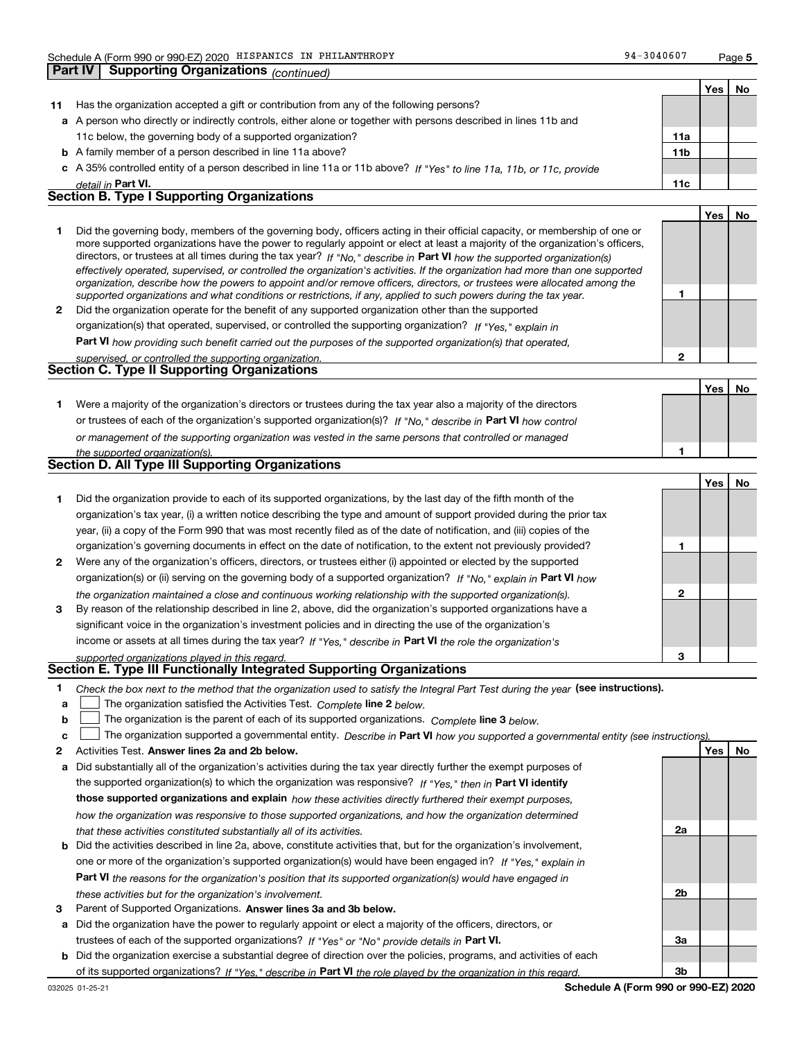Schedule A (Form 990 or 990-EZ) 2020 HISPANICS IN PHILANTHROPY 94-3040607

## Part IV Supporting Organizations *(continued)*

| | | | Yes | No |
|---|---|---|---|---|
| **11** | Has the organization accepted a gift or contribution from any of the following persons? | | | |
| **a** | A person who directly or indirectly controls, either alone or together with persons described in lines 11b and 11c below, the governing body of a supported organization? | **11a** | | |
| **b** | A family member of a person described in line 11a above? | **11b** | | |
| **c** | A 35% controlled entity of a person described in line 11a or 11b above? *If "Yes" to line 11a, 11b, or 11c, provide detail in* **Part VI.** | **11c** | | |

### Section B. Type I Supporting Organizations

| | | | Yes | No |
|---|---|---|---|---|
| **1** | Did the governing body, members of the governing body, officers acting in their official capacity, or membership of one or more supported organizations have the power to regularly appoint or elect at least a majority of the organization's officers, directors, or trustees at all times during the tax year? *If "No," describe in* **Part VI** *how the supported organization(s) effectively operated, supervised, or controlled the organization's activities. If the organization had more than one supported organization, describe how the powers to appoint and/or remove officers, directors, or trustees were allocated among the supported organizations and what conditions or restrictions, if any, applied to such powers during the tax year.* | **1** | | |
| **2** | Did the organization operate for the benefit of any supported organization other than the supported organization(s) that operated, supervised, or controlled the supporting organization? *If "Yes," explain in* **Part VI** *how providing such benefit carried out the purposes of the supported organization(s) that operated, supervised, or controlled the supporting organization.* | **2** | | |

### Section C. Type II Supporting Organizations

| | | | Yes | No |
|---|---|---|---|---|
| **1** | Were a majority of the organization's directors or trustees during the tax year also a majority of the directors or trustees of each of the organization's supported organization(s)? *If "No," describe in* **Part VI** *how control or management of the supporting organization was vested in the same persons that controlled or managed the supported organization(s).* | **1** | | |

### Section D. All Type III Supporting Organizations

| | | | Yes | No |
|---|---|---|---|---|
| **1** | Did the organization provide to each of its supported organizations, by the last day of the fifth month of the organization's tax year, (i) a written notice describing the type and amount of support provided during the prior tax year, (ii) a copy of the Form 990 that was most recently filed as of the date of notification, and (iii) copies of the organization's governing documents in effect on the date of notification, to the extent not previously provided? | **1** | | |
| **2** | Were any of the organization's officers, directors, or trustees either (i) appointed or elected by the supported organization(s) or (ii) serving on the governing body of a supported organization? *If "No," explain in* **Part VI** *how the organization maintained a close and continuous working relationship with the supported organization(s).* | **2** | | |
| **3** | By reason of the relationship described in line 2, above, did the organization's supported organizations have a significant voice in the organization's investment policies and in directing the use of the organization's income or assets at all times during the tax year? *If "Yes," describe in* **Part VI** *the role the organization's supported organizations played in this regard.* | **3** | | |

### Section E. Type III Functionally Integrated Supporting Organizations

**1** *Check the box next to the method that the organization used to satisfy the Integral Part Test during the year* **(see instructions).**

- **a** ☐ The organization satisfied the Activities Test. *Complete* **line 2** *below.*
- **b** ☐ The organization is the parent of each of its supported organizations. *Complete* **line 3** *below.*
- **c** ☐ The organization supported a governmental entity. *Describe in* **Part VI** *how you supported a governmental entity (see instructions).*

| | | | Yes | No |
|---|---|---|---|---|
| **2** | Activities Test. **Answer lines 2a and 2b below.** | | | |
| **a** | Did substantially all of the organization's activities during the tax year directly further the exempt purposes of the supported organization(s) to which the organization was responsive? *If "Yes," then in* **Part VI identify those supported organizations and explain** *how these activities directly furthered their exempt purposes, how the organization was responsive to those supported organizations, and how the organization determined that these activities constituted substantially all of its activities.* | **2a** | | |
| **b** | Did the activities described in line 2a, above, constitute activities that, but for the organization's involvement, one or more of the organization's supported organization(s) would have been engaged in? *If "Yes," explain in* **Part VI** *the reasons for the organization's position that its supported organization(s) would have engaged in these activities but for the organization's involvement.* | **2b** | | |
| **3** | Parent of Supported Organizations. **Answer lines 3a and 3b below.** | | | |
| **a** | Did the organization have the power to regularly appoint or elect a majority of the officers, directors, or trustees of each of the supported organizations? *If "Yes" or "No" provide details in* **Part VI.** | **3a** | | |
| **b** | Did the organization exercise a substantial degree of direction over the policies, programs, and activities of each of its supported organizations? *If "Yes," describe in* **Part VI** *the role played by the organization in this regard.* | **3b** | | |

032025 01-25-21 **Schedule A (Form 990 or 990-EZ) 2020**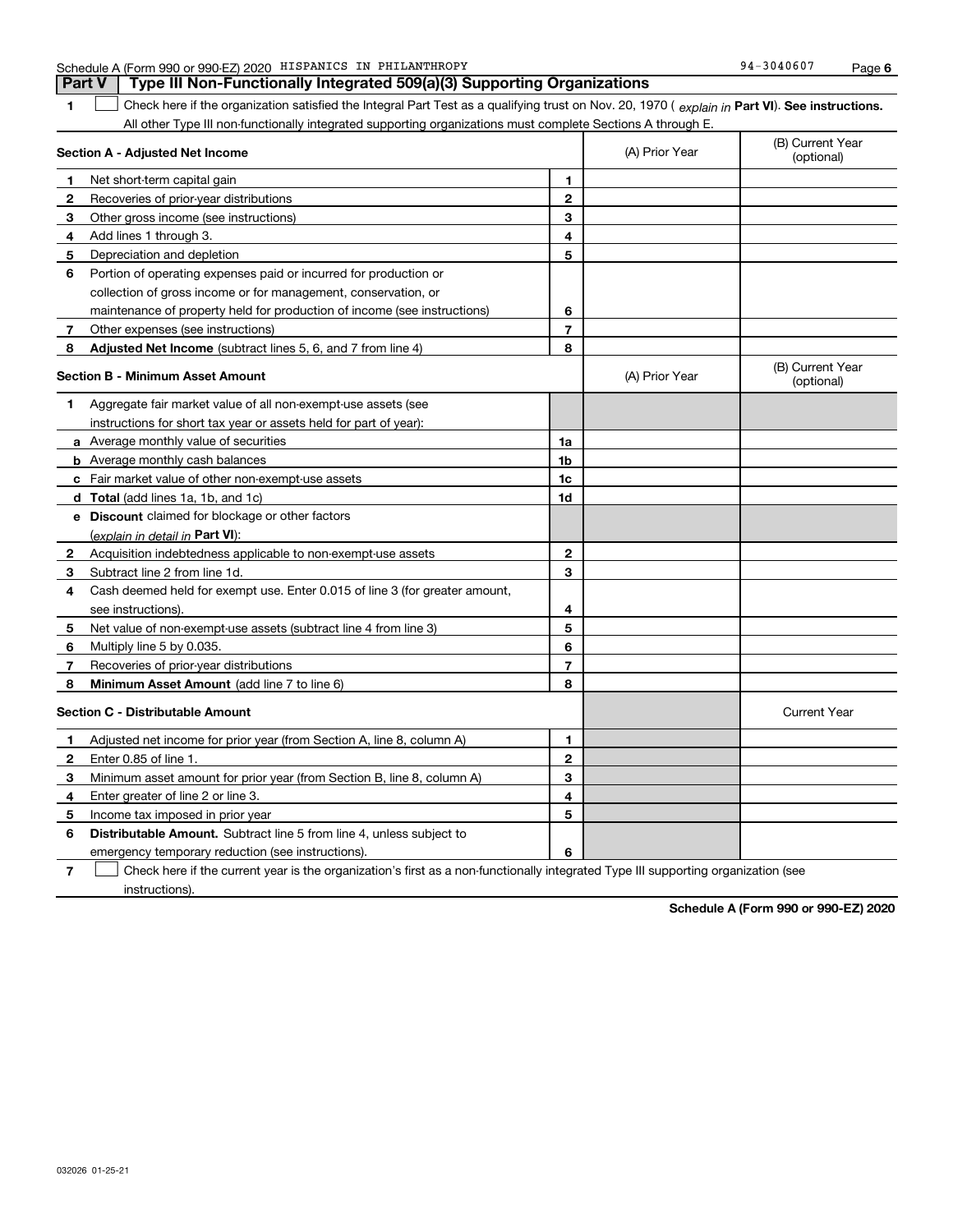Schedule A (Form 990 or 990-EZ) 2020 HISPANICS IN PHILANTHROPY 94-3040607 Page 6

**Part V | Type III Non-Functionally Integrated 509(a)(3) Supporting Organizations**

**1** ☐ Check here if the organization satisfied the Integral Part Test as a qualifying trust on Nov. 20, 1970 ( *explain in* **Part VI**). **See instructions.** All other Type III non-functionally integrated supporting organizations must complete Sections A through E.

| **Section A - Adjusted Net Income** | | | (A) Prior Year | (B) Current Year (optional) |
|---|---|---|---|---|
| **1** | Net short-term capital gain | **1** | | |
| **2** | Recoveries of prior-year distributions | **2** | | |
| **3** | Other gross income (see instructions) | **3** | | |
| **4** | Add lines 1 through 3. | **4** | | |
| **5** | Depreciation and depletion | **5** | | |
| **6** | Portion of operating expenses paid or incurred for production or collection of gross income or for management, conservation, or maintenance of property held for production of income (see instructions) | **6** | | |
| **7** | Other expenses (see instructions) | **7** | | |
| **8** | **Adjusted Net Income** (subtract lines 5, 6, and 7 from line 4) | **8** | | |

| **Section B - Minimum Asset Amount** | | | (A) Prior Year | (B) Current Year (optional) |
|---|---|---|---|---|
| **1** | Aggregate fair market value of all non-exempt-use assets (see instructions for short tax year or assets held for part of year): | | | |
| **a** | Average monthly value of securities | **1a** | | |
| **b** | Average monthly cash balances | **1b** | | |
| **c** | Fair market value of other non-exempt-use assets | **1c** | | |
| **d** | **Total** (add lines 1a, 1b, and 1c) | **1d** | | |
| **e** | **Discount** claimed for blockage or other factors (*explain in detail in* **Part VI**): | | | |
| **2** | Acquisition indebtedness applicable to non-exempt-use assets | **2** | | |
| **3** | Subtract line 2 from line 1d. | **3** | | |
| **4** | Cash deemed held for exempt use. Enter 0.015 of line 3 (for greater amount, see instructions). | **4** | | |
| **5** | Net value of non-exempt-use assets (subtract line 4 from line 3) | **5** | | |
| **6** | Multiply line 5 by 0.035. | **6** | | |
| **7** | Recoveries of prior-year distributions | **7** | | |
| **8** | **Minimum Asset Amount** (add line 7 to line 6) | **8** | | |

| **Section C - Distributable Amount** | | | | Current Year |
|---|---|---|---|---|
| **1** | Adjusted net income for prior year (from Section A, line 8, column A) | **1** | | |
| **2** | Enter 0.85 of line 1. | **2** | | |
| **3** | Minimum asset amount for prior year (from Section B, line 8, column A) | **3** | | |
| **4** | Enter greater of line 2 or line 3. | **4** | | |
| **5** | Income tax imposed in prior year | **5** | | |
| **6** | **Distributable Amount.** Subtract line 5 from line 4, unless subject to emergency temporary reduction (see instructions). | **6** | | |

**7** ☐ Check here if the current year is the organization's first as a non-functionally integrated Type III supporting organization (see instructions).

**Schedule A (Form 990 or 990-EZ) 2020**

032026 01-25-21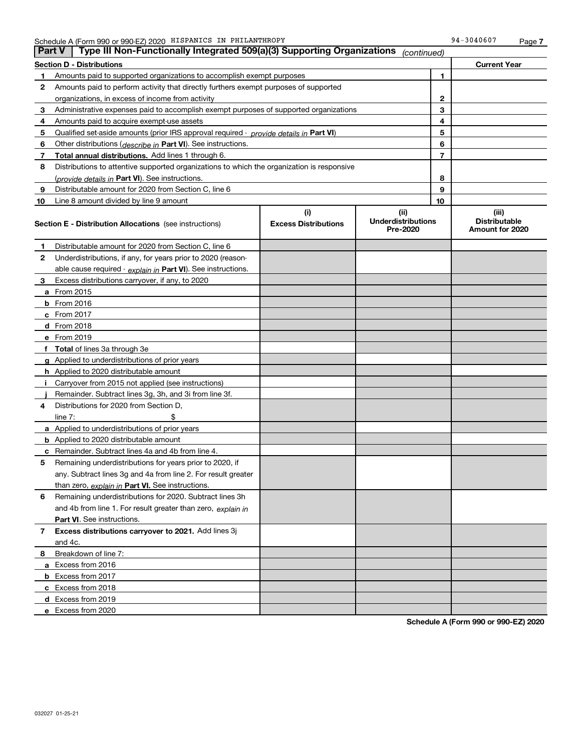Schedule A (Form 990 or 990-EZ) 2020 HISPANICS IN PHILANTHROPY 94-3040607 Page 7

## Part V | Type III Non-Functionally Integrated 509(a)(3) Supporting Organizations *(continued)*

| Section D - Distributions | | | Current Year |
|---|---|---|---|
| 1 | Amounts paid to supported organizations to accomplish exempt purposes | 1 | |
| 2 | Amounts paid to perform activity that directly furthers exempt purposes of supported organizations, in excess of income from activity | 2 | |
| 3 | Administrative expenses paid to accomplish exempt purposes of supported organizations | 3 | |
| 4 | Amounts paid to acquire exempt-use assets | 4 | |
| 5 | Qualified set-aside amounts (prior IRS approval required - *provide details in* **Part VI**) | 5 | |
| 6 | Other distributions (*describe in* **Part VI**). See instructions. | 6 | |
| 7 | **Total annual distributions.** Add lines 1 through 6. | 7 | |
| 8 | Distributions to attentive supported organizations to which the organization is responsive (*provide details in* **Part VI**). See instructions. | 8 | |
| 9 | Distributable amount for 2020 from Section C, line 6 | 9 | |
| 10 | Line 8 amount divided by line 9 amount | 10 | |

| Section E - Distribution Allocations (see instructions) | (i) Excess Distributions | (ii) Underdistributions Pre-2020 | (iii) Distributable Amount for 2020 |
|---|---|---|---|
| **1** Distributable amount for 2020 from Section C, line 6 | | | |
| **2** Underdistributions, if any, for years prior to 2020 (reasonable cause required - *explain in* **Part VI**). See instructions. | | | |
| **3** Excess distributions carryover, if any, to 2020 | | | |
| **a** From 2015 | | | |
| **b** From 2016 | | | |
| **c** From 2017 | | | |
| **d** From 2018 | | | |
| **e** From 2019 | | | |
| **f** **Total** of lines 3a through 3e | | | |
| **g** Applied to underdistributions of prior years | | | |
| **h** Applied to 2020 distributable amount | | | |
| **i** Carryover from 2015 not applied (see instructions) | | | |
| **j** Remainder. Subtract lines 3g, 3h, and 3i from line 3f. | | | |
| **4** Distributions for 2020 from Section D, line 7: $ | | | |
| **a** Applied to underdistributions of prior years | | | |
| **b** Applied to 2020 distributable amount | | | |
| **c** Remainder. Subtract lines 4a and 4b from line 4. | | | |
| **5** Remaining underdistributions for years prior to 2020, if any. Subtract lines 3g and 4a from line 2. For result greater than zero, *explain in* **Part VI.** See instructions. | | | |
| **6** Remaining underdistributions for 2020. Subtract lines 3h and 4b from line 1. For result greater than zero, *explain in* **Part VI**. See instructions. | | | |
| **7** **Excess distributions carryover to 2021.** Add lines 3j and 4c. | | | |
| **8** Breakdown of line 7: | | | |
| **a** Excess from 2016 | | | |
| **b** Excess from 2017 | | | |
| **c** Excess from 2018 | | | |
| **d** Excess from 2019 | | | |
| **e** Excess from 2020 | | | |

**Schedule A (Form 990 or 990-EZ) 2020**

032027 01-25-21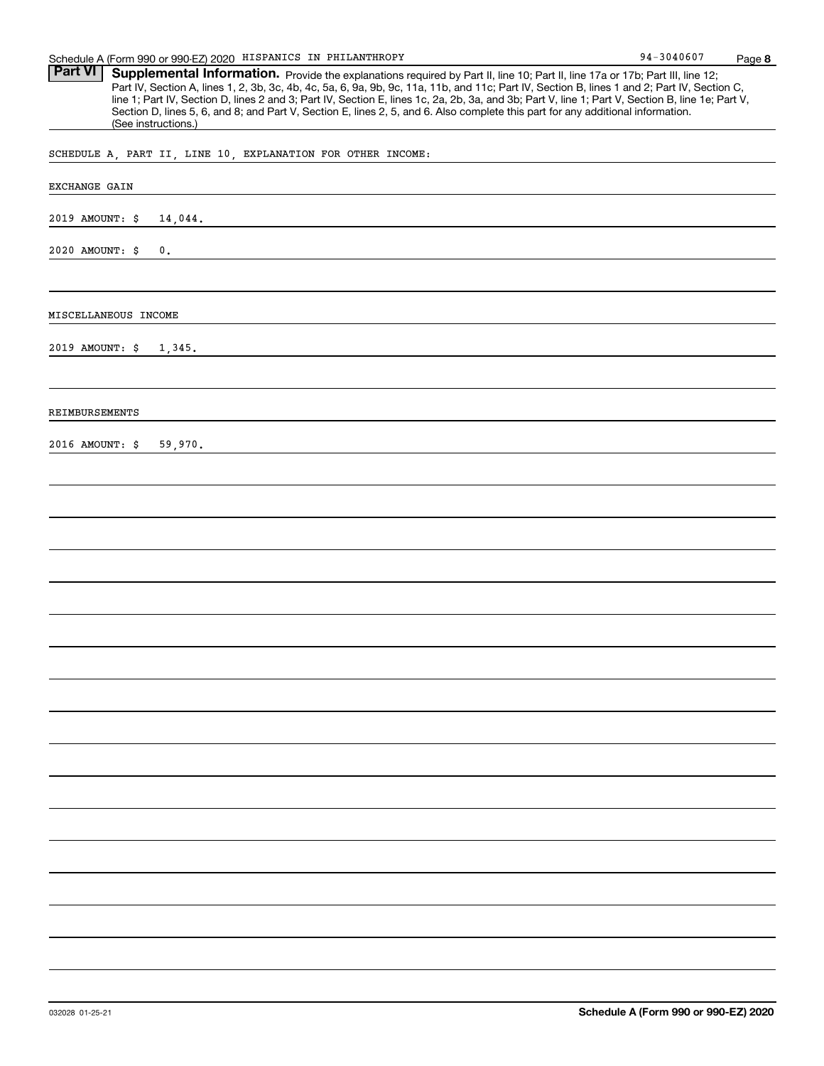Schedule A (Form 990 or 990-EZ) 2020 HISPANICS IN PHILANTHROPY 94-3040607

**Part VI** **Supplemental Information.** Provide the explanations required by Part II, line 10; Part II, line 17a or 17b; Part III, line 12; Part IV, Section A, lines 1, 2, 3b, 3c, 4b, 4c, 5a, 6, 9a, 9b, 9c, 11a, 11b, and 11c; Part IV, Section B, lines 1 and 2; Part IV, Section C, line 1; Part IV, Section D, lines 2 and 3; Part IV, Section E, lines 1c, 2a, 2b, 3a, and 3b; Part V, line 1; Part V, Section B, line 1e; Part V, Section D, lines 5, 6, and 8; and Part V, Section E, lines 2, 5, and 6. Also complete this part for any additional information. (See instructions.)

SCHEDULE A, PART II, LINE 10, EXPLANATION FOR OTHER INCOME:

EXCHANGE GAIN

2019 AMOUNT: $ 14,044.

2020 AMOUNT: $ 0.

MISCELLANEOUS INCOME

2019 AMOUNT: $ 1,345.

REIMBURSEMENTS

2016 AMOUNT: $ 59,970.

**Schedule A (Form 990 or 990-EZ) 2020**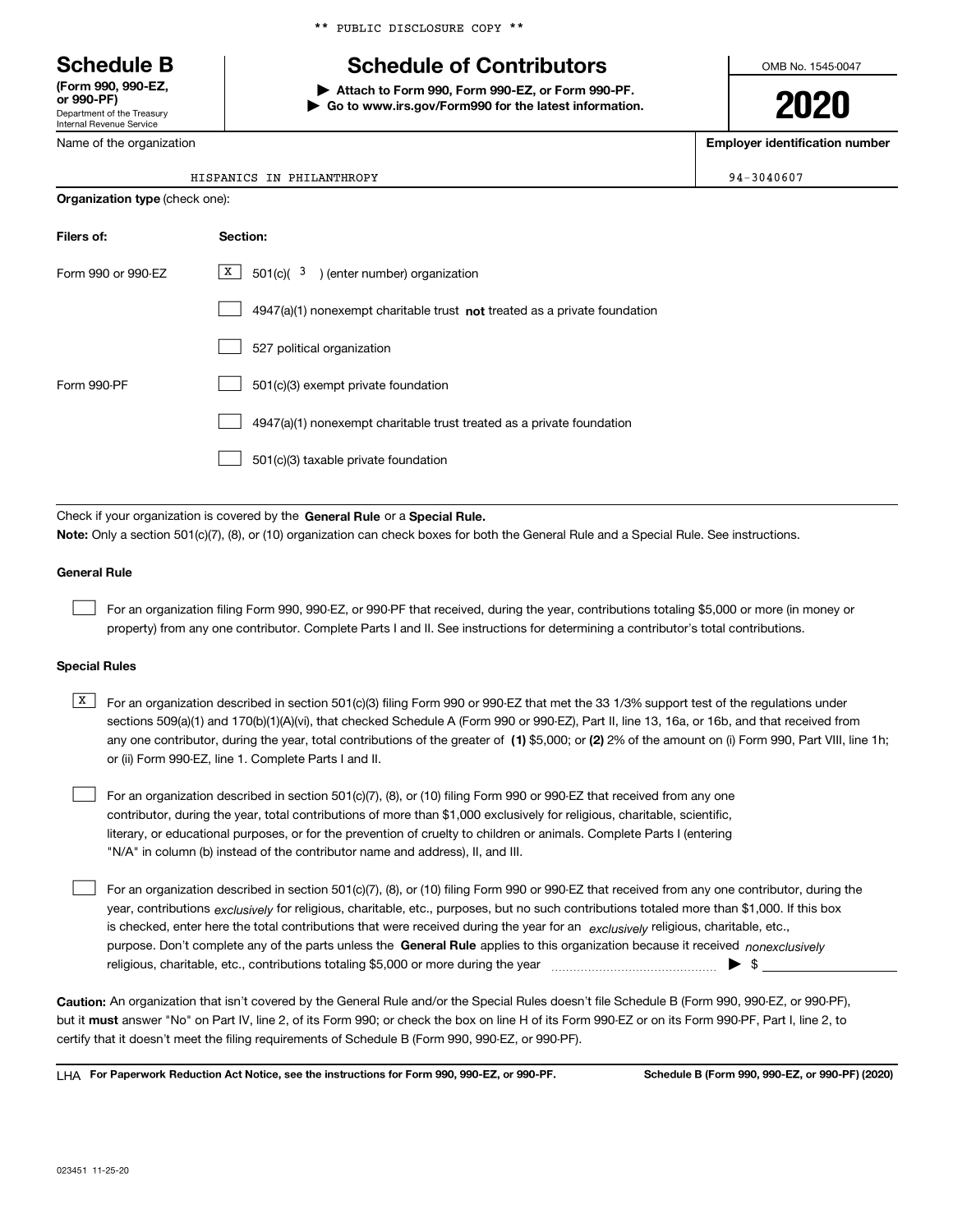** PUBLIC DISCLOSURE COPY **

# Schedule B

**(Form 990, 990-EZ, or 990-PF)**
Department of the Treasury
Internal Revenue Service

# Schedule of Contributors

▶ **Attach to Form 990, Form 990-EZ, or Form 990-PF.**
▶ **Go to www.irs.gov/Form990 for the latest information.**

OMB No. 1545-0047

**2020**

| Name of the organization | Employer identification number |
|---|---|
| HISPANICS IN PHILANTHROPY | 94-3040607 |

**Organization type** (check one):

| Filers of: | Section: |
|---|---|
| Form 990 or 990-EZ | [X] 501(c)( 3 ) (enter number) organization |
| | [ ] 4947(a)(1) nonexempt charitable trust **not** treated as a private foundation |
| | [ ] 527 political organization |
| Form 990-PF | [ ] 501(c)(3) exempt private foundation |
| | [ ] 4947(a)(1) nonexempt charitable trust treated as a private foundation |
| | [ ] 501(c)(3) taxable private foundation |

Check if your organization is covered by the **General Rule** or a **Special Rule.**

**Note:** Only a section 501(c)(7), (8), or (10) organization can check boxes for both the General Rule and a Special Rule. See instructions.

**General Rule**

[ ] For an organization filing Form 990, 990-EZ, or 990-PF that received, during the year, contributions totaling $5,000 or more (in money or property) from any one contributor. Complete Parts I and II. See instructions for determining a contributor's total contributions.

**Special Rules**

[X] For an organization described in section 501(c)(3) filing Form 990 or 990-EZ that met the 33 1/3% support test of the regulations under sections 509(a)(1) and 170(b)(1)(A)(vi), that checked Schedule A (Form 990 or 990-EZ), Part II, line 13, 16a, or 16b, and that received from any one contributor, during the year, total contributions of the greater of **(1)** $5,000; or **(2)** 2% of the amount on (i) Form 990, Part VIII, line 1h; or (ii) Form 990-EZ, line 1. Complete Parts I and II.

[ ] For an organization described in section 501(c)(7), (8), or (10) filing Form 990 or 990-EZ that received from any one contributor, during the year, total contributions of more than $1,000 exclusively for religious, charitable, scientific, literary, or educational purposes, or for the prevention of cruelty to children or animals. Complete Parts I (entering "N/A" in column (b) instead of the contributor name and address), II, and III.

[ ] For an organization described in section 501(c)(7), (8), or (10) filing Form 990 or 990-EZ that received from any one contributor, during the year, contributions *exclusively* for religious, charitable, etc., purposes, but no such contributions totaled more than $1,000. If this box is checked, enter here the total contributions that were received during the year for an *exclusively* religious, charitable, etc., purpose. Don't complete any of the parts unless the **General Rule** applies to this organization because it received *nonexclusively* religious, charitable, etc., contributions totaling $5,000 or more during the year ▶ $

**Caution:** An organization that isn't covered by the General Rule and/or the Special Rules doesn't file Schedule B (Form 990, 990-EZ, or 990-PF), but it **must** answer "No" on Part IV, line 2, of its Form 990; or check the box on line H of its Form 990-EZ or on its Form 990-PF, Part I, line 2, to certify that it doesn't meet the filing requirements of Schedule B (Form 990, 990-EZ, or 990-PF).

LHA **For Paperwork Reduction Act Notice, see the instructions for Form 990, 990-EZ, or 990-PF.** **Schedule B (Form 990, 990-EZ, or 990-PF) (2020)**

023451 11-25-20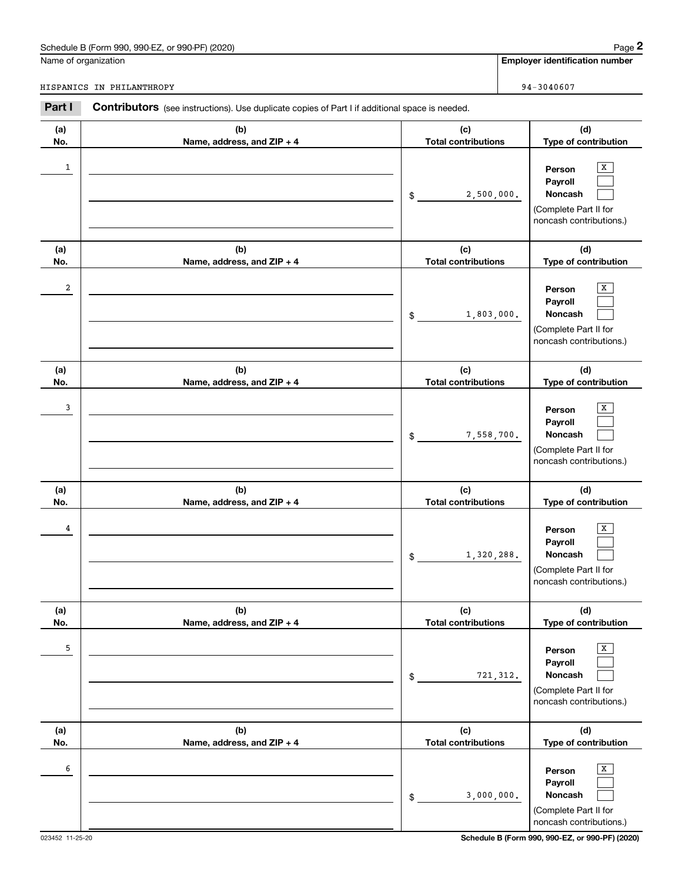Schedule B (Form 990, 990-EZ, or 990-PF) (2020)

Name of organization: HISPANICS IN PHILANTHROPY

**Employer identification number**: 94-3040607

**Part I** **Contributors** (see instructions). Use duplicate copies of Part I if additional space is needed.

| (a) No. | (b) Name, address, and ZIP + 4 | (c) Total contributions | (d) Type of contribution |
|---|---|---|---|
| 1 | | $ 2,500,000. | Person [X] Payroll [ ] Noncash [ ] (Complete Part II for noncash contributions.) |
| 2 | | $ 1,803,000. | Person [X] Payroll [ ] Noncash [ ] (Complete Part II for noncash contributions.) |
| 3 | | $ 7,558,700. | Person [X] Payroll [ ] Noncash [ ] (Complete Part II for noncash contributions.) |
| 4 | | $ 1,320,288. | Person [X] Payroll [ ] Noncash [ ] (Complete Part II for noncash contributions.) |
| 5 | | $ 721,312. | Person [X] Payroll [ ] Noncash [ ] (Complete Part II for noncash contributions.) |
| 6 | | $ 3,000,000. | Person [X] Payroll [ ] Noncash [ ] (Complete Part II for noncash contributions.) |

023452 11-25-20

Schedule B (Form 990, 990-EZ, or 990-PF) (2020)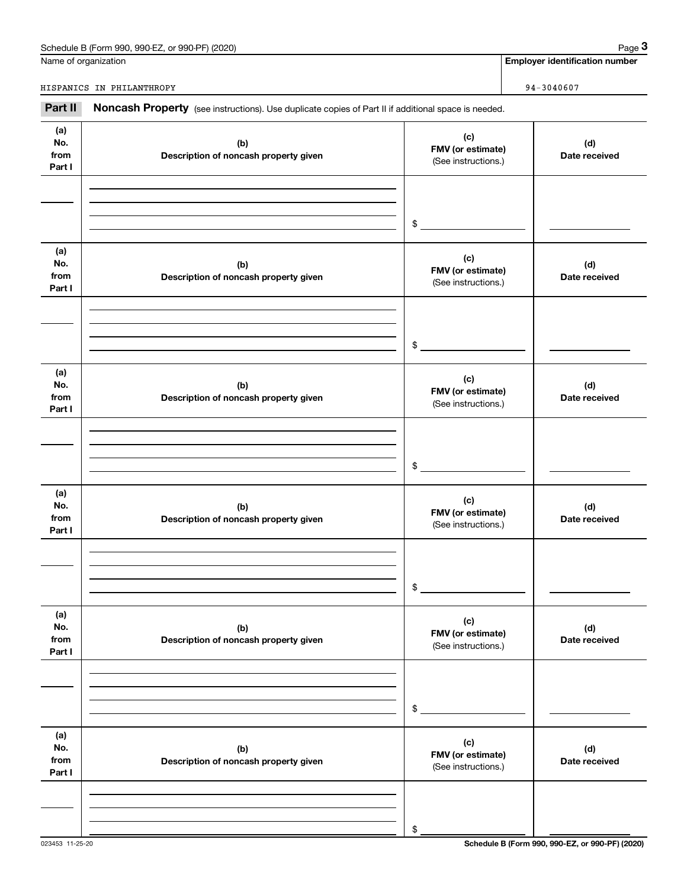Name of organization | **Employer identification number**

HISPANICS IN PHILANTHROPY | 94-3040607

**Part II** **Noncash Property** (see instructions). Use duplicate copies of Part II if additional space is needed.

| (a) No. from Part I | (b) Description of noncash property given | (c) FMV (or estimate) (See instructions.) | (d) Date received |
|---|---|---|---|
| | | $ | |

| (a) No. from Part I | (b) Description of noncash property given | (c) FMV (or estimate) (See instructions.) | (d) Date received |
|---|---|---|---|
| | | $ | |

| (a) No. from Part I | (b) Description of noncash property given | (c) FMV (or estimate) (See instructions.) | (d) Date received |
|---|---|---|---|
| | | $ | |

| (a) No. from Part I | (b) Description of noncash property given | (c) FMV (or estimate) (See instructions.) | (d) Date received |
|---|---|---|---|
| | | $ | |

| (a) No. from Part I | (b) Description of noncash property given | (c) FMV (or estimate) (See instructions.) | (d) Date received |
|---|---|---|---|
| | | $ | |

| (a) No. from Part I | (b) Description of noncash property given | (c) FMV (or estimate) (See instructions.) | (d) Date received |
|---|---|---|---|
| | | $ | |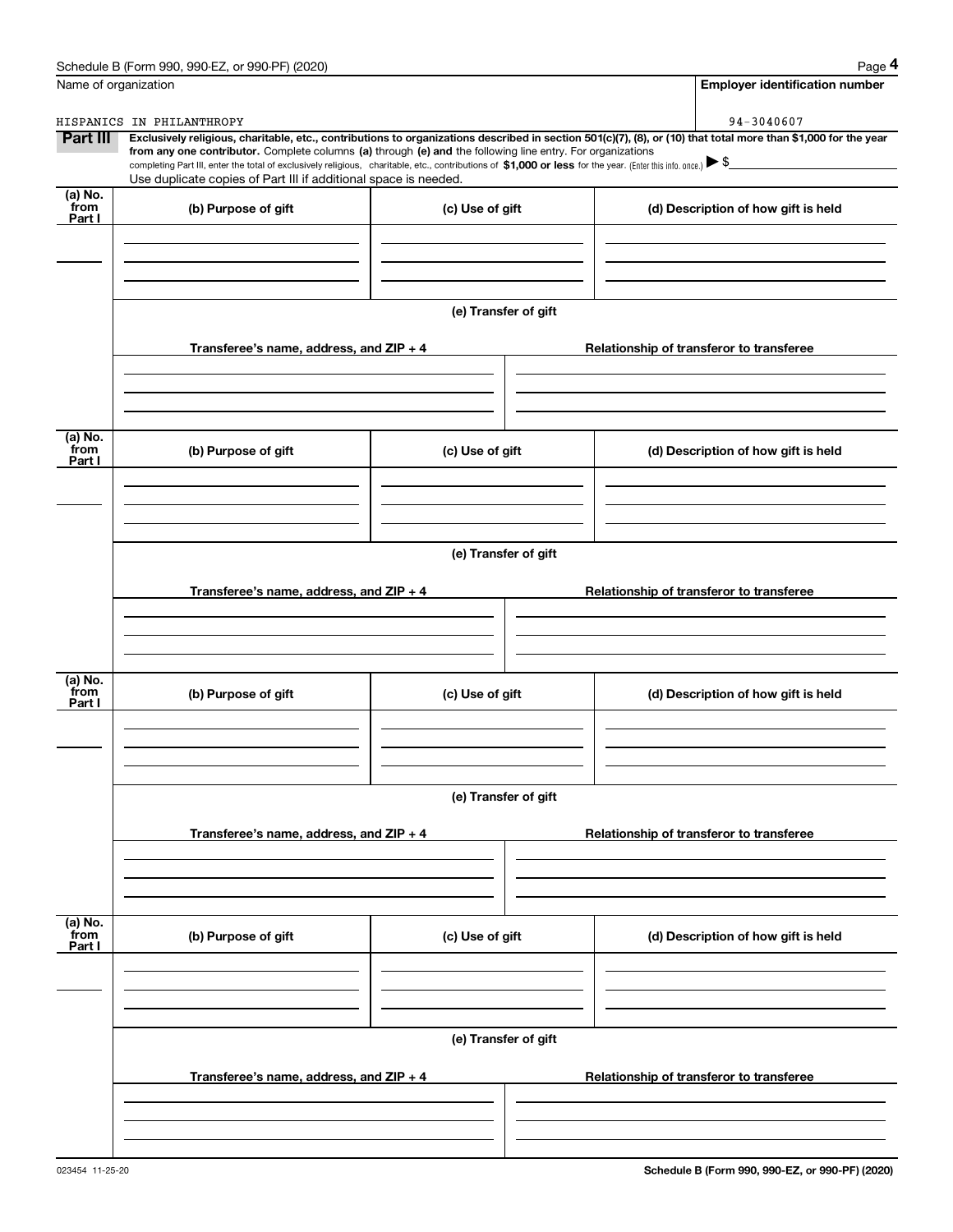Schedule B (Form 990, 990-EZ, or 990-PF) (2020)

Name of organization: HISPANICS IN PHILANTHROPY

Employer identification number: 94-3040607

**Part III** **Exclusively religious, charitable, etc., contributions to organizations described in section 501(c)(7), (8), or (10) that total more than $1,000 for the year from any one contributor.** Complete columns **(a)** through **(e) and** the following line entry. For organizations completing Part III, enter the total of exclusively religious, charitable, etc., contributions of **$1,000 or less** for the year. (Enter this info. once.) ▶ $

Use duplicate copies of Part III if additional space is needed.

| (a) No. from Part I | (b) Purpose of gift | (c) Use of gift | (d) Description of how gift is held |
|---|---|---|---|
| | | | |

(e) Transfer of gift

| Transferee's name, address, and ZIP + 4 | Relationship of transferor to transferee |
|---|---|
| | |

| (a) No. from Part I | (b) Purpose of gift | (c) Use of gift | (d) Description of how gift is held |
|---|---|---|---|
| | | | |

(e) Transfer of gift

| Transferee's name, address, and ZIP + 4 | Relationship of transferor to transferee |
|---|---|
| | |

| (a) No. from Part I | (b) Purpose of gift | (c) Use of gift | (d) Description of how gift is held |
|---|---|---|---|
| | | | |

(e) Transfer of gift

| Transferee's name, address, and ZIP + 4 | Relationship of transferor to transferee |
|---|---|
| | |

| (a) No. from Part I | (b) Purpose of gift | (c) Use of gift | (d) Description of how gift is held |
|---|---|---|---|
| | | | |

(e) Transfer of gift

| Transferee's name, address, and ZIP + 4 | Relationship of transferor to transferee |
|---|---|
| | |

023454 11-25-20

**Schedule B (Form 990, 990-EZ, or 990-PF) (2020)**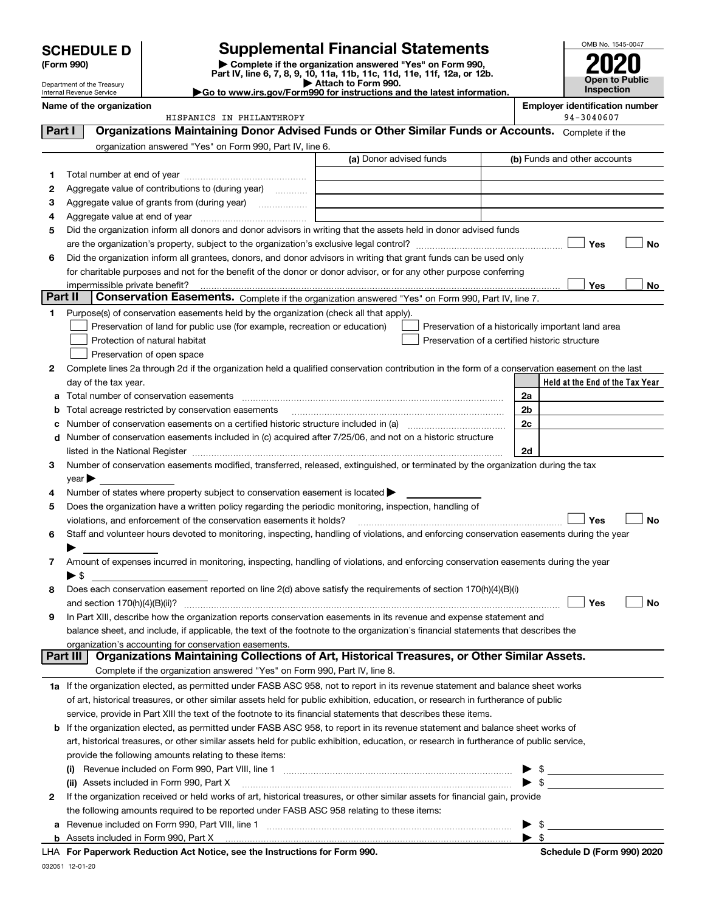# SCHEDULE D (Form 990)

Department of the Treasury
Internal Revenue Service

# Supplemental Financial Statements

▶ Complete if the organization answered "Yes" on Form 990, Part IV, line 6, 7, 8, 9, 10, 11a, 11b, 11c, 11d, 11e, 11f, 12a, or 12b.
▶ Attach to Form 990.
▶ Go to www.irs.gov/Form990 for instructions and the latest information.

OMB No. 1545-0047

**2020**

**Open to Public Inspection**

**Name of the organization**
HISPANICS IN PHILANTHROPY

**Employer identification number**
94-3040607

## Part I Organizations Maintaining Donor Advised Funds or Other Similar Funds or Accounts.

Complete if the organization answered "Yes" on Form 990, Part IV, line 6.

| | | (a) Donor advised funds | (b) Funds and other accounts |
|---|---|---|---|
| 1 | Total number at end of year | | |
| 2 | Aggregate value of contributions to (during year) | | |
| 3 | Aggregate value of grants from (during year) | | |
| 4 | Aggregate value at end of year | | |

5 Did the organization inform all donors and donor advisors in writing that the assets held in donor advised funds are the organization's property, subject to the organization's exclusive legal control? ☐ Yes ☐ No

6 Did the organization inform all grantees, donors, and donor advisors in writing that grant funds can be used only for charitable purposes and not for the benefit of the donor or donor advisor, or for any other purpose conferring impermissible private benefit? ☐ Yes ☐ No

## Part II Conservation Easements.

Complete if the organization answered "Yes" on Form 990, Part IV, line 7.

1 Purpose(s) of conservation easements held by the organization (check all that apply).

- ☐ Preservation of land for public use (for example, recreation or education)
- ☐ Protection of natural habitat
- ☐ Preservation of open space
- ☐ Preservation of a historically important land area
- ☐ Preservation of a certified historic structure

2 Complete lines 2a through 2d if the organization held a qualified conservation contribution in the form of a conservation easement on the last day of the tax year.

| | | | Held at the End of the Tax Year |
|---|---|---|---|
| a | Total number of conservation easements | 2a | |
| b | Total acreage restricted by conservation easements | 2b | |
| c | Number of conservation easements on a certified historic structure included in (a) | 2c | |
| d | Number of conservation easements included in (c) acquired after 7/25/06, and not on a historic structure listed in the National Register | 2d | |

3 Number of conservation easements modified, transferred, released, extinguished, or terminated by the organization during the tax year ▶

4 Number of states where property subject to conservation easement is located ▶

5 Does the organization have a written policy regarding the periodic monitoring, inspection, handling of violations, and enforcement of the conservation easements it holds? ☐ Yes ☐ No

6 Staff and volunteer hours devoted to monitoring, inspecting, handling of violations, and enforcing conservation easements during the year ▶

7 Amount of expenses incurred in monitoring, inspecting, handling of violations, and enforcing conservation easements during the year ▶ $

8 Does each conservation easement reported on line 2(d) above satisfy the requirements of section 170(h)(4)(B)(i) and section 170(h)(4)(B)(ii)? ☐ Yes ☐ No

9 In Part XIII, describe how the organization reports conservation easements in its revenue and expense statement and balance sheet, and include, if applicable, the text of the footnote to the organization's financial statements that describes the organization's accounting for conservation easements.

## Part III Organizations Maintaining Collections of Art, Historical Treasures, or Other Similar Assets.

Complete if the organization answered "Yes" on Form 990, Part IV, line 8.

1a If the organization elected, as permitted under FASB ASC 958, not to report in its revenue statement and balance sheet works of art, historical treasures, or other similar assets held for public exhibition, education, or research in furtherance of public service, provide in Part XIII the text of the footnote to its financial statements that describes these items.

b If the organization elected, as permitted under FASB ASC 958, to report in its revenue statement and balance sheet works of art, historical treasures, or other similar assets held for public exhibition, education, or research in furtherance of public service, provide the following amounts relating to these items:

(i) Revenue included on Form 990, Part VIII, line 1 ▶ $

(ii) Assets included in Form 990, Part X ▶ $

2 If the organization received or held works of art, historical treasures, or other similar assets for financial gain, provide the following amounts required to be reported under FASB ASC 958 relating to these items:

a Revenue included on Form 990, Part VIII, line 1 ▶ $

b Assets included in Form 990, Part X ▶ $

LHA For Paperwork Reduction Act Notice, see the Instructions for Form 990. Schedule D (Form 990) 2020

032051 12-01-20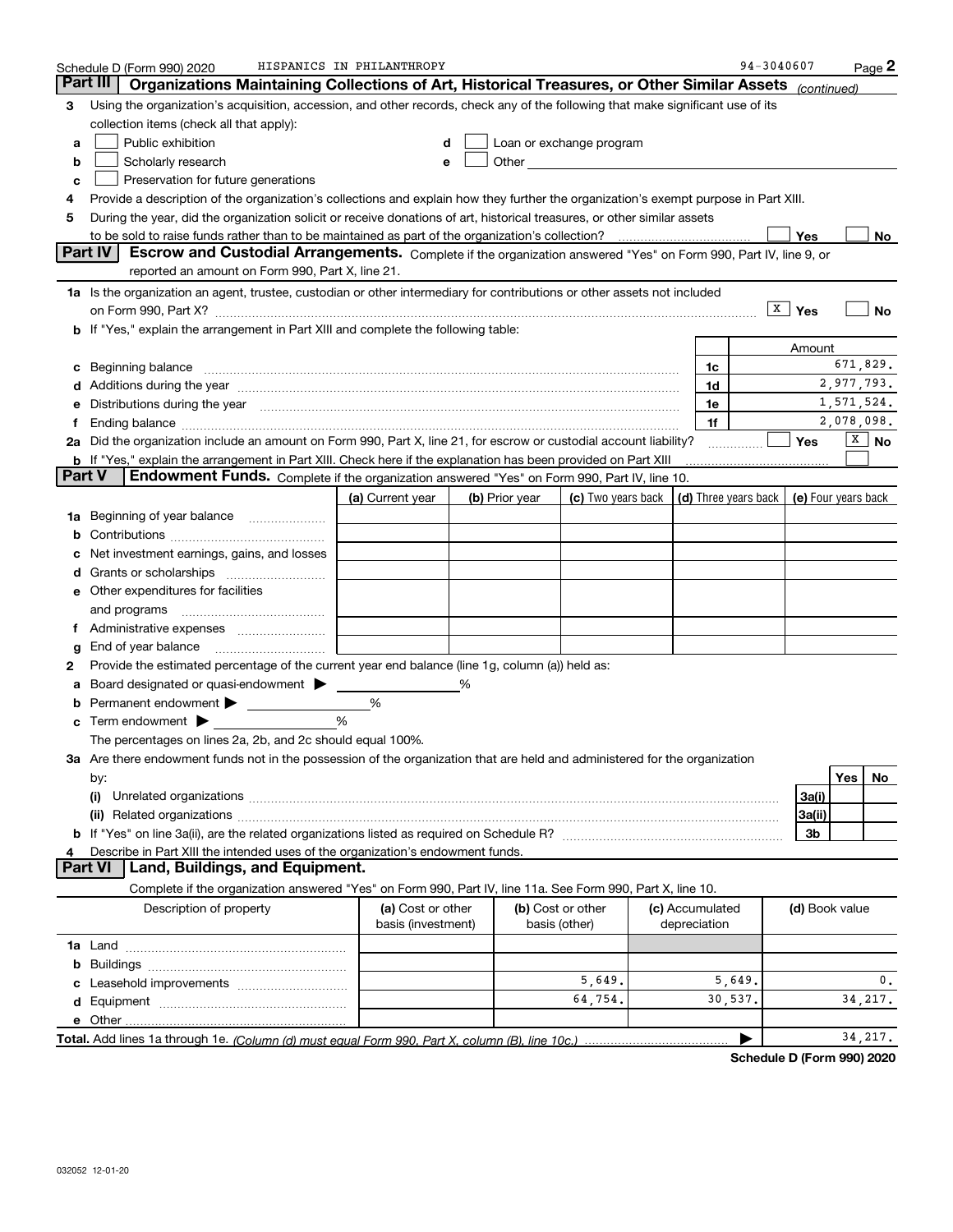Schedule D (Form 990) 2020 HISPANICS IN PHILANTHROPY 94-3040607 Page 2

## Part III Organizations Maintaining Collections of Art, Historical Treasures, or Other Similar Assets *(continued)*

3 Using the organization's acquisition, accession, and other records, check any of the following that make significant use of its collection items (check all that apply):

- a ☐ Public exhibition
- b ☐ Scholarly research
- c ☐ Preservation for future generations
- d ☐ Loan or exchange program
- e ☐ Other

4 Provide a description of the organization's collections and explain how they further the organization's exempt purpose in Part XIII.

5 During the year, did the organization solicit or receive donations of art, historical treasures, or other similar assets to be sold to raise funds rather than to be maintained as part of the organization's collection? ☐ Yes ☐ No

## Part IV Escrow and Custodial Arrangements.

Complete if the organization answered "Yes" on Form 990, Part IV, line 9, or reported an amount on Form 990, Part X, line 21.

1a Is the organization an agent, trustee, custodian or other intermediary for contributions or other assets not included on Form 990, Part X? ☒ Yes ☐ No

b If "Yes," explain the arrangement in Part XIII and complete the following table:

| | | | Amount |
|---|---|---|---|
| c | Beginning balance | 1c | 671,829. |
| d | Additions during the year | 1d | 2,977,793. |
| e | Distributions during the year | 1e | 1,571,524. |
| f | Ending balance | 1f | 2,078,098. |

2a Did the organization include an amount on Form 990, Part X, line 21, for escrow or custodial account liability? ☐ Yes ☒ No

b If "Yes," explain the arrangement in Part XIII. Check here if the explanation has been provided on Part XIII ☐

## Part V Endowment Funds.

Complete if the organization answered "Yes" on Form 990, Part IV, line 10.

| | (a) Current year | (b) Prior year | (c) Two years back | (d) Three years back | (e) Four years back |
|---|---|---|---|---|---|
| 1a Beginning of year balance | | | | | |
| b Contributions | | | | | |
| c Net investment earnings, gains, and losses | | | | | |
| d Grants or scholarships | | | | | |
| e Other expenditures for facilities and programs | | | | | |
| f Administrative expenses | | | | | |
| g End of year balance | | | | | |

2 Provide the estimated percentage of the current year end balance (line 1g, column (a)) held as:

- a Board designated or quasi-endowment ▶ ______ %
- b Permanent endowment ▶ ______ %
- c Term endowment ▶ ______ %

The percentages on lines 2a, 2b, and 2c should equal 100%.

3a Are there endowment funds not in the possession of the organization that are held and administered for the organization by:

| | | Yes | No |
|---|---|---|---|
| (i) Unrelated organizations | 3a(i) | | |
| (ii) Related organizations | 3a(ii) | | |
| b If "Yes" on line 3a(ii), are the related organizations listed as required on Schedule R? | 3b | | |

4 Describe in Part XIII the intended uses of the organization's endowment funds.

## Part VI Land, Buildings, and Equipment.

Complete if the organization answered "Yes" on Form 990, Part IV, line 11a. See Form 990, Part X, line 10.

| Description of property | (a) Cost or other basis (investment) | (b) Cost or other basis (other) | (c) Accumulated depreciation | (d) Book value |
|---|---|---|---|---|
| 1a Land | | | | |
| b Buildings | | | | |
| c Leasehold improvements | | 5,649. | 5,649. | 0. |
| d Equipment | | 64,754. | 30,537. | 34,217. |
| e Other | | | | |
| **Total.** Add lines 1a through 1e. *(Column (d) must equal Form 990, Part X, column (B), line 10c.)* | | | ▶ | 34,217. |

**Schedule D (Form 990) 2020**

032052 12-01-20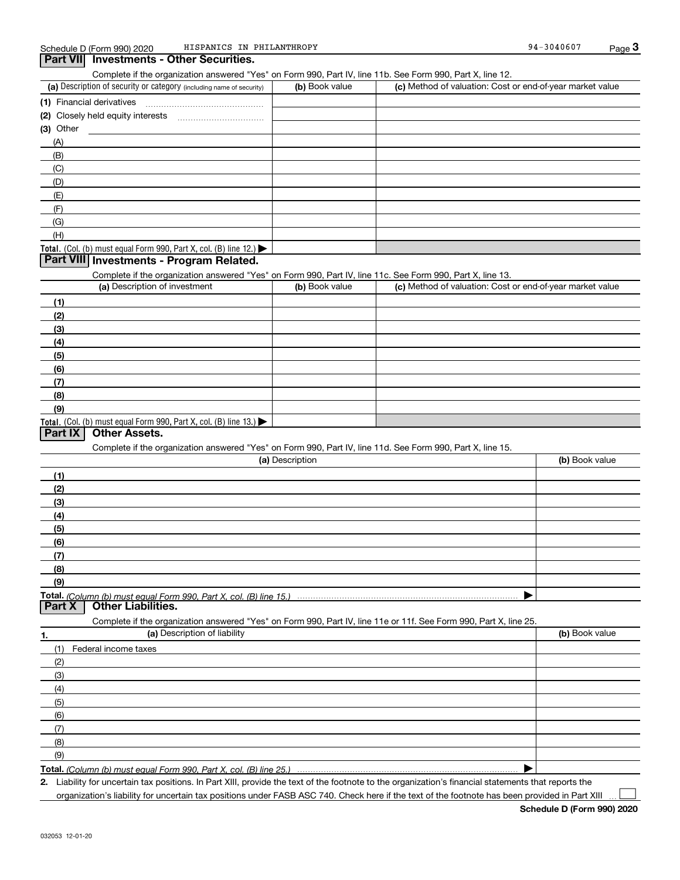Schedule D (Form 990) 2020 HISPANICS IN PHILANTHROPY 94-3040607 Page 3

## Part VII Investments - Other Securities.

Complete if the organization answered "Yes" on Form 990, Part IV, line 11b. See Form 990, Part X, line 12.

| (a) Description of security or category (including name of security) | (b) Book value | (c) Method of valuation: Cost or end-of-year market value |
|---|---|---|
| (1) Financial derivatives | | |
| (2) Closely held equity interests | | |
| (3) Other | | |
| (A) | | |
| (B) | | |
| (C) | | |
| (D) | | |
| (E) | | |
| (F) | | |
| (G) | | |
| (H) | | |
| **Total.** (Col. (b) must equal Form 990, Part X, col. (B) line 12.) ▶ | | |

## Part VIII Investments - Program Related.

Complete if the organization answered "Yes" on Form 990, Part IV, line 11c. See Form 990, Part X, line 13.

| (a) Description of investment | (b) Book value | (c) Method of valuation: Cost or end-of-year market value |
|---|---|---|
| (1) | | |
| (2) | | |
| (3) | | |
| (4) | | |
| (5) | | |
| (6) | | |
| (7) | | |
| (8) | | |
| (9) | | |
| **Total.** (Col. (b) must equal Form 990, Part X, col. (B) line 13.) ▶ | | |

## Part IX Other Assets.

Complete if the organization answered "Yes" on Form 990, Part IV, line 11d. See Form 990, Part X, line 15.

| (a) Description | (b) Book value |
|---|---|
| (1) | |
| (2) | |
| (3) | |
| (4) | |
| (5) | |
| (6) | |
| (7) | |
| (8) | |
| (9) | |
| **Total.** *(Column (b) must equal Form 990, Part X, col. (B) line 15.)* ▶ | |

## Part X Other Liabilities.

Complete if the organization answered "Yes" on Form 990, Part IV, line 11e or 11f. See Form 990, Part X, line 25.

| 1. (a) Description of liability | (b) Book value |
|---|---|
| (1) Federal income taxes | |
| (2) | |
| (3) | |
| (4) | |
| (5) | |
| (6) | |
| (7) | |
| (8) | |
| (9) | |
| **Total.** *(Column (b) must equal Form 990, Part X, col. (B) line 25.)* ▶ | |

**2.** Liability for uncertain tax positions. In Part XIII, provide the text of the footnote to the organization's financial statements that reports the organization's liability for uncertain tax positions under FASB ASC 740. Check here if the text of the footnote has been provided in Part XIII ☐

**Schedule D (Form 990) 2020**

032053 12-01-20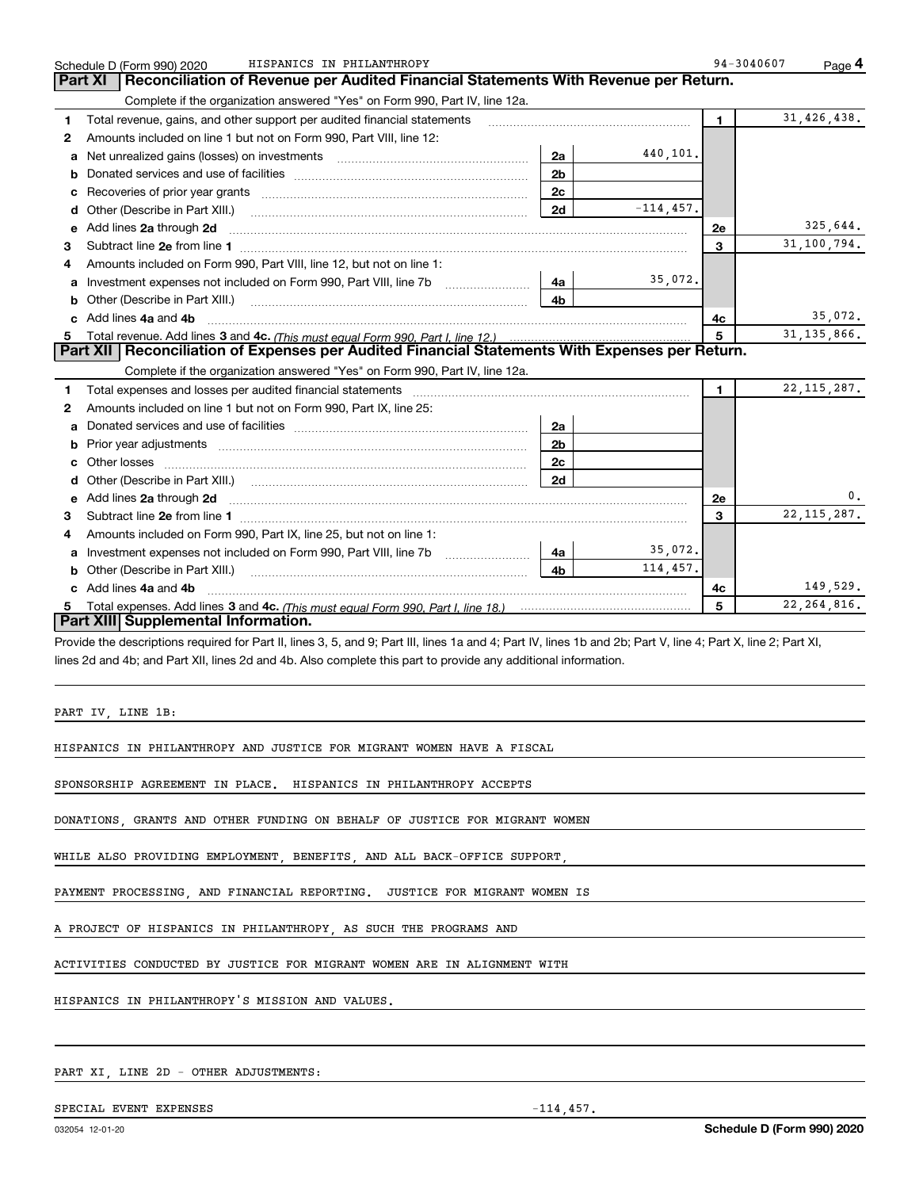Schedule D (Form 990) 2020 HISPANICS IN PHILANTHROPY 94-3040607

## Part XI Reconciliation of Revenue per Audited Financial Statements With Revenue per Return.

Complete if the organization answered "Yes" on Form 990, Part IV, line 12a.

| | | | | | |
|---|---|---|---|---|---|
| 1 | Total revenue, gains, and other support per audited financial statements | | | 1 | 31,426,438. |
| 2 | Amounts included on line 1 but not on Form 990, Part VIII, line 12: | | | | |
| a | Net unrealized gains (losses) on investments | 2a | 440,101. | | |
| b | Donated services and use of facilities | 2b | | | |
| c | Recoveries of prior year grants | 2c | | | |
| d | Other (Describe in Part XIII.) | 2d | -114,457. | | |
| e | Add lines **2a** through **2d** | | | 2e | 325,644. |
| 3 | Subtract line **2e** from line **1** | | | 3 | 31,100,794. |
| 4 | Amounts included on Form 990, Part VIII, line 12, but not on line 1: | | | | |
| a | Investment expenses not included on Form 990, Part VIII, line 7b | 4a | 35,072. | | |
| b | Other (Describe in Part XIII.) | 4b | | | |
| c | Add lines **4a** and **4b** | | | 4c | 35,072. |
| 5 | Total revenue. Add lines **3** and **4c.** *(This must equal Form 990, Part I, line 12.)* | | | 5 | 31,135,866. |

## Part XII Reconciliation of Expenses per Audited Financial Statements With Expenses per Return.

Complete if the organization answered "Yes" on Form 990, Part IV, line 12a.

| | | | | | |
|---|---|---|---|---|---|
| 1 | Total expenses and losses per audited financial statements | | | 1 | 22,115,287. |
| 2 | Amounts included on line 1 but not on Form 990, Part IX, line 25: | | | | |
| a | Donated services and use of facilities | 2a | | | |
| b | Prior year adjustments | 2b | | | |
| c | Other losses | 2c | | | |
| d | Other (Describe in Part XIII.) | 2d | | | |
| e | Add lines **2a** through **2d** | | | 2e | 0. |
| 3 | Subtract line **2e** from line **1** | | | 3 | 22,115,287. |
| 4 | Amounts included on Form 990, Part IX, line 25, but not on line 1: | | | | |
| a | Investment expenses not included on Form 990, Part VIII, line 7b | 4a | 35,072. | | |
| b | Other (Describe in Part XIII.) | 4b | 114,457. | | |
| c | Add lines **4a** and **4b** | | | 4c | 149,529. |
| 5 | Total expenses. Add lines **3** and **4c.** *(This must equal Form 990, Part I, line 18.)* | | | 5 | 22,264,816. |

## Part XIII Supplemental Information.

Provide the descriptions required for Part II, lines 3, 5, and 9; Part III, lines 1a and 4; Part IV, lines 1b and 2b; Part V, line 4; Part X, line 2; Part XI, lines 2d and 4b; and Part XII, lines 2d and 4b. Also complete this part to provide any additional information.

PART IV, LINE 1B:

HISPANICS IN PHILANTHROPY AND JUSTICE FOR MIGRANT WOMEN HAVE A FISCAL SPONSORSHIP AGREEMENT IN PLACE. HISPANICS IN PHILANTHROPY ACCEPTS DONATIONS, GRANTS AND OTHER FUNDING ON BEHALF OF JUSTICE FOR MIGRANT WOMEN WHILE ALSO PROVIDING EMPLOYMENT, BENEFITS, AND ALL BACK-OFFICE SUPPORT, PAYMENT PROCESSING, AND FINANCIAL REPORTING. JUSTICE FOR MIGRANT WOMEN IS A PROJECT OF HISPANICS IN PHILANTHROPY, AS SUCH THE PROGRAMS AND ACTIVITIES CONDUCTED BY JUSTICE FOR MIGRANT WOMEN ARE IN ALIGNMENT WITH HISPANICS IN PHILANTHROPY'S MISSION AND VALUES.

PART XI, LINE 2D - OTHER ADJUSTMENTS:

| | |
|---|---|
| SPECIAL EVENT EXPENSES | -114,457. |

032054 12-01-20 **Schedule D (Form 990) 2020**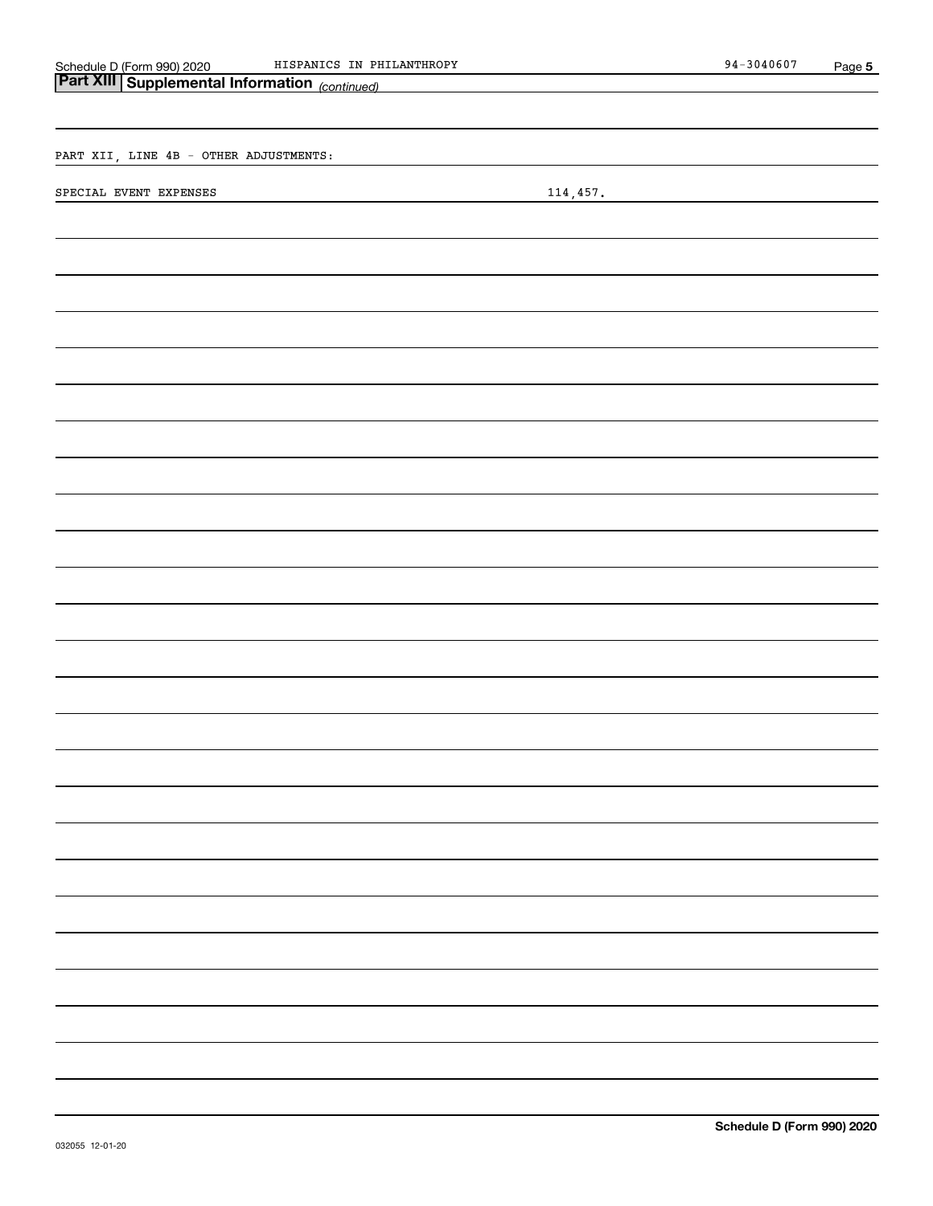## Part XIII Supplemental Information *(continued)*

PART XII, LINE 4B - OTHER ADJUSTMENTS:

| | |
|---|---|
| SPECIAL EVENT EXPENSES | 114,457. |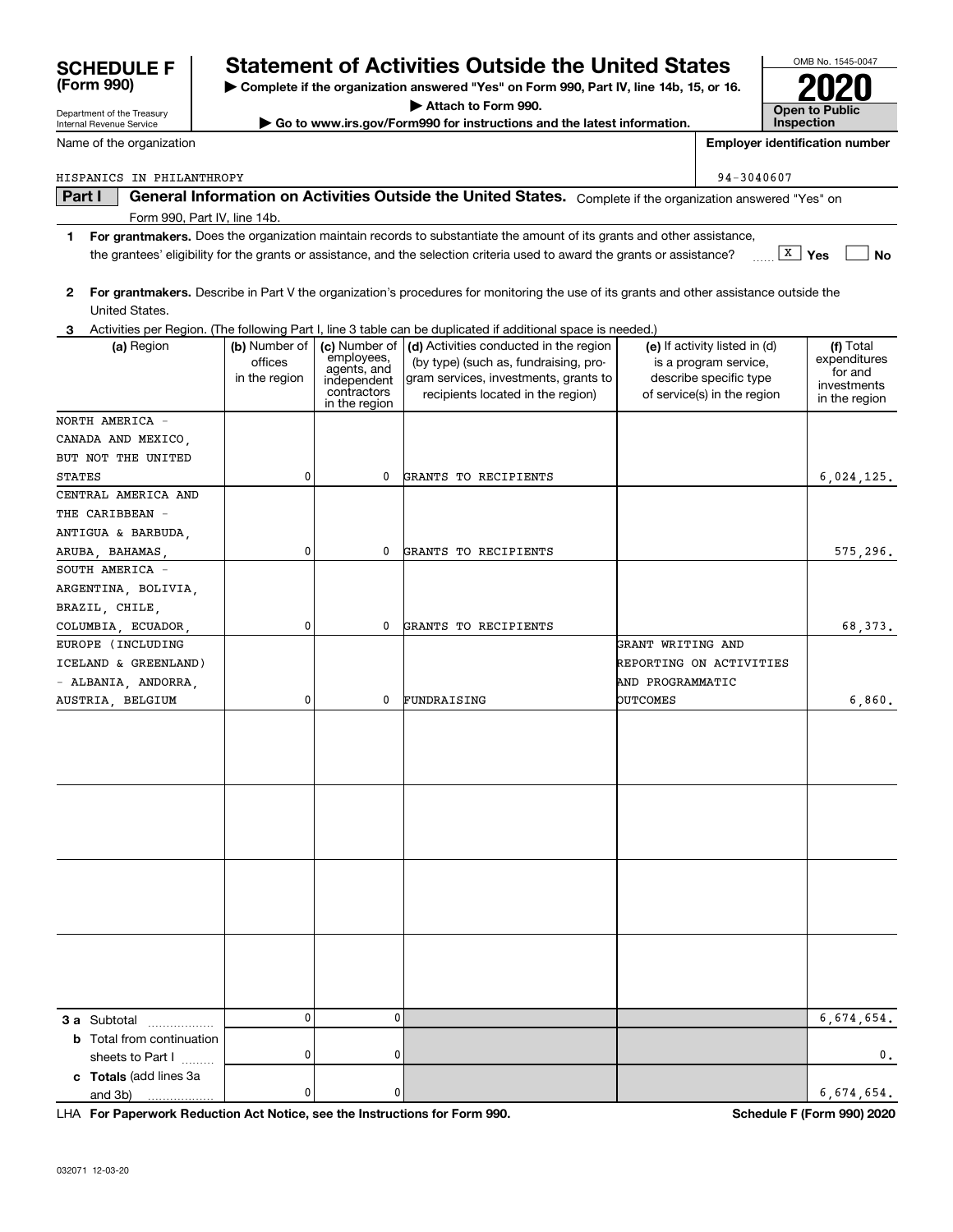# SCHEDULE F (Form 990)

Department of the Treasury
Internal Revenue Service

## Statement of Activities Outside the United States

▶ Complete if the organization answered "Yes" on Form 990, Part IV, line 14b, 15, or 16.

▶ Attach to Form 990.

▶ Go to www.irs.gov/Form990 for instructions and the latest information.

OMB No. 1545-0047

**2020**

**Open to Public Inspection**

Name of the organization: HISPANICS IN PHILANTHROPY

Employer identification number: 94-3040607

**Part I — General Information on Activities Outside the United States.** Complete if the organization answered "Yes" on Form 990, Part IV, line 14b.

1. **For grantmakers.** Does the organization maintain records to substantiate the amount of its grants and other assistance, the grantees' eligibility for the grants or assistance, and the selection criteria used to award the grants or assistance? [X] Yes [ ] No

2. **For grantmakers.** Describe in Part V the organization's procedures for monitoring the use of its grants and other assistance outside the United States.

3. Activities per Region. (The following Part I, line 3 table can be duplicated if additional space is needed.)

| (a) Region | (b) Number of offices in the region | (c) Number of employees, agents, and independent contractors in the region | (d) Activities conducted in the region (by type) (such as, fundraising, program services, investments, grants to recipients located in the region) | (e) If activity listed in (d) is a program service, describe specific type of service(s) in the region | (f) Total expenditures for and investments in the region |
|---|---|---|---|---|---|
| NORTH AMERICA - CANADA AND MEXICO, BUT NOT THE UNITED STATES | 0 | 0 | GRANTS TO RECIPIENTS | | 6,024,125. |
| CENTRAL AMERICA AND THE CARIBBEAN - ANTIGUA & BARBUDA, ARUBA, BAHAMAS, | 0 | 0 | GRANTS TO RECIPIENTS | | 575,296. |
| SOUTH AMERICA - ARGENTINA, BOLIVIA, BRAZIL, CHILE, COLUMBIA, ECUADOR, | 0 | 0 | GRANTS TO RECIPIENTS | | 68,373. |
| EUROPE (INCLUDING ICELAND & GREENLAND) - ALBANIA, ANDORRA, AUSTRIA, BELGIUM | 0 | 0 | FUNDRAISING | GRANT WRITING AND REPORTING ON ACTIVITIES AND PROGRAMMATIC OUTCOMES | 6,860. |
| | | | | | |
| | | | | | |
| | | | | | |
| | | | | | |
| **3 a** Subtotal | 0 | 0 | | | 6,674,654. |
| **b** Total from continuation sheets to Part I | 0 | 0 | | | 0. |
| **c Totals** (add lines 3a and 3b) | 0 | 0 | | | 6,674,654. |

LHA **For Paperwork Reduction Act Notice, see the Instructions for Form 990.** **Schedule F (Form 990) 2020**

032071 12-03-20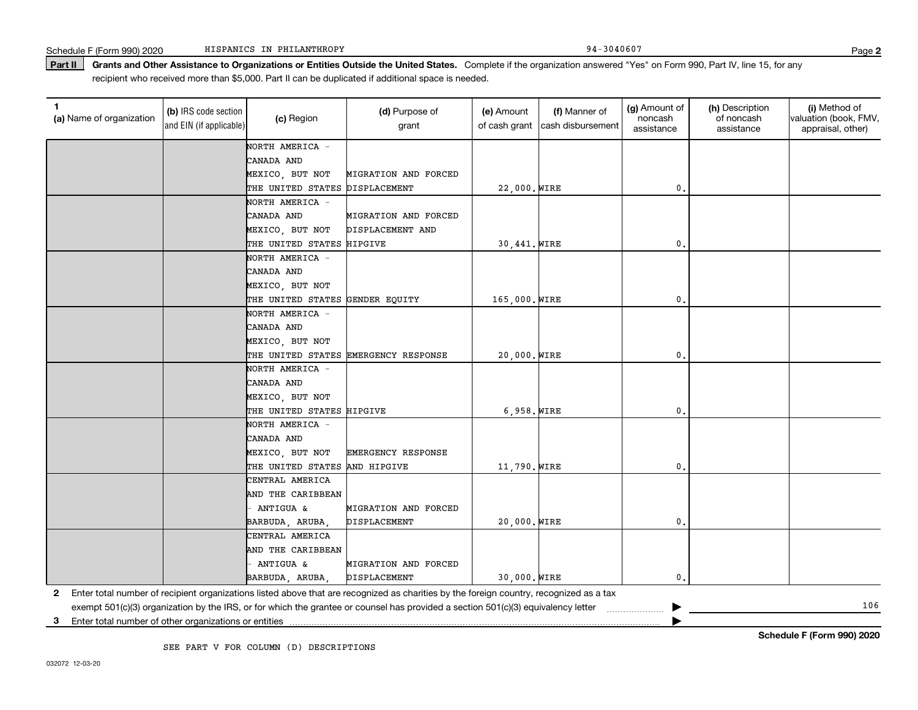Schedule F (Form 990) 2020 HISPANICS IN PHILANTHROPY 94-3040607

## Part II Grants and Other Assistance to Organizations or Entities Outside the United States.

Complete if the organization answered "Yes" on Form 990, Part IV, line 15, for any recipient who received more than $5,000. Part II can be duplicated if additional space is needed.

| 1 (a) Name of organization | (b) IRS code section and EIN (if applicable) | (c) Region | (d) Purpose of grant | (e) Amount of cash grant | (f) Manner of cash disbursement | (g) Amount of noncash assistance | (h) Description of noncash assistance | (i) Method of valuation (book, FMV, appraisal, other) |
|---|---|---|---|---|---|---|---|---|
| | | NORTH AMERICA - CANADA AND MEXICO, BUT NOT THE UNITED STATES | MIGRATION AND FORCED DISPLACEMENT | 22,000. | WIRE | 0. | | |
| | | NORTH AMERICA - CANADA AND MEXICO, BUT NOT THE UNITED STATES | MIGRATION AND FORCED DISPLACEMENT AND HIPGIVE | 30,441. | WIRE | 0. | | |
| | | NORTH AMERICA - CANADA AND MEXICO, BUT NOT THE UNITED STATES | GENDER EQUITY | 165,000. | WIRE | 0. | | |
| | | NORTH AMERICA - CANADA AND MEXICO, BUT NOT THE UNITED STATES | EMERGENCY RESPONSE | 20,000. | WIRE | 0. | | |
| | | NORTH AMERICA - CANADA AND MEXICO, BUT NOT THE UNITED STATES | HIPGIVE | 6,958. | WIRE | 0. | | |
| | | NORTH AMERICA - CANADA AND MEXICO, BUT NOT THE UNITED STATES | EMERGENCY RESPONSE AND HIPGIVE | 11,790. | WIRE | 0. | | |
| | | CENTRAL AMERICA AND THE CARIBBEAN - ANTIGUA & BARBUDA, ARUBA, | MIGRATION AND FORCED DISPLACEMENT | 20,000. | WIRE | 0. | | |
| | | CENTRAL AMERICA AND THE CARIBBEAN - ANTIGUA & BARBUDA, ARUBA, | MIGRATION AND FORCED DISPLACEMENT | 30,000. | WIRE | 0. | | |

2 Enter total number of recipient organizations listed above that are recognized as charities by the foreign country, recognized as a tax exempt 501(c)(3) organization by the IRS, or for which the grantee or counsel has provided a section 501(c)(3) equivalency letter ▶ 106

3 Enter total number of other organizations or entities ▶

SEE PART V FOR COLUMN (D) DESCRIPTIONS

032072 12-03-20

Schedule F (Form 990) 2020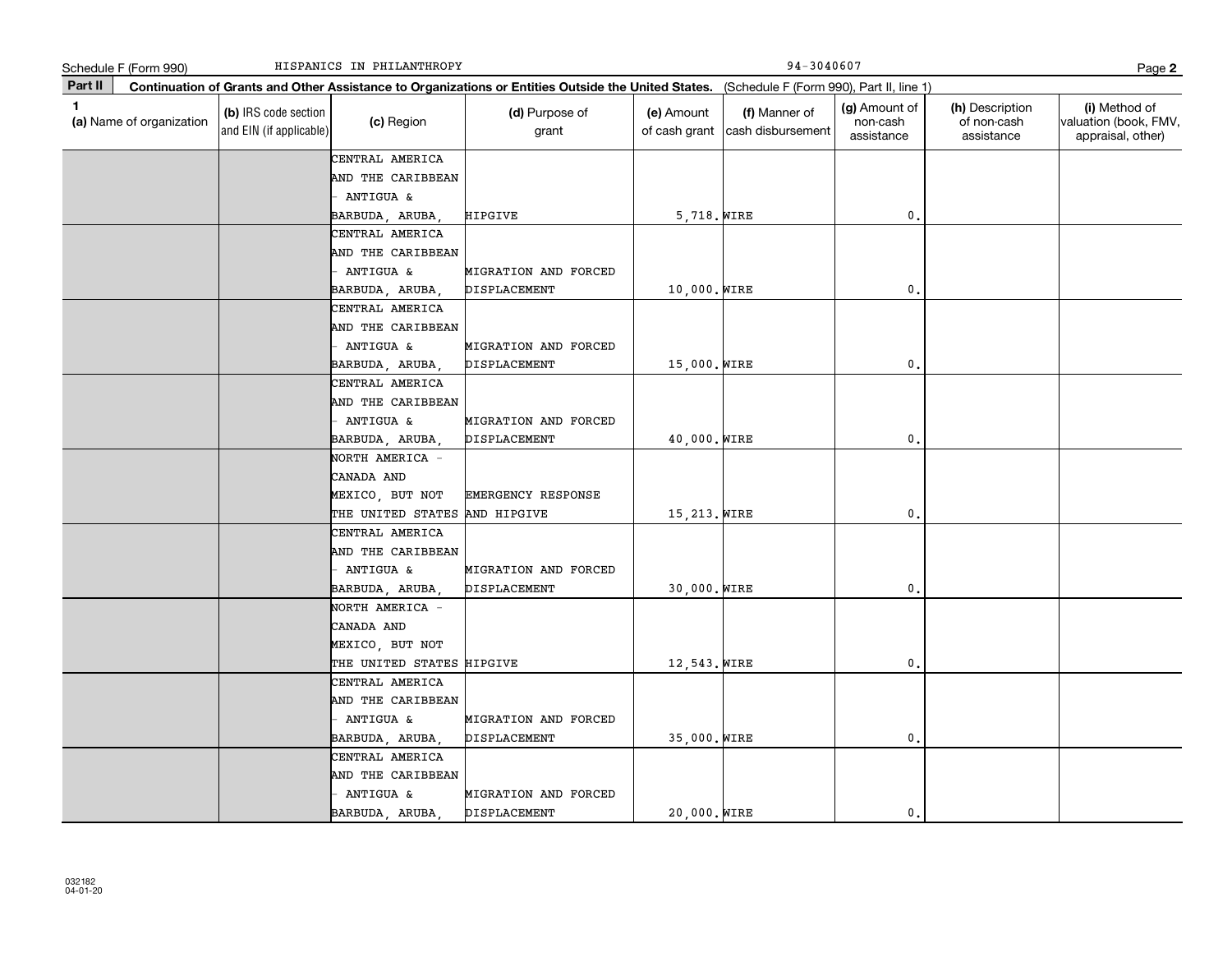Schedule F (Form 990) HISPANICS IN PHILANTHROPY 94-3040607

**Part II** **Continuation of Grants and Other Assistance to Organizations or Entities Outside the United States.** (Schedule F (Form 990), Part II, line 1)

| 1 (a) Name of organization | (b) IRS code section and EIN (if applicable) | (c) Region | (d) Purpose of grant | (e) Amount of cash grant | (f) Manner of cash disbursement | (g) Amount of non-cash assistance | (h) Description of non-cash assistance | (i) Method of valuation (book, FMV, appraisal, other) |
|---|---|---|---|---|---|---|---|---|
| | | CENTRAL AMERICA AND THE CARIBBEAN - ANTIGUA & BARBUDA, ARUBA, | HIPGIVE | 5,718. | WIRE | 0. | | |
| | | CENTRAL AMERICA AND THE CARIBBEAN - ANTIGUA & BARBUDA, ARUBA, | MIGRATION AND FORCED DISPLACEMENT | 10,000. | WIRE | 0. | | |
| | | CENTRAL AMERICA AND THE CARIBBEAN - ANTIGUA & BARBUDA, ARUBA, | MIGRATION AND FORCED DISPLACEMENT | 15,000. | WIRE | 0. | | |
| | | CENTRAL AMERICA AND THE CARIBBEAN - ANTIGUA & BARBUDA, ARUBA, | MIGRATION AND FORCED DISPLACEMENT | 40,000. | WIRE | 0. | | |
| | | NORTH AMERICA - CANADA AND MEXICO, BUT NOT THE UNITED STATES | EMERGENCY RESPONSE AND HIPGIVE | 15,213. | WIRE | 0. | | |
| | | CENTRAL AMERICA AND THE CARIBBEAN - ANTIGUA & BARBUDA, ARUBA, | MIGRATION AND FORCED DISPLACEMENT | 30,000. | WIRE | 0. | | |
| | | NORTH AMERICA - CANADA AND MEXICO, BUT NOT THE UNITED STATES | HIPGIVE | 12,543. | WIRE | 0. | | |
| | | CENTRAL AMERICA AND THE CARIBBEAN - ANTIGUA & BARBUDA, ARUBA, | MIGRATION AND FORCED DISPLACEMENT | 35,000. | WIRE | 0. | | |
| | | CENTRAL AMERICA AND THE CARIBBEAN - ANTIGUA & BARBUDA, ARUBA, | MIGRATION AND FORCED DISPLACEMENT | 20,000. | WIRE | 0. | | |

032182
04-01-20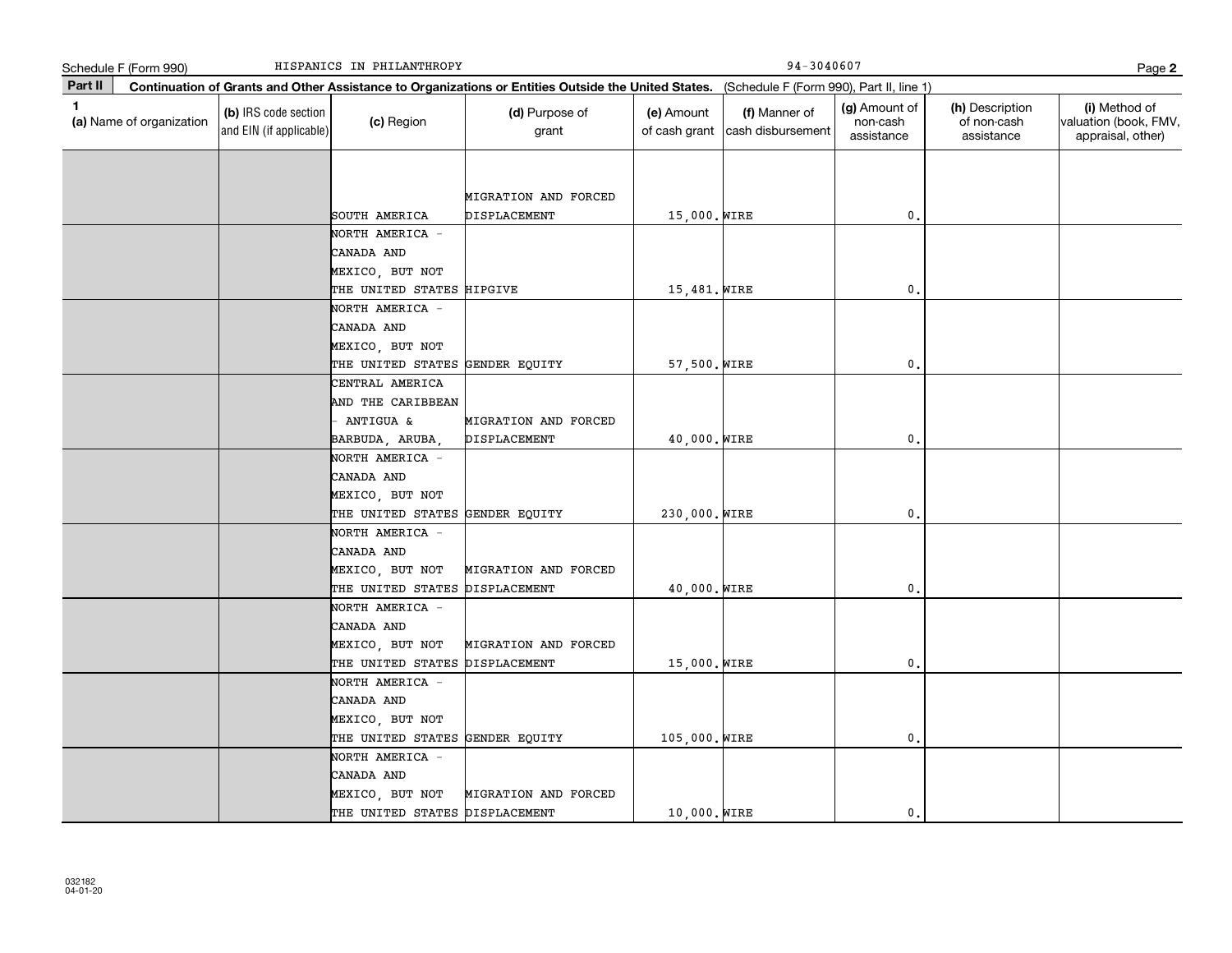Schedule F (Form 990) HISPANICS IN PHILANTHROPY 94-3040607

**Part II** **Continuation of Grants and Other Assistance to Organizations or Entities Outside the United States.** (Schedule F (Form 990), Part II, line 1)

| 1 (a) Name of organization | (b) IRS code section and EIN (if applicable) | (c) Region | (d) Purpose of grant | (e) Amount of cash grant | (f) Manner of cash disbursement | (g) Amount of non-cash assistance | (h) Description of non-cash assistance | (i) Method of valuation (book, FMV, appraisal, other) |
|---|---|---|---|---|---|---|---|---|
| | | SOUTH AMERICA | MIGRATION AND FORCED DISPLACEMENT | 15,000. | WIRE | 0. | | |
| | | NORTH AMERICA - CANADA AND MEXICO, BUT NOT THE UNITED STATES | HIPGIVE | 15,481. | WIRE | 0. | | |
| | | NORTH AMERICA - CANADA AND MEXICO, BUT NOT THE UNITED STATES | GENDER EQUITY | 57,500. | WIRE | 0. | | |
| | | CENTRAL AMERICA AND THE CARIBBEAN - ANTIGUA & BARBUDA, ARUBA, | MIGRATION AND FORCED DISPLACEMENT | 40,000. | WIRE | 0. | | |
| | | NORTH AMERICA - CANADA AND MEXICO, BUT NOT THE UNITED STATES | GENDER EQUITY | 230,000. | WIRE | 0. | | |
| | | NORTH AMERICA - CANADA AND MEXICO, BUT NOT THE UNITED STATES | MIGRATION AND FORCED DISPLACEMENT | 40,000. | WIRE | 0. | | |
| | | NORTH AMERICA - CANADA AND MEXICO, BUT NOT THE UNITED STATES | MIGRATION AND FORCED DISPLACEMENT | 15,000. | WIRE | 0. | | |
| | | NORTH AMERICA - CANADA AND MEXICO, BUT NOT THE UNITED STATES | GENDER EQUITY | 105,000. | WIRE | 0. | | |
| | | NORTH AMERICA - CANADA AND MEXICO, BUT NOT THE UNITED STATES | MIGRATION AND FORCED DISPLACEMENT | 10,000. | WIRE | 0. | | |

032182 04-01-20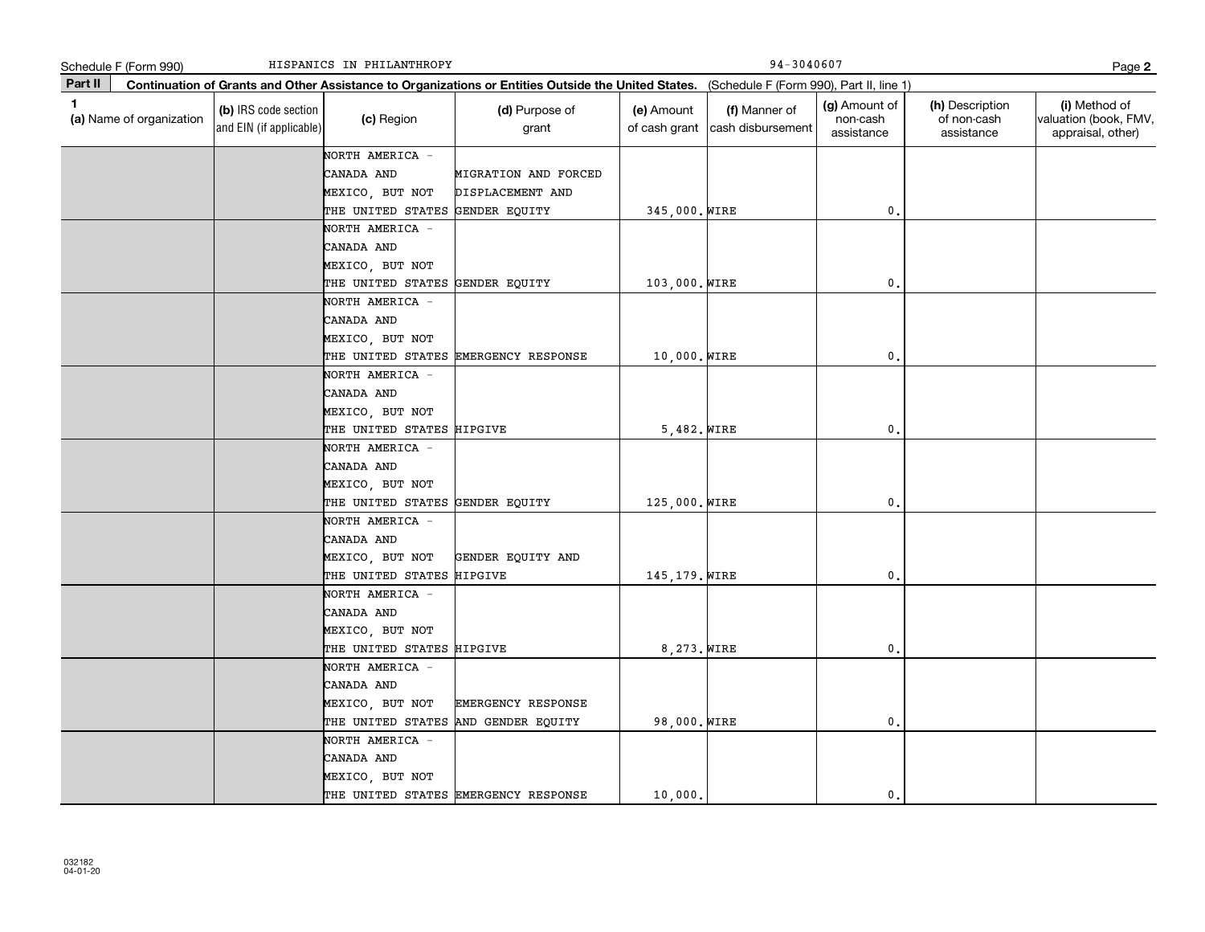Schedule F (Form 990) HISPANICS IN PHILANTHROPY 94-3040607

**Part II** **Continuation of Grants and Other Assistance to Organizations or Entities Outside the United States.** (Schedule F (Form 990), Part II, line 1)

| 1 (a) Name of organization | (b) IRS code section and EIN (if applicable) | (c) Region | (d) Purpose of grant | (e) Amount of cash grant | (f) Manner of cash disbursement | (g) Amount of non-cash assistance | (h) Description of non-cash assistance | (i) Method of valuation (book, FMV, appraisal, other) |
|---|---|---|---|---|---|---|---|---|
| | | NORTH AMERICA - CANADA AND MEXICO, BUT NOT THE UNITED STATES | MIGRATION AND FORCED DISPLACEMENT AND GENDER EQUITY | 345,000. | WIRE | 0. | | |
| | | NORTH AMERICA - CANADA AND MEXICO, BUT NOT THE UNITED STATES | GENDER EQUITY | 103,000. | WIRE | 0. | | |
| | | NORTH AMERICA - CANADA AND MEXICO, BUT NOT THE UNITED STATES | EMERGENCY RESPONSE | 10,000. | WIRE | 0. | | |
| | | NORTH AMERICA - CANADA AND MEXICO, BUT NOT THE UNITED STATES | HIPGIVE | 5,482. | WIRE | 0. | | |
| | | NORTH AMERICA - CANADA AND MEXICO, BUT NOT THE UNITED STATES | GENDER EQUITY | 125,000. | WIRE | 0. | | |
| | | NORTH AMERICA - CANADA AND MEXICO, BUT NOT THE UNITED STATES | GENDER EQUITY AND HIPGIVE | 145,179. | WIRE | 0. | | |
| | | NORTH AMERICA - CANADA AND MEXICO, BUT NOT THE UNITED STATES | HIPGIVE | 8,273. | WIRE | 0. | | |
| | | NORTH AMERICA - CANADA AND MEXICO, BUT NOT THE UNITED STATES | EMERGENCY RESPONSE AND GENDER EQUITY | 98,000. | WIRE | 0. | | |
| | | NORTH AMERICA - CANADA AND MEXICO, BUT NOT THE UNITED STATES | EMERGENCY RESPONSE | 10,000. | | 0. | | |

032182 04-01-20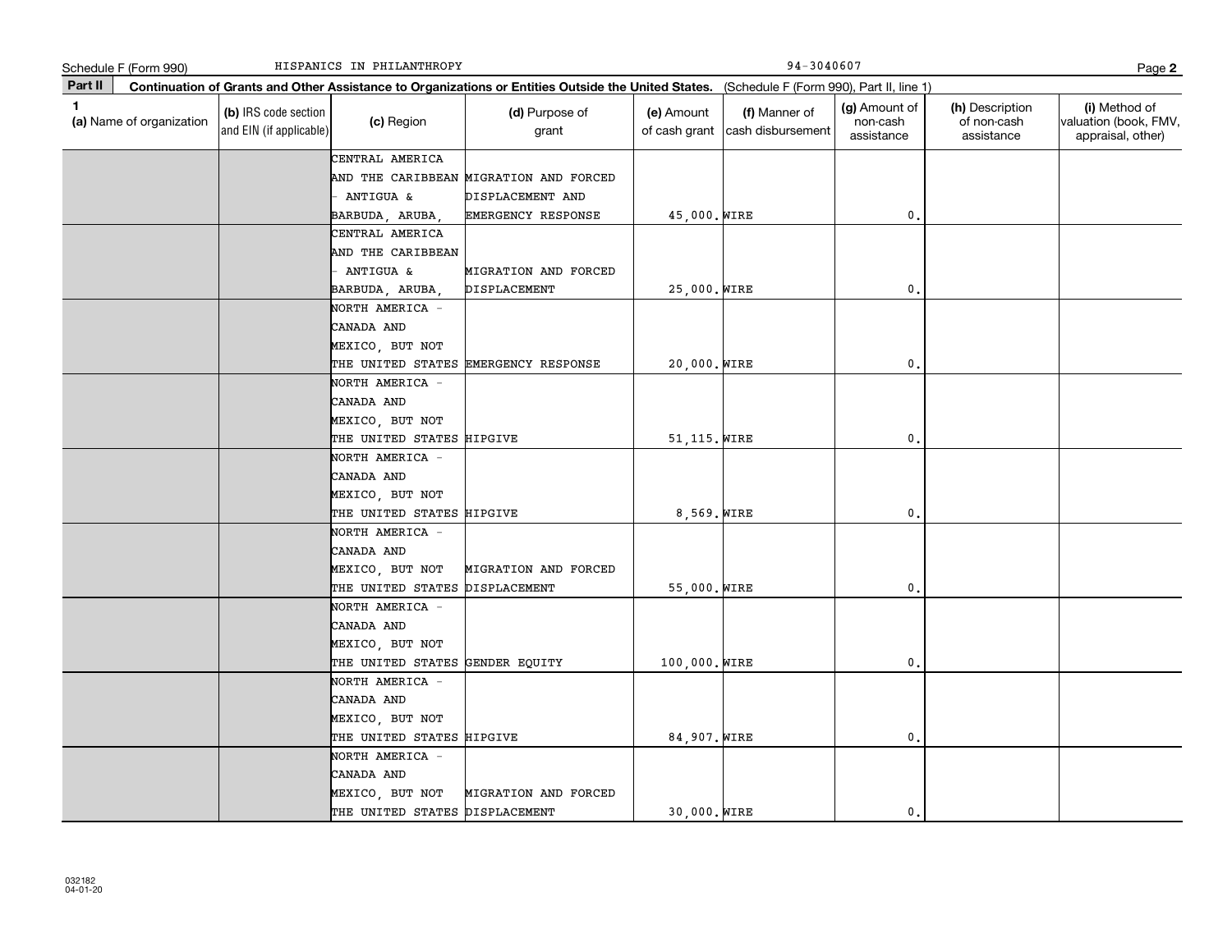Schedule F (Form 990) HISPANICS IN PHILANTHROPY 94-3040607

**Part II** **Continuation of Grants and Other Assistance to Organizations or Entities Outside the United States.** (Schedule F (Form 990), Part II, line 1)

| 1 (a) Name of organization | (b) IRS code section and EIN (if applicable) | (c) Region | (d) Purpose of grant | (e) Amount of cash grant | (f) Manner of cash disbursement | (g) Amount of non-cash assistance | (h) Description of non-cash assistance | (i) Method of valuation (book, FMV, appraisal, other) |
|---|---|---|---|---|---|---|---|---|
| | | CENTRAL AMERICA AND THE CARIBBEAN - ANTIGUA & BARBUDA, ARUBA, | MIGRATION AND FORCED DISPLACEMENT AND EMERGENCY RESPONSE | 45,000. | WIRE | 0. | | |
| | | CENTRAL AMERICA AND THE CARIBBEAN - ANTIGUA & BARBUDA, ARUBA, | MIGRATION AND FORCED DISPLACEMENT | 25,000. | WIRE | 0. | | |
| | | NORTH AMERICA - CANADA AND MEXICO, BUT NOT THE UNITED STATES | EMERGENCY RESPONSE | 20,000. | WIRE | 0. | | |
| | | NORTH AMERICA - CANADA AND MEXICO, BUT NOT THE UNITED STATES | HIPGIVE | 51,115. | WIRE | 0. | | |
| | | NORTH AMERICA - CANADA AND MEXICO, BUT NOT THE UNITED STATES | HIPGIVE | 8,569. | WIRE | 0. | | |
| | | NORTH AMERICA - CANADA AND MEXICO, BUT NOT THE UNITED STATES | MIGRATION AND FORCED DISPLACEMENT | 55,000. | WIRE | 0. | | |
| | | NORTH AMERICA - CANADA AND MEXICO, BUT NOT THE UNITED STATES | GENDER EQUITY | 100,000. | WIRE | 0. | | |
| | | NORTH AMERICA - CANADA AND MEXICO, BUT NOT THE UNITED STATES | HIPGIVE | 84,907. | WIRE | 0. | | |
| | | NORTH AMERICA - CANADA AND MEXICO, BUT NOT THE UNITED STATES | MIGRATION AND FORCED DISPLACEMENT | 30,000. | WIRE | 0. | | |

032182
04-01-20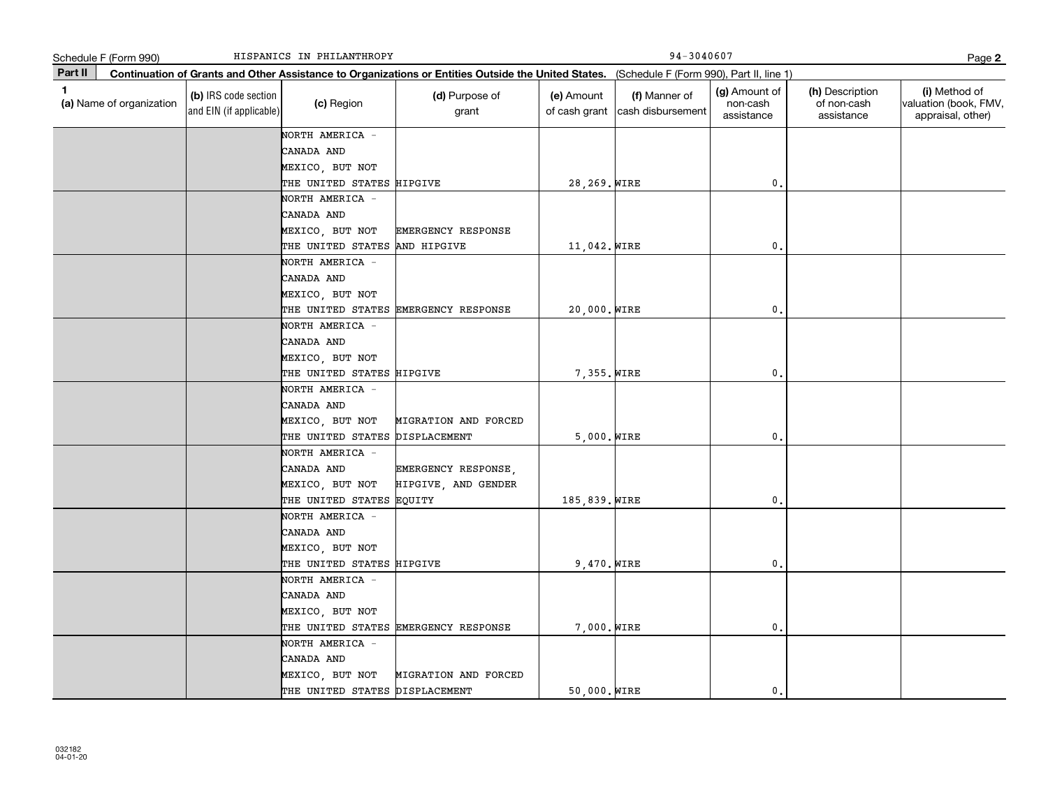Schedule F (Form 990) HISPANICS IN PHILANTHROPY 94-3040607

**Part II** **Continuation of Grants and Other Assistance to Organizations or Entities Outside the United States.** (Schedule F (Form 990), Part II, line 1)

| 1 (a) Name of organization | (b) IRS code section and EIN (if applicable) | (c) Region | (d) Purpose of grant | (e) Amount of cash grant | (f) Manner of cash disbursement | (g) Amount of non-cash assistance | (h) Description of non-cash assistance | (i) Method of valuation (book, FMV, appraisal, other) |
|---|---|---|---|---|---|---|---|---|
| | | NORTH AMERICA - CANADA AND MEXICO, BUT NOT THE UNITED STATES | HIPGIVE | 28,269. | WIRE | 0. | | |
| | | NORTH AMERICA - CANADA AND MEXICO, BUT NOT THE UNITED STATES | EMERGENCY RESPONSE AND HIPGIVE | 11,042. | WIRE | 0. | | |
| | | NORTH AMERICA - CANADA AND MEXICO, BUT NOT THE UNITED STATES | EMERGENCY RESPONSE | 20,000. | WIRE | 0. | | |
| | | NORTH AMERICA - CANADA AND MEXICO, BUT NOT THE UNITED STATES | HIPGIVE | 7,355. | WIRE | 0. | | |
| | | NORTH AMERICA - CANADA AND MEXICO, BUT NOT THE UNITED STATES | MIGRATION AND FORCED DISPLACEMENT | 5,000. | WIRE | 0. | | |
| | | NORTH AMERICA - CANADA AND MEXICO, BUT NOT THE UNITED STATES | EMERGENCY RESPONSE, HIPGIVE, AND GENDER EQUITY | 185,839. | WIRE | 0. | | |
| | | NORTH AMERICA - CANADA AND MEXICO, BUT NOT THE UNITED STATES | HIPGIVE | 9,470. | WIRE | 0. | | |
| | | NORTH AMERICA - CANADA AND MEXICO, BUT NOT THE UNITED STATES | EMERGENCY RESPONSE | 7,000. | WIRE | 0. | | |
| | | NORTH AMERICA - CANADA AND MEXICO, BUT NOT THE UNITED STATES | MIGRATION AND FORCED DISPLACEMENT | 50,000. | WIRE | 0. | | |

032182 04-01-20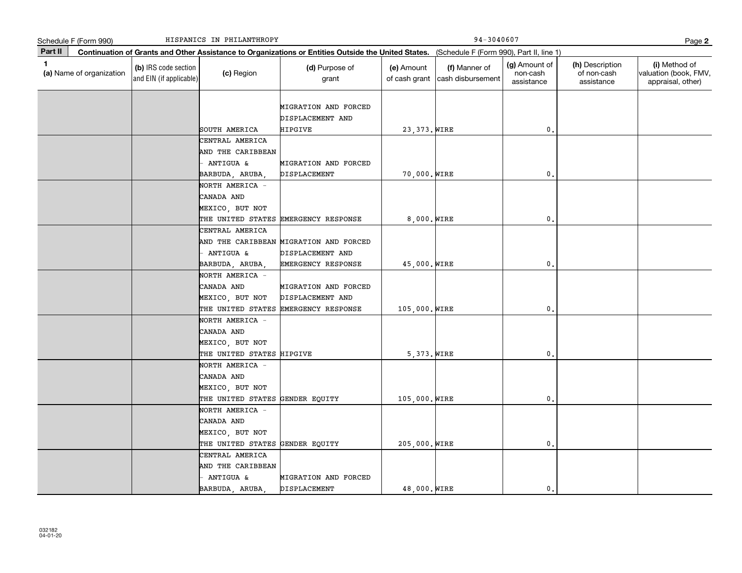Schedule F (Form 990) HISPANICS IN PHILANTHROPY 94-3040607

**Part II** **Continuation of Grants and Other Assistance to Organizations or Entities Outside the United States.** (Schedule F (Form 990), Part II, line 1)

| 1 (a) Name of organization | (b) IRS code section and EIN (if applicable) | (c) Region | (d) Purpose of grant | (e) Amount of cash grant | (f) Manner of cash disbursement | (g) Amount of non-cash assistance | (h) Description of non-cash assistance | (i) Method of valuation (book, FMV, appraisal, other) |
|---|---|---|---|---|---|---|---|---|
| | | SOUTH AMERICA | MIGRATION AND FORCED DISPLACEMENT AND HIPGIVE | 23,373. | WIRE | 0. | | |
| | | CENTRAL AMERICA AND THE CARIBBEAN - ANTIGUA & BARBUDA, ARUBA, | MIGRATION AND FORCED DISPLACEMENT | 70,000. | WIRE | 0. | | |
| | | NORTH AMERICA - CANADA AND MEXICO, BUT NOT THE UNITED STATES | EMERGENCY RESPONSE | 8,000. | WIRE | 0. | | |
| | | CENTRAL AMERICA AND THE CARIBBEAN - ANTIGUA & BARBUDA, ARUBA, | MIGRATION AND FORCED DISPLACEMENT AND EMERGENCY RESPONSE | 45,000. | WIRE | 0. | | |
| | | NORTH AMERICA - CANADA AND MEXICO, BUT NOT THE UNITED STATES | MIGRATION AND FORCED DISPLACEMENT AND EMERGENCY RESPONSE | 105,000. | WIRE | 0. | | |
| | | NORTH AMERICA - CANADA AND MEXICO, BUT NOT THE UNITED STATES | HIPGIVE | 5,373. | WIRE | 0. | | |
| | | NORTH AMERICA - CANADA AND MEXICO, BUT NOT THE UNITED STATES | GENDER EQUITY | 105,000. | WIRE | 0. | | |
| | | NORTH AMERICA - CANADA AND MEXICO, BUT NOT THE UNITED STATES | GENDER EQUITY | 205,000. | WIRE | 0. | | |
| | | CENTRAL AMERICA AND THE CARIBBEAN - ANTIGUA & BARBUDA, ARUBA, | MIGRATION AND FORCED DISPLACEMENT | 48,000. | WIRE | 0. | | |

032182 04-01-20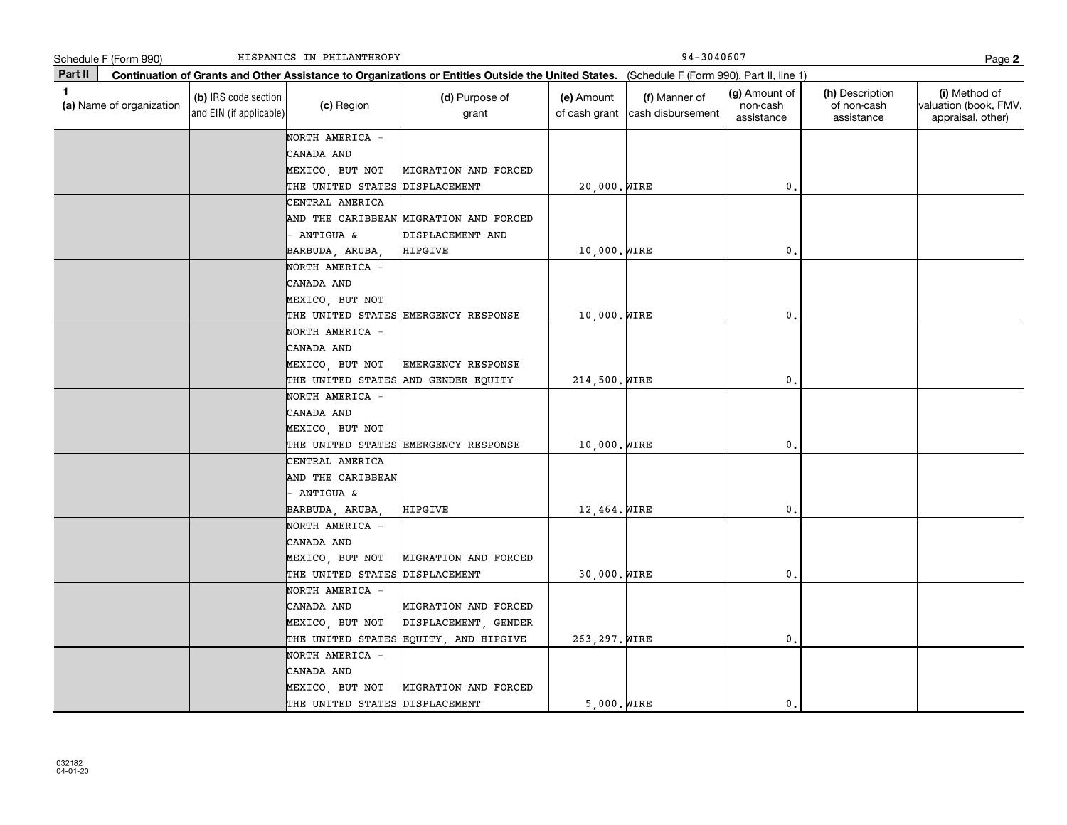Schedule F (Form 990) HISPANICS IN PHILANTHROPY 94-3040607

**Part II** **Continuation of Grants and Other Assistance to Organizations or Entities Outside the United States.** (Schedule F (Form 990), Part II, line 1)

| 1 (a) Name of organization | (b) IRS code section and EIN (if applicable) | (c) Region | (d) Purpose of grant | (e) Amount of cash grant | (f) Manner of cash disbursement | (g) Amount of non-cash assistance | (h) Description of non-cash assistance | (i) Method of valuation (book, FMV, appraisal, other) |
|---|---|---|---|---|---|---|---|---|
| | | NORTH AMERICA - CANADA AND MEXICO, BUT NOT THE UNITED STATES | MIGRATION AND FORCED DISPLACEMENT | 20,000. | WIRE | 0. | | |
| | | CENTRAL AMERICA AND THE CARIBBEAN - ANTIGUA & BARBUDA, ARUBA, | MIGRATION AND FORCED DISPLACEMENT AND HIPGIVE | 10,000. | WIRE | 0. | | |
| | | NORTH AMERICA - CANADA AND MEXICO, BUT NOT THE UNITED STATES | EMERGENCY RESPONSE | 10,000. | WIRE | 0. | | |
| | | NORTH AMERICA - CANADA AND MEXICO, BUT NOT THE UNITED STATES | EMERGENCY RESPONSE AND GENDER EQUITY | 214,500. | WIRE | 0. | | |
| | | NORTH AMERICA - CANADA AND MEXICO, BUT NOT THE UNITED STATES | EMERGENCY RESPONSE | 10,000. | WIRE | 0. | | |
| | | CENTRAL AMERICA AND THE CARIBBEAN - ANTIGUA & BARBUDA, ARUBA, | HIPGIVE | 12,464. | WIRE | 0. | | |
| | | NORTH AMERICA - CANADA AND MEXICO, BUT NOT THE UNITED STATES | MIGRATION AND FORCED DISPLACEMENT | 30,000. | WIRE | 0. | | |
| | | NORTH AMERICA - CANADA AND MEXICO, BUT NOT THE UNITED STATES | MIGRATION AND FORCED DISPLACEMENT, GENDER EQUITY, AND HIPGIVE | 263,297. | WIRE | 0. | | |
| | | NORTH AMERICA - CANADA AND MEXICO, BUT NOT THE UNITED STATES | MIGRATION AND FORCED DISPLACEMENT | 5,000. | WIRE | 0. | | |

032182 04-01-20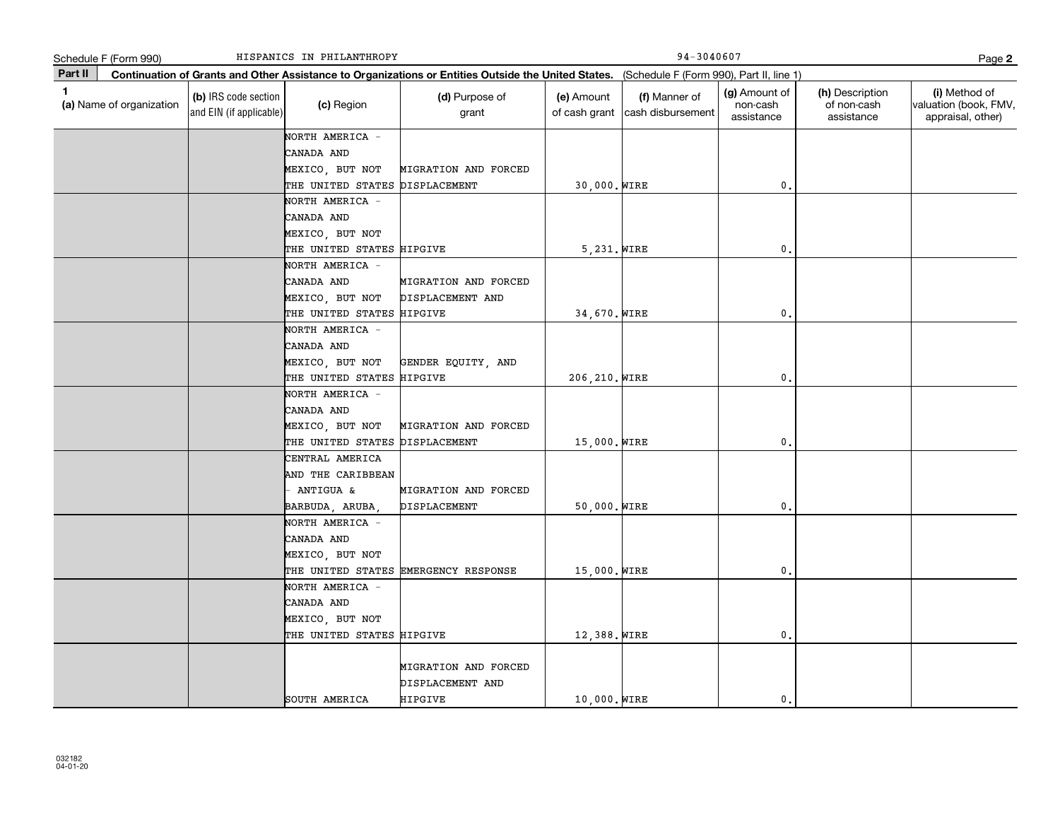Schedule F (Form 990) HISPANICS IN PHILANTHROPY 94-3040607

**Part II** **Continuation of Grants and Other Assistance to Organizations or Entities Outside the United States.** (Schedule F (Form 990), Part II, line 1)

| 1 (a) Name of organization | (b) IRS code section and EIN (if applicable) | (c) Region | (d) Purpose of grant | (e) Amount of cash grant | (f) Manner of cash disbursement | (g) Amount of non-cash assistance | (h) Description of non-cash assistance | (i) Method of valuation (book, FMV, appraisal, other) |
|---|---|---|---|---|---|---|---|---|
| | | NORTH AMERICA - CANADA AND MEXICO, BUT NOT THE UNITED STATES | MIGRATION AND FORCED DISPLACEMENT | 30,000. | WIRE | 0. | | |
| | | NORTH AMERICA - CANADA AND MEXICO, BUT NOT THE UNITED STATES | HIPGIVE | 5,231. | WIRE | 0. | | |
| | | NORTH AMERICA - CANADA AND MEXICO, BUT NOT THE UNITED STATES | MIGRATION AND FORCED DISPLACEMENT AND HIPGIVE | 34,670. | WIRE | 0. | | |
| | | NORTH AMERICA - CANADA AND MEXICO, BUT NOT THE UNITED STATES | GENDER EQUITY, AND HIPGIVE | 206,210. | WIRE | 0. | | |
| | | NORTH AMERICA - CANADA AND MEXICO, BUT NOT THE UNITED STATES | MIGRATION AND FORCED DISPLACEMENT | 15,000. | WIRE | 0. | | |
| | | CENTRAL AMERICA AND THE CARIBBEAN - ANTIGUA & BARBUDA, ARUBA, | MIGRATION AND FORCED DISPLACEMENT | 50,000. | WIRE | 0. | | |
| | | NORTH AMERICA - CANADA AND MEXICO, BUT NOT THE UNITED STATES | EMERGENCY RESPONSE | 15,000. | WIRE | 0. | | |
| | | NORTH AMERICA - CANADA AND MEXICO, BUT NOT THE UNITED STATES | HIPGIVE | 12,388. | WIRE | 0. | | |
| | | SOUTH AMERICA | MIGRATION AND FORCED DISPLACEMENT AND HIPGIVE | 10,000. | WIRE | 0. | | |

032182 04-01-20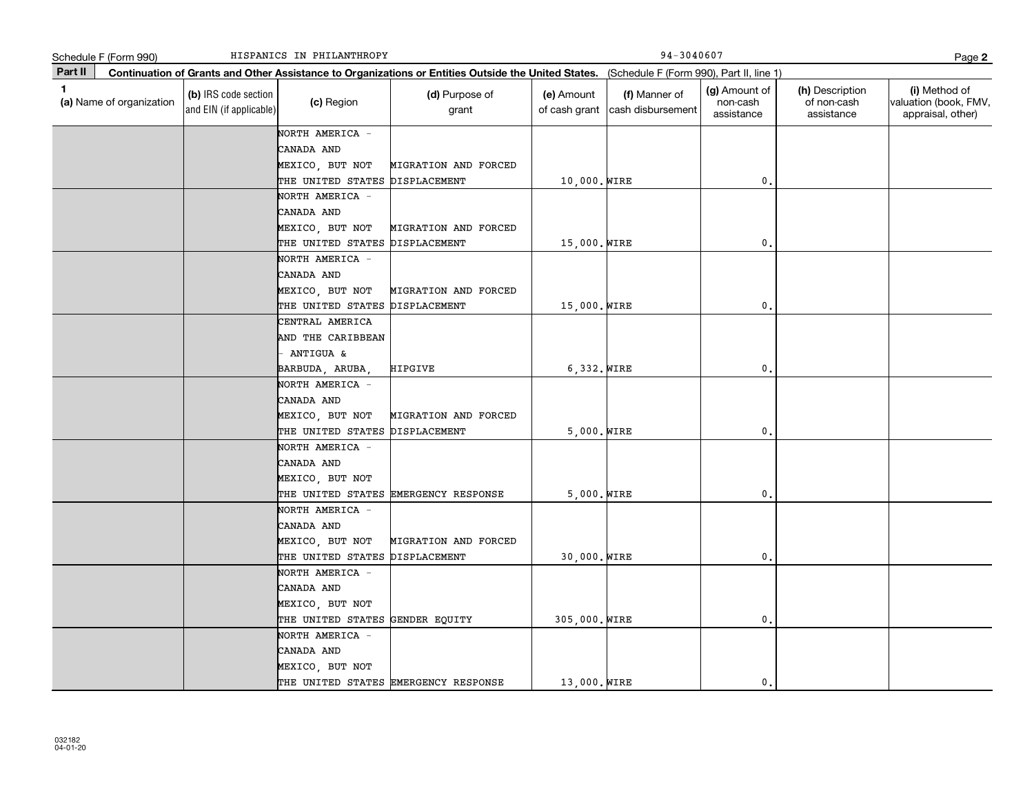Schedule F (Form 990) HISPANICS IN PHILANTHROPY 94-3040607

**Part II** **Continuation of Grants and Other Assistance to Organizations or Entities Outside the United States.** (Schedule F (Form 990), Part II, line 1)

| 1 (a) Name of organization | (b) IRS code section and EIN (if applicable) | (c) Region | (d) Purpose of grant | (e) Amount of cash grant | (f) Manner of cash disbursement | (g) Amount of non-cash assistance | (h) Description of non-cash assistance | (i) Method of valuation (book, FMV, appraisal, other) |
|---|---|---|---|---|---|---|---|---|
| | | NORTH AMERICA - CANADA AND MEXICO, BUT NOT THE UNITED STATES | MIGRATION AND FORCED DISPLACEMENT | 10,000. | WIRE | 0. | | |
| | | NORTH AMERICA - CANADA AND MEXICO, BUT NOT THE UNITED STATES | MIGRATION AND FORCED DISPLACEMENT | 15,000. | WIRE | 0. | | |
| | | NORTH AMERICA - CANADA AND MEXICO, BUT NOT THE UNITED STATES | MIGRATION AND FORCED DISPLACEMENT | 15,000. | WIRE | 0. | | |
| | | CENTRAL AMERICA AND THE CARIBBEAN - ANTIGUA & BARBUDA, ARUBA, | HIPGIVE | 6,332. | WIRE | 0. | | |
| | | NORTH AMERICA - CANADA AND MEXICO, BUT NOT THE UNITED STATES | MIGRATION AND FORCED DISPLACEMENT | 5,000. | WIRE | 0. | | |
| | | NORTH AMERICA - CANADA AND MEXICO, BUT NOT THE UNITED STATES | EMERGENCY RESPONSE | 5,000. | WIRE | 0. | | |
| | | NORTH AMERICA - CANADA AND MEXICO, BUT NOT THE UNITED STATES | MIGRATION AND FORCED DISPLACEMENT | 30,000. | WIRE | 0. | | |
| | | NORTH AMERICA - CANADA AND MEXICO, BUT NOT THE UNITED STATES | GENDER EQUITY | 305,000. | WIRE | 0. | | |
| | | NORTH AMERICA - CANADA AND MEXICO, BUT NOT THE UNITED STATES | EMERGENCY RESPONSE | 13,000. | WIRE | 0. | | |

032182
04-01-20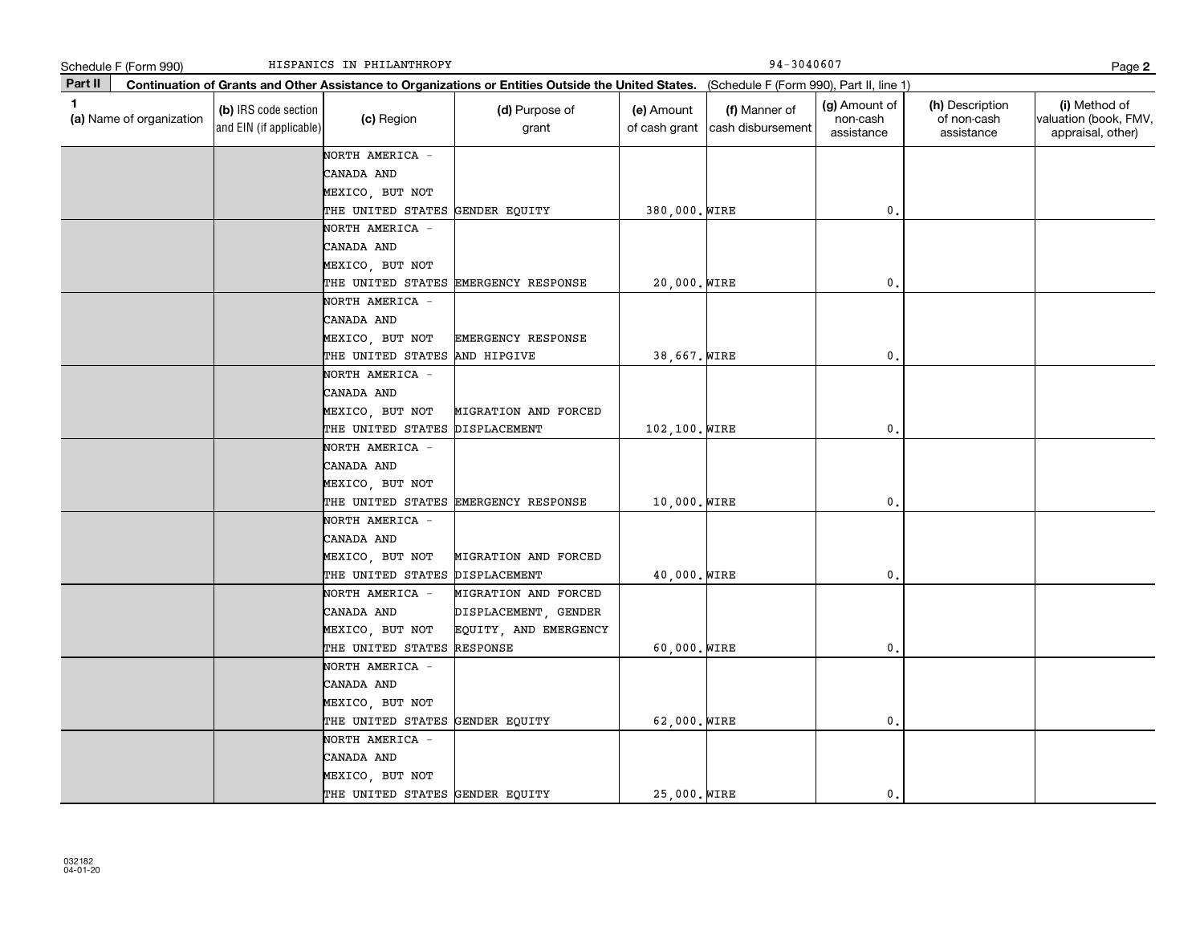Schedule F (Form 990) HISPANICS IN PHILANTHROPY 94-3040607

**Part II** **Continuation of Grants and Other Assistance to Organizations or Entities Outside the United States.** (Schedule F (Form 990), Part II, line 1)

| 1 (a) Name of organization | (b) IRS code section and EIN (if applicable) | (c) Region | (d) Purpose of grant | (e) Amount of cash grant | (f) Manner of cash disbursement | (g) Amount of non-cash assistance | (h) Description of non-cash assistance | (i) Method of valuation (book, FMV, appraisal, other) |
|---|---|---|---|---|---|---|---|---|
| | | NORTH AMERICA - CANADA AND MEXICO, BUT NOT THE UNITED STATES | GENDER EQUITY | 380,000. | WIRE | 0. | | |
| | | NORTH AMERICA - CANADA AND MEXICO, BUT NOT THE UNITED STATES | EMERGENCY RESPONSE | 20,000. | WIRE | 0. | | |
| | | NORTH AMERICA - CANADA AND MEXICO, BUT NOT THE UNITED STATES | EMERGENCY RESPONSE AND HIPGIVE | 38,667. | WIRE | 0. | | |
| | | NORTH AMERICA - CANADA AND MEXICO, BUT NOT THE UNITED STATES | MIGRATION AND FORCED DISPLACEMENT | 102,100. | WIRE | 0. | | |
| | | NORTH AMERICA - CANADA AND MEXICO, BUT NOT THE UNITED STATES | EMERGENCY RESPONSE | 10,000. | WIRE | 0. | | |
| | | NORTH AMERICA - CANADA AND MEXICO, BUT NOT THE UNITED STATES | MIGRATION AND FORCED DISPLACEMENT | 40,000. | WIRE | 0. | | |
| | | NORTH AMERICA - CANADA AND MEXICO, BUT NOT THE UNITED STATES | MIGRATION AND FORCED DISPLACEMENT, GENDER EQUITY, AND EMERGENCY RESPONSE | 60,000. | WIRE | 0. | | |
| | | NORTH AMERICA - CANADA AND MEXICO, BUT NOT THE UNITED STATES | GENDER EQUITY | 62,000. | WIRE | 0. | | |
| | | NORTH AMERICA - CANADA AND MEXICO, BUT NOT THE UNITED STATES | GENDER EQUITY | 25,000. | WIRE | 0. | | |

032182 04-01-20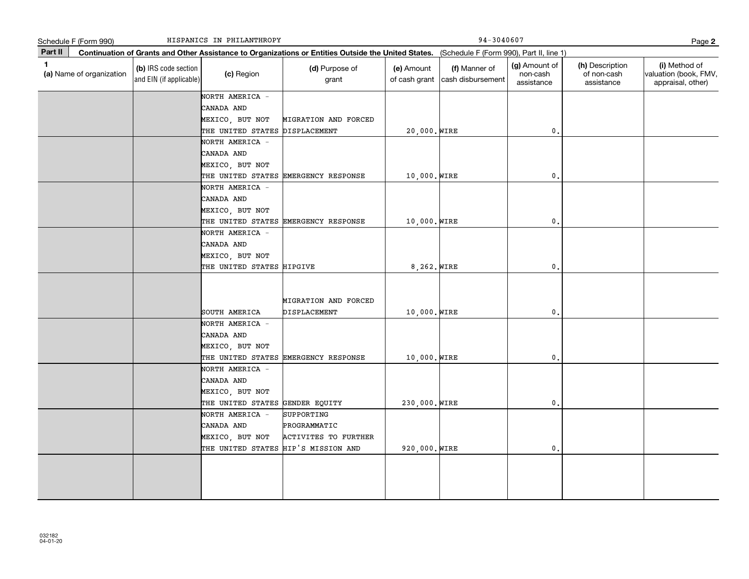Schedule F (Form 990) HISPANICS IN PHILANTHROPY 94-3040607

**Part II** **Continuation of Grants and Other Assistance to Organizations or Entities Outside the United States.** (Schedule F (Form 990), Part II, line 1)

| 1 (a) Name of organization | (b) IRS code section and EIN (if applicable) | (c) Region | (d) Purpose of grant | (e) Amount of cash grant | (f) Manner of cash disbursement | (g) Amount of non-cash assistance | (h) Description of non-cash assistance | (i) Method of valuation (book, FMV, appraisal, other) |
|---|---|---|---|---|---|---|---|---|
| | | NORTH AMERICA - CANADA AND MEXICO, BUT NOT THE UNITED STATES | MIGRATION AND FORCED DISPLACEMENT | 20,000. | WIRE | 0. | | |
| | | NORTH AMERICA - CANADA AND MEXICO, BUT NOT THE UNITED STATES | EMERGENCY RESPONSE | 10,000. | WIRE | 0. | | |
| | | NORTH AMERICA - CANADA AND MEXICO, BUT NOT THE UNITED STATES | EMERGENCY RESPONSE | 10,000. | WIRE | 0. | | |
| | | NORTH AMERICA - CANADA AND MEXICO, BUT NOT THE UNITED STATES | HIPGIVE | 8,262. | WIRE | 0. | | |
| | | SOUTH AMERICA | MIGRATION AND FORCED DISPLACEMENT | 10,000. | WIRE | 0. | | |
| | | NORTH AMERICA - CANADA AND MEXICO, BUT NOT THE UNITED STATES | EMERGENCY RESPONSE | 10,000. | WIRE | 0. | | |
| | | NORTH AMERICA - CANADA AND MEXICO, BUT NOT THE UNITED STATES | GENDER EQUITY | 230,000. | WIRE | 0. | | |
| | | NORTH AMERICA - CANADA AND MEXICO, BUT NOT THE UNITED STATES | SUPPORTING PROGRAMMATIC ACTIVITES TO FURTHER HIP'S MISSION AND | 920,000. | WIRE | 0. | | |
| | | | | | | | | |

032182 04-01-20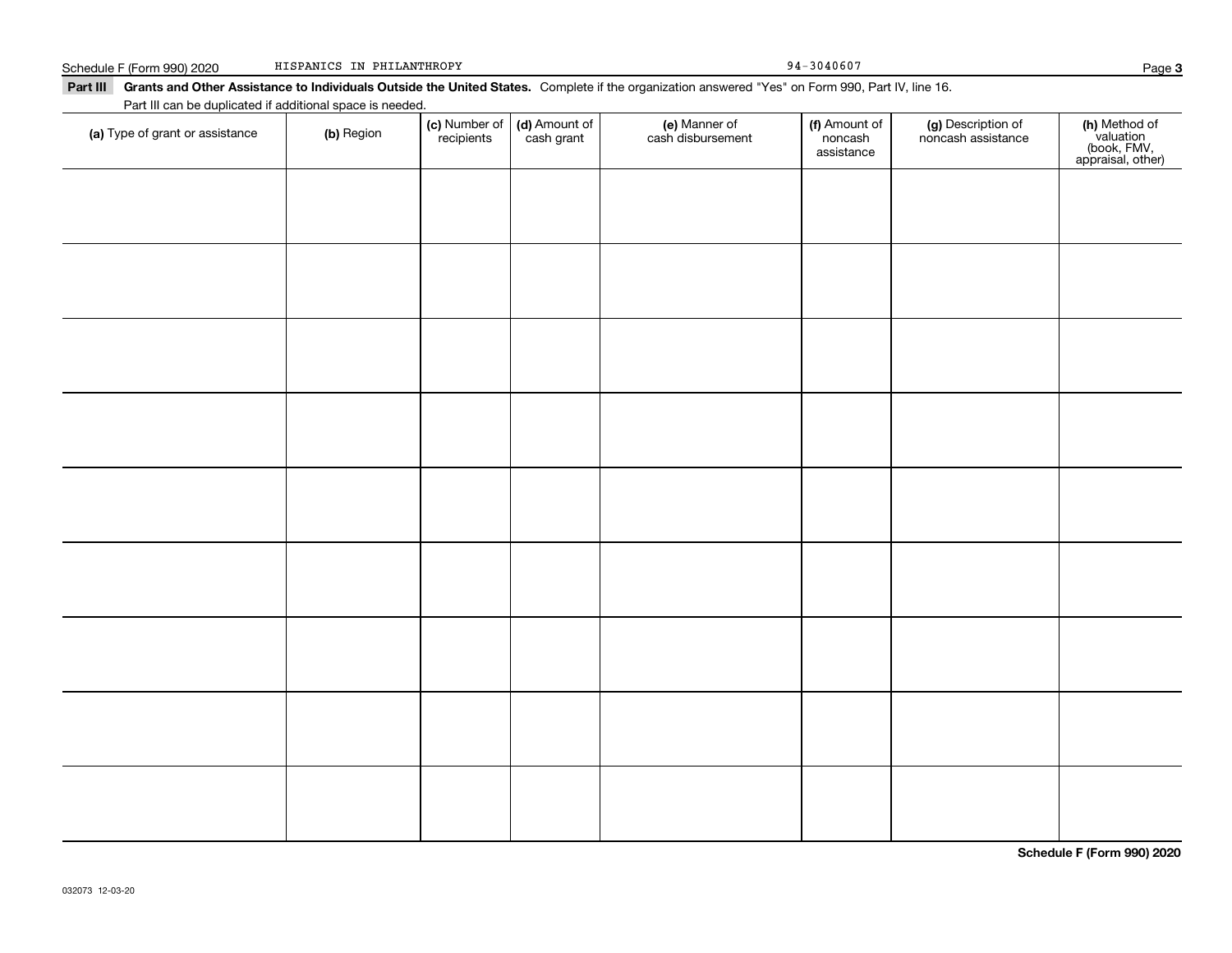Schedule F (Form 990) 2020 HISPANICS IN PHILANTHROPY 94-3040607

**Part III Grants and Other Assistance to Individuals Outside the United States.** Complete if the organization answered "Yes" on Form 990, Part IV, line 16.

Part III can be duplicated if additional space is needed.

| **(a)** Type of grant or assistance | **(b)** Region | **(c)** Number of recipients | **(d)** Amount of cash grant | **(e)** Manner of cash disbursement | **(f)** Amount of noncash assistance | **(g)** Description of noncash assistance | **(h)** Method of valuation (book, FMV, appraisal, other) |
|---|---|---|---|---|---|---|---|
| | | | | | | | |
| | | | | | | | |
| | | | | | | | |
| | | | | | | | |
| | | | | | | | |
| | | | | | | | |
| | | | | | | | |
| | | | | | | | |
| | | | | | | | |

**Schedule F (Form 990) 2020**

032073 12-03-20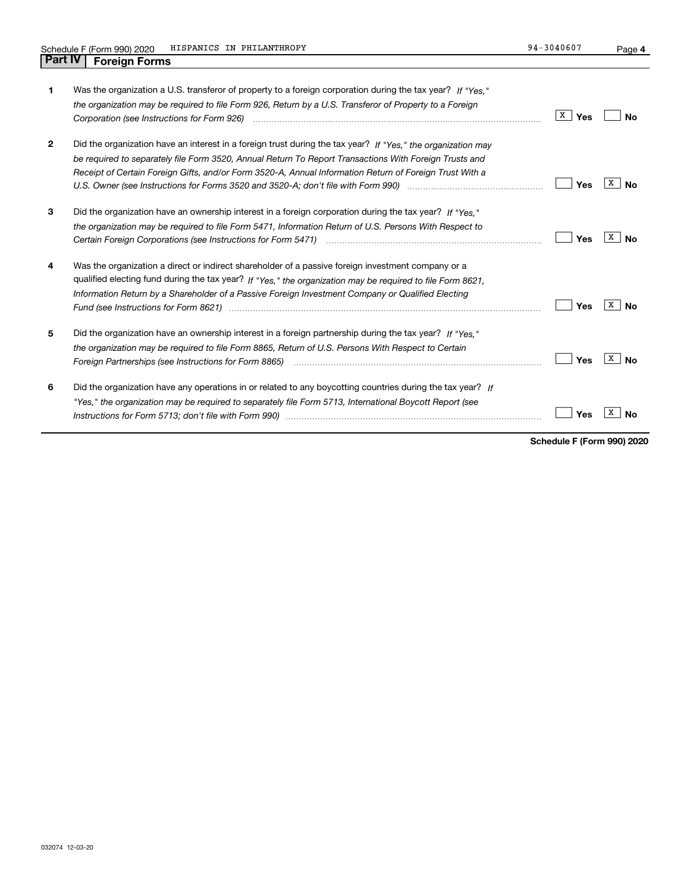Schedule F (Form 990) 2020 HISPANICS IN PHILANTHROPY 94-3040607

## Part IV Foreign Forms

| | | Yes | No |
|---|---|---|---|
| 1 | Was the organization a U.S. transferor of property to a foreign corporation during the tax year? *If "Yes," the organization may be required to file Form 926, Return by a U.S. Transferor of Property to a Foreign Corporation (see Instructions for Form 926)* | X | |
| 2 | Did the organization have an interest in a foreign trust during the tax year? *If "Yes," the organization may be required to separately file Form 3520, Annual Return To Report Transactions With Foreign Trusts and Receipt of Certain Foreign Gifts, and/or Form 3520-A, Annual Information Return of Foreign Trust With a U.S. Owner (see Instructions for Forms 3520 and 3520-A; don't file with Form 990)* | | X |
| 3 | Did the organization have an ownership interest in a foreign corporation during the tax year? *If "Yes," the organization may be required to file Form 5471, Information Return of U.S. Persons With Respect to Certain Foreign Corporations (see Instructions for Form 5471)* | | X |
| 4 | Was the organization a direct or indirect shareholder of a passive foreign investment company or a qualified electing fund during the tax year? *If "Yes," the organization may be required to file Form 8621, Information Return by a Shareholder of a Passive Foreign Investment Company or Qualified Electing Fund (see Instructions for Form 8621)* | | X |
| 5 | Did the organization have an ownership interest in a foreign partnership during the tax year? *If "Yes," the organization may be required to file Form 8865, Return of U.S. Persons With Respect to Certain Foreign Partnerships (see Instructions for Form 8865)* | | X |
| 6 | Did the organization have any operations in or related to any boycotting countries during the tax year? *If "Yes," the organization may be required to separately file Form 5713, International Boycott Report (see Instructions for Form 5713; don't file with Form 990)* | | X |

**Schedule F (Form 990) 2020**

032074 12-03-20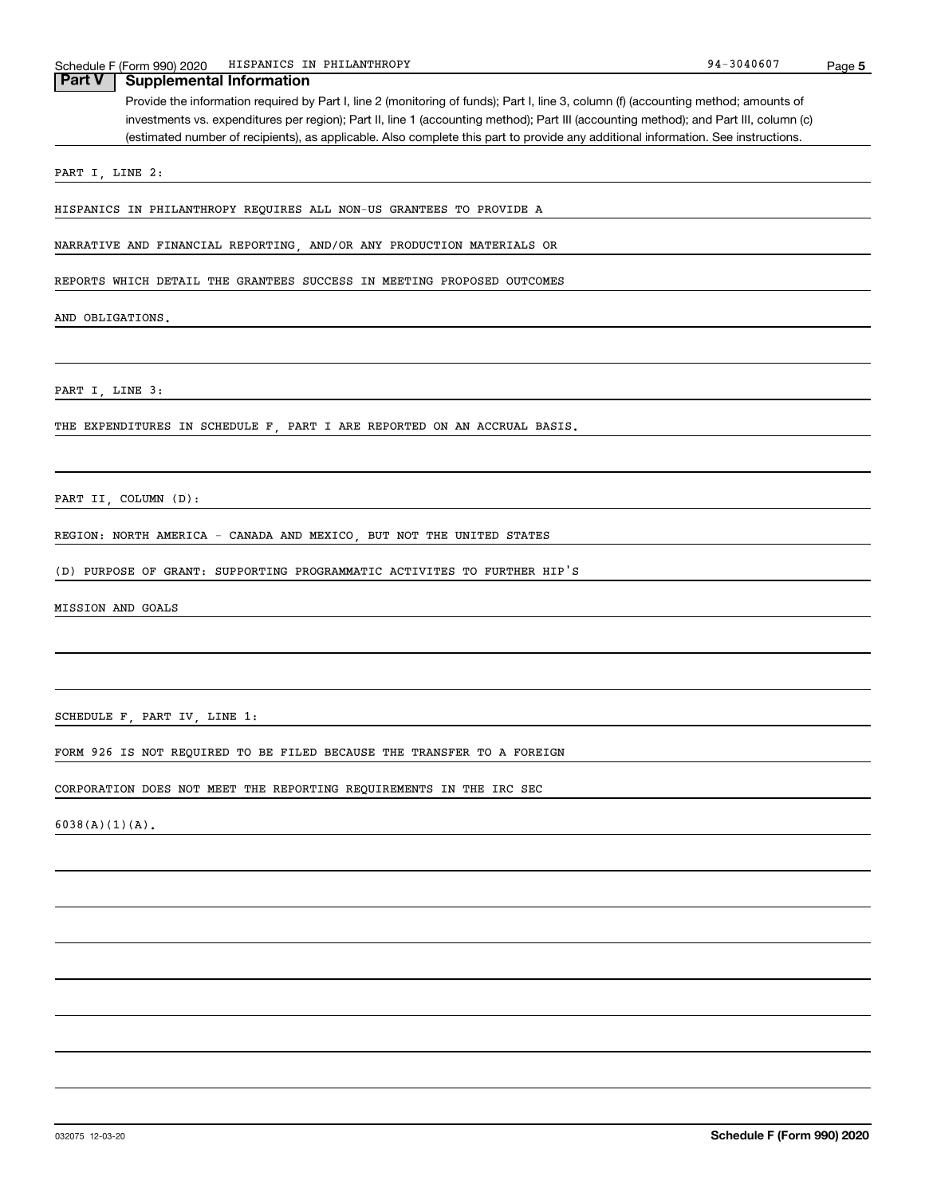## Part V Supplemental Information

Provide the information required by Part I, line 2 (monitoring of funds); Part I, line 3, column (f) (accounting method; amounts of investments vs. expenditures per region); Part II, line 1 (accounting method); Part III (accounting method); and Part III, column (c) (estimated number of recipients), as applicable. Also complete this part to provide any additional information. See instructions.

PART I, LINE 2:

HISPANICS IN PHILANTHROPY REQUIRES ALL NON-US GRANTEES TO PROVIDE A NARRATIVE AND FINANCIAL REPORTING, AND/OR ANY PRODUCTION MATERIALS OR REPORTS WHICH DETAIL THE GRANTEES SUCCESS IN MEETING PROPOSED OUTCOMES AND OBLIGATIONS.

PART I, LINE 3:

THE EXPENDITURES IN SCHEDULE F, PART I ARE REPORTED ON AN ACCRUAL BASIS.

PART II, COLUMN (D):

REGION: NORTH AMERICA - CANADA AND MEXICO, BUT NOT THE UNITED STATES

(D) PURPOSE OF GRANT: SUPPORTING PROGRAMMATIC ACTIVITES TO FURTHER HIP'S MISSION AND GOALS

SCHEDULE F, PART IV, LINE 1:

FORM 926 IS NOT REQUIRED TO BE FILED BECAUSE THE TRANSFER TO A FOREIGN CORPORATION DOES NOT MEET THE REPORTING REQUIREMENTS IN THE IRC SEC 6038(A)(1)(A).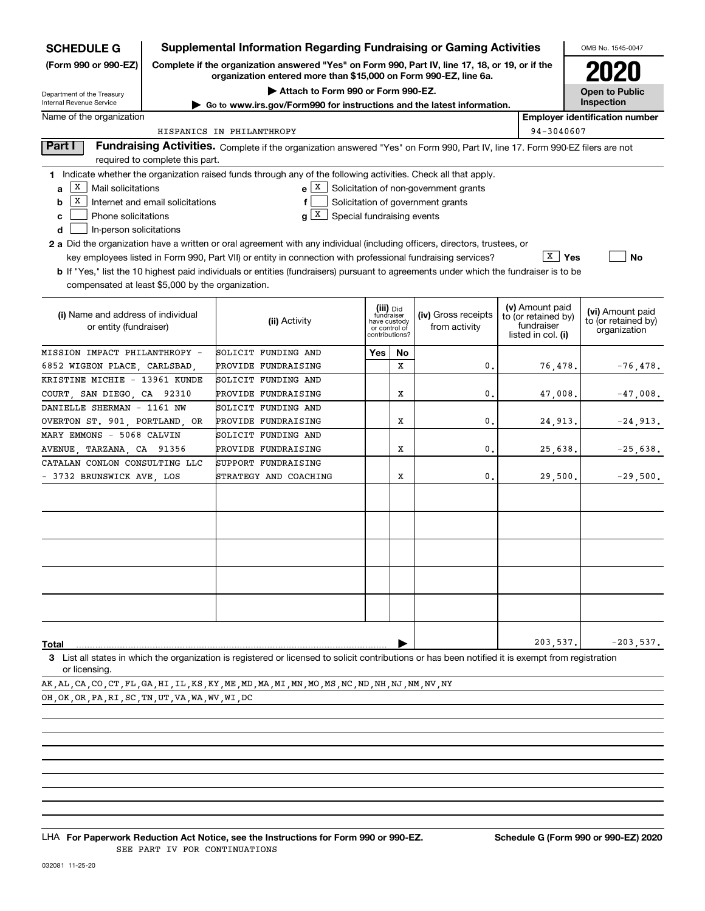# SCHEDULE G (Form 990 or 990-EZ)

Department of the Treasury
Internal Revenue Service

## Supplemental Information Regarding Fundraising or Gaming Activities

**Complete if the organization answered "Yes" on Form 990, Part IV, line 17, 18, or 19, or if the organization entered more than $15,000 on Form 990-EZ, line 6a.**

▶ Attach to Form 990 or Form 990-EZ.

▶ Go to www.irs.gov/Form990 for instructions and the latest information.

OMB No. 1545-0047

**2020**

**Open to Public Inspection**

Name of the organization: HISPANICS IN PHILANTHROPY

Employer identification number: 94-3040607

## Part I Fundraising Activities.

Complete if the organization answered "Yes" on Form 990, Part IV, line 17. Form 990-EZ filers are not required to complete this part.

**1** Indicate whether the organization raised funds through any of the following activities. Check all that apply.

- **a** [X] Mail solicitations
- **b** [X] Internet and email solicitations
- **c** [ ] Phone solicitations
- **d** [ ] In-person solicitations
- **e** [X] Solicitation of non-government grants
- **f** [ ] Solicitation of government grants
- **g** [X] Special fundraising events

**2 a** Did the organization have a written or oral agreement with any individual (including officers, directors, trustees, or key employees listed in Form 990, Part VII) or entity in connection with professional fundraising services? [X] Yes [ ] No

**b** If "Yes," list the 10 highest paid individuals or entities (fundraisers) pursuant to agreements under which the fundraiser is to be compensated at least $5,000 by the organization.

| (i) Name and address of individual or entity (fundraiser) | (ii) Activity | (iii) Did fundraiser have custody or control of contributions? Yes | No | (iv) Gross receipts from activity | (v) Amount paid to (or retained by) fundraiser listed in col. (i) | (vi) Amount paid to (or retained by) organization |
|---|---|---|---|---|---|---|
| MISSION IMPACT PHILANTHROPY - 6852 WIGEON PLACE, CARLSBAD, | SOLICIT FUNDING AND PROVIDE FUNDRAISING | | X | 0. | 76,478. | -76,478. |
| KRISTINE MICHIE - 13961 KUNDE COURT, SAN DIEGO, CA 92310 | SOLICIT FUNDING AND PROVIDE FUNDRAISING | | X | 0. | 47,008. | -47,008. |
| DANIELLE SHERMAN - 1161 NW OVERTON ST. 901, PORTLAND, OR | SOLICIT FUNDING AND PROVIDE FUNDRAISING | | X | 0. | 24,913. | -24,913. |
| MARY EMMONS - 5068 CALVIN AVENUE, TARZANA, CA 91356 | SOLICIT FUNDING AND PROVIDE FUNDRAISING | | X | 0. | 25,638. | -25,638. |
| CATALAN CONLON CONSULTING LLC - 3732 BRUNSWICK AVE, LOS | SUPPORT FUNDRAISING STRATEGY AND COACHING | | X | 0. | 29,500. | -29,500. |
| | | | | | | |
| | | | | | | |
| | | | | | | |
| | | | | | | |
| | | | | | | |
| **Total** | | | | | 203,537. | -203,537. |

**3** List all states in which the organization is registered or licensed to solicit contributions or has been notified it is exempt from registration or licensing.

AK,AL,CA,CO,CT,FL,GA,HI,IL,KS,KY,ME,MD,MA,MI,MN,MO,MS,NC,ND,NH,NJ,NM,NV,NY
OH,OK,OR,PA,RI,SC,TN,UT,VA,WA,WV,WI,DC

LHA **For Paperwork Reduction Act Notice, see the Instructions for Form 990 or 990-EZ.** SEE PART IV FOR CONTINUATIONS

**Schedule G (Form 990 or 990-EZ) 2020**

032081 11-25-20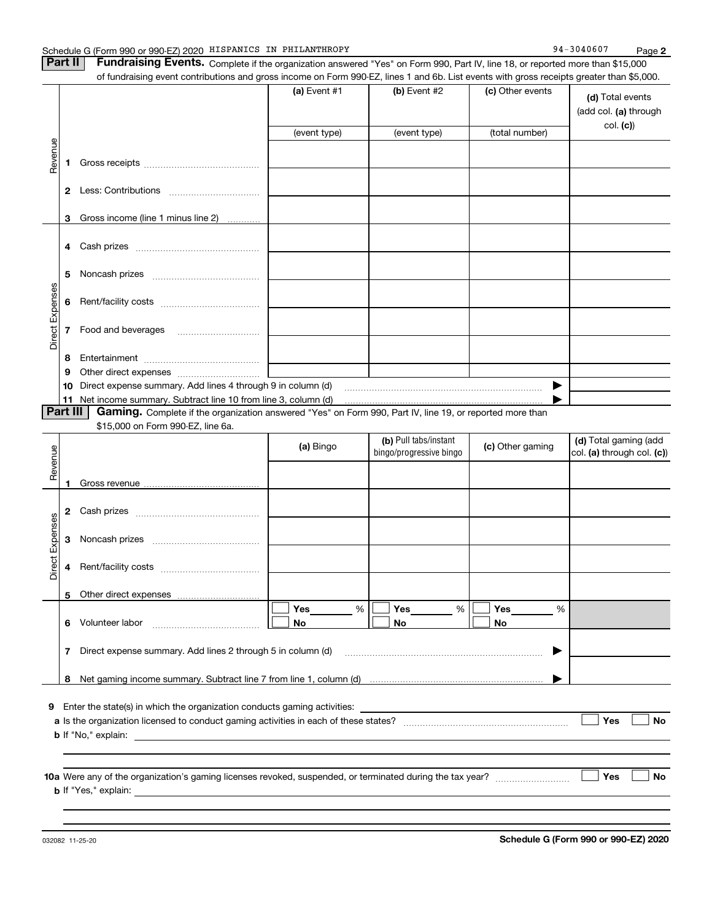Schedule G (Form 990 or 990-EZ) 2020 HISPANICS IN PHILANTHROPY 94-3040607

## Part II Fundraising Events.

Complete if the organization answered "Yes" on Form 990, Part IV, line 18, or reported more than $15,000 of fundraising event contributions and gross income on Form 990-EZ, lines 1 and 6b. List events with gross receipts greater than $5,000.

| | | (a) Event #1 | (b) Event #2 | (c) Other events | (d) Total events (add col. (a) through col. (c)) |
|---|---|---|---|---|---|
| | | (event type) | (event type) | (total number) | |
| Revenue | 1 Gross receipts | | | | |
| | 2 Less: Contributions | | | | |
| | 3 Gross income (line 1 minus line 2) | | | | |
| Direct Expenses | 4 Cash prizes | | | | |
| | 5 Noncash prizes | | | | |
| | 6 Rent/facility costs | | | | |
| | 7 Food and beverages | | | | |
| | 8 Entertainment | | | | |
| | 9 Other direct expenses | | | | |
| | 10 Direct expense summary. Add lines 4 through 9 in column (d) | | | ▶ | |
| | 11 Net income summary. Subtract line 10 from line 3, column (d) | | | ▶ | |

## Part III Gaming.

Complete if the organization answered "Yes" on Form 990, Part IV, line 19, or reported more than $15,000 on Form 990-EZ, line 6a.

| | | (a) Bingo | (b) Pull tabs/instant bingo/progressive bingo | (c) Other gaming | (d) Total gaming (add col. (a) through col. (c)) |
|---|---|---|---|---|---|
| Revenue | 1 Gross revenue | | | | |
| Direct Expenses | 2 Cash prizes | | | | |
| | 3 Noncash prizes | | | | |
| | 4 Rent/facility costs | | | | |
| | 5 Other direct expenses | | | | |
| | 6 Volunteer labor | ☐ Yes ____ % ☐ No | ☐ Yes ____ % ☐ No | ☐ Yes ____ % ☐ No | |
| | 7 Direct expense summary. Add lines 2 through 5 in column (d) | | | ▶ | |
| | 8 Net gaming income summary. Subtract line 7 from line 1, column (d) | | | ▶ | |

**9** Enter the state(s) in which the organization conducts gaming activities: ____________

**a** Is the organization licensed to conduct gaming activities in each of these states? ☐ Yes ☐ No

**b** If "No," explain: ____________

**10a** Were any of the organization's gaming licenses revoked, suspended, or terminated during the tax year? ☐ Yes ☐ No

**b** If "Yes," explain: ____________

032082 11-25-20 **Schedule G (Form 990 or 990-EZ) 2020**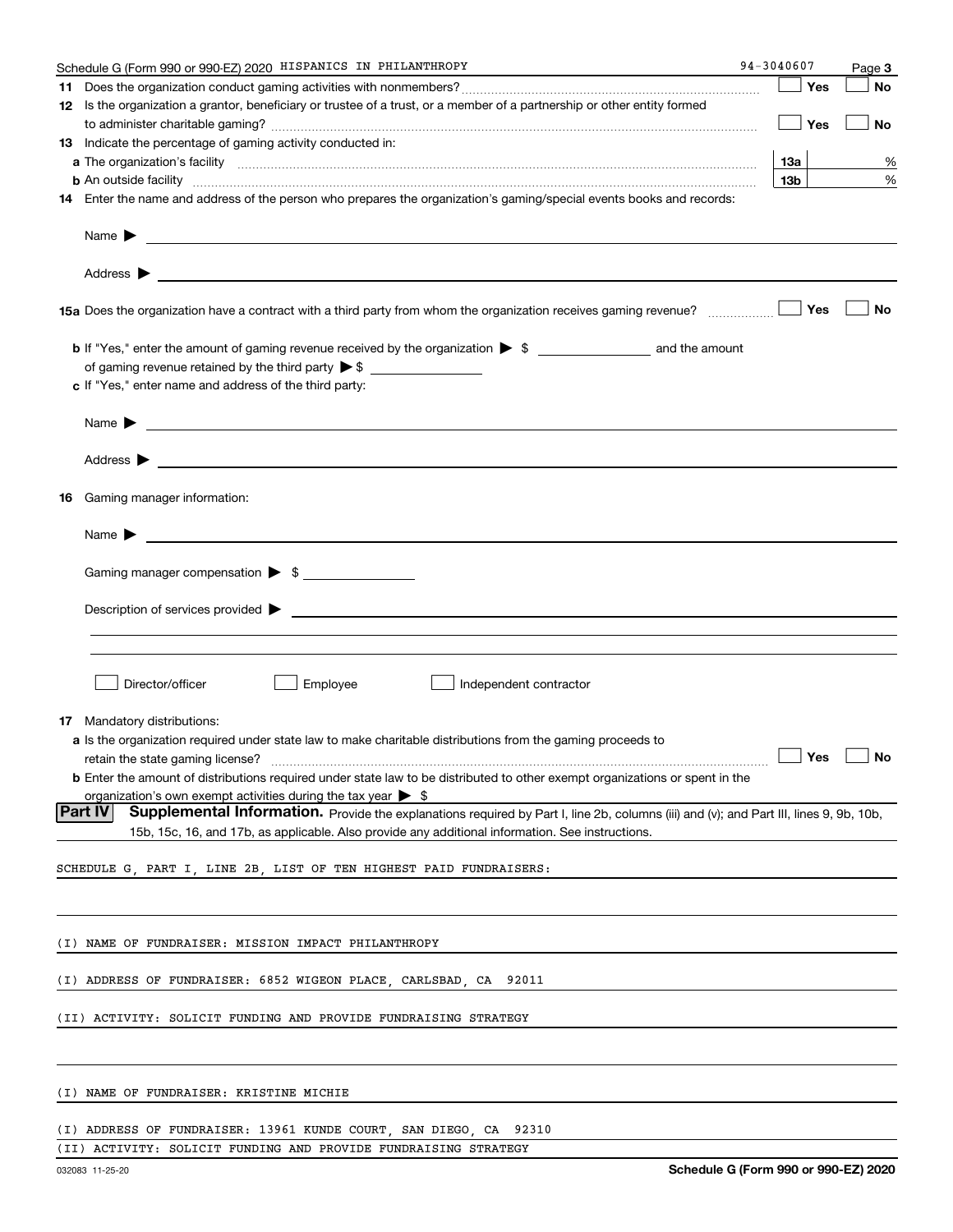Schedule G (Form 990 or 990-EZ) 2020 HISPANICS IN PHILANTHROPY 94-3040607 Page 3

**11** Does the organization conduct gaming activities with nonmembers? ☐ Yes ☐ No

**12** Is the organization a grantor, beneficiary or trustee of a trust, or a member of a partnership or other entity formed to administer charitable gaming? ☐ Yes ☐ No

**13** Indicate the percentage of gaming activity conducted in:

**a** The organization's facility **13a** %

**b** An outside facility **13b** %

**14** Enter the name and address of the person who prepares the organization's gaming/special events books and records:

Name ▶

Address ▶

**15a** Does the organization have a contract with a third party from whom the organization receives gaming revenue? ☐ Yes ☐ No

**b** If "Yes," enter the amount of gaming revenue received by the organization ▶ $ __________ and the amount of gaming revenue retained by the third party ▶ $ __________

**c** If "Yes," enter name and address of the third party:

Name ▶

Address ▶

**16** Gaming manager information:

Name ▶

Gaming manager compensation ▶ $

Description of services provided ▶

☐ Director/officer ☐ Employee ☐ Independent contractor

**17** Mandatory distributions:

**a** Is the organization required under state law to make charitable distributions from the gaming proceeds to retain the state gaming license? ☐ Yes ☐ No

**b** Enter the amount of distributions required under state law to be distributed to other exempt organizations or spent in the organization's own exempt activities during the tax year ▶ $

**Part IV** **Supplemental Information.** Provide the explanations required by Part I, line 2b, columns (iii) and (v); and Part III, lines 9, 9b, 10b, 15b, 15c, 16, and 17b, as applicable. Also provide any additional information. See instructions.

SCHEDULE G, PART I, LINE 2B, LIST OF TEN HIGHEST PAID FUNDRAISERS:

(I) NAME OF FUNDRAISER: MISSION IMPACT PHILANTHROPY

(I) ADDRESS OF FUNDRAISER: 6852 WIGEON PLACE, CARLSBAD, CA 92011

(II) ACTIVITY: SOLICIT FUNDING AND PROVIDE FUNDRAISING STRATEGY

(I) NAME OF FUNDRAISER: KRISTINE MICHIE

(I) ADDRESS OF FUNDRAISER: 13961 KUNDE COURT, SAN DIEGO, CA 92310

(II) ACTIVITY: SOLICIT FUNDING AND PROVIDE FUNDRAISING STRATEGY

032083 11-25-20 Schedule G (Form 990 or 990-EZ) 2020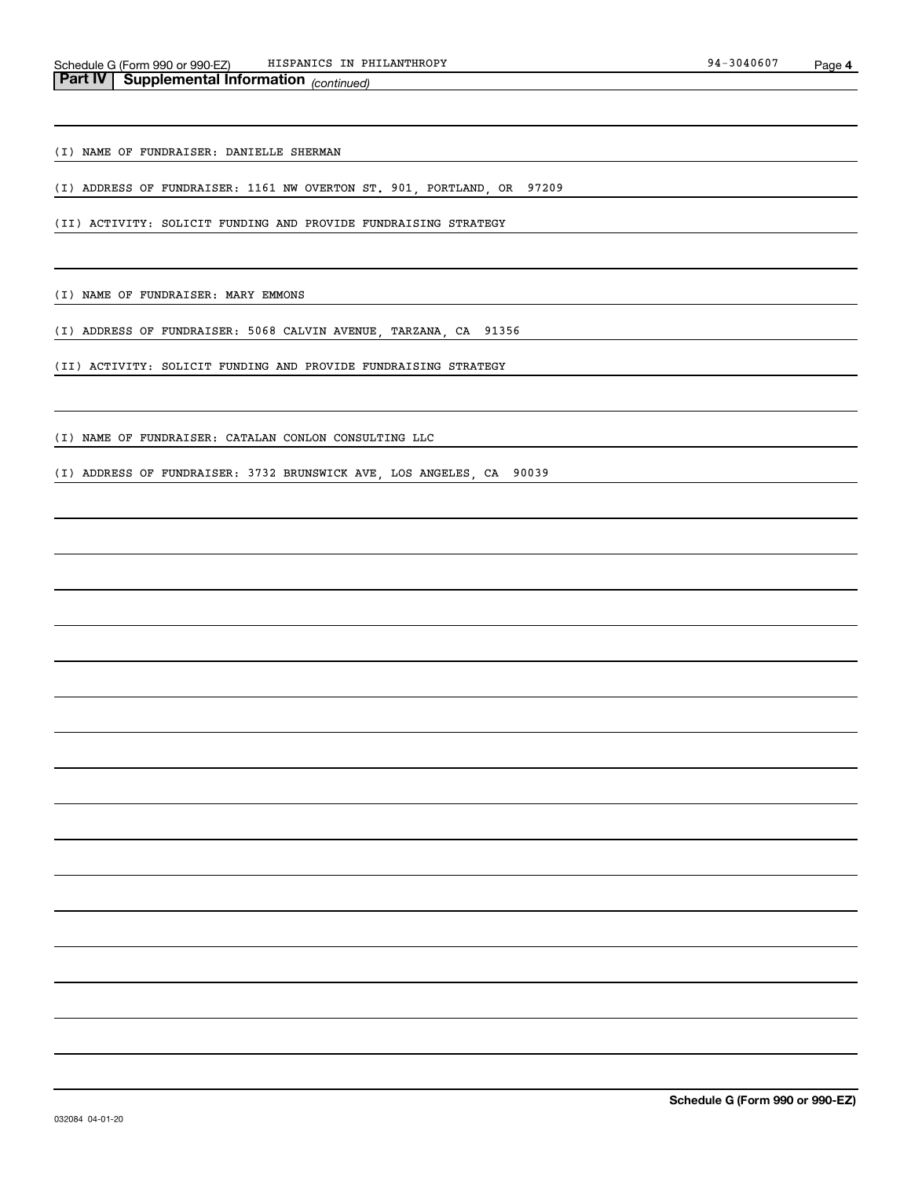## Part IV | Supplemental Information *(continued)*

(I) NAME OF FUNDRAISER: DANIELLE SHERMAN

(I) ADDRESS OF FUNDRAISER: 1161 NW OVERTON ST. 901, PORTLAND, OR 97209

(II) ACTIVITY: SOLICIT FUNDING AND PROVIDE FUNDRAISING STRATEGY

(I) NAME OF FUNDRAISER: MARY EMMONS

(I) ADDRESS OF FUNDRAISER: 5068 CALVIN AVENUE, TARZANA, CA 91356

(II) ACTIVITY: SOLICIT FUNDING AND PROVIDE FUNDRAISING STRATEGY

(I) NAME OF FUNDRAISER: CATALAN CONLON CONSULTING LLC

(I) ADDRESS OF FUNDRAISER: 3732 BRUNSWICK AVE, LOS ANGELES, CA 90039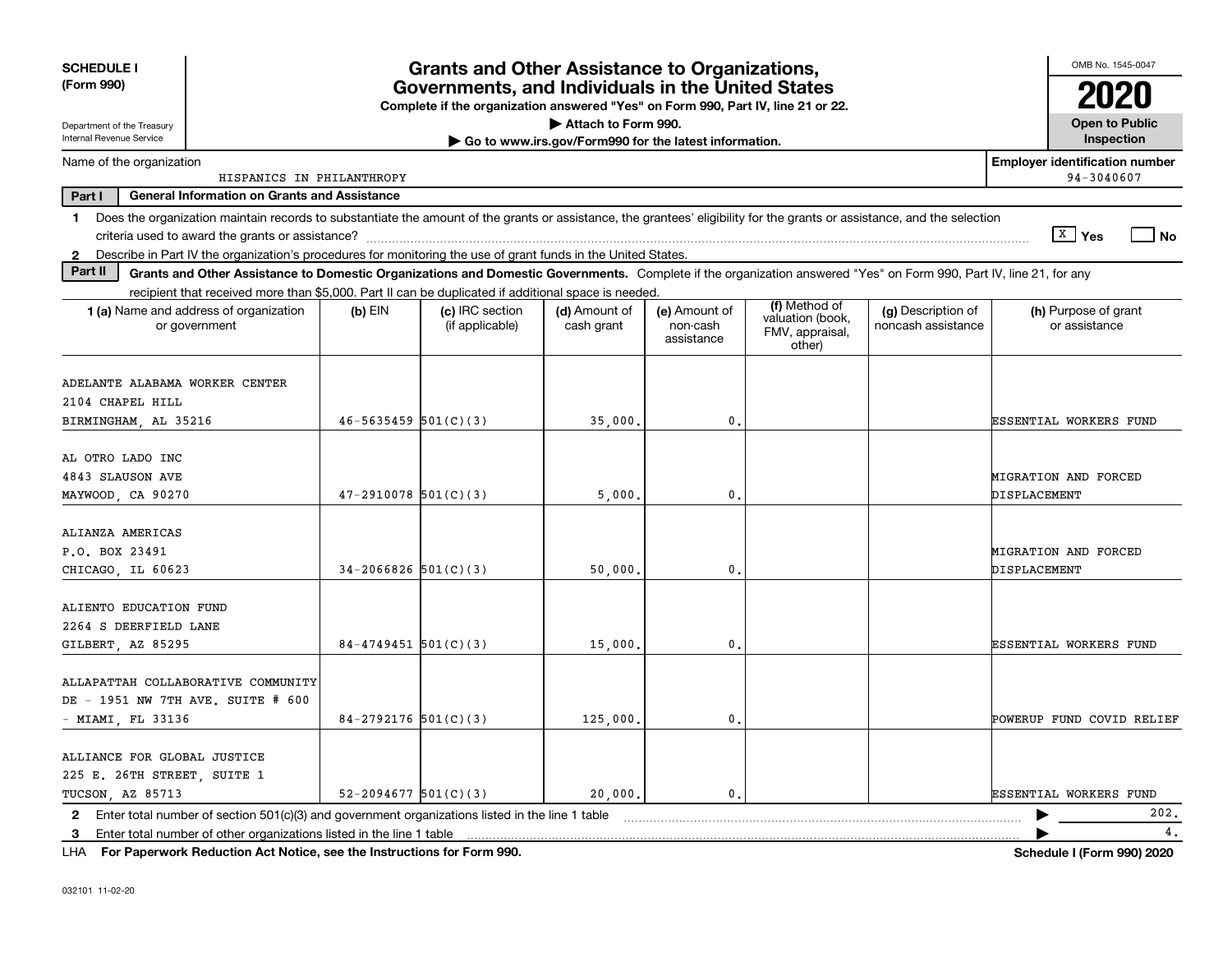**SCHEDULE I (Form 990)**

Department of the Treasury
Internal Revenue Service

# Grants and Other Assistance to Organizations, Governments, and Individuals in the United States

**Complete if the organization answered "Yes" on Form 990, Part IV, line 21 or 22.**
**▶ Attach to Form 990.**
**▶ Go to www.irs.gov/Form990 for the latest information.**

OMB No. 1545-0047

**2020**

**Open to Public Inspection**

Name of the organization: HISPANICS IN PHILANTHROPY

**Employer identification number** 94-3040607

**Part I — General Information on Grants and Assistance**

1 Does the organization maintain records to substantiate the amount of the grants or assistance, the grantees' eligibility for the grants or assistance, and the selection criteria used to award the grants or assistance? [X] Yes [ ] No

2 Describe in Part IV the organization's procedures for monitoring the use of grant funds in the United States.

**Part II — Grants and Other Assistance to Domestic Organizations and Domestic Governments.** Complete if the organization answered "Yes" on Form 990, Part IV, line 21, for any recipient that received more than $5,000. Part II can be duplicated if additional space is needed.

| 1 (a) Name and address of organization or government | (b) EIN | (c) IRC section (if applicable) | (d) Amount of cash grant | (e) Amount of non-cash assistance | (f) Method of valuation (book, FMV, appraisal, other) | (g) Description of noncash assistance | (h) Purpose of grant or assistance |
|---|---|---|---|---|---|---|---|
| ADELANTE ALABAMA WORKER CENTER 2104 CHAPEL HILL BIRMINGHAM, AL 35216 | 46-5635459 | 501(C)(3) | 35,000. | 0. | | | ESSENTIAL WORKERS FUND |
| AL OTRO LADO INC 4843 SLAUSON AVE MAYWOOD, CA 90270 | 47-2910078 | 501(C)(3) | 5,000. | 0. | | | MIGRATION AND FORCED DISPLACEMENT |
| ALIANZA AMERICAS P.O. BOX 23491 CHICAGO, IL 60623 | 34-2066826 | 501(C)(3) | 50,000. | 0. | | | MIGRATION AND FORCED DISPLACEMENT |
| ALIENTO EDUCATION FUND 2264 S DEERFIELD LANE GILBERT, AZ 85295 | 84-4749451 | 501(C)(3) | 15,000. | 0. | | | ESSENTIAL WORKERS FUND |
| ALLAPATTAH COLLABORATIVE COMMUNITY DE - 1951 NW 7TH AVE. SUITE # 600 - MIAMI, FL 33136 | 84-2792176 | 501(C)(3) | 125,000. | 0. | | | POWERUP FUND COVID RELIEF |
| ALLIANCE FOR GLOBAL JUSTICE 225 E. 26TH STREET, SUITE 1 TUCSON, AZ 85713 | 52-2094677 | 501(C)(3) | 20,000. | 0. | | | ESSENTIAL WORKERS FUND |

2 Enter total number of section 501(c)(3) and government organizations listed in the line 1 table ▶ 202.

3 Enter total number of other organizations listed in the line 1 table ▶ 4.

LHA **For Paperwork Reduction Act Notice, see the Instructions for Form 990.** **Schedule I (Form 990) 2020**

032101 11-02-20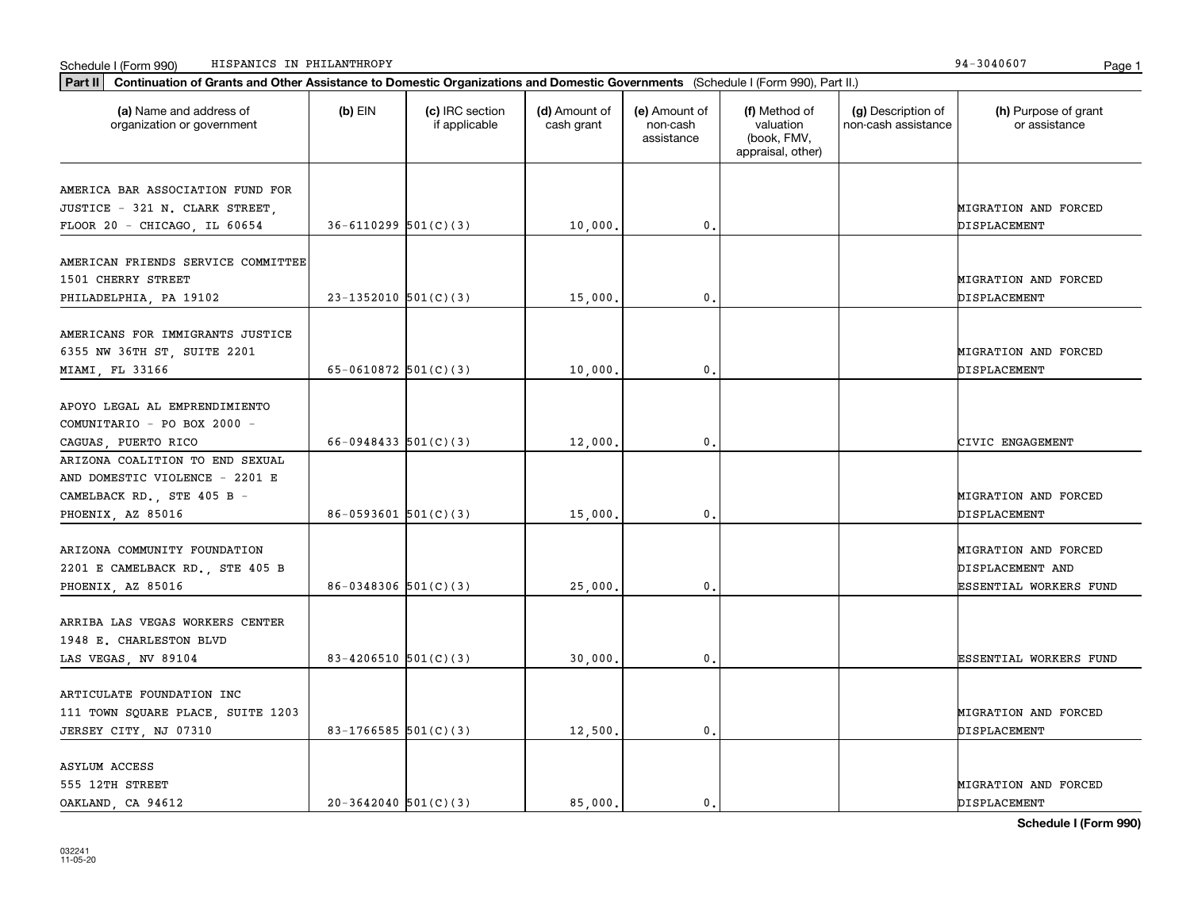Schedule I (Form 990) HISPANICS IN PHILANTHROPY 94-3040607

**Part II** **Continuation of Grants and Other Assistance to Domestic Organizations and Domestic Governments** (Schedule I (Form 990), Part II.)

| (a) Name and address of organization or government | (b) EIN | (c) IRC section if applicable | (d) Amount of cash grant | (e) Amount of non-cash assistance | (f) Method of valuation (book, FMV, appraisal, other) | (g) Description of non-cash assistance | (h) Purpose of grant or assistance |
|---|---|---|---|---|---|---|---|
| AMERICA BAR ASSOCIATION FUND FOR JUSTICE - 321 N. CLARK STREET, FLOOR 20 - CHICAGO, IL 60654 | 36-6110299 | 501(C)(3) | 10,000. | 0. | | | MIGRATION AND FORCED DISPLACEMENT |
| AMERICAN FRIENDS SERVICE COMMITTEE 1501 CHERRY STREET PHILADELPHIA, PA 19102 | 23-1352010 | 501(C)(3) | 15,000. | 0. | | | MIGRATION AND FORCED DISPLACEMENT |
| AMERICANS FOR IMMIGRANTS JUSTICE 6355 NW 36TH ST, SUITE 2201 MIAMI, FL 33166 | 65-0610872 | 501(C)(3) | 10,000. | 0. | | | MIGRATION AND FORCED DISPLACEMENT |
| APOYO LEGAL AL EMPRENDIMIENTO COMUNITARIO - PO BOX 2000 - CAGUAS, PUERTO RICO | 66-0948433 | 501(C)(3) | 12,000. | 0. | | | CIVIC ENGAGEMENT |
| ARIZONA COALITION TO END SEXUAL AND DOMESTIC VIOLENCE - 2201 E CAMELBACK RD., STE 405 B - PHOENIX, AZ 85016 | 86-0593601 | 501(C)(3) | 15,000. | 0. | | | MIGRATION AND FORCED DISPLACEMENT |
| ARIZONA COMMUNITY FOUNDATION 2201 E CAMELBACK RD., STE 405 B PHOENIX, AZ 85016 | 86-0348306 | 501(C)(3) | 25,000. | 0. | | | MIGRATION AND FORCED DISPLACEMENT AND ESSENTIAL WORKERS FUND |
| ARRIBA LAS VEGAS WORKERS CENTER 1948 E. CHARLESTON BLVD LAS VEGAS, NV 89104 | 83-4206510 | 501(C)(3) | 30,000. | 0. | | | ESSENTIAL WORKERS FUND |
| ARTICULATE FOUNDATION INC 111 TOWN SQUARE PLACE, SUITE 1203 JERSEY CITY, NJ 07310 | 83-1766585 | 501(C)(3) | 12,500. | 0. | | | MIGRATION AND FORCED DISPLACEMENT |
| ASYLUM ACCESS 555 12TH STREET OAKLAND, CA 94612 | 20-3642040 | 501(C)(3) | 85,000. | 0. | | | MIGRATION AND FORCED DISPLACEMENT |

**Schedule I (Form 990)**

032241 11-05-20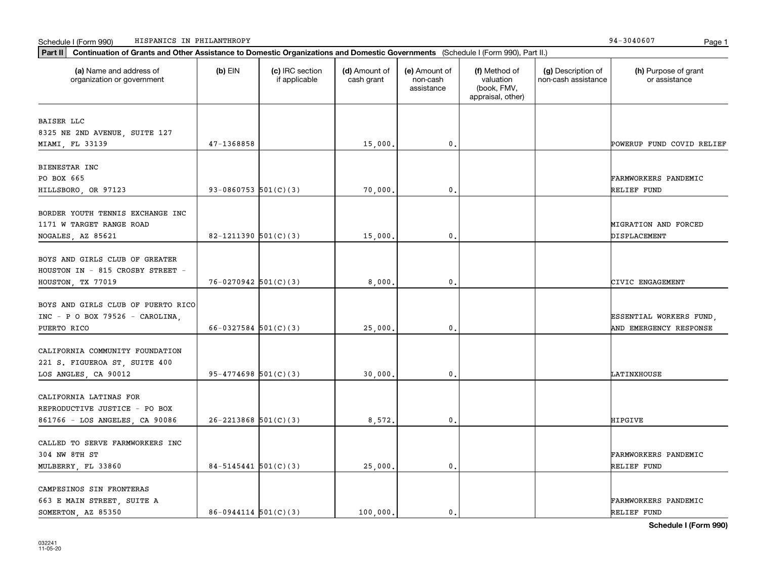Schedule I (Form 990) HISPANICS IN PHILANTHROPY 94-3040607

**Part II** **Continuation of Grants and Other Assistance to Domestic Organizations and Domestic Governments** (Schedule I (Form 990), Part II.)

| (a) Name and address of organization or government | (b) EIN | (c) IRC section if applicable | (d) Amount of cash grant | (e) Amount of non-cash assistance | (f) Method of valuation (book, FMV, appraisal, other) | (g) Description of non-cash assistance | (h) Purpose of grant or assistance |
|---|---|---|---|---|---|---|---|
| BAISER LLC 8325 NE 2ND AVENUE, SUITE 127 MIAMI, FL 33139 | 47-1368858 | | 15,000. | 0. | | | POWERUP FUND COVID RELIEF |
| BIENESTAR INC PO BOX 665 HILLSBORO, OR 97123 | 93-0860753 | 501(C)(3) | 70,000. | 0. | | | FARMWORKERS PANDEMIC RELIEF FUND |
| BORDER YOUTH TENNIS EXCHANGE INC 1171 W TARGET RANGE ROAD NOGALES, AZ 85621 | 82-1211390 | 501(C)(3) | 15,000. | 0. | | | MIGRATION AND FORCED DISPLACEMENT |
| BOYS AND GIRLS CLUB OF GREATER HOUSTON IN - 815 CROSBY STREET - HOUSTON, TX 77019 | 76-0270942 | 501(C)(3) | 8,000. | 0. | | | CIVIC ENGAGEMENT |
| BOYS AND GIRLS CLUB OF PUERTO RICO INC - P O BOX 79526 - CAROLINA, PUERTO RICO | 66-0327584 | 501(C)(3) | 25,000. | 0. | | | ESSENTIAL WORKERS FUND, AND EMERGENCY RESPONSE |
| CALIFORNIA COMMUNITY FOUNDATION 221 S. FIGUEROA ST, SUITE 400 LOS ANGLES, CA 90012 | 95-4774698 | 501(C)(3) | 30,000. | 0. | | | LATINXHOUSE |
| CALIFORNIA LATINAS FOR REPRODUCTIVE JUSTICE - PO BOX 861766 - LOS ANGELES, CA 90086 | 26-2213868 | 501(C)(3) | 8,572. | 0. | | | HIPGIVE |
| CALLED TO SERVE FARMWORKERS INC 304 NW 8TH ST MULBERRY, FL 33860 | 84-5145441 | 501(C)(3) | 25,000. | 0. | | | FARMWORKERS PANDEMIC RELIEF FUND |
| CAMPESINOS SIN FRONTERAS 663 E MAIN STREET, SUITE A SOMERTON, AZ 85350 | 86-0944114 | 501(C)(3) | 100,000. | 0. | | | FARMWORKERS PANDEMIC RELIEF FUND |

032241 11-05-20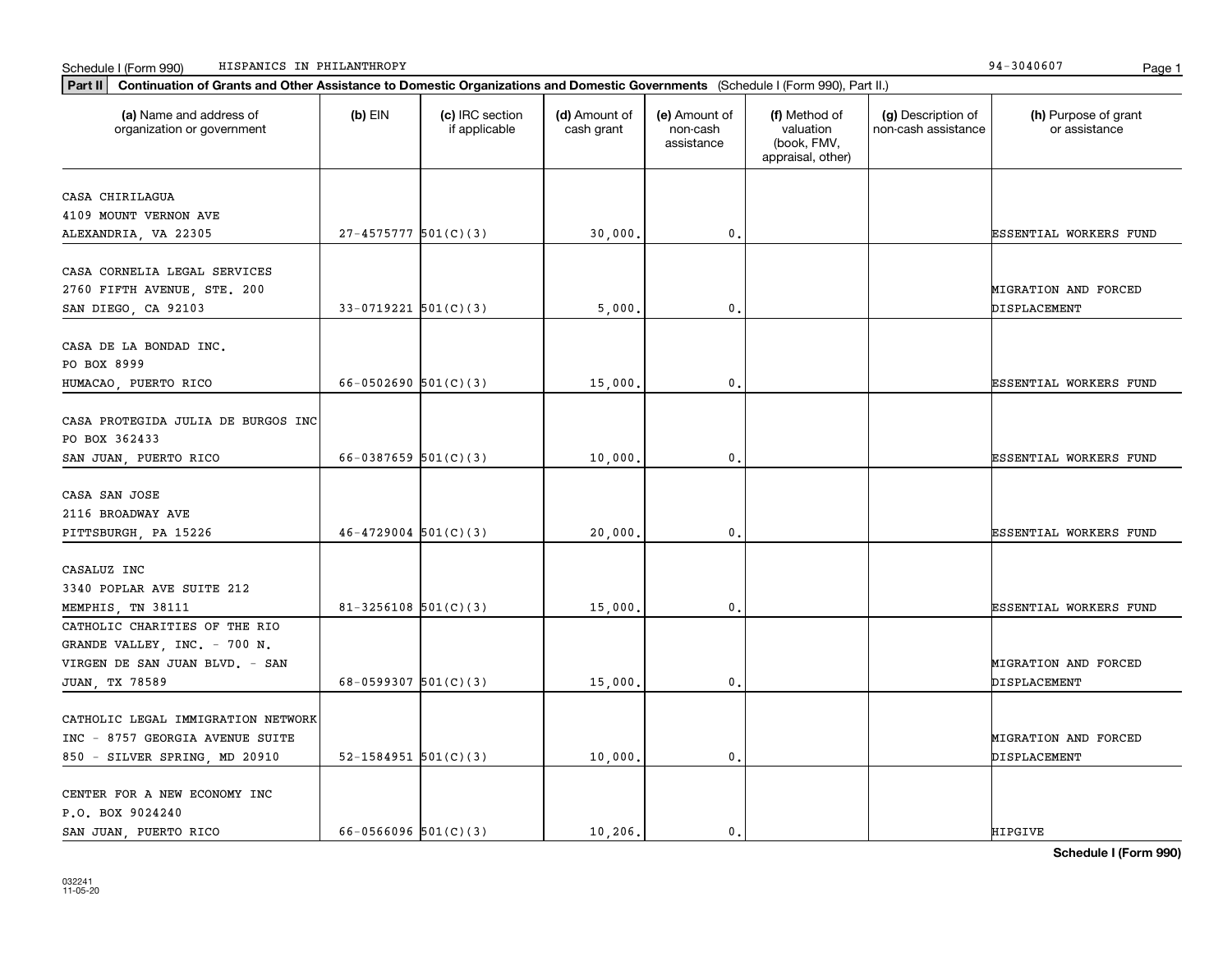Schedule I (Form 990) HISPANICS IN PHILANTHROPY 94-3040607

**Part II** **Continuation of Grants and Other Assistance to Domestic Organizations and Domestic Governments** (Schedule I (Form 990), Part II.)

| (a) Name and address of organization or government | (b) EIN | (c) IRC section if applicable | (d) Amount of cash grant | (e) Amount of non-cash assistance | (f) Method of valuation (book, FMV, appraisal, other) | (g) Description of non-cash assistance | (h) Purpose of grant or assistance |
|---|---|---|---|---|---|---|---|
| CASA CHIRILAGUA 4109 MOUNT VERNON AVE ALEXANDRIA, VA 22305 | 27-4575777 | 501(C)(3) | 30,000. | 0. | | | ESSENTIAL WORKERS FUND |
| CASA CORNELIA LEGAL SERVICES 2760 FIFTH AVENUE, STE. 200 SAN DIEGO, CA 92103 | 33-0719221 | 501(C)(3) | 5,000. | 0. | | | MIGRATION AND FORCED DISPLACEMENT |
| CASA DE LA BONDAD INC. PO BOX 8999 HUMACAO, PUERTO RICO | 66-0502690 | 501(C)(3) | 15,000. | 0. | | | ESSENTIAL WORKERS FUND |
| CASA PROTEGIDA JULIA DE BURGOS INC PO BOX 362433 SAN JUAN, PUERTO RICO | 66-0387659 | 501(C)(3) | 10,000. | 0. | | | ESSENTIAL WORKERS FUND |
| CASA SAN JOSE 2116 BROADWAY AVE PITTSBURGH, PA 15226 | 46-4729004 | 501(C)(3) | 20,000. | 0. | | | ESSENTIAL WORKERS FUND |
| CASALUZ INC 3340 POPLAR AVE SUITE 212 MEMPHIS, TN 38111 | 81-3256108 | 501(C)(3) | 15,000. | 0. | | | ESSENTIAL WORKERS FUND |
| CATHOLIC CHARITIES OF THE RIO GRANDE VALLEY, INC. - 700 N. VIRGEN DE SAN JUAN BLVD. - SAN JUAN, TX 78589 | 68-0599307 | 501(C)(3) | 15,000. | 0. | | | MIGRATION AND FORCED DISPLACEMENT |
| CATHOLIC LEGAL IMMIGRATION NETWORK INC - 8757 GEORGIA AVENUE SUITE 850 - SILVER SPRING, MD 20910 | 52-1584951 | 501(C)(3) | 10,000. | 0. | | | MIGRATION AND FORCED DISPLACEMENT |
| CENTER FOR A NEW ECONOMY INC P.O. BOX 9024240 SAN JUAN, PUERTO RICO | 66-0566096 | 501(C)(3) | 10,206. | 0. | | | HIPGIVE |

**Schedule I (Form 990)**

032241
11-05-20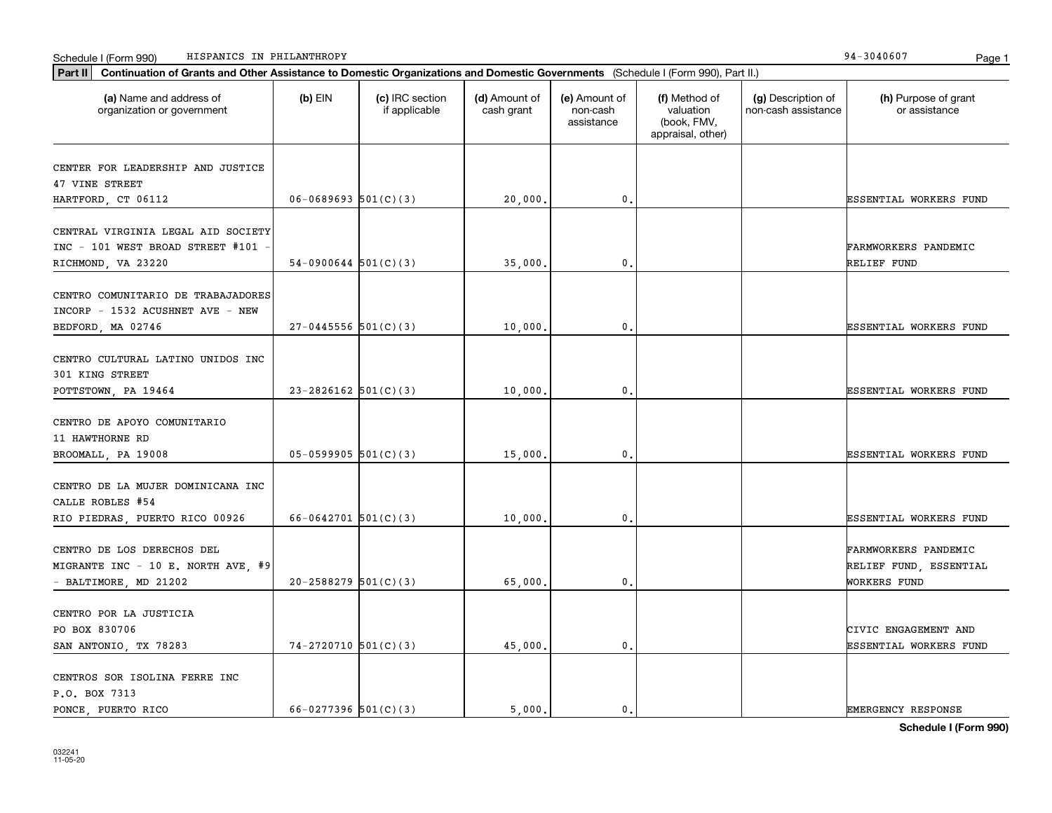Schedule I (Form 990) HISPANICS IN PHILANTHROPY 94-3040607

**Part II** **Continuation of Grants and Other Assistance to Domestic Organizations and Domestic Governments** (Schedule I (Form 990), Part II.)

| (a) Name and address of organization or government | (b) EIN | (c) IRC section if applicable | (d) Amount of cash grant | (e) Amount of non-cash assistance | (f) Method of valuation (book, FMV, appraisal, other) | (g) Description of non-cash assistance | (h) Purpose of grant or assistance |
|---|---|---|---|---|---|---|---|
| CENTER FOR LEADERSHIP AND JUSTICE 47 VINE STREET HARTFORD, CT 06112 | 06-0689693 | 501(C)(3) | 20,000. | 0. | | | ESSENTIAL WORKERS FUND |
| CENTRAL VIRGINIA LEGAL AID SOCIETY INC - 101 WEST BROAD STREET #101 - RICHMOND, VA 23220 | 54-0900644 | 501(C)(3) | 35,000. | 0. | | | FARMWORKERS PANDEMIC RELIEF FUND |
| CENTRO COMUNITARIO DE TRABAJADORES INCORP - 1532 ACUSHNET AVE - NEW BEDFORD, MA 02746 | 27-0445556 | 501(C)(3) | 10,000. | 0. | | | ESSENTIAL WORKERS FUND |
| CENTRO CULTURAL LATINO UNIDOS INC 301 KING STREET POTTSTOWN, PA 19464 | 23-2826162 | 501(C)(3) | 10,000. | 0. | | | ESSENTIAL WORKERS FUND |
| CENTRO DE APOYO COMUNITARIO 11 HAWTHORNE RD BROOMALL, PA 19008 | 05-0599905 | 501(C)(3) | 15,000. | 0. | | | ESSENTIAL WORKERS FUND |
| CENTRO DE LA MUJER DOMINICANA INC CALLE ROBLES #54 RIO PIEDRAS, PUERTO RICO 00926 | 66-0642701 | 501(C)(3) | 10,000. | 0. | | | ESSENTIAL WORKERS FUND |
| CENTRO DE LOS DERECHOS DEL MIGRANTE INC - 10 E. NORTH AVE, #9 - BALTIMORE, MD 21202 | 20-2588279 | 501(C)(3) | 65,000. | 0. | | | FARMWORKERS PANDEMIC RELIEF FUND, ESSENTIAL WORKERS FUND |
| CENTRO POR LA JUSTICIA PO BOX 830706 SAN ANTONIO, TX 78283 | 74-2720710 | 501(C)(3) | 45,000. | 0. | | | CIVIC ENGAGEMENT AND ESSENTIAL WORKERS FUND |
| CENTROS SOR ISOLINA FERRE INC P.O. BOX 7313 PONCE, PUERTO RICO | 66-0277396 | 501(C)(3) | 5,000. | 0. | | | EMERGENCY RESPONSE |

032241 11-05-20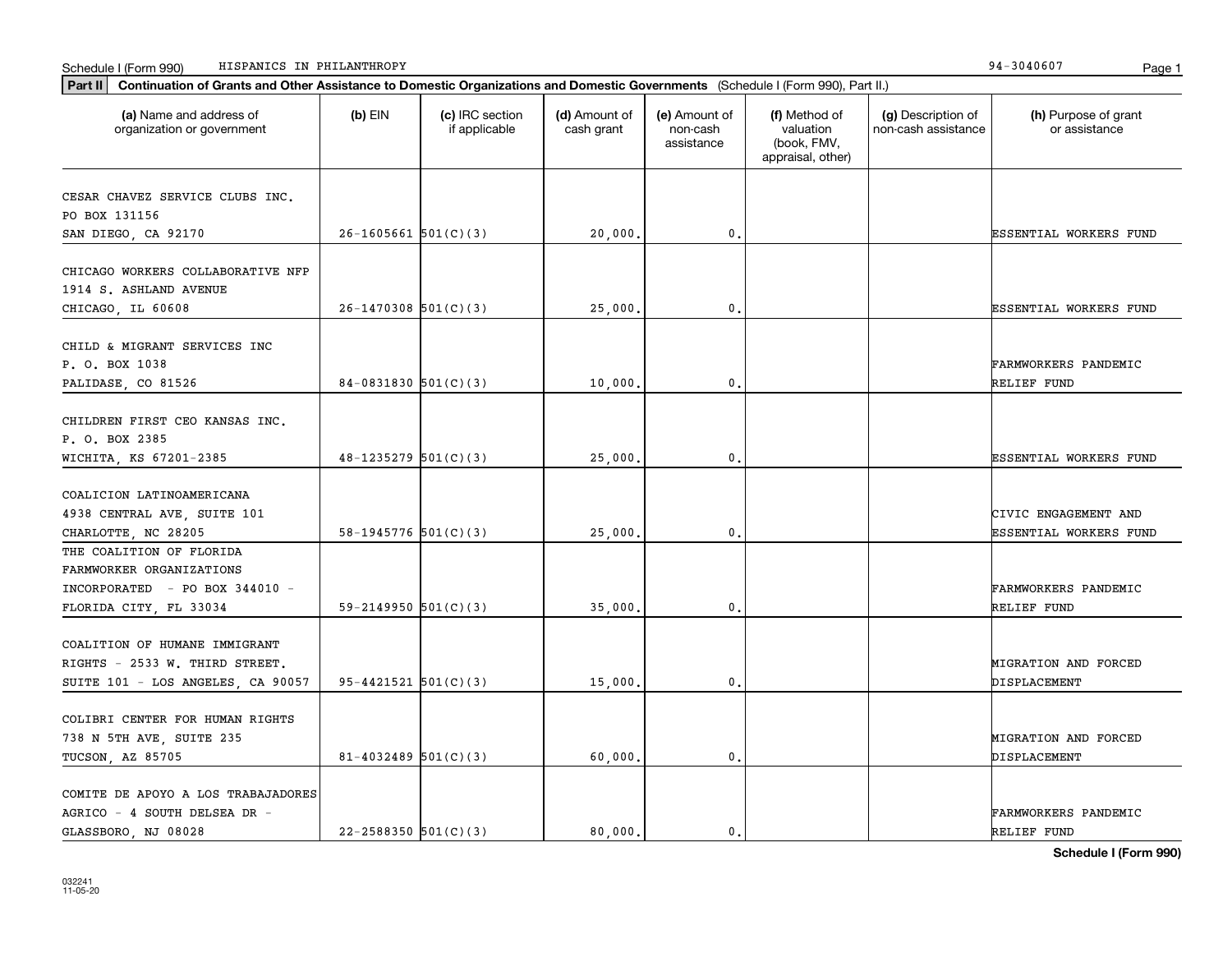Schedule I (Form 990) HISPANICS IN PHILANTHROPY 94-3040607

**Part II** **Continuation of Grants and Other Assistance to Domestic Organizations and Domestic Governments** (Schedule I (Form 990), Part II.)

| (a) Name and address of organization or government | (b) EIN | (c) IRC section if applicable | (d) Amount of cash grant | (e) Amount of non-cash assistance | (f) Method of valuation (book, FMV, appraisal, other) | (g) Description of non-cash assistance | (h) Purpose of grant or assistance |
|---|---|---|---|---|---|---|---|
| CESAR CHAVEZ SERVICE CLUBS INC. PO BOX 131156 SAN DIEGO, CA 92170 | 26-1605661 | 501(C)(3) | 20,000. | 0. | | | ESSENTIAL WORKERS FUND |
| CHICAGO WORKERS COLLABORATIVE NFP 1914 S. ASHLAND AVENUE CHICAGO, IL 60608 | 26-1470308 | 501(C)(3) | 25,000. | 0. | | | ESSENTIAL WORKERS FUND |
| CHILD & MIGRANT SERVICES INC P. O. BOX 1038 PALIDASE, CO 81526 | 84-0831830 | 501(C)(3) | 10,000. | 0. | | | FARMWORKERS PANDEMIC RELIEF FUND |
| CHILDREN FIRST CEO KANSAS INC. P. O. BOX 2385 WICHITA, KS 67201-2385 | 48-1235279 | 501(C)(3) | 25,000. | 0. | | | ESSENTIAL WORKERS FUND |
| COALICION LATINOAMERICANA 4938 CENTRAL AVE, SUITE 101 CHARLOTTE, NC 28205 | 58-1945776 | 501(C)(3) | 25,000. | 0. | | | CIVIC ENGAGEMENT AND ESSENTIAL WORKERS FUND |
| THE COALITION OF FLORIDA FARMWORKER ORGANIZATIONS INCORPORATED - PO BOX 344010 - FLORIDA CITY, FL 33034 | 59-2149950 | 501(C)(3) | 35,000. | 0. | | | FARMWORKERS PANDEMIC RELIEF FUND |
| COALITION OF HUMANE IMMIGRANT RIGHTS - 2533 W. THIRD STREET. SUITE 101 - LOS ANGELES, CA 90057 | 95-4421521 | 501(C)(3) | 15,000. | 0. | | | MIGRATION AND FORCED DISPLACEMENT |
| COLIBRI CENTER FOR HUMAN RIGHTS 738 N 5TH AVE, SUITE 235 TUCSON, AZ 85705 | 81-4032489 | 501(C)(3) | 60,000. | 0. | | | MIGRATION AND FORCED DISPLACEMENT |
| COMITE DE APOYO A LOS TRABAJADORES AGRICO - 4 SOUTH DELSEA DR - GLASSBORO, NJ 08028 | 22-2588350 | 501(C)(3) | 80,000. | 0. | | | FARMWORKERS PANDEMIC RELIEF FUND |

**Schedule I (Form 990)**

032241
11-05-20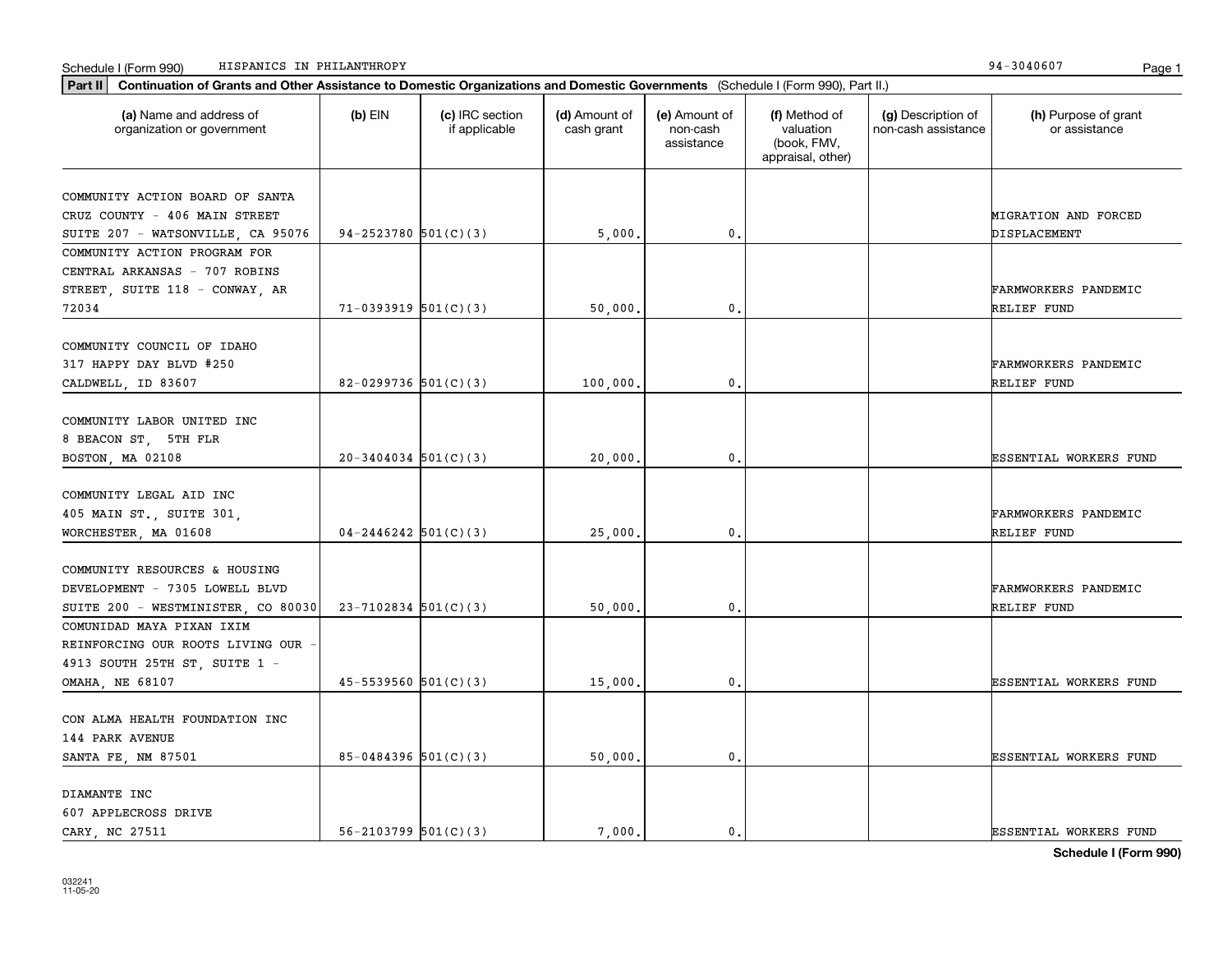Schedule I (Form 990) HISPANICS IN PHILANTHROPY 94-3040607

**Part II** **Continuation of Grants and Other Assistance to Domestic Organizations and Domestic Governments** (Schedule I (Form 990), Part II.)

| (a) Name and address of organization or government | (b) EIN | (c) IRC section if applicable | (d) Amount of cash grant | (e) Amount of non-cash assistance | (f) Method of valuation (book, FMV, appraisal, other) | (g) Description of non-cash assistance | (h) Purpose of grant or assistance |
|---|---|---|---|---|---|---|---|
| COMMUNITY ACTION BOARD OF SANTA CRUZ COUNTY - 406 MAIN STREET SUITE 207 - WATSONVILLE, CA 95076 | 94-2523780 | 501(C)(3) | 5,000. | 0. | | | MIGRATION AND FORCED DISPLACEMENT |
| COMMUNITY ACTION PROGRAM FOR CENTRAL ARKANSAS - 707 ROBINS STREET, SUITE 118 - CONWAY, AR 72034 | 71-0393919 | 501(C)(3) | 50,000. | 0. | | | FARMWORKERS PANDEMIC RELIEF FUND |
| COMMUNITY COUNCIL OF IDAHO 317 HAPPY DAY BLVD #250 CALDWELL, ID 83607 | 82-0299736 | 501(C)(3) | 100,000. | 0. | | | FARMWORKERS PANDEMIC RELIEF FUND |
| COMMUNITY LABOR UNITED INC 8 BEACON ST, 5TH FLR BOSTON, MA 02108 | 20-3404034 | 501(C)(3) | 20,000. | 0. | | | ESSENTIAL WORKERS FUND |
| COMMUNITY LEGAL AID INC 405 MAIN ST., SUITE 301, WORCHESTER, MA 01608 | 04-2446242 | 501(C)(3) | 25,000. | 0. | | | FARMWORKERS PANDEMIC RELIEF FUND |
| COMMUNITY RESOURCES & HOUSING DEVELOPMENT - 7305 LOWELL BLVD SUITE 200 - WESTMINISTER, CO 80030 | 23-7102834 | 501(C)(3) | 50,000. | 0. | | | FARMWORKERS PANDEMIC RELIEF FUND |
| COMUNIDAD MAYA PIXAN IXIM REINFORCING OUR ROOTS LIVING OUR - 4913 SOUTH 25TH ST, SUITE 1 - OMAHA, NE 68107 | 45-5539560 | 501(C)(3) | 15,000. | 0. | | | ESSENTIAL WORKERS FUND |
| CON ALMA HEALTH FOUNDATION INC 144 PARK AVENUE SANTA FE, NM 87501 | 85-0484396 | 501(C)(3) | 50,000. | 0. | | | ESSENTIAL WORKERS FUND |
| DIAMANTE INC 607 APPLECROSS DRIVE CARY, NC 27511 | 56-2103799 | 501(C)(3) | 7,000. | 0. | | | ESSENTIAL WORKERS FUND |

**Schedule I (Form 990)**

032241 11-05-20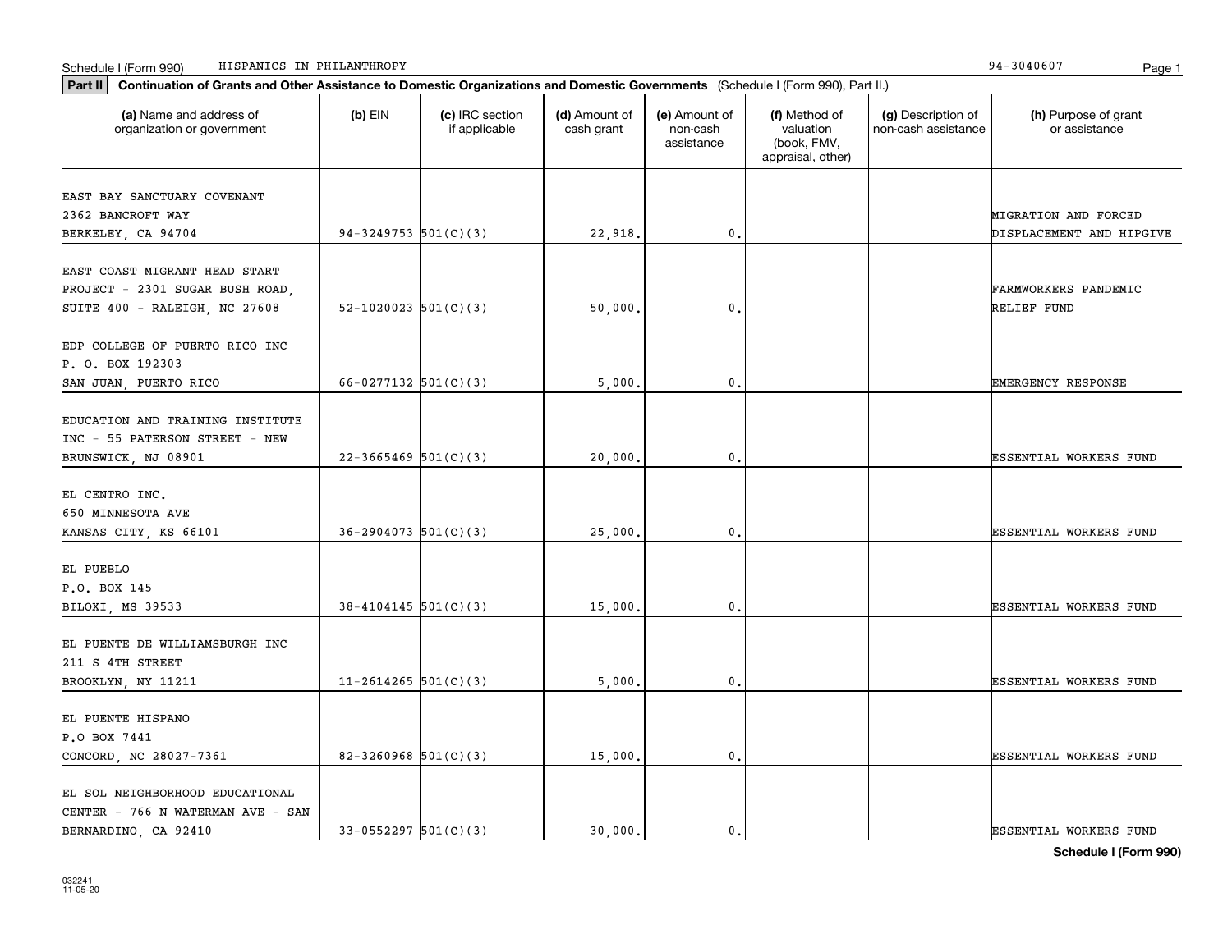Schedule I (Form 990) HISPANICS IN PHILANTHROPY 94-3040607

**Part II** **Continuation of Grants and Other Assistance to Domestic Organizations and Domestic Governments** (Schedule I (Form 990), Part II.)

| (a) Name and address of organization or government | (b) EIN | (c) IRC section if applicable | (d) Amount of cash grant | (e) Amount of non-cash assistance | (f) Method of valuation (book, FMV, appraisal, other) | (g) Description of non-cash assistance | (h) Purpose of grant or assistance |
|---|---|---|---|---|---|---|---|
| EAST BAY SANCTUARY COVENANT 2362 BANCROFT WAY BERKELEY, CA 94704 | 94-3249753 | 501(C)(3) | 22,918. | 0. | | | MIGRATION AND FORCED DISPLACEMENT AND HIPGIVE |
| EAST COAST MIGRANT HEAD START PROJECT - 2301 SUGAR BUSH ROAD, SUITE 400 - RALEIGH, NC 27608 | 52-1020023 | 501(C)(3) | 50,000. | 0. | | | FARMWORKERS PANDEMIC RELIEF FUND |
| EDP COLLEGE OF PUERTO RICO INC P. O. BOX 192303 SAN JUAN, PUERTO RICO | 66-0277132 | 501(C)(3) | 5,000. | 0. | | | EMERGENCY RESPONSE |
| EDUCATION AND TRAINING INSTITUTE INC - 55 PATERSON STREET - NEW BRUNSWICK, NJ 08901 | 22-3665469 | 501(C)(3) | 20,000. | 0. | | | ESSENTIAL WORKERS FUND |
| EL CENTRO INC. 650 MINNESOTA AVE KANSAS CITY, KS 66101 | 36-2904073 | 501(C)(3) | 25,000. | 0. | | | ESSENTIAL WORKERS FUND |
| EL PUEBLO P.O. BOX 145 BILOXI, MS 39533 | 38-4104145 | 501(C)(3) | 15,000. | 0. | | | ESSENTIAL WORKERS FUND |
| EL PUENTE DE WILLIAMSBURGH INC 211 S 4TH STREET BROOKLYN, NY 11211 | 11-2614265 | 501(C)(3) | 5,000. | 0. | | | ESSENTIAL WORKERS FUND |
| EL PUENTE HISPANO P.O BOX 7441 CONCORD, NC 28027-7361 | 82-3260968 | 501(C)(3) | 15,000. | 0. | | | ESSENTIAL WORKERS FUND |
| EL SOL NEIGHBORHOOD EDUCATIONAL CENTER - 766 N WATERMAN AVE - SAN BERNARDINO, CA 92410 | 33-0552297 | 501(C)(3) | 30,000. | 0. | | | ESSENTIAL WORKERS FUND |

**Schedule I (Form 990)**

032241 11-05-20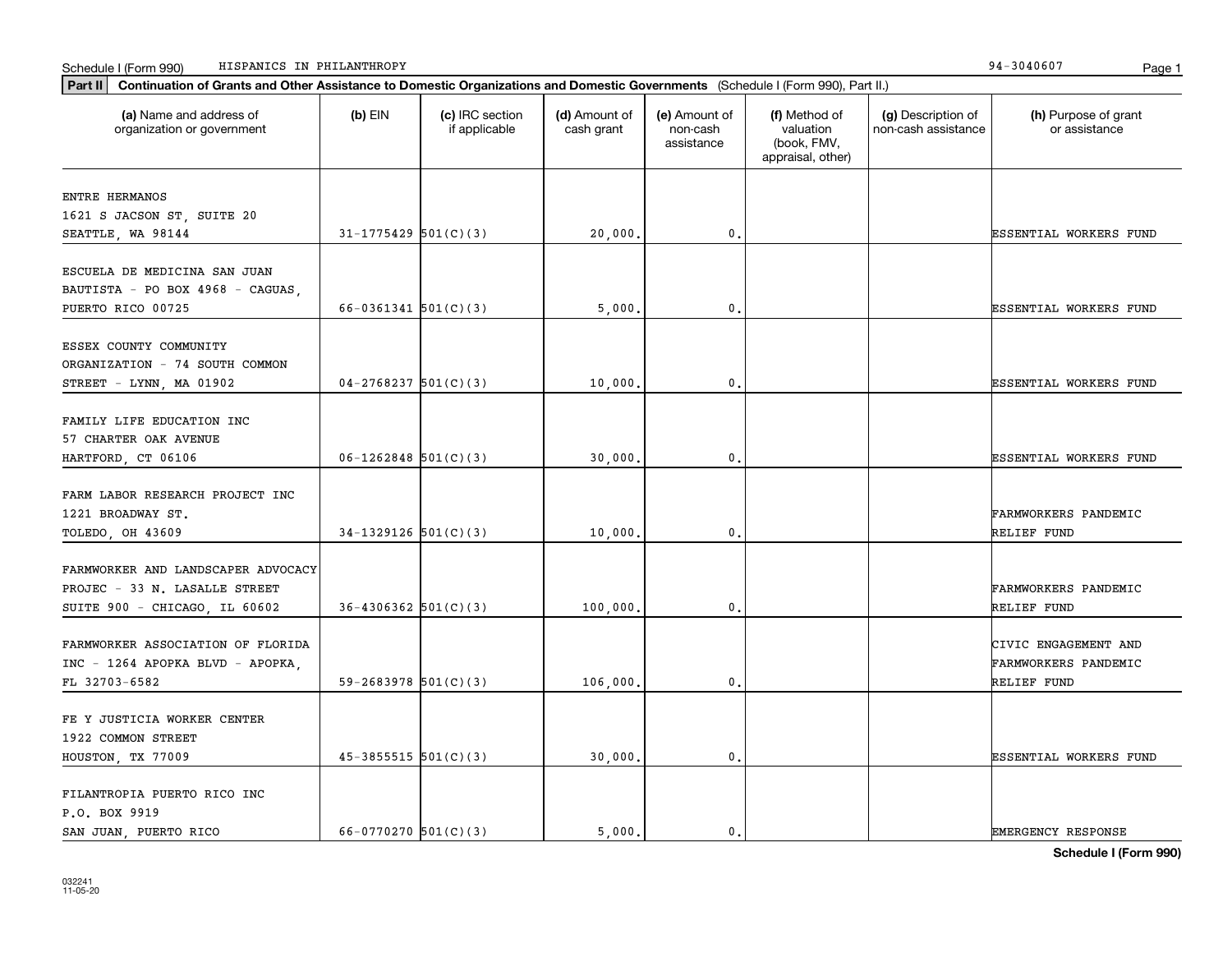Schedule I (Form 990) HISPANICS IN PHILANTHROPY 94-3040607

**Part II** **Continuation of Grants and Other Assistance to Domestic Organizations and Domestic Governments** (Schedule I (Form 990), Part II.)

| (a) Name and address of organization or government | (b) EIN | (c) IRC section if applicable | (d) Amount of cash grant | (e) Amount of non-cash assistance | (f) Method of valuation (book, FMV, appraisal, other) | (g) Description of non-cash assistance | (h) Purpose of grant or assistance |
|---|---|---|---|---|---|---|---|
| ENTRE HERMANOS 1621 S JACSON ST, SUITE 20 SEATTLE, WA 98144 | 31-1775429 | 501(C)(3) | 20,000. | 0. | | | ESSENTIAL WORKERS FUND |
| ESCUELA DE MEDICINA SAN JUAN BAUTISTA - PO BOX 4968 - CAGUAS, PUERTO RICO 00725 | 66-0361341 | 501(C)(3) | 5,000. | 0. | | | ESSENTIAL WORKERS FUND |
| ESSEX COUNTY COMMUNITY ORGANIZATION - 74 SOUTH COMMON STREET - LYNN, MA 01902 | 04-2768237 | 501(C)(3) | 10,000. | 0. | | | ESSENTIAL WORKERS FUND |
| FAMILY LIFE EDUCATION INC 57 CHARTER OAK AVENUE HARTFORD, CT 06106 | 06-1262848 | 501(C)(3) | 30,000. | 0. | | | ESSENTIAL WORKERS FUND |
| FARM LABOR RESEARCH PROJECT INC 1221 BROADWAY ST. TOLEDO, OH 43609 | 34-1329126 | 501(C)(3) | 10,000. | 0. | | | FARMWORKERS PANDEMIC RELIEF FUND |
| FARMWORKER AND LANDSCAPER ADVOCACY PROJEC - 33 N. LASALLE STREET SUITE 900 - CHICAGO, IL 60602 | 36-4306362 | 501(C)(3) | 100,000. | 0. | | | FARMWORKERS PANDEMIC RELIEF FUND |
| FARMWORKER ASSOCIATION OF FLORIDA INC - 1264 APOPKA BLVD - APOPKA, FL 32703-6582 | 59-2683978 | 501(C)(3) | 106,000. | 0. | | | CIVIC ENGAGEMENT AND FARMWORKERS PANDEMIC RELIEF FUND |
| FE Y JUSTICIA WORKER CENTER 1922 COMMON STREET HOUSTON, TX 77009 | 45-3855515 | 501(C)(3) | 30,000. | 0. | | | ESSENTIAL WORKERS FUND |
| FILANTROPIA PUERTO RICO INC P.O. BOX 9919 SAN JUAN, PUERTO RICO | 66-0770270 | 501(C)(3) | 5,000. | 0. | | | EMERGENCY RESPONSE |

**Schedule I (Form 990)**

032241 11-05-20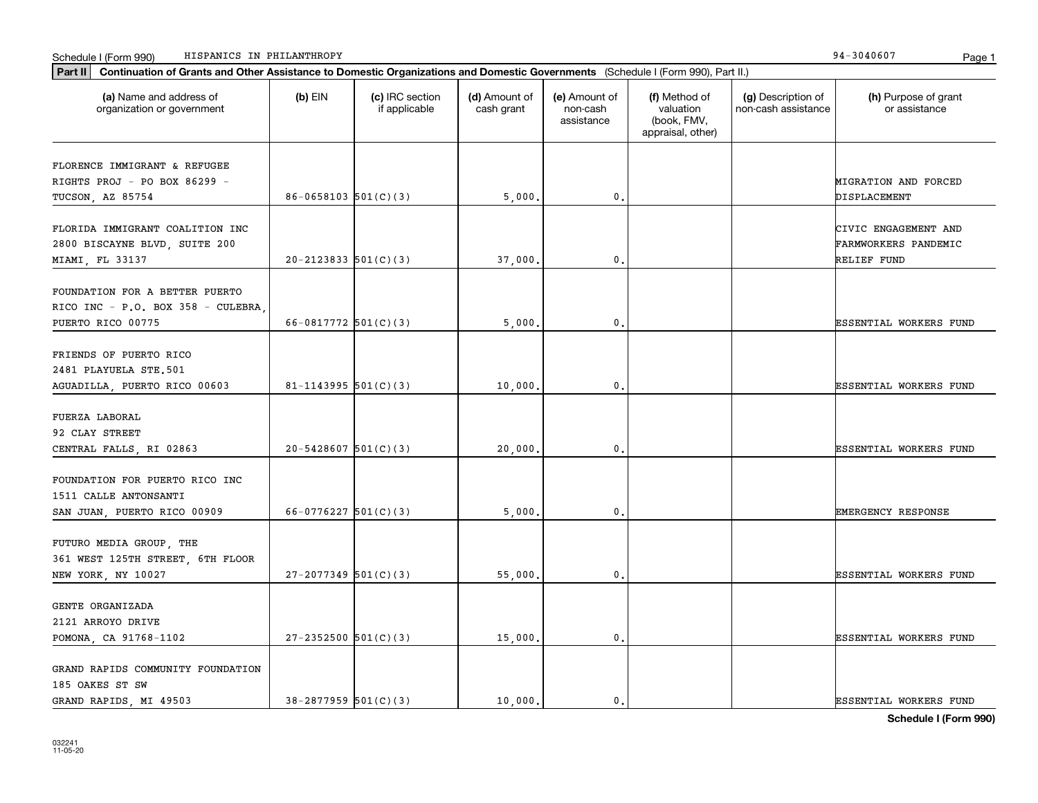Schedule I (Form 990) HISPANICS IN PHILANTHROPY 94-3040607

**Part II** Continuation of Grants and Other Assistance to Domestic Organizations and Domestic Governments (Schedule I (Form 990), Part II.)

| (a) Name and address of organization or government | (b) EIN | (c) IRC section if applicable | (d) Amount of cash grant | (e) Amount of non-cash assistance | (f) Method of valuation (book, FMV, appraisal, other) | (g) Description of non-cash assistance | (h) Purpose of grant or assistance |
|---|---|---|---|---|---|---|---|
| FLORENCE IMMIGRANT & REFUGEE RIGHTS PROJ - PO BOX 86299 - TUCSON, AZ 85754 | 86-0658103 | 501(C)(3) | 5,000. | 0. | | | MIGRATION AND FORCED DISPLACEMENT |
| FLORIDA IMMIGRANT COALITION INC 2800 BISCAYNE BLVD, SUITE 200 MIAMI, FL 33137 | 20-2123833 | 501(C)(3) | 37,000. | 0. | | | CIVIC ENGAGEMENT AND FARMWORKERS PANDEMIC RELIEF FUND |
| FOUNDATION FOR A BETTER PUERTO RICO INC - P.O. BOX 358 - CULEBRA, PUERTO RICO 00775 | 66-0817772 | 501(C)(3) | 5,000. | 0. | | | ESSENTIAL WORKERS FUND |
| FRIENDS OF PUERTO RICO 2481 PLAYUELA STE.501 AGUADILLA, PUERTO RICO 00603 | 81-1143995 | 501(C)(3) | 10,000. | 0. | | | ESSENTIAL WORKERS FUND |
| FUERZA LABORAL 92 CLAY STREET CENTRAL FALLS, RI 02863 | 20-5428607 | 501(C)(3) | 20,000. | 0. | | | ESSENTIAL WORKERS FUND |
| FOUNDATION FOR PUERTO RICO INC 1511 CALLE ANTONSANTI SAN JUAN, PUERTO RICO 00909 | 66-0776227 | 501(C)(3) | 5,000. | 0. | | | EMERGENCY RESPONSE |
| FUTURO MEDIA GROUP, THE 361 WEST 125TH STREET, 6TH FLOOR NEW YORK, NY 10027 | 27-2077349 | 501(C)(3) | 55,000. | 0. | | | ESSENTIAL WORKERS FUND |
| GENTE ORGANIZADA 2121 ARROYO DRIVE POMONA, CA 91768-1102 | 27-2352500 | 501(C)(3) | 15,000. | 0. | | | ESSENTIAL WORKERS FUND |
| GRAND RAPIDS COMMUNITY FOUNDATION 185 OAKES ST SW GRAND RAPIDS, MI 49503 | 38-2877959 | 501(C)(3) | 10,000. | 0. | | | ESSENTIAL WORKERS FUND |

**Schedule I (Form 990)**

032241
11-05-20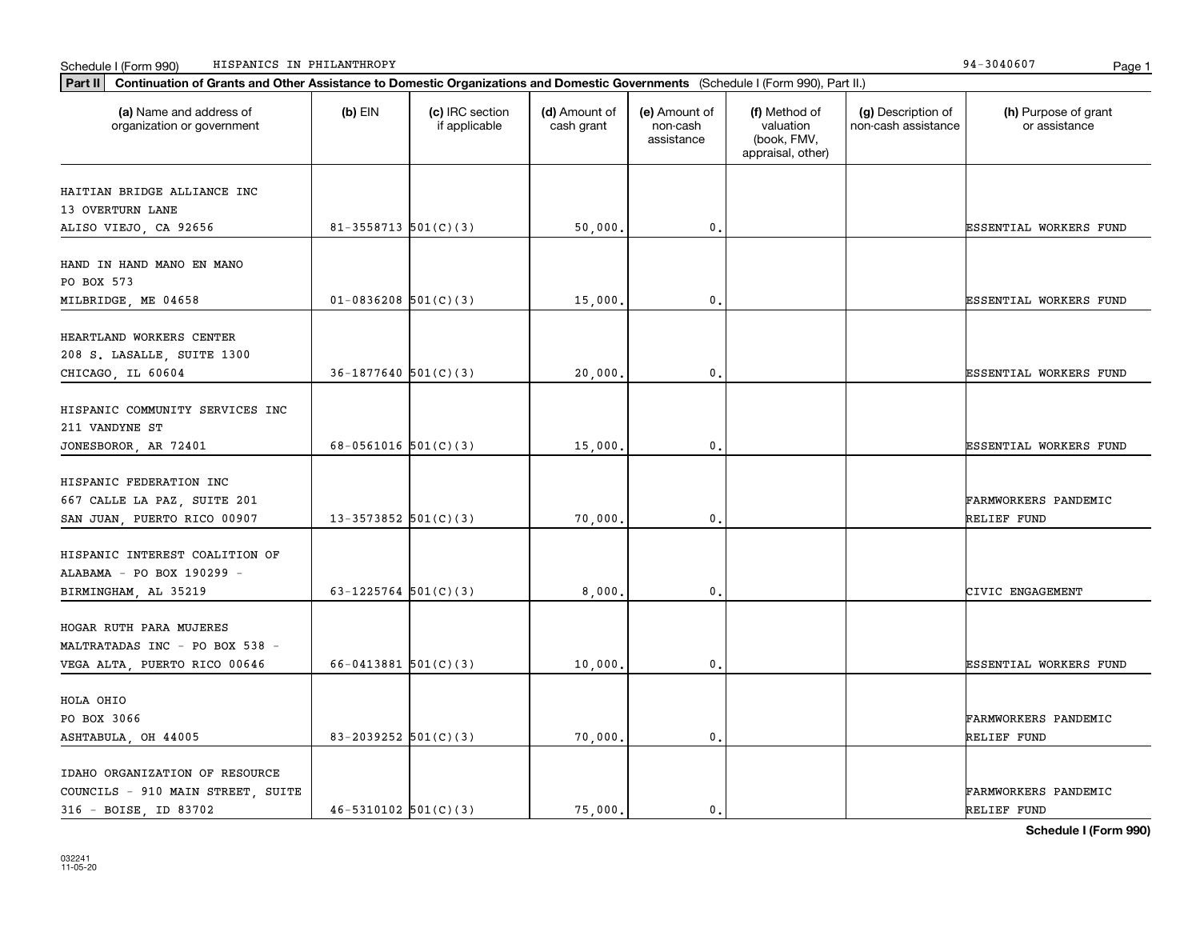Schedule I (Form 990) HISPANICS IN PHILANTHROPY 94-3040607

**Part II** **Continuation of Grants and Other Assistance to Domestic Organizations and Domestic Governments** (Schedule I (Form 990), Part II.)

| (a) Name and address of organization or government | (b) EIN | (c) IRC section if applicable | (d) Amount of cash grant | (e) Amount of non-cash assistance | (f) Method of valuation (book, FMV, appraisal, other) | (g) Description of non-cash assistance | (h) Purpose of grant or assistance |
|---|---|---|---|---|---|---|---|
| HAITIAN BRIDGE ALLIANCE INC 13 OVERTURN LANE ALISO VIEJO, CA 92656 | 81-3558713 | 501(C)(3) | 50,000. | 0. | | | ESSENTIAL WORKERS FUND |
| HAND IN HAND MANO EN MANO PO BOX 573 MILBRIDGE, ME 04658 | 01-0836208 | 501(C)(3) | 15,000. | 0. | | | ESSENTIAL WORKERS FUND |
| HEARTLAND WORKERS CENTER 208 S. LASALLE, SUITE 1300 CHICAGO, IL 60604 | 36-1877640 | 501(C)(3) | 20,000. | 0. | | | ESSENTIAL WORKERS FUND |
| HISPANIC COMMUNITY SERVICES INC 211 VANDYNE ST JONESBOROR, AR 72401 | 68-0561016 | 501(C)(3) | 15,000. | 0. | | | ESSENTIAL WORKERS FUND |
| HISPANIC FEDERATION INC 667 CALLE LA PAZ, SUITE 201 SAN JUAN, PUERTO RICO 00907 | 13-3573852 | 501(C)(3) | 70,000. | 0. | | | FARMWORKERS PANDEMIC RELIEF FUND |
| HISPANIC INTEREST COALITION OF ALABAMA - PO BOX 190299 - BIRMINGHAM, AL 35219 | 63-1225764 | 501(C)(3) | 8,000. | 0. | | | CIVIC ENGAGEMENT |
| HOGAR RUTH PARA MUJERES MALTRATADAS INC - PO BOX 538 - VEGA ALTA, PUERTO RICO 00646 | 66-0413881 | 501(C)(3) | 10,000. | 0. | | | ESSENTIAL WORKERS FUND |
| HOLA OHIO PO BOX 3066 ASHTABULA, OH 44005 | 83-2039252 | 501(C)(3) | 70,000. | 0. | | | FARMWORKERS PANDEMIC RELIEF FUND |
| IDAHO ORGANIZATION OF RESOURCE COUNCILS - 910 MAIN STREET, SUITE 316 - BOISE, ID 83702 | 46-5310102 | 501(C)(3) | 75,000. | 0. | | | FARMWORKERS PANDEMIC RELIEF FUND |

032241
11-05-20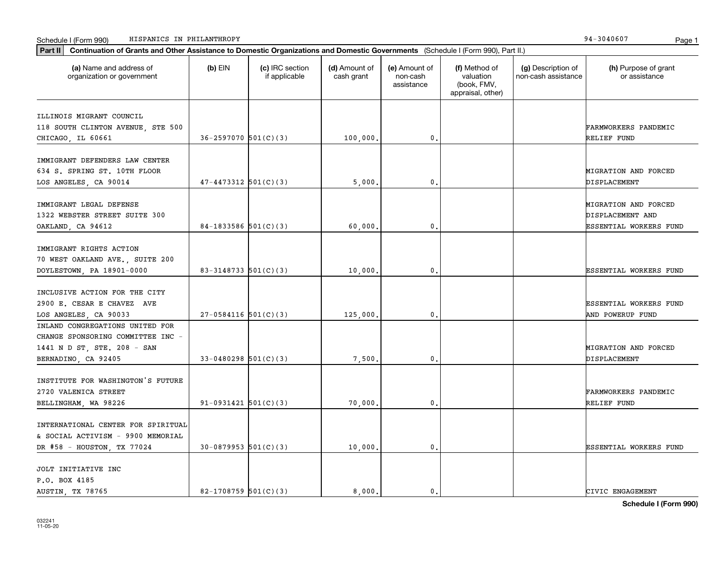Schedule I (Form 990) HISPANICS IN PHILANTHROPY 94-3040607

**Part II** **Continuation of Grants and Other Assistance to Domestic Organizations and Domestic Governments** (Schedule I (Form 990), Part II.)

| (a) Name and address of organization or government | (b) EIN | (c) IRC section if applicable | (d) Amount of cash grant | (e) Amount of non-cash assistance | (f) Method of valuation (book, FMV, appraisal, other) | (g) Description of non-cash assistance | (h) Purpose of grant or assistance |
|---|---|---|---|---|---|---|---|
| ILLINOIS MIGRANT COUNCIL<br>118 SOUTH CLINTON AVENUE, STE 500<br>CHICAGO, IL 60661 | 36-2597070 | 501(C)(3) | 100,000. | 0. | | | FARMWORKERS PANDEMIC RELIEF FUND |
| IMMIGRANT DEFENDERS LAW CENTER<br>634 S. SPRING ST. 10TH FLOOR<br>LOS ANGELES, CA 90014 | 47-4473312 | 501(C)(3) | 5,000. | 0. | | | MIGRATION AND FORCED DISPLACEMENT |
| IMMIGRANT LEGAL DEFENSE<br>1322 WEBSTER STREET SUITE 300<br>OAKLAND, CA 94612 | 84-1833586 | 501(C)(3) | 60,000. | 0. | | | MIGRATION AND FORCED DISPLACEMENT AND ESSENTIAL WORKERS FUND |
| IMMIGRANT RIGHTS ACTION<br>70 WEST OAKLAND AVE., SUITE 200<br>DOYLESTOWN, PA 18901-0000 | 83-3148733 | 501(C)(3) | 10,000. | 0. | | | ESSENTIAL WORKERS FUND |
| INCLUSIVE ACTION FOR THE CITY<br>2900 E. CESAR E CHAVEZ AVE<br>LOS ANGELES, CA 90033 | 27-0584116 | 501(C)(3) | 125,000. | 0. | | | ESSENTIAL WORKERS FUND AND POWERUP FUND |
| INLAND CONGREGATIONS UNITED FOR CHANGE SPONSORING COMMITTEE INC - 1441 N D ST, STE. 208 - SAN BERNADINO, CA 92405 | 33-0480298 | 501(C)(3) | 7,500. | 0. | | | MIGRATION AND FORCED DISPLACEMENT |
| INSTITUTE FOR WASHINGTON'S FUTURE<br>2720 VALENICA STREET<br>BELLINGHAM, WA 98226 | 91-0931421 | 501(C)(3) | 70,000. | 0. | | | FARMWORKERS PANDEMIC RELIEF FUND |
| INTERNATIONAL CENTER FOR SPIRITUAL & SOCIAL ACTIVISM - 9900 MEMORIAL DR #58 - HOUSTON, TX 77024 | 30-0879953 | 501(C)(3) | 10,000. | 0. | | | ESSENTIAL WORKERS FUND |
| JOLT INITIATIVE INC<br>P.O. BOX 4185<br>AUSTIN, TX 78765 | 82-1708759 | 501(C)(3) | 8,000. | 0. | | | CIVIC ENGAGEMENT |

Schedule I (Form 990)

032241
11-05-20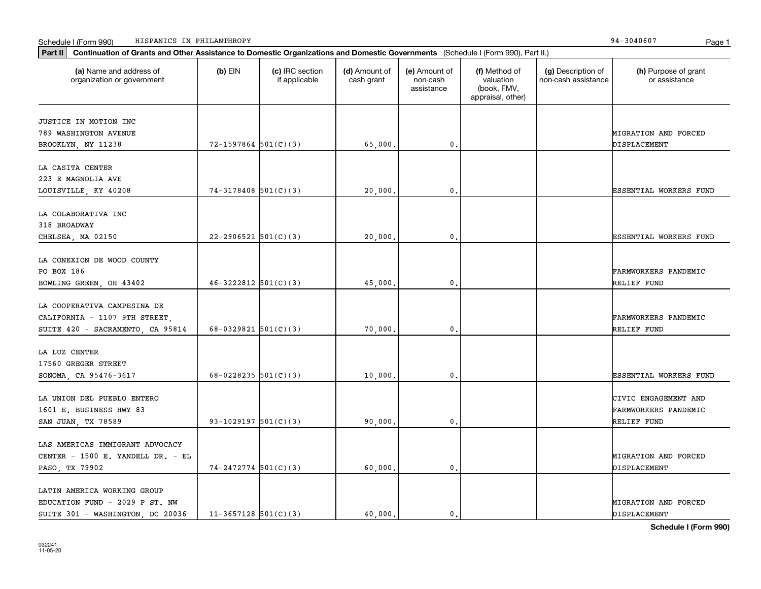Schedule I (Form 990) HISPANICS IN PHILANTHROPY 94-3040607

**Part II** **Continuation of Grants and Other Assistance to Domestic Organizations and Domestic Governments** (Schedule I (Form 990), Part II.)

| (a) Name and address of organization or government | (b) EIN | (c) IRC section if applicable | (d) Amount of cash grant | (e) Amount of non-cash assistance | (f) Method of valuation (book, FMV, appraisal, other) | (g) Description of non-cash assistance | (h) Purpose of grant or assistance |
|---|---|---|---|---|---|---|---|
| JUSTICE IN MOTION INC 789 WASHINGTON AVENUE BROOKLYN, NY 11238 | 72-1597864 | 501(C)(3) | 65,000. | 0. | | | MIGRATION AND FORCED DISPLACEMENT |
| LA CASITA CENTER 223 E MAGNOLIA AVE LOUISVILLE, KY 40208 | 74-3178408 | 501(C)(3) | 20,000. | 0. | | | ESSENTIAL WORKERS FUND |
| LA COLABORATIVA INC 318 BROADWAY CHELSEA, MA 02150 | 22-2906521 | 501(C)(3) | 20,000. | 0. | | | ESSENTIAL WORKERS FUND |
| LA CONEXION DE WOOD COUNTY PO BOX 186 BOWLING GREEN, OH 43402 | 46-3222812 | 501(C)(3) | 45,000. | 0. | | | FARMWORKERS PANDEMIC RELIEF FUND |
| LA COOPERATIVA CAMPESINA DE CALIFORNIA - 1107 9TH STREET, SUITE 420 - SACRAMENTO, CA 95814 | 68-0329821 | 501(C)(3) | 70,000. | 0. | | | FARMWORKERS PANDEMIC RELIEF FUND |
| LA LUZ CENTER 17560 GREGER STREET SONOMA, CA 95476-3617 | 68-0228235 | 501(C)(3) | 10,000. | 0. | | | ESSENTIAL WORKERS FUND |
| LA UNION DEL PUEBLO ENTERO 1601 E. BUSINESS HWY 83 SAN JUAN, TX 78589 | 93-1029197 | 501(C)(3) | 90,000. | 0. | | | CIVIC ENGAGEMENT AND FARMWORKERS PANDEMIC RELIEF FUND |
| LAS AMERICAS IMMIGRANT ADVOCACY CENTER - 1500 E. YANDELL DR. - EL PASO, TX 79902 | 74-2472774 | 501(C)(3) | 60,000. | 0. | | | MIGRATION AND FORCED DISPLACEMENT |
| LATIN AMERICA WORKING GROUP EDUCATION FUND - 2029 P ST. NW SUITE 301 - WASHINGTON, DC 20036 | 11-3657128 | 501(C)(3) | 40,000. | 0. | | | MIGRATION AND FORCED DISPLACEMENT |

**Schedule I (Form 990)**

032241
11-05-20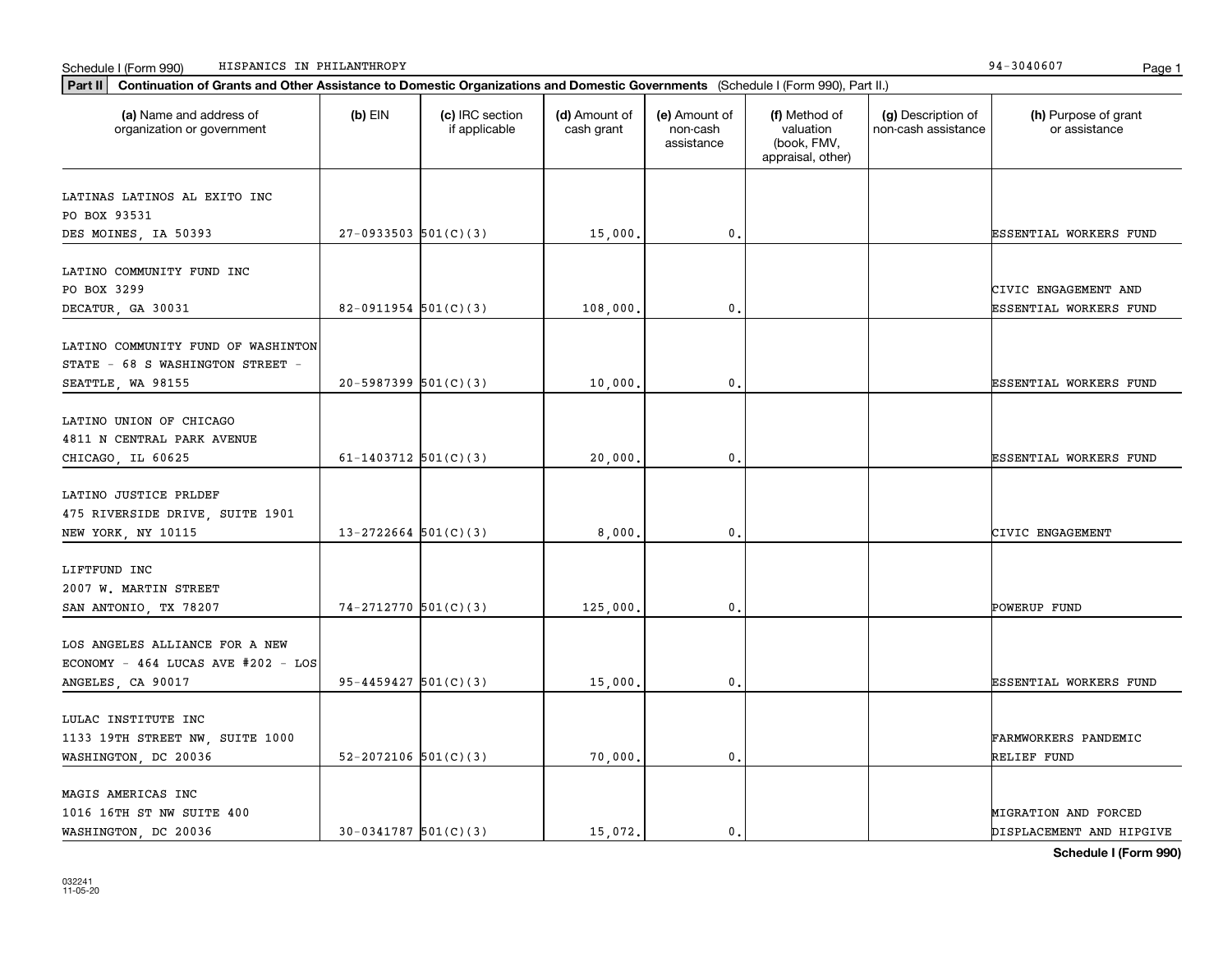Schedule I (Form 990) HISPANICS IN PHILANTHROPY 94-3040607

**Part II** **Continuation of Grants and Other Assistance to Domestic Organizations and Domestic Governments** (Schedule I (Form 990), Part II.)

| (a) Name and address of organization or government | (b) EIN | (c) IRC section if applicable | (d) Amount of cash grant | (e) Amount of non-cash assistance | (f) Method of valuation (book, FMV, appraisal, other) | (g) Description of non-cash assistance | (h) Purpose of grant or assistance |
|---|---|---|---|---|---|---|---|
| LATINAS LATINOS AL EXITO INC<br>PO BOX 93531<br>DES MOINES, IA 50393 | 27-0933503 | 501(C)(3) | 15,000. | 0. | | | ESSENTIAL WORKERS FUND |
| LATINO COMMUNITY FUND INC<br>PO BOX 3299<br>DECATUR, GA 30031 | 82-0911954 | 501(C)(3) | 108,000. | 0. | | | CIVIC ENGAGEMENT AND ESSENTIAL WORKERS FUND |
| LATINO COMMUNITY FUND OF WASHINTON STATE - 68 S WASHINGTON STREET - SEATTLE, WA 98155 | 20-5987399 | 501(C)(3) | 10,000. | 0. | | | ESSENTIAL WORKERS FUND |
| LATINO UNION OF CHICAGO<br>4811 N CENTRAL PARK AVENUE<br>CHICAGO, IL 60625 | 61-1403712 | 501(C)(3) | 20,000. | 0. | | | ESSENTIAL WORKERS FUND |
| LATINO JUSTICE PRLDEF<br>475 RIVERSIDE DRIVE, SUITE 1901<br>NEW YORK, NY 10115 | 13-2722664 | 501(C)(3) | 8,000. | 0. | | | CIVIC ENGAGEMENT |
| LIFTFUND INC<br>2007 W. MARTIN STREET<br>SAN ANTONIO, TX 78207 | 74-2712770 | 501(C)(3) | 125,000. | 0. | | | POWERUP FUND |
| LOS ANGELES ALLIANCE FOR A NEW ECONOMY - 464 LUCAS AVE #202 - LOS ANGELES, CA 90017 | 95-4459427 | 501(C)(3) | 15,000. | 0. | | | ESSENTIAL WORKERS FUND |
| LULAC INSTITUTE INC<br>1133 19TH STREET NW, SUITE 1000<br>WASHINGTON, DC 20036 | 52-2072106 | 501(C)(3) | 70,000. | 0. | | | FARMWORKERS PANDEMIC RELIEF FUND |
| MAGIS AMERICAS INC<br>1016 16TH ST NW SUITE 400<br>WASHINGTON, DC 20036 | 30-0341787 | 501(C)(3) | 15,072. | 0. | | | MIGRATION AND FORCED DISPLACEMENT AND HIPGIVE |

**Schedule I (Form 990)**

032241
11-05-20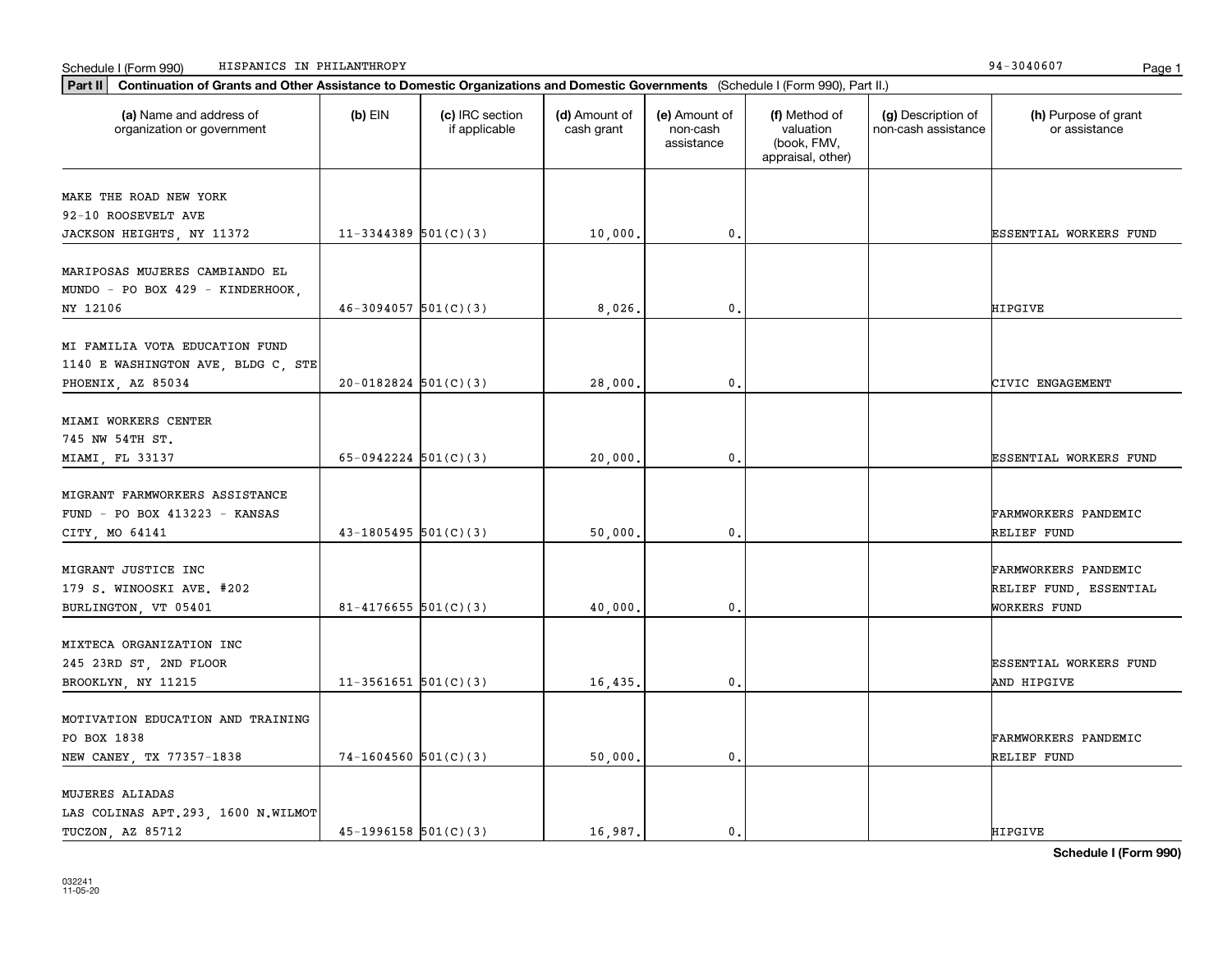Schedule I (Form 990) HISPANICS IN PHILANTHROPY 94-3040607

**Part II** **Continuation of Grants and Other Assistance to Domestic Organizations and Domestic Governments** (Schedule I (Form 990), Part II.)

| (a) Name and address of organization or government | (b) EIN | (c) IRC section if applicable | (d) Amount of cash grant | (e) Amount of non-cash assistance | (f) Method of valuation (book, FMV, appraisal, other) | (g) Description of non-cash assistance | (h) Purpose of grant or assistance |
|---|---|---|---|---|---|---|---|
| MAKE THE ROAD NEW YORK 92-10 ROOSEVELT AVE JACKSON HEIGHTS, NY 11372 | 11-3344389 | 501(C)(3) | 10,000. | 0. | | | ESSENTIAL WORKERS FUND |
| MARIPOSAS MUJERES CAMBIANDO EL MUNDO - PO BOX 429 - KINDERHOOK, NY 12106 | 46-3094057 | 501(C)(3) | 8,026. | 0. | | | HIPGIVE |
| MI FAMILIA VOTA EDUCATION FUND 1140 E WASHINGTON AVE, BLDG C, STE PHOENIX, AZ 85034 | 20-0182824 | 501(C)(3) | 28,000. | 0. | | | CIVIC ENGAGEMENT |
| MIAMI WORKERS CENTER 745 NW 54TH ST. MIAMI, FL 33137 | 65-0942224 | 501(C)(3) | 20,000. | 0. | | | ESSENTIAL WORKERS FUND |
| MIGRANT FARMWORKERS ASSISTANCE FUND - PO BOX 413223 - KANSAS CITY, MO 64141 | 43-1805495 | 501(C)(3) | 50,000. | 0. | | | FARMWORKERS PANDEMIC RELIEF FUND |
| MIGRANT JUSTICE INC 179 S. WINOOSKI AVE. #202 BURLINGTON, VT 05401 | 81-4176655 | 501(C)(3) | 40,000. | 0. | | | FARMWORKERS PANDEMIC RELIEF FUND, ESSENTIAL WORKERS FUND |
| MIXTECA ORGANIZATION INC 245 23RD ST, 2ND FLOOR BROOKLYN, NY 11215 | 11-3561651 | 501(C)(3) | 16,435. | 0. | | | ESSENTIAL WORKERS FUND AND HIPGIVE |
| MOTIVATION EDUCATION AND TRAINING PO BOX 1838 NEW CANEY, TX 77357-1838 | 74-1604560 | 501(C)(3) | 50,000. | 0. | | | FARMWORKERS PANDEMIC RELIEF FUND |
| MUJERES ALIADAS LAS COLINAS APT.293, 1600 N.WILMOT TUCZON, AZ 85712 | 45-1996158 | 501(C)(3) | 16,987. | 0. | | | HIPGIVE |

**Schedule I (Form 990)**

032241 11-05-20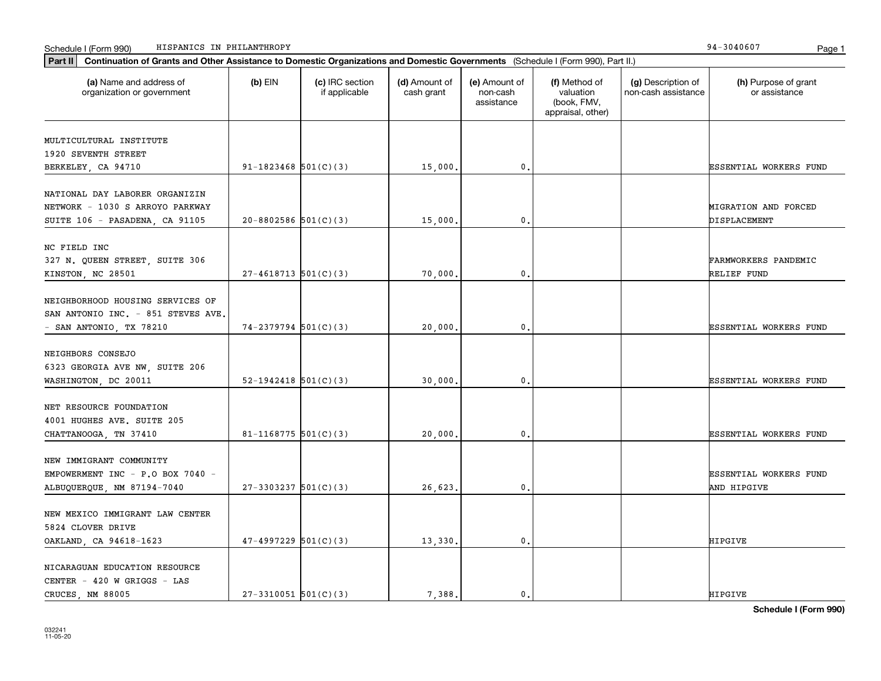Schedule I (Form 990) HISPANICS IN PHILANTHROPY 94-3040607

**Part II Continuation of Grants and Other Assistance to Domestic Organizations and Domestic Governments** (Schedule I (Form 990), Part II.)

| (a) Name and address of organization or government | (b) EIN | (c) IRC section if applicable | (d) Amount of cash grant | (e) Amount of non-cash assistance | (f) Method of valuation (book, FMV, appraisal, other) | (g) Description of non-cash assistance | (h) Purpose of grant or assistance |
|---|---|---|---|---|---|---|---|
| MULTICULTURAL INSTITUTE 1920 SEVENTH STREET BERKELEY, CA 94710 | 91-1823468 | 501(C)(3) | 15,000. | 0. | | | ESSENTIAL WORKERS FUND |
| NATIONAL DAY LABORER ORGANIZIN NETWORK - 1030 S ARROYO PARKWAY SUITE 106 - PASADENA, CA 91105 | 20-8802586 | 501(C)(3) | 15,000. | 0. | | | MIGRATION AND FORCED DISPLACEMENT |
| NC FIELD INC 327 N. QUEEN STREET, SUITE 306 KINSTON, NC 28501 | 27-4618713 | 501(C)(3) | 70,000. | 0. | | | FARMWORKERS PANDEMIC RELIEF FUND |
| NEIGHBORHOOD HOUSING SERVICES OF SAN ANTONIO INC. - 851 STEVES AVE. - SAN ANTONIO, TX 78210 | 74-2379794 | 501(C)(3) | 20,000. | 0. | | | ESSENTIAL WORKERS FUND |
| NEIGHBORS CONSEJO 6323 GEORGIA AVE NW, SUITE 206 WASHINGTON, DC 20011 | 52-1942418 | 501(C)(3) | 30,000. | 0. | | | ESSENTIAL WORKERS FUND |
| NET RESOURCE FOUNDATION 4001 HUGHES AVE. SUITE 205 CHATTANOOGA, TN 37410 | 81-1168775 | 501(C)(3) | 20,000. | 0. | | | ESSENTIAL WORKERS FUND |
| NEW IMMIGRANT COMMUNITY EMPOWERMENT INC - P.O BOX 7040 - ALBUQUERQUE, NM 87194-7040 | 27-3303237 | 501(C)(3) | 26,623. | 0. | | | ESSENTIAL WORKERS FUND AND HIPGIVE |
| NEW MEXICO IMMIGRANT LAW CENTER 5824 CLOVER DRIVE OAKLAND, CA 94618-1623 | 47-4997229 | 501(C)(3) | 13,330. | 0. | | | HIPGIVE |
| NICARAGUAN EDUCATION RESOURCE CENTER - 420 W GRIGGS - LAS CRUCES, NM 88005 | 27-3310051 | 501(C)(3) | 7,388. | 0. | | | HIPGIVE |

**Schedule I (Form 990)**

032241 11-05-20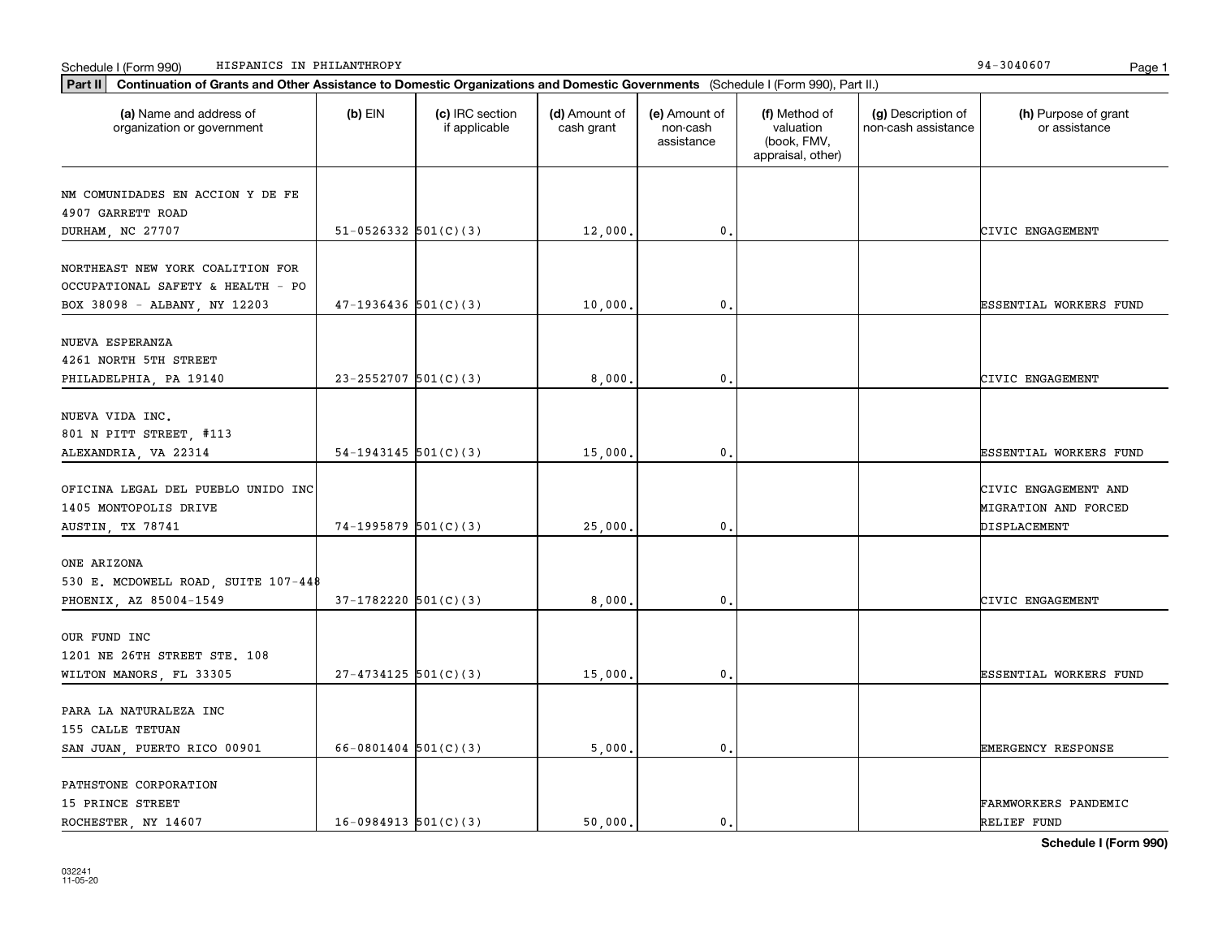Schedule I (Form 990) HISPANICS IN PHILANTHROPY 94-3040607

**Part II** **Continuation of Grants and Other Assistance to Domestic Organizations and Domestic Governments** (Schedule I (Form 990), Part II.)

| (a) Name and address of organization or government | (b) EIN | (c) IRC section if applicable | (d) Amount of cash grant | (e) Amount of non-cash assistance | (f) Method of valuation (book, FMV, appraisal, other) | (g) Description of non-cash assistance | (h) Purpose of grant or assistance |
|---|---|---|---|---|---|---|---|
| NM COMUNIDADES EN ACCION Y DE FE 4907 GARRETT ROAD DURHAM, NC 27707 | 51-0526332 | 501(C)(3) | 12,000. | 0. | | | CIVIC ENGAGEMENT |
| NORTHEAST NEW YORK COALITION FOR OCCUPATIONAL SAFETY & HEALTH - PO BOX 38098 - ALBANY, NY 12203 | 47-1936436 | 501(C)(3) | 10,000. | 0. | | | ESSENTIAL WORKERS FUND |
| NUEVA ESPERANZA 4261 NORTH 5TH STREET PHILADELPHIA, PA 19140 | 23-2552707 | 501(C)(3) | 8,000. | 0. | | | CIVIC ENGAGEMENT |
| NUEVA VIDA INC. 801 N PITT STREET, #113 ALEXANDRIA, VA 22314 | 54-1943145 | 501(C)(3) | 15,000. | 0. | | | ESSENTIAL WORKERS FUND |
| OFICINA LEGAL DEL PUEBLO UNIDO INC 1405 MONTOPOLIS DRIVE AUSTIN, TX 78741 | 74-1995879 | 501(C)(3) | 25,000. | 0. | | | CIVIC ENGAGEMENT AND MIGRATION AND FORCED DISPLACEMENT |
| ONE ARIZONA 530 E. MCDOWELL ROAD, SUITE 107-448 PHOENIX, AZ 85004-1549 | 37-1782220 | 501(C)(3) | 8,000. | 0. | | | CIVIC ENGAGEMENT |
| OUR FUND INC 1201 NE 26TH STREET STE. 108 WILTON MANORS, FL 33305 | 27-4734125 | 501(C)(3) | 15,000. | 0. | | | ESSENTIAL WORKERS FUND |
| PARA LA NATURALEZA INC 155 CALLE TETUAN SAN JUAN, PUERTO RICO 00901 | 66-0801404 | 501(C)(3) | 5,000. | 0. | | | EMERGENCY RESPONSE |
| PATHSTONE CORPORATION 15 PRINCE STREET ROCHESTER, NY 14607 | 16-0984913 | 501(C)(3) | 50,000. | 0. | | | FARMWORKERS PANDEMIC RELIEF FUND |

**Schedule I (Form 990)**

032241 11-05-20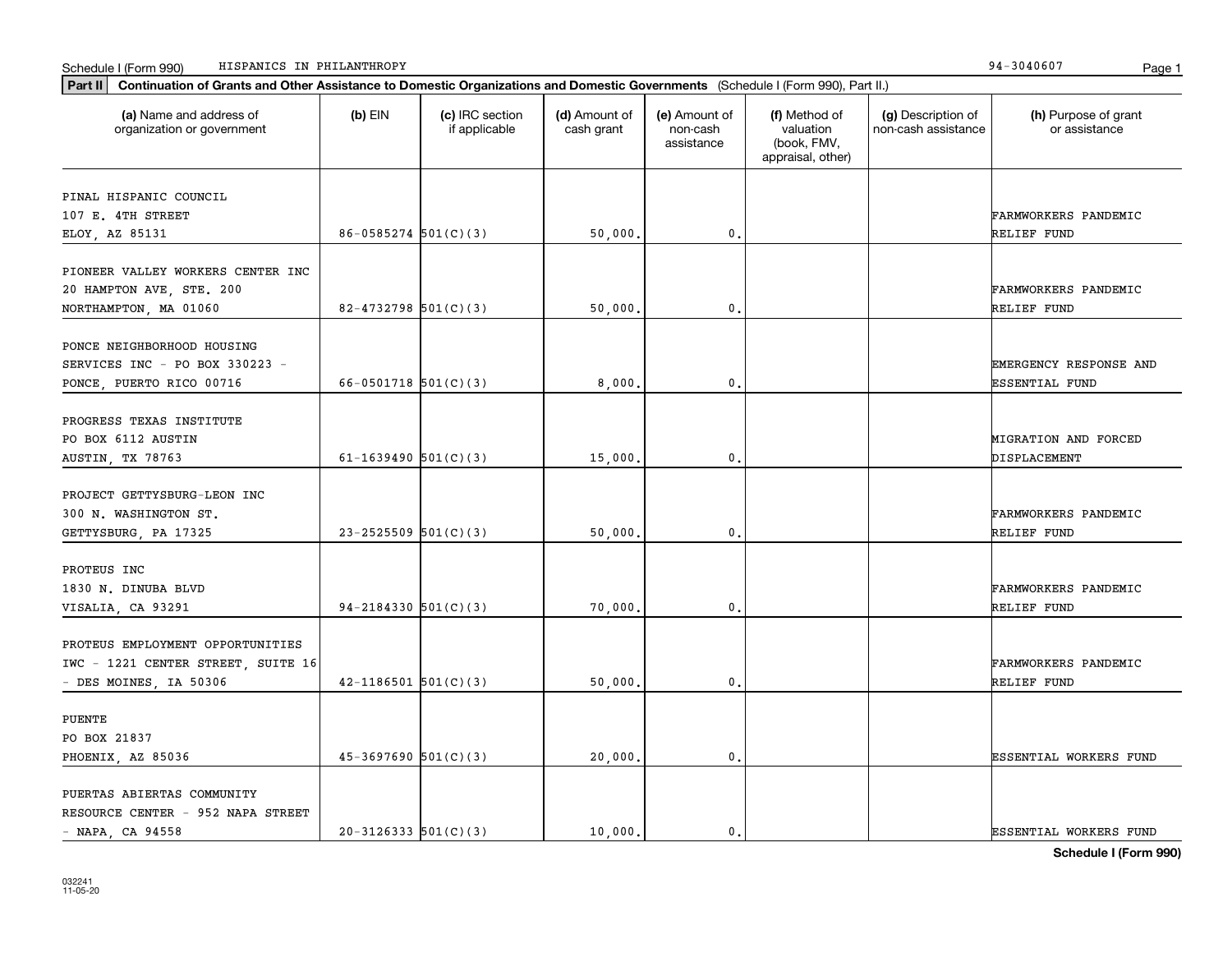Schedule I (Form 990) HISPANICS IN PHILANTHROPY 94-3040607

**Part II** **Continuation of Grants and Other Assistance to Domestic Organizations and Domestic Governments** (Schedule I (Form 990), Part II.)

| (a) Name and address of organization or government | (b) EIN | (c) IRC section if applicable | (d) Amount of cash grant | (e) Amount of non-cash assistance | (f) Method of valuation (book, FMV, appraisal, other) | (g) Description of non-cash assistance | (h) Purpose of grant or assistance |
|---|---|---|---|---|---|---|---|
| PINAL HISPANIC COUNCIL 107 E. 4TH STREET ELOY, AZ 85131 | 86-0585274 | 501(C)(3) | 50,000. | 0. | | | FARMWORKERS PANDEMIC RELIEF FUND |
| PIONEER VALLEY WORKERS CENTER INC 20 HAMPTON AVE, STE. 200 NORTHAMPTON, MA 01060 | 82-4732798 | 501(C)(3) | 50,000. | 0. | | | FARMWORKERS PANDEMIC RELIEF FUND |
| PONCE NEIGHBORHOOD HOUSING SERVICES INC - PO BOX 330223 - PONCE, PUERTO RICO 00716 | 66-0501718 | 501(C)(3) | 8,000. | 0. | | | EMERGENCY RESPONSE AND ESSENTIAL FUND |
| PROGRESS TEXAS INSTITUTE PO BOX 6112 AUSTIN AUSTIN, TX 78763 | 61-1639490 | 501(C)(3) | 15,000. | 0. | | | MIGRATION AND FORCED DISPLACEMENT |
| PROJECT GETTYSBURG-LEON INC 300 N. WASHINGTON ST. GETTYSBURG, PA 17325 | 23-2525509 | 501(C)(3) | 50,000. | 0. | | | FARMWORKERS PANDEMIC RELIEF FUND |
| PROTEUS INC 1830 N. DINUBA BLVD VISALIA, CA 93291 | 94-2184330 | 501(C)(3) | 70,000. | 0. | | | FARMWORKERS PANDEMIC RELIEF FUND |
| PROTEUS EMPLOYMENT OPPORTUNITIES IWC - 1221 CENTER STREET, SUITE 16 - DES MOINES, IA 50306 | 42-1186501 | 501(C)(3) | 50,000. | 0. | | | FARMWORKERS PANDEMIC RELIEF FUND |
| PUENTE PO BOX 21837 PHOENIX, AZ 85036 | 45-3697690 | 501(C)(3) | 20,000. | 0. | | | ESSENTIAL WORKERS FUND |
| PUERTAS ABIERTAS COMMUNITY RESOURCE CENTER - 952 NAPA STREET - NAPA, CA 94558 | 20-3126333 | 501(C)(3) | 10,000. | 0. | | | ESSENTIAL WORKERS FUND |

**Schedule I (Form 990)**

032241 11-05-20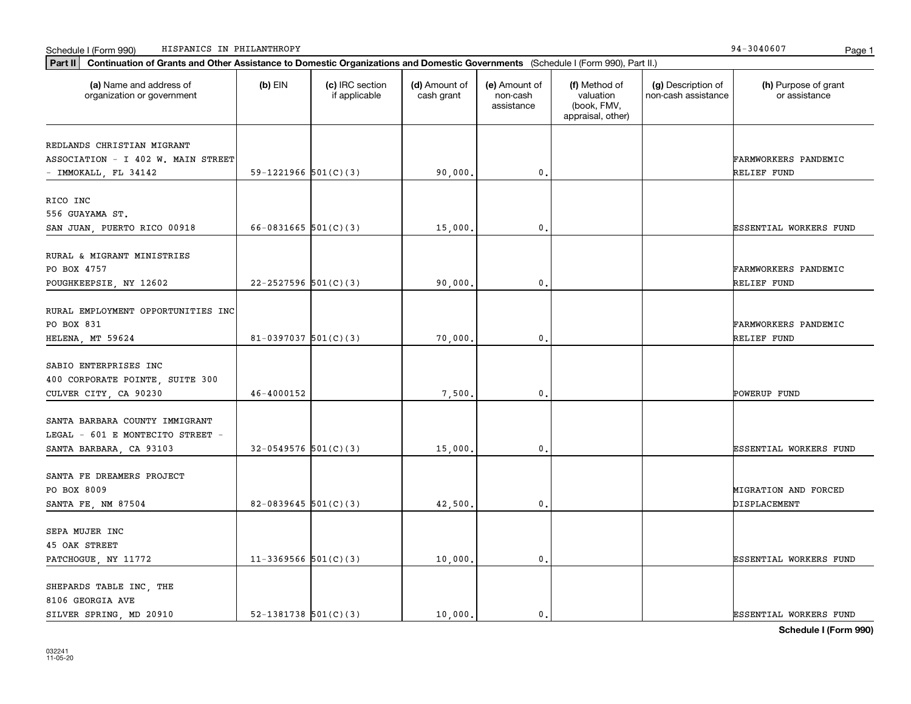Schedule I (Form 990) HISPANICS IN PHILANTHROPY 94-3040607

**Part II** **Continuation of Grants and Other Assistance to Domestic Organizations and Domestic Governments** (Schedule I (Form 990), Part II.)

| (a) Name and address of organization or government | (b) EIN | (c) IRC section if applicable | (d) Amount of cash grant | (e) Amount of non-cash assistance | (f) Method of valuation (book, FMV, appraisal, other) | (g) Description of non-cash assistance | (h) Purpose of grant or assistance |
|---|---|---|---|---|---|---|---|
| REDLANDS CHRISTIAN MIGRANT ASSOCIATION - I 402 W. MAIN STREET - IMMOKALL, FL 34142 | 59-1221966 | 501(C)(3) | 90,000. | 0. | | | FARMWORKERS PANDEMIC RELIEF FUND |
| RICO INC 556 GUAYAMA ST. SAN JUAN, PUERTO RICO 00918 | 66-0831665 | 501(C)(3) | 15,000. | 0. | | | ESSENTIAL WORKERS FUND |
| RURAL & MIGRANT MINISTRIES PO BOX 4757 POUGHKEEPSIE, NY 12602 | 22-2527596 | 501(C)(3) | 90,000. | 0. | | | FARMWORKERS PANDEMIC RELIEF FUND |
| RURAL EMPLOYMENT OPPORTUNITIES INC PO BOX 831 HELENA, MT 59624 | 81-0397037 | 501(C)(3) | 70,000. | 0. | | | FARMWORKERS PANDEMIC RELIEF FUND |
| SABIO ENTERPRISES INC 400 CORPORATE POINTE, SUITE 300 CULVER CITY, CA 90230 | 46-4000152 | | 7,500. | 0. | | | POWERUP FUND |
| SANTA BARBARA COUNTY IMMIGRANT LEGAL - 601 E MONTECITO STREET - SANTA BARBARA, CA 93103 | 32-0549576 | 501(C)(3) | 15,000. | 0. | | | ESSENTIAL WORKERS FUND |
| SANTA FE DREAMERS PROJECT PO BOX 8009 SANTA FE, NM 87504 | 82-0839645 | 501(C)(3) | 42,500. | 0. | | | MIGRATION AND FORCED DISPLACEMENT |
| SEPA MUJER INC 45 OAK STREET PATCHOGUE, NY 11772 | 11-3369566 | 501(C)(3) | 10,000. | 0. | | | ESSENTIAL WORKERS FUND |
| SHEPARDS TABLE INC, THE 8106 GEORGIA AVE SILVER SPRING, MD 20910 | 52-1381738 | 501(C)(3) | 10,000. | 0. | | | ESSENTIAL WORKERS FUND |

**Schedule I (Form 990)**

032241
11-05-20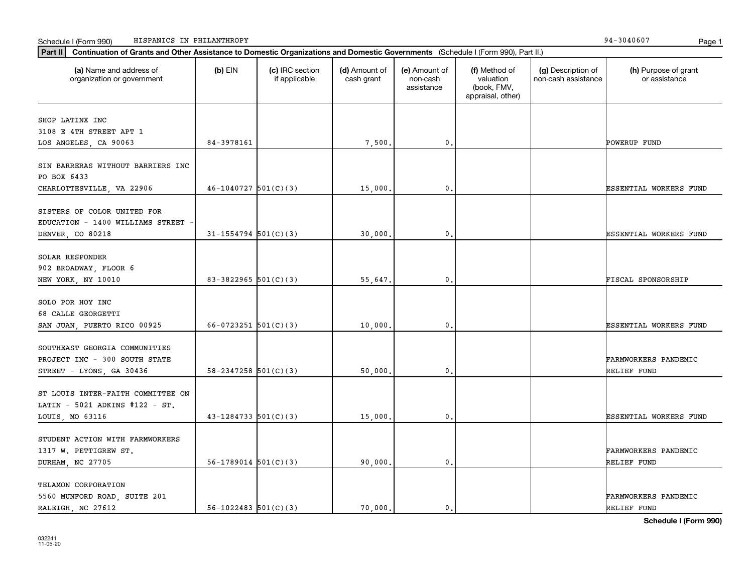Schedule I (Form 990) HISPANICS IN PHILANTHROPY 94-3040607

**Part II Continuation of Grants and Other Assistance to Domestic Organizations and Domestic Governments** (Schedule I (Form 990), Part II.)

| (a) Name and address of organization or government | (b) EIN | (c) IRC section if applicable | (d) Amount of cash grant | (e) Amount of non-cash assistance | (f) Method of valuation (book, FMV, appraisal, other) | (g) Description of non-cash assistance | (h) Purpose of grant or assistance |
|---|---|---|---|---|---|---|---|
| SHOP LATINX INC 3108 E 4TH STREET APT 1 LOS ANGELES, CA 90063 | 84-3978161 | | 7,500. | 0. | | | POWERUP FUND |
| SIN BARRERAS WITHOUT BARRIERS INC PO BOX 6433 CHARLOTTESVILLE, VA 22906 | 46-1040727 | 501(C)(3) | 15,000. | 0. | | | ESSENTIAL WORKERS FUND |
| SISTERS OF COLOR UNITED FOR EDUCATION - 1400 WILLIAMS STREET - DENVER, CO 80218 | 31-1554794 | 501(C)(3) | 30,000. | 0. | | | ESSENTIAL WORKERS FUND |
| SOLAR RESPONDER 902 BROADWAY, FLOOR 6 NEW YORK, NY 10010 | 83-3822965 | 501(C)(3) | 55,647. | 0. | | | FISCAL SPONSORSHIP |
| SOLO POR HOY INC 68 CALLE GEORGETTI SAN JUAN, PUERTO RICO 00925 | 66-0723251 | 501(C)(3) | 10,000. | 0. | | | ESSENTIAL WORKERS FUND |
| SOUTHEAST GEORGIA COMMUNITIES PROJECT INC - 300 SOUTH STATE STREET - LYONS, GA 30436 | 58-2347258 | 501(C)(3) | 50,000. | 0. | | | FARMWORKERS PANDEMIC RELIEF FUND |
| ST LOUIS INTER-FAITH COMMITTEE ON LATIN - 5021 ADKINS #122 - ST. LOUIS, MO 63116 | 43-1284733 | 501(C)(3) | 15,000. | 0. | | | ESSENTIAL WORKERS FUND |
| STUDENT ACTION WITH FARMWORKERS 1317 W. PETTIGREW ST. DURHAM, NC 27705 | 56-1789014 | 501(C)(3) | 90,000. | 0. | | | FARMWORKERS PANDEMIC RELIEF FUND |
| TELAMON CORPORATION 5560 MUNFORD ROAD, SUITE 201 RALEIGH, NC 27612 | 56-1022483 | 501(C)(3) | 70,000. | 0. | | | FARMWORKERS PANDEMIC RELIEF FUND |

**Schedule I (Form 990)**

032241 11-05-20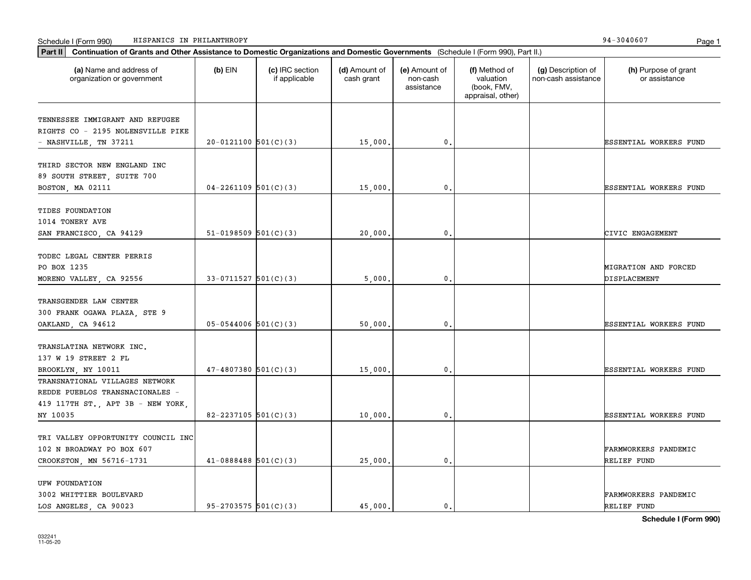Schedule I (Form 990) HISPANICS IN PHILANTHROPY 94-3040607

**Part II Continuation of Grants and Other Assistance to Domestic Organizations and Domestic Governments** (Schedule I (Form 990), Part II.)

| (a) Name and address of organization or government | (b) EIN | (c) IRC section if applicable | (d) Amount of cash grant | (e) Amount of non-cash assistance | (f) Method of valuation (book, FMV, appraisal, other) | (g) Description of non-cash assistance | (h) Purpose of grant or assistance |
|---|---|---|---|---|---|---|---|
| TENNESSEE IMMIGRANT AND REFUGEE RIGHTS CO - 2195 NOLENSVILLE PIKE - NASHVILLE, TN 37211 | 20-0121100 | 501(C)(3) | 15,000. | 0. | | | ESSENTIAL WORKERS FUND |
| THIRD SECTOR NEW ENGLAND INC 89 SOUTH STREET, SUITE 700 BOSTON, MA 02111 | 04-2261109 | 501(C)(3) | 15,000. | 0. | | | ESSENTIAL WORKERS FUND |
| TIDES FOUNDATION 1014 TONERY AVE SAN FRANCISCO, CA 94129 | 51-0198509 | 501(C)(3) | 20,000. | 0. | | | CIVIC ENGAGEMENT |
| TODEC LEGAL CENTER PERRIS PO BOX 1235 MORENO VALLEY, CA 92556 | 33-0711527 | 501(C)(3) | 5,000. | 0. | | | MIGRATION AND FORCED DISPLACEMENT |
| TRANSGENDER LAW CENTER 300 FRANK OGAWA PLAZA, STE 9 OAKLAND, CA 94612 | 05-0544006 | 501(C)(3) | 50,000. | 0. | | | ESSENTIAL WORKERS FUND |
| TRANSLATINA NETWORK INC. 137 W 19 STREET 2 FL BROOKLYN, NY 10011 | 47-4807380 | 501(C)(3) | 15,000. | 0. | | | ESSENTIAL WORKERS FUND |
| TRANSNATIONAL VILLAGES NETWORK REDDE PUEBLOS TRANSNACIONALES - 419 117TH ST., APT 3B - NEW YORK, NY 10035 | 82-2237105 | 501(C)(3) | 10,000. | 0. | | | ESSENTIAL WORKERS FUND |
| TRI VALLEY OPPORTUNITY COUNCIL INC 102 N BROADWAY PO BOX 607 CROOKSTON, MN 56716-1731 | 41-0888488 | 501(C)(3) | 25,000. | 0. | | | FARMWORKERS PANDEMIC RELIEF FUND |
| UFW FOUNDATION 3002 WHITTIER BOULEVARD LOS ANGELES, CA 90023 | 95-2703575 | 501(C)(3) | 45,000. | 0. | | | FARMWORKERS PANDEMIC RELIEF FUND |

032241 11-05-20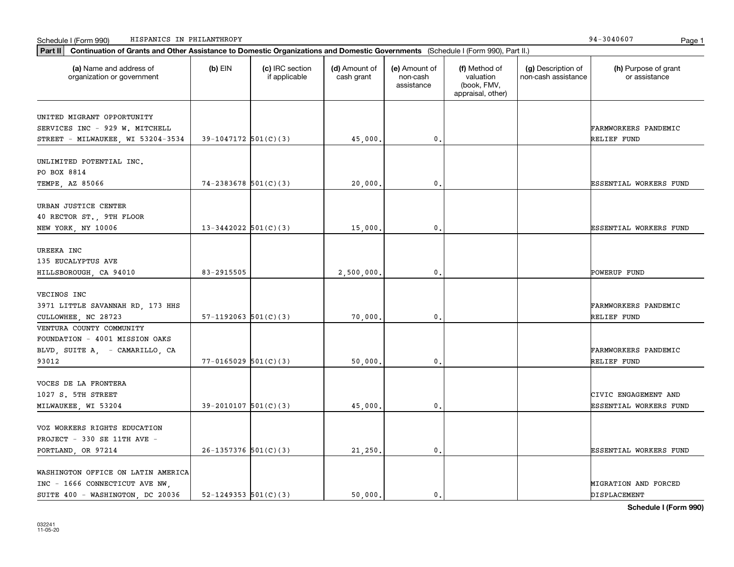Schedule I (Form 990) HISPANICS IN PHILANTHROPY 94-3040607

**Part II** **Continuation of Grants and Other Assistance to Domestic Organizations and Domestic Governments** (Schedule I (Form 990), Part II.)

| (a) Name and address of organization or government | (b) EIN | (c) IRC section if applicable | (d) Amount of cash grant | (e) Amount of non-cash assistance | (f) Method of valuation (book, FMV, appraisal, other) | (g) Description of non-cash assistance | (h) Purpose of grant or assistance |
|---|---|---|---|---|---|---|---|
| UNITED MIGRANT OPPORTUNITY SERVICES INC - 929 W. MITCHELL STREET - MILWAUKEE, WI 53204-3534 | 39-1047172 | 501(C)(3) | 45,000. | 0. | | | FARMWORKERS PANDEMIC RELIEF FUND |
| UNLIMITED POTENTIAL INC. PO BOX 8814 TEMPE, AZ 85066 | 74-2383678 | 501(C)(3) | 20,000. | 0. | | | ESSENTIAL WORKERS FUND |
| URBAN JUSTICE CENTER 40 RECTOR ST., 9TH FLOOR NEW YORK, NY 10006 | 13-3442022 | 501(C)(3) | 15,000. | 0. | | | ESSENTIAL WORKERS FUND |
| UREEKA INC 135 EUCALYPTUS AVE HILLSBOROUGH, CA 94010 | 83-2915505 | | 2,500,000. | 0. | | | POWERUP FUND |
| VECINOS INC 3971 LITTLE SAVANNAH RD, 173 HHS CULLOWHEE, NC 28723 | 57-1192063 | 501(C)(3) | 70,000. | 0. | | | FARMWORKERS PANDEMIC RELIEF FUND |
| VENTURA COUNTY COMMUNITY FOUNDATION - 4001 MISSION OAKS BLVD, SUITE A, - CAMARILLO, CA 93012 | 77-0165029 | 501(C)(3) | 50,000. | 0. | | | FARMWORKERS PANDEMIC RELIEF FUND |
| VOCES DE LA FRONTERA 1027 S. 5TH STREET MILWAUKEE, WI 53204 | 39-2010107 | 501(C)(3) | 45,000. | 0. | | | CIVIC ENGAGEMENT AND ESSENTIAL WORKERS FUND |
| VOZ WORKERS RIGHTS EDUCATION PROJECT - 330 SE 11TH AVE - PORTLAND, OR 97214 | 26-1357376 | 501(C)(3) | 21,250. | 0. | | | ESSENTIAL WORKERS FUND |
| WASHINGTON OFFICE ON LATIN AMERICA INC - 1666 CONNECTICUT AVE NW, SUITE 400 - WASHINGTON, DC 20036 | 52-1249353 | 501(C)(3) | 50,000. | 0. | | | MIGRATION AND FORCED DISPLACEMENT |

**Schedule I (Form 990)**

032241
11-05-20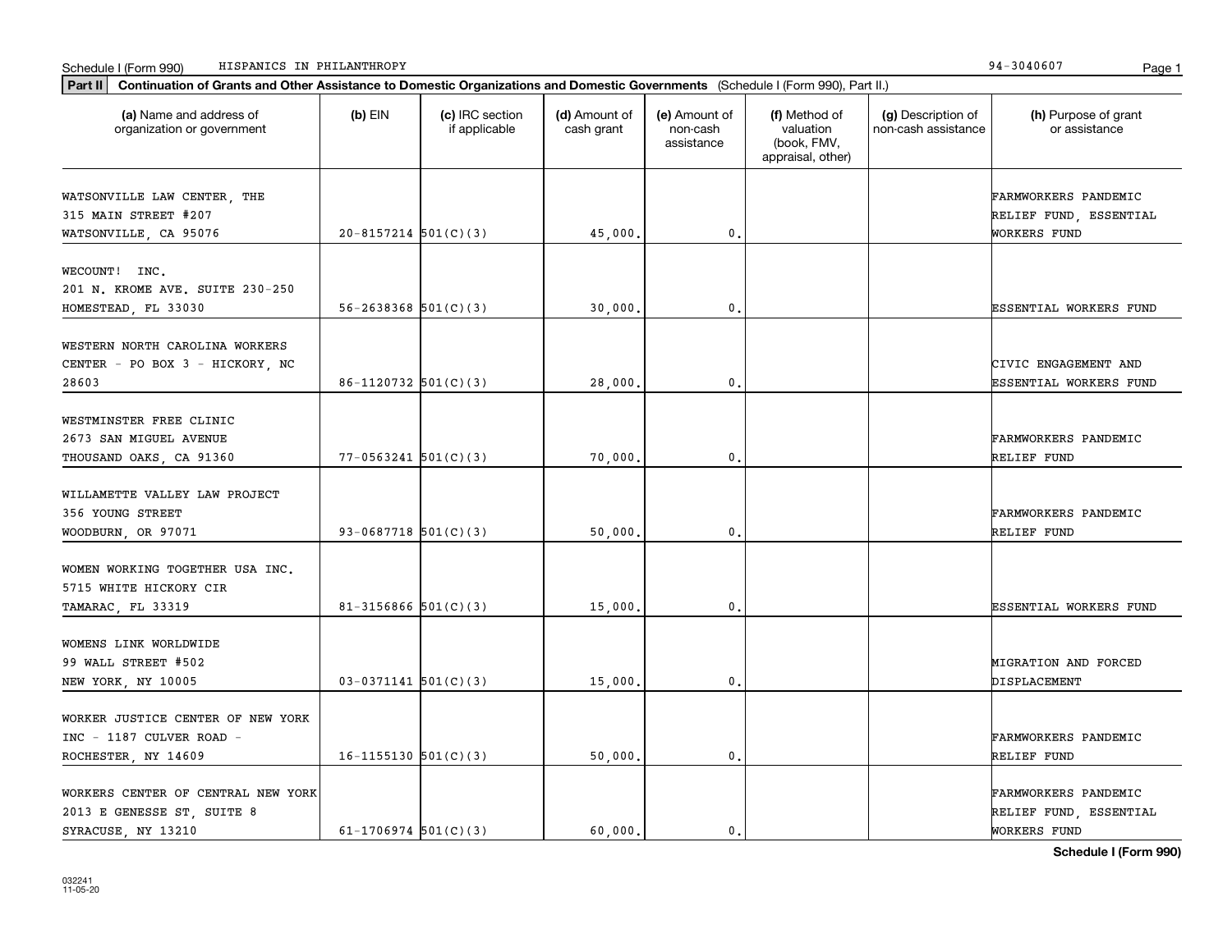Schedule I (Form 990) HISPANICS IN PHILANTHROPY 94-3040607

**Part II** **Continuation of Grants and Other Assistance to Domestic Organizations and Domestic Governments** (Schedule I (Form 990), Part II.)

| (a) Name and address of organization or government | (b) EIN | (c) IRC section if applicable | (d) Amount of cash grant | (e) Amount of non-cash assistance | (f) Method of valuation (book, FMV, appraisal, other) | (g) Description of non-cash assistance | (h) Purpose of grant or assistance |
|---|---|---|---|---|---|---|---|
| WATSONVILLE LAW CENTER, THE 315 MAIN STREET #207 WATSONVILLE, CA 95076 | 20-8157214 | 501(C)(3) | 45,000. | 0. | | | FARMWORKERS PANDEMIC RELIEF FUND, ESSENTIAL WORKERS FUND |
| WECOUNT! INC. 201 N. KROME AVE. SUITE 230-250 HOMESTEAD, FL 33030 | 56-2638368 | 501(C)(3) | 30,000. | 0. | | | ESSENTIAL WORKERS FUND |
| WESTERN NORTH CAROLINA WORKERS CENTER - PO BOX 3 - HICKORY, NC 28603 | 86-1120732 | 501(C)(3) | 28,000. | 0. | | | CIVIC ENGAGEMENT AND ESSENTIAL WORKERS FUND |
| WESTMINSTER FREE CLINIC 2673 SAN MIGUEL AVENUE THOUSAND OAKS, CA 91360 | 77-0563241 | 501(C)(3) | 70,000. | 0. | | | FARMWORKERS PANDEMIC RELIEF FUND |
| WILLAMETTE VALLEY LAW PROJECT 356 YOUNG STREET WOODBURN, OR 97071 | 93-0687718 | 501(C)(3) | 50,000. | 0. | | | FARMWORKERS PANDEMIC RELIEF FUND |
| WOMEN WORKING TOGETHER USA INC. 5715 WHITE HICKORY CIR TAMARAC, FL 33319 | 81-3156866 | 501(C)(3) | 15,000. | 0. | | | ESSENTIAL WORKERS FUND |
| WOMENS LINK WORLDWIDE 99 WALL STREET #502 NEW YORK, NY 10005 | 03-0371141 | 501(C)(3) | 15,000. | 0. | | | MIGRATION AND FORCED DISPLACEMENT |
| WORKER JUSTICE CENTER OF NEW YORK INC - 1187 CULVER ROAD - ROCHESTER, NY 14609 | 16-1155130 | 501(C)(3) | 50,000. | 0. | | | FARMWORKERS PANDEMIC RELIEF FUND |
| WORKERS CENTER OF CENTRAL NEW YORK 2013 E GENESSE ST, SUITE 8 SYRACUSE, NY 13210 | 61-1706974 | 501(C)(3) | 60,000. | 0. | | | FARMWORKERS PANDEMIC RELIEF FUND, ESSENTIAL WORKERS FUND |

032241 11-05-20

**Schedule I (Form 990)**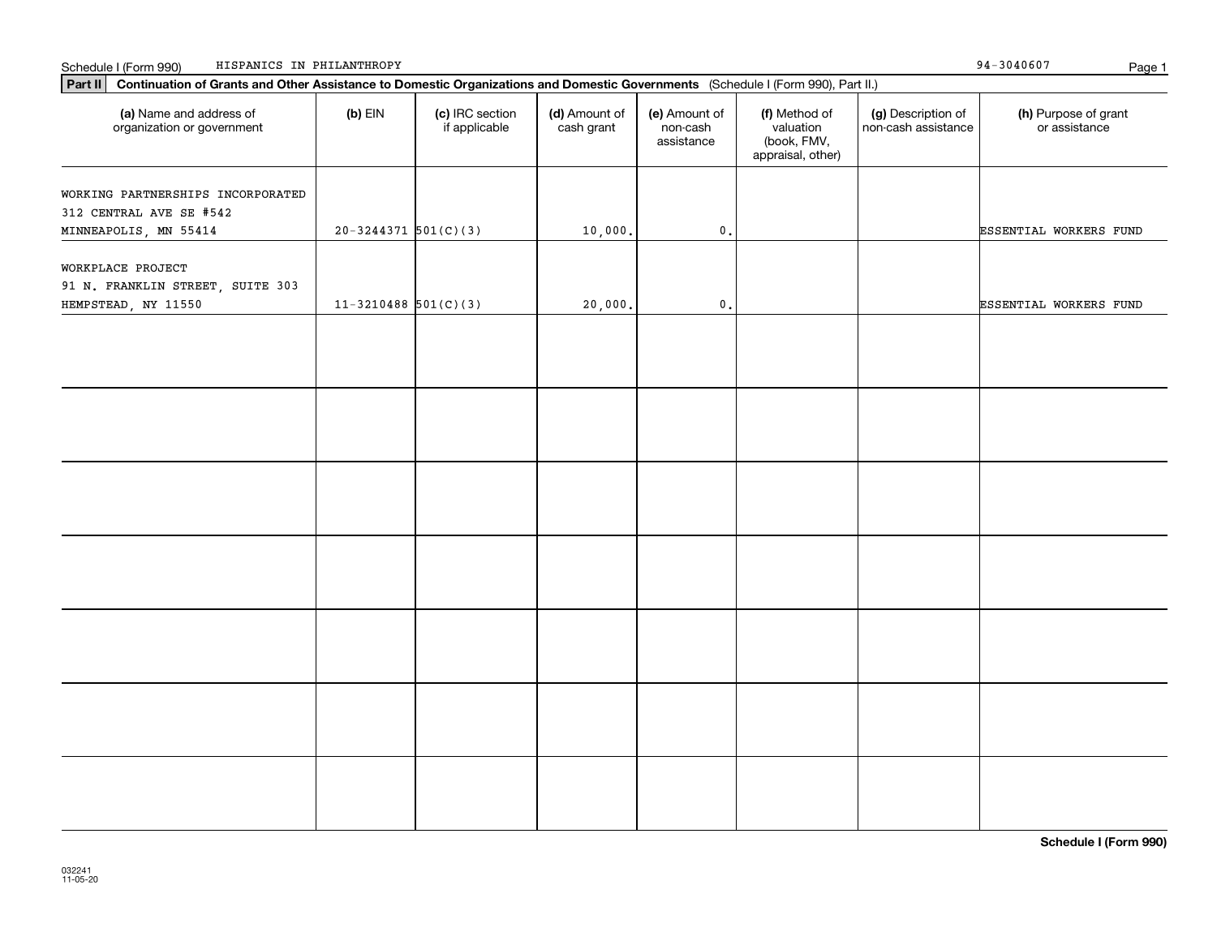Schedule I (Form 990) HISPANICS IN PHILANTHROPY 94-3040607

**Part II** **Continuation of Grants and Other Assistance to Domestic Organizations and Domestic Governments** (Schedule I (Form 990), Part II.)

| (a) Name and address of organization or government | (b) EIN | (c) IRC section if applicable | (d) Amount of cash grant | (e) Amount of non-cash assistance | (f) Method of valuation (book, FMV, appraisal, other) | (g) Description of non-cash assistance | (h) Purpose of grant or assistance |
|---|---|---|---|---|---|---|---|
| WORKING PARTNERSHIPS INCORPORATED 312 CENTRAL AVE SE #542 MINNEAPOLIS, MN 55414 | 20-3244371 | 501(C)(3) | 10,000. | 0. | | | ESSENTIAL WORKERS FUND |
| WORKPLACE PROJECT 91 N. FRANKLIN STREET, SUITE 303 HEMPSTEAD, NY 11550 | 11-3210488 | 501(C)(3) | 20,000. | 0. | | | ESSENTIAL WORKERS FUND |
| | | | | | | | |
| | | | | | | | |
| | | | | | | | |
| | | | | | | | |
| | | | | | | | |
| | | | | | | | |
| | | | | | | | |

**Schedule I (Form 990)**

032241
11-05-20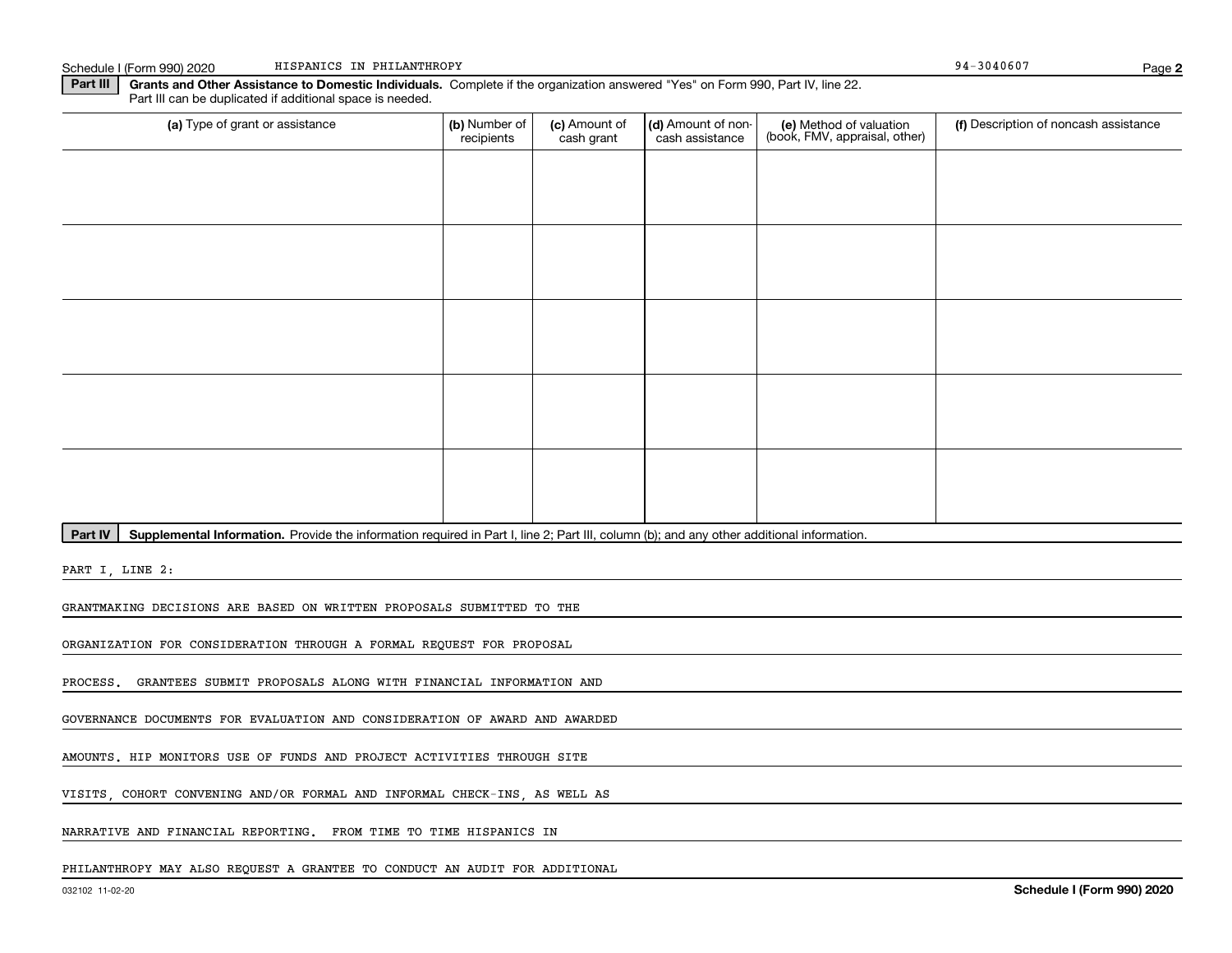Schedule I (Form 990) 2020 HISPANICS IN PHILANTHROPY 94-3040607

**Part III** **Grants and Other Assistance to Domestic Individuals.** Complete if the organization answered "Yes" on Form 990, Part IV, line 22. Part III can be duplicated if additional space is needed.

| (a) Type of grant or assistance | (b) Number of recipients | (c) Amount of cash grant | (d) Amount of non-cash assistance | (e) Method of valuation (book, FMV, appraisal, other) | (f) Description of noncash assistance |
|---|---|---|---|---|---|
| | | | | | |
| | | | | | |
| | | | | | |
| | | | | | |
| | | | | | |

**Part IV** **Supplemental Information.** Provide the information required in Part I, line 2; Part III, column (b); and any other additional information.

PART I, LINE 2:

GRANTMAKING DECISIONS ARE BASED ON WRITTEN PROPOSALS SUBMITTED TO THE ORGANIZATION FOR CONSIDERATION THROUGH A FORMAL REQUEST FOR PROPOSAL PROCESS. GRANTEES SUBMIT PROPOSALS ALONG WITH FINANCIAL INFORMATION AND GOVERNANCE DOCUMENTS FOR EVALUATION AND CONSIDERATION OF AWARD AND AWARDED AMOUNTS. HIP MONITORS USE OF FUNDS AND PROJECT ACTIVITIES THROUGH SITE VISITS, COHORT CONVENING AND/OR FORMAL AND INFORMAL CHECK-INS, AS WELL AS NARRATIVE AND FINANCIAL REPORTING. FROM TIME TO TIME HISPANICS IN PHILANTHROPY MAY ALSO REQUEST A GRANTEE TO CONDUCT AN AUDIT FOR ADDITIONAL

032102 11-02-20 **Schedule I (Form 990) 2020**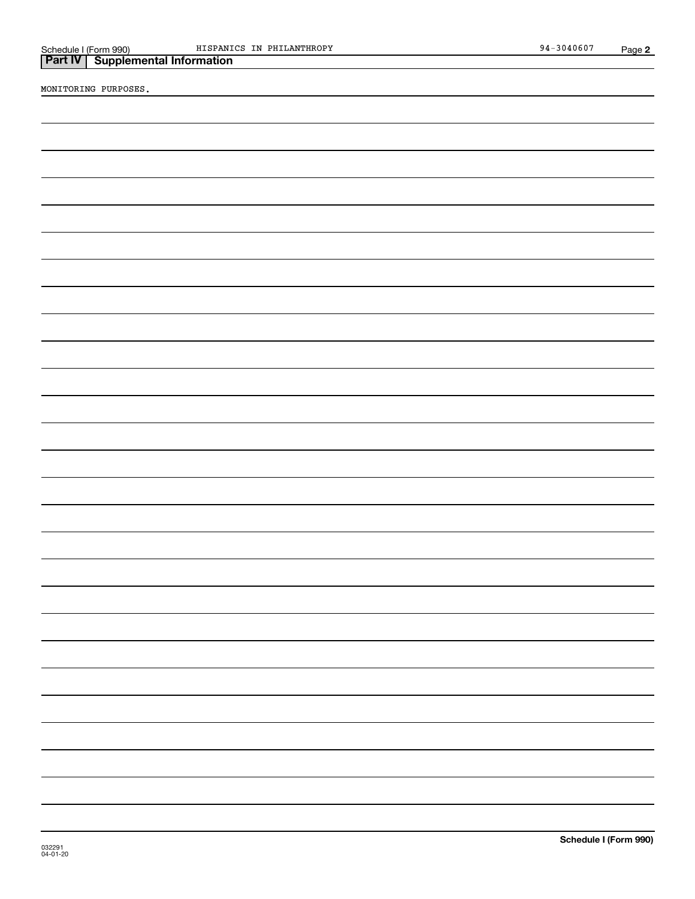## Part IV | Supplemental Information

MONITORING PURPOSES.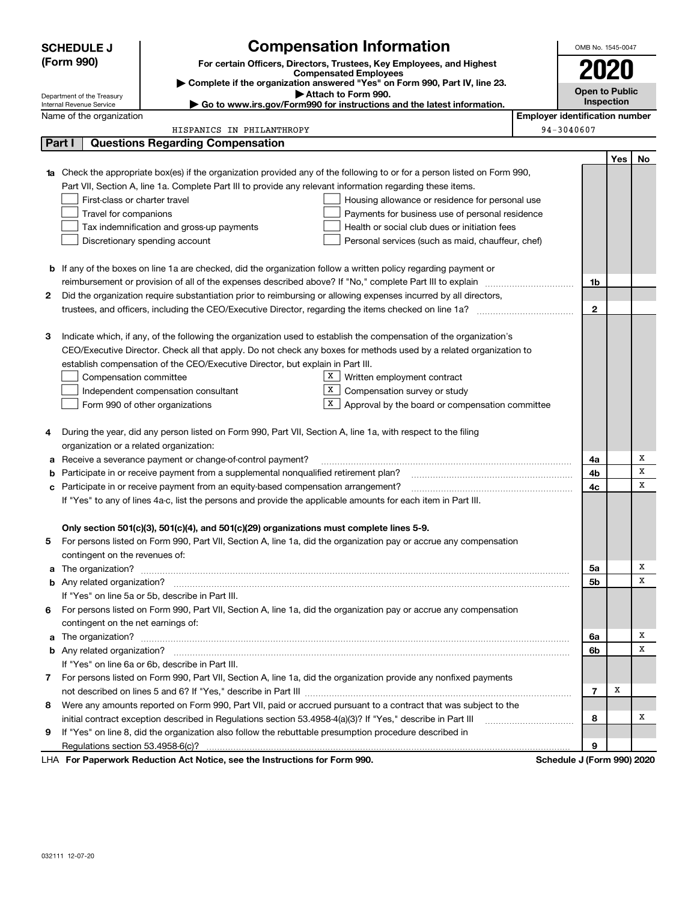**SCHEDULE J (Form 990)**

Department of the Treasury
Internal Revenue Service

# Compensation Information

**For certain Officers, Directors, Trustees, Key Employees, and Highest Compensated Employees**

▶ **Complete if the organization answered "Yes" on Form 990, Part IV, line 23.**
▶ **Attach to Form 990.**
▶ **Go to www.irs.gov/Form990 for instructions and the latest information.**

OMB No. 1545-0047

**2020**

**Open to Public Inspection**

Name of the organization: HISPANICS IN PHILANTHROPY

**Employer identification number:** 94-3040607

## Part I Questions Regarding Compensation

| | | | Yes | No |
|---|---|---|---|---|
| **1a** | Check the appropriate box(es) if the organization provided any of the following to or for a person listed on Form 990, Part VII, Section A, line 1a. Complete Part III to provide any relevant information regarding these items.<br>☐ First-class or charter travel ☐ Housing allowance or residence for personal use<br>☐ Travel for companions ☐ Payments for business use of personal residence<br>☐ Tax indemnification and gross-up payments ☐ Health or social club dues or initiation fees<br>☐ Discretionary spending account ☐ Personal services (such as maid, chauffeur, chef) | | | |
| **b** | If any of the boxes on line 1a are checked, did the organization follow a written policy regarding payment or reimbursement or provision of all of the expenses described above? If "No," complete Part III to explain | 1b | | |
| **2** | Did the organization require substantiation prior to reimbursing or allowing expenses incurred by all directors, trustees, and officers, including the CEO/Executive Director, regarding the items checked on line 1a? | 2 | | |
| **3** | Indicate which, if any, of the following the organization used to establish the compensation of the organization's CEO/Executive Director. Check all that apply. Do not check any boxes for methods used by a related organization to establish compensation of the CEO/Executive Director, but explain in Part III.<br>☐ Compensation committee ☒ Written employment contract<br>☐ Independent compensation consultant ☒ Compensation survey or study<br>☐ Form 990 of other organizations ☒ Approval by the board or compensation committee | | | |
| **4** | During the year, did any person listed on Form 990, Part VII, Section A, line 1a, with respect to the filing organization or a related organization: | | | |
| **a** | Receive a severance payment or change-of-control payment? | 4a | | X |
| **b** | Participate in or receive payment from a supplemental nonqualified retirement plan? | 4b | | X |
| **c** | Participate in or receive payment from an equity-based compensation arrangement? | 4c | | X |
| | If "Yes" to any of lines 4a-c, list the persons and provide the applicable amounts for each item in Part III. | | | |
| | **Only section 501(c)(3), 501(c)(4), and 501(c)(29) organizations must complete lines 5-9.** | | | |
| **5** | For persons listed on Form 990, Part VII, Section A, line 1a, did the organization pay or accrue any compensation contingent on the revenues of: | | | |
| **a** | The organization? | 5a | | X |
| **b** | Any related organization? | 5b | | X |
| | If "Yes" on line 5a or 5b, describe in Part III. | | | |
| **6** | For persons listed on Form 990, Part VII, Section A, line 1a, did the organization pay or accrue any compensation contingent on the net earnings of: | | | |
| **a** | The organization? | 6a | | X |
| **b** | Any related organization? | 6b | | X |
| | If "Yes" on line 6a or 6b, describe in Part III. | | | |
| **7** | For persons listed on Form 990, Part VII, Section A, line 1a, did the organization provide any nonfixed payments not described on lines 5 and 6? If "Yes," describe in Part III | 7 | X | |
| **8** | Were any amounts reported on Form 990, Part VII, paid or accrued pursuant to a contract that was subject to the initial contract exception described in Regulations section 53.4958-4(a)(3)? If "Yes," describe in Part III | 8 | | X |
| **9** | If "Yes" on line 8, did the organization also follow the rebuttable presumption procedure described in Regulations section 53.4958-6(c)? | 9 | | |

LHA **For Paperwork Reduction Act Notice, see the Instructions for Form 990.** **Schedule J (Form 990) 2020**

032111 12-07-20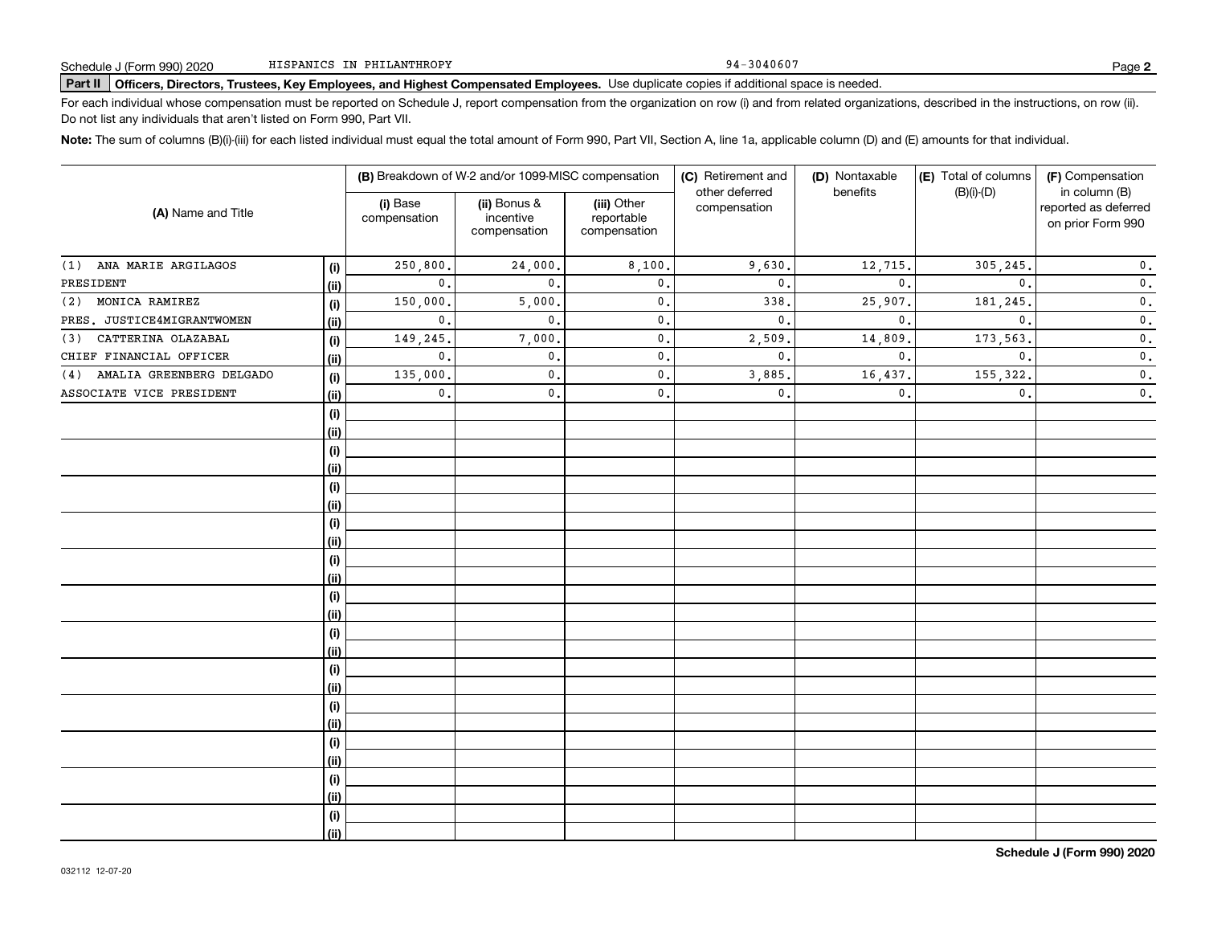Schedule J (Form 990) 2020 HISPANICS IN PHILANTHROPY 94-3040607

**Part II** **Officers, Directors, Trustees, Key Employees, and Highest Compensated Employees.** Use duplicate copies if additional space is needed.

For each individual whose compensation must be reported on Schedule J, report compensation from the organization on row (i) and from related organizations, described in the instructions, on row (ii). Do not list any individuals that aren't listed on Form 990, Part VII.

**Note:** The sum of columns (B)(i)-(iii) for each listed individual must equal the total amount of Form 990, Part VII, Section A, line 1a, applicable column (D) and (E) amounts for that individual.

| (A) Name and Title | | (B) Breakdown of W-2 and/or 1099-MISC compensation | | | (C) Retirement and other deferred compensation | (D) Nontaxable benefits | (E) Total of columns (B)(i)-(D) | (F) Compensation in column (B) reported as deferred on prior Form 990 |
|---|---|---|---|---|---|---|---|---|
| | | (i) Base compensation | (ii) Bonus & incentive compensation | (iii) Other reportable compensation | | | | |
| (1) ANA MARIE ARGILAGOS | (i) | 250,800. | 24,000. | 8,100. | 9,630. | 12,715. | 305,245. | 0. |
| PRESIDENT | (ii) | 0. | 0. | 0. | 0. | 0. | 0. | 0. |
| (2) MONICA RAMIREZ | (i) | 150,000. | 5,000. | 0. | 338. | 25,907. | 181,245. | 0. |
| PRES. JUSTICE4MIGRANTWOMEN | (ii) | 0. | 0. | 0. | 0. | 0. | 0. | 0. |
| (3) CATTERINA OLAZABAL | (i) | 149,245. | 7,000. | 0. | 2,509. | 14,809. | 173,563. | 0. |
| CHIEF FINANCIAL OFFICER | (ii) | 0. | 0. | 0. | 0. | 0. | 0. | 0. |
| (4) AMALIA GREENBERG DELGADO | (i) | 135,000. | 0. | 0. | 3,885. | 16,437. | 155,322. | 0. |
| ASSOCIATE VICE PRESIDENT | (ii) | 0. | 0. | 0. | 0. | 0. | 0. | 0. |
| | (i) | | | | | | | |
| | (ii) | | | | | | | |
| | (i) | | | | | | | |
| | (ii) | | | | | | | |
| | (i) | | | | | | | |
| | (ii) | | | | | | | |
| | (i) | | | | | | | |
| | (ii) | | | | | | | |
| | (i) | | | | | | | |
| | (ii) | | | | | | | |
| | (i) | | | | | | | |
| | (ii) | | | | | | | |
| | (i) | | | | | | | |
| | (ii) | | | | | | | |
| | (i) | | | | | | | |
| | (ii) | | | | | | | |
| | (i) | | | | | | | |
| | (ii) | | | | | | | |
| | (i) | | | | | | | |
| | (ii) | | | | | | | |
| | (i) | | | | | | | |
| | (ii) | | | | | | | |
| | (i) | | | | | | | |
| | (ii) | | | | | | | |

**Schedule J (Form 990) 2020**

032112 12-07-20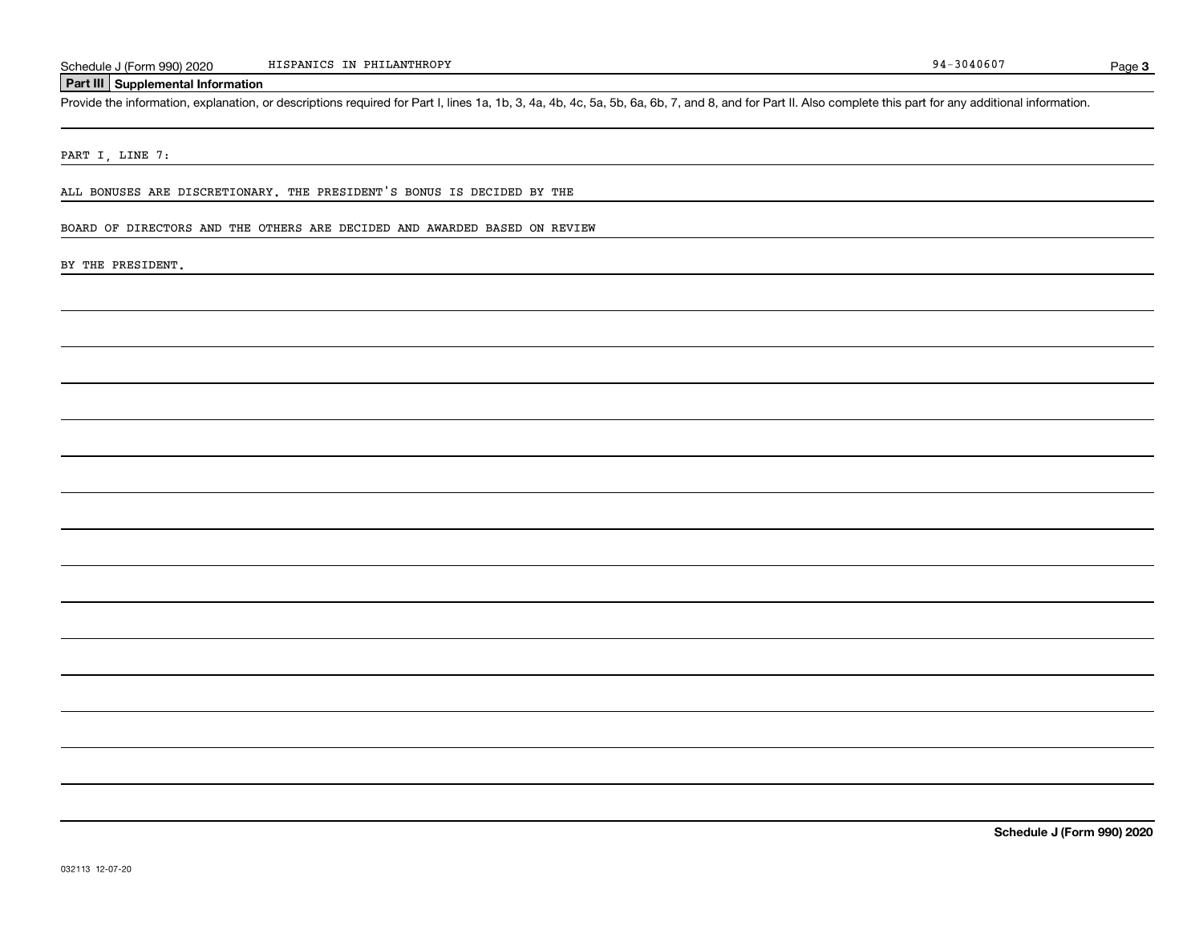Schedule J (Form 990) 2020 HISPANICS IN PHILANTHROPY 94-3040607

## Part III Supplemental Information

Provide the information, explanation, or descriptions required for Part I, lines 1a, 1b, 3, 4a, 4b, 4c, 5a, 5b, 6a, 6b, 7, and 8, and for Part II. Also complete this part for any additional information.

PART I, LINE 7:

ALL BONUSES ARE DISCRETIONARY. THE PRESIDENT'S BONUS IS DECIDED BY THE BOARD OF DIRECTORS AND THE OTHERS ARE DECIDED AND AWARDED BASED ON REVIEW BY THE PRESIDENT.

**Schedule J (Form 990) 2020**

032113 12-07-20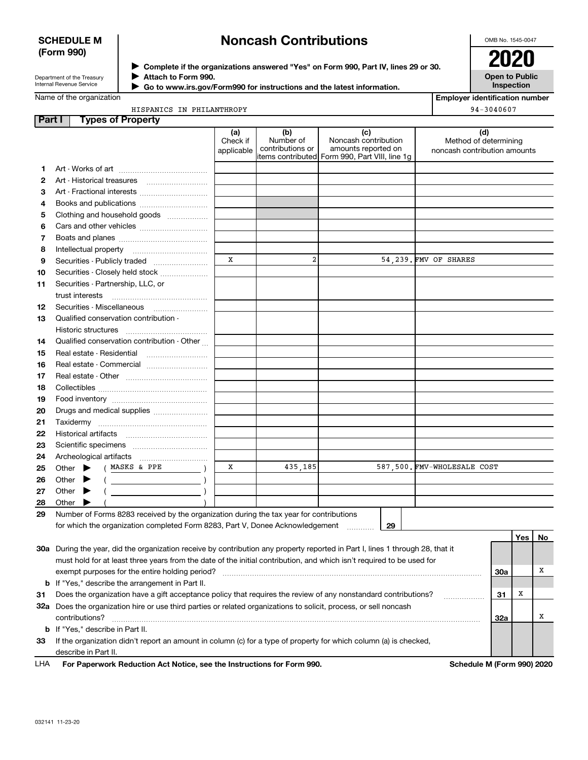**SCHEDULE M (Form 990)**

Department of the Treasury
Internal Revenue Service

# Noncash Contributions

▶ Complete if the organizations answered "Yes" on Form 990, Part IV, lines 29 or 30.
▶ Attach to Form 990.
▶ Go to www.irs.gov/Form990 for instructions and the latest information.

OMB No. 1545-0047

**2020**

**Open to Public Inspection**

Name of the organization: HISPANICS IN PHILANTHROPY

Employer identification number: 94-3040607

## Part I Types of Property

| | | (a) Check if applicable | (b) Number of contributions or items contributed | (c) Noncash contribution amounts reported on Form 990, Part VIII, line 1g | (d) Method of determining noncash contribution amounts |
|---|---|---|---|---|---|
| 1 | Art - Works of art | | | | |
| 2 | Art - Historical treasures | | | | |
| 3 | Art - Fractional interests | | | | |
| 4 | Books and publications | | | | |
| 5 | Clothing and household goods | | | | |
| 6 | Cars and other vehicles | | | | |
| 7 | Boats and planes | | | | |
| 8 | Intellectual property | | | | |
| 9 | Securities - Publicly traded | X | 2 | 54,239. | FMV OF SHARES |
| 10 | Securities - Closely held stock | | | | |
| 11 | Securities - Partnership, LLC, or trust interests | | | | |
| 12 | Securities - Miscellaneous | | | | |
| 13 | Qualified conservation contribution - Historic structures | | | | |
| 14 | Qualified conservation contribution - Other | | | | |
| 15 | Real estate - Residential | | | | |
| 16 | Real estate - Commercial | | | | |
| 17 | Real estate - Other | | | | |
| 18 | Collectibles | | | | |
| 19 | Food inventory | | | | |
| 20 | Drugs and medical supplies | | | | |
| 21 | Taxidermy | | | | |
| 22 | Historical artifacts | | | | |
| 23 | Scientific specimens | | | | |
| 24 | Archeological artifacts | | | | |
| 25 | Other ▶ ( MASKS & PPE ) | X | 435,185 | 587,500. | FMV-WHOLESALE COST |
| 26 | Other ▶ ( ) | | | | |
| 27 | Other ▶ ( ) | | | | |
| 28 | Other ▶ ( ) | | | | |

29 Number of Forms 8283 received by the organization during the tax year for contributions for which the organization completed Form 8283, Part V, Donee Acknowledgement ..... **29**

| | | | Yes | No |
|---|---|---|---|---|
| 30a | During the year, did the organization receive by contribution any property reported in Part I, lines 1 through 28, that it must hold for at least three years from the date of the initial contribution, and which isn't required to be used for exempt purposes for the entire holding period? | 30a | | X |
| b | If "Yes," describe the arrangement in Part II. | | | |
| 31 | Does the organization have a gift acceptance policy that requires the review of any nonstandard contributions? | 31 | X | |
| 32a | Does the organization hire or use third parties or related organizations to solicit, process, or sell noncash contributions? | 32a | | X |
| b | If "Yes," describe in Part II. | | | |
| 33 | If the organization didn't report an amount in column (c) for a type of property for which column (a) is checked, describe in Part II. | | | |

LHA **For Paperwork Reduction Act Notice, see the Instructions for Form 990.** **Schedule M (Form 990) 2020**

032141 11-23-20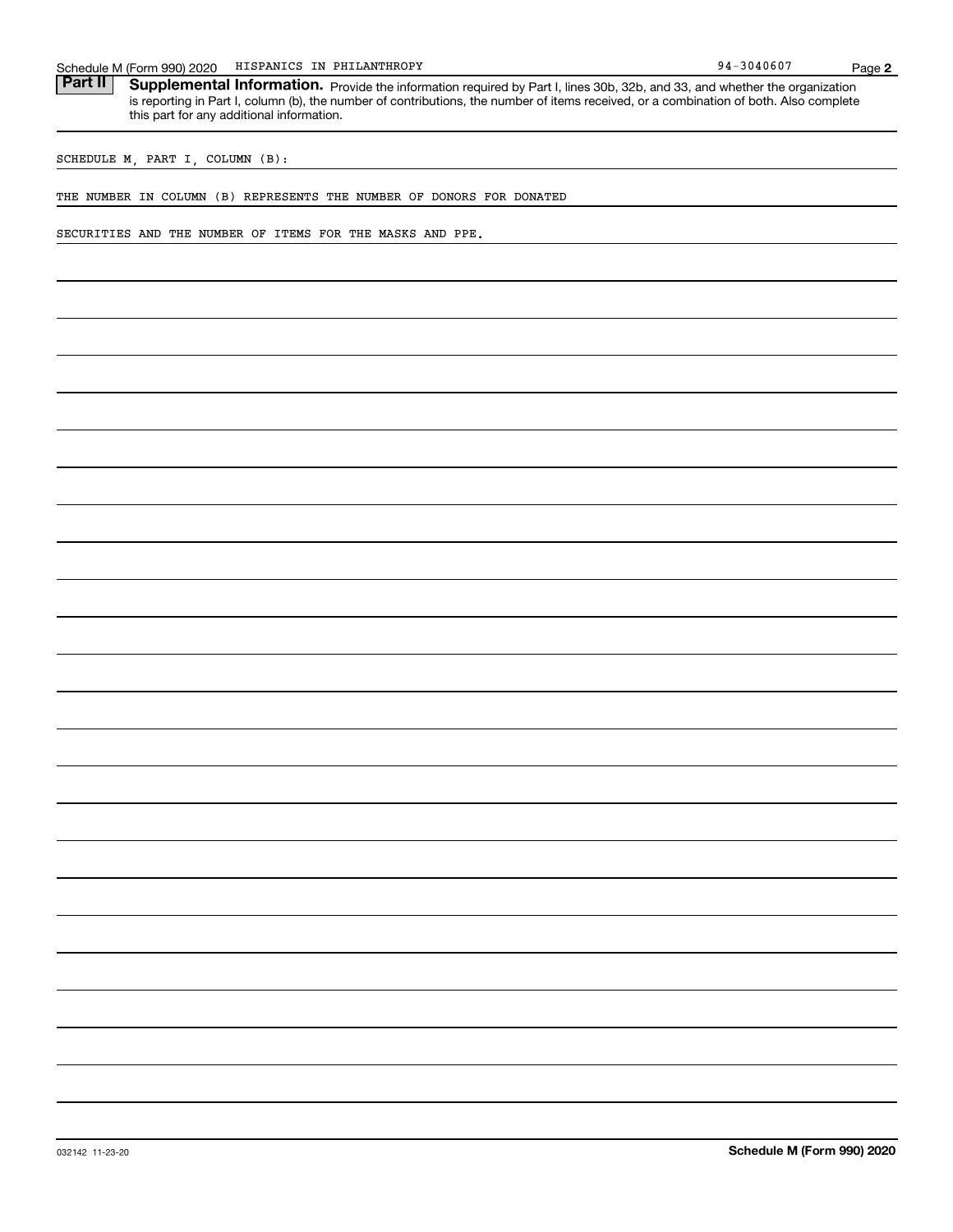Schedule M (Form 990) 2020 HISPANICS IN PHILANTHROPY 94-3040607

## Part II Supplemental Information.

Provide the information required by Part I, lines 30b, 32b, and 33, and whether the organization is reporting in Part I, column (b), the number of contributions, the number of items received, or a combination of both. Also complete this part for any additional information.

SCHEDULE M, PART I, COLUMN (B):

THE NUMBER IN COLUMN (B) REPRESENTS THE NUMBER OF DONORS FOR DONATED SECURITIES AND THE NUMBER OF ITEMS FOR THE MASKS AND PPE.

032142 11-23-20

**Schedule M (Form 990) 2020**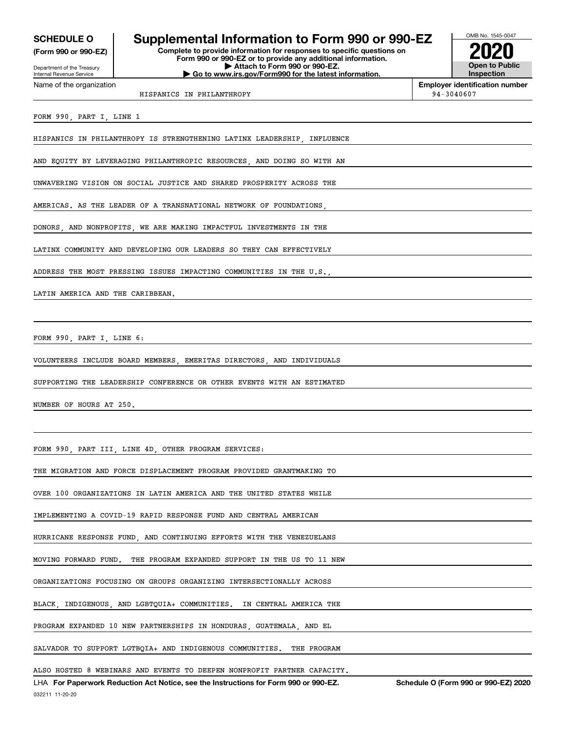**SCHEDULE O**
**(Form 990 or 990-EZ)**

Department of the Treasury
Internal Revenue Service

# Supplemental Information to Form 990 or 990-EZ

**Complete to provide information for responses to specific questions on Form 990 or 990-EZ or to provide any additional information.**
**▶ Attach to Form 990 or 990-EZ.**
**▶ Go to www.irs.gov/Form990 for the latest information.**

OMB No. 1545-0047
**2020**
**Open to Public Inspection**

| Name of the organization | Employer identification number |
| --- | --- |
| HISPANICS IN PHILANTHROPY | 94-3040607 |

FORM 990, PART I, LINE 1

HISPANICS IN PHILANTHROPY IS STRENGTHENING LATINX LEADERSHIP, INFLUENCE AND EQUITY BY LEVERAGING PHILANTHROPIC RESOURCES, AND DOING SO WITH AN UNWAVERING VISION ON SOCIAL JUSTICE AND SHARED PROSPERITY ACROSS THE AMERICAS. AS THE LEADER OF A TRANSNATIONAL NETWORK OF FOUNDATIONS, DONORS, AND NONPROFITS, WE ARE MAKING IMPACTFUL INVESTMENTS IN THE LATINX COMMUNITY AND DEVELOPING OUR LEADERS SO THEY CAN EFFECTIVELY ADDRESS THE MOST PRESSING ISSUES IMPACTING COMMUNITIES IN THE U.S., LATIN AMERICA AND THE CARIBBEAN.

FORM 990, PART I, LINE 6:

VOLUNTEERS INCLUDE BOARD MEMBERS, EMERITAS DIRECTORS, AND INDIVIDUALS SUPPORTING THE LEADERSHIP CONFERENCE OR OTHER EVENTS WITH AN ESTIMATED NUMBER OF HOURS AT 250.

FORM 990, PART III, LINE 4D, OTHER PROGRAM SERVICES:

THE MIGRATION AND FORCE DISPLACEMENT PROGRAM PROVIDED GRANTMAKING TO OVER 100 ORGANIZATIONS IN LATIN AMERICA AND THE UNITED STATES WHILE IMPLEMENTING A COVID-19 RAPID RESPONSE FUND AND CENTRAL AMERICAN HURRICANE RESPONSE FUND, AND CONTINUING EFFORTS WITH THE VENEZUELANS MOVING FORWARD FUND. THE PROGRAM EXPANDED SUPPORT IN THE US TO 11 NEW ORGANIZATIONS FOCUSING ON GROUPS ORGANIZING INTERSECTIONALLY ACROSS BLACK, INDIGENOUS, AND LGBTQUIA+ COMMUNITIES. IN CENTRAL AMERICA THE PROGRAM EXPANDED 10 NEW PARTNERSHIPS IN HONDURAS, GUATEMALA, AND EL SALVADOR TO SUPPORT LGTBQIA+ AND INDIGENOUS COMMUNITIES. THE PROGRAM ALSO HOSTED 8 WEBINARS AND EVENTS TO DEEPEN NONPROFIT PARTNER CAPACITY.

LHA **For Paperwork Reduction Act Notice, see the Instructions for Form 990 or 990-EZ.** **Schedule O (Form 990 or 990-EZ) 2020**

032211 11-20-20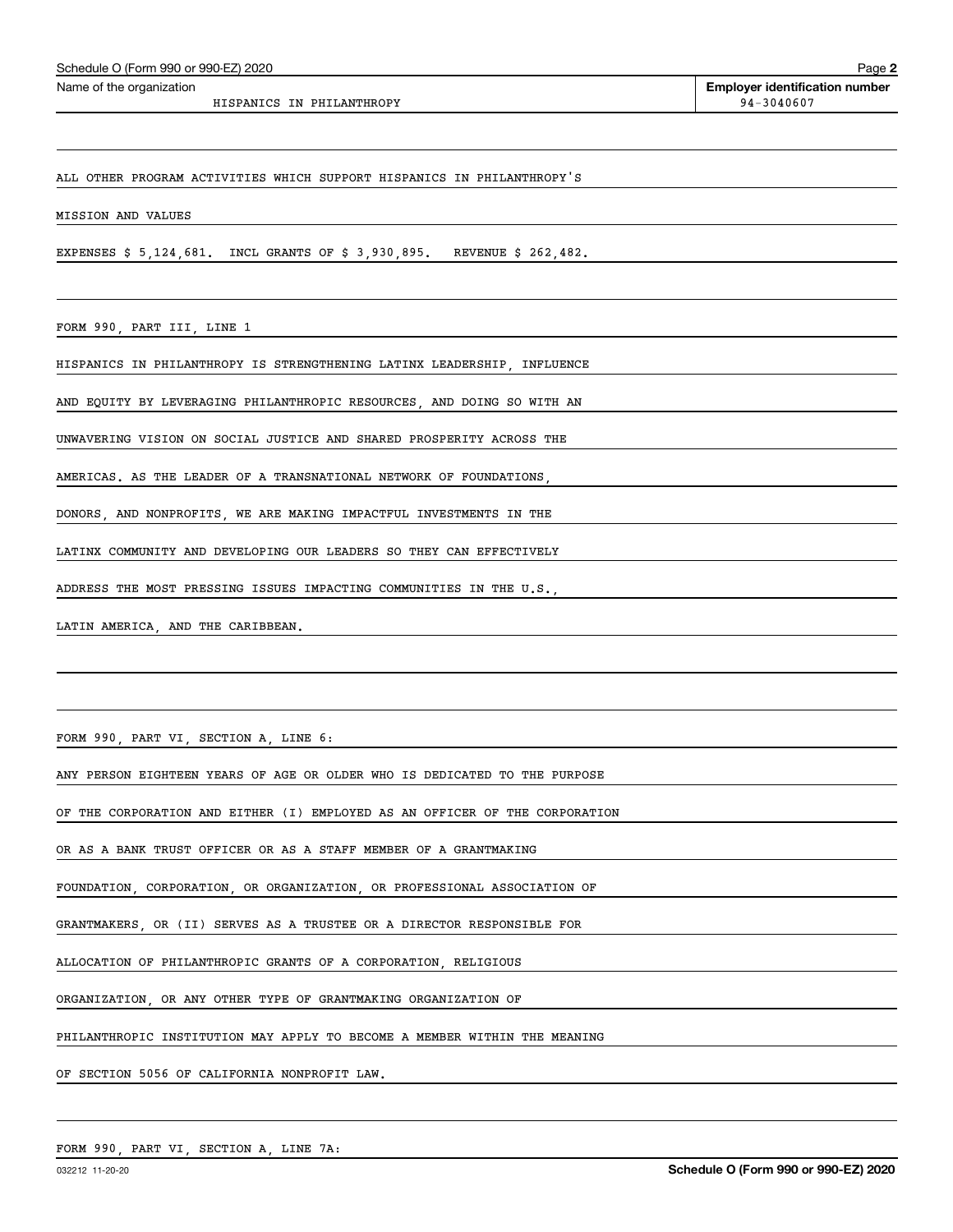Schedule O (Form 990 or 990-EZ) 2020

Name of the organization: HISPANICS IN PHILANTHROPY

**Employer identification number:** 94-3040607

ALL OTHER PROGRAM ACTIVITIES WHICH SUPPORT HISPANICS IN PHILANTHROPY'S MISSION AND VALUES

EXPENSES $ 5,124,681. INCL GRANTS OF $ 3,930,895. REVENUE $ 262,482.

FORM 990, PART III, LINE 1

HISPANICS IN PHILANTHROPY IS STRENGTHENING LATINX LEADERSHIP, INFLUENCE AND EQUITY BY LEVERAGING PHILANTHROPIC RESOURCES, AND DOING SO WITH AN UNWAVERING VISION ON SOCIAL JUSTICE AND SHARED PROSPERITY ACROSS THE AMERICAS. AS THE LEADER OF A TRANSNATIONAL NETWORK OF FOUNDATIONS, DONORS, AND NONPROFITS, WE ARE MAKING IMPACTFUL INVESTMENTS IN THE LATINX COMMUNITY AND DEVELOPING OUR LEADERS SO THEY CAN EFFECTIVELY ADDRESS THE MOST PRESSING ISSUES IMPACTING COMMUNITIES IN THE U.S., LATIN AMERICA, AND THE CARIBBEAN.

FORM 990, PART VI, SECTION A, LINE 6:

ANY PERSON EIGHTEEN YEARS OF AGE OR OLDER WHO IS DEDICATED TO THE PURPOSE OF THE CORPORATION AND EITHER (I) EMPLOYED AS AN OFFICER OF THE CORPORATION OR AS A BANK TRUST OFFICER OR AS A STAFF MEMBER OF A GRANTMAKING FOUNDATION, CORPORATION, OR ORGANIZATION, OR PROFESSIONAL ASSOCIATION OF GRANTMAKERS, OR (II) SERVES AS A TRUSTEE OR A DIRECTOR RESPONSIBLE FOR ALLOCATION OF PHILANTHROPIC GRANTS OF A CORPORATION, RELIGIOUS ORGANIZATION, OR ANY OTHER TYPE OF GRANTMAKING ORGANIZATION OF PHILANTHROPIC INSTITUTION MAY APPLY TO BECOME A MEMBER WITHIN THE MEANING OF SECTION 5056 OF CALIFORNIA NONPROFIT LAW.

FORM 990, PART VI, SECTION A, LINE 7A: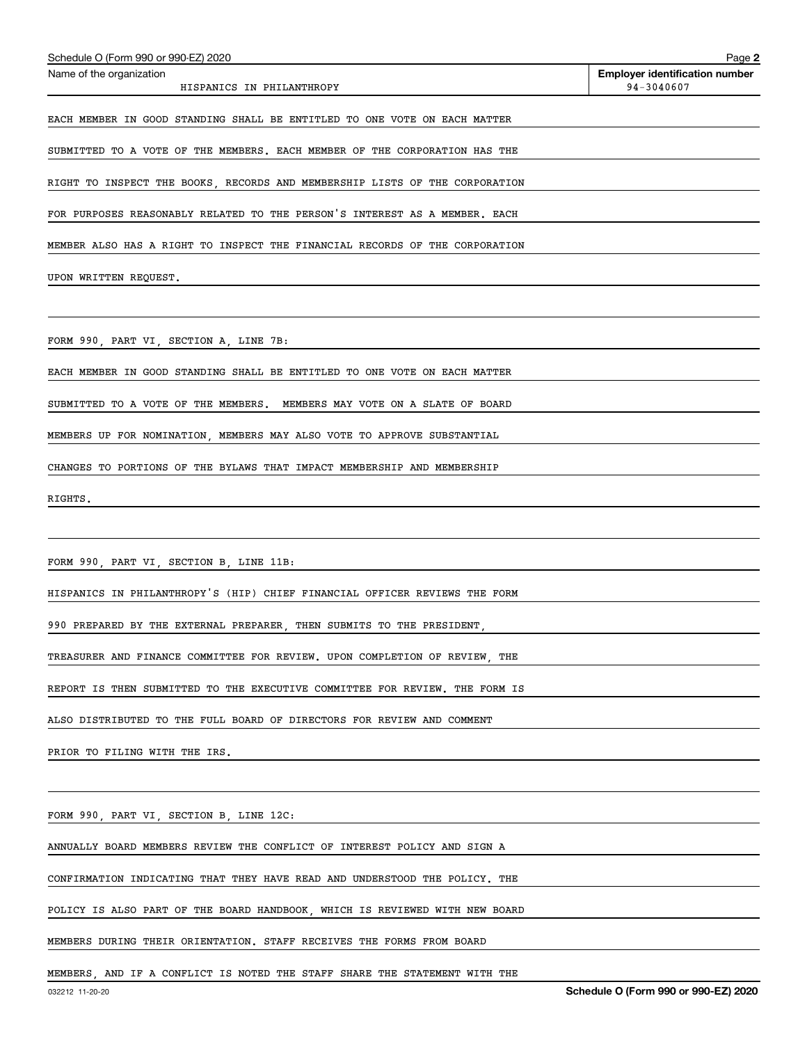Name of the organization: HISPANICS IN PHILANTHROPY

Employer identification number: 94-3040607

EACH MEMBER IN GOOD STANDING SHALL BE ENTITLED TO ONE VOTE ON EACH MATTER SUBMITTED TO A VOTE OF THE MEMBERS. EACH MEMBER OF THE CORPORATION HAS THE RIGHT TO INSPECT THE BOOKS, RECORDS AND MEMBERSHIP LISTS OF THE CORPORATION FOR PURPOSES REASONABLY RELATED TO THE PERSON'S INTEREST AS A MEMBER. EACH MEMBER ALSO HAS A RIGHT TO INSPECT THE FINANCIAL RECORDS OF THE CORPORATION UPON WRITTEN REQUEST.

FORM 990, PART VI, SECTION A, LINE 7B:

EACH MEMBER IN GOOD STANDING SHALL BE ENTITLED TO ONE VOTE ON EACH MATTER SUBMITTED TO A VOTE OF THE MEMBERS. MEMBERS MAY VOTE ON A SLATE OF BOARD MEMBERS UP FOR NOMINATION, MEMBERS MAY ALSO VOTE TO APPROVE SUBSTANTIAL CHANGES TO PORTIONS OF THE BYLAWS THAT IMPACT MEMBERSHIP AND MEMBERSHIP RIGHTS.

FORM 990, PART VI, SECTION B, LINE 11B:

HISPANICS IN PHILANTHROPY'S (HIP) CHIEF FINANCIAL OFFICER REVIEWS THE FORM 990 PREPARED BY THE EXTERNAL PREPARER, THEN SUBMITS TO THE PRESIDENT, TREASURER AND FINANCE COMMITTEE FOR REVIEW. UPON COMPLETION OF REVIEW, THE REPORT IS THEN SUBMITTED TO THE EXECUTIVE COMMITTEE FOR REVIEW. THE FORM IS ALSO DISTRIBUTED TO THE FULL BOARD OF DIRECTORS FOR REVIEW AND COMMENT PRIOR TO FILING WITH THE IRS.

FORM 990, PART VI, SECTION B, LINE 12C:

ANNUALLY BOARD MEMBERS REVIEW THE CONFLICT OF INTEREST POLICY AND SIGN A CONFIRMATION INDICATING THAT THEY HAVE READ AND UNDERSTOOD THE POLICY. THE POLICY IS ALSO PART OF THE BOARD HANDBOOK, WHICH IS REVIEWED WITH NEW BOARD MEMBERS DURING THEIR ORIENTATION. STAFF RECEIVES THE FORMS FROM BOARD MEMBERS, AND IF A CONFLICT IS NOTED THE STAFF SHARE THE STATEMENT WITH THE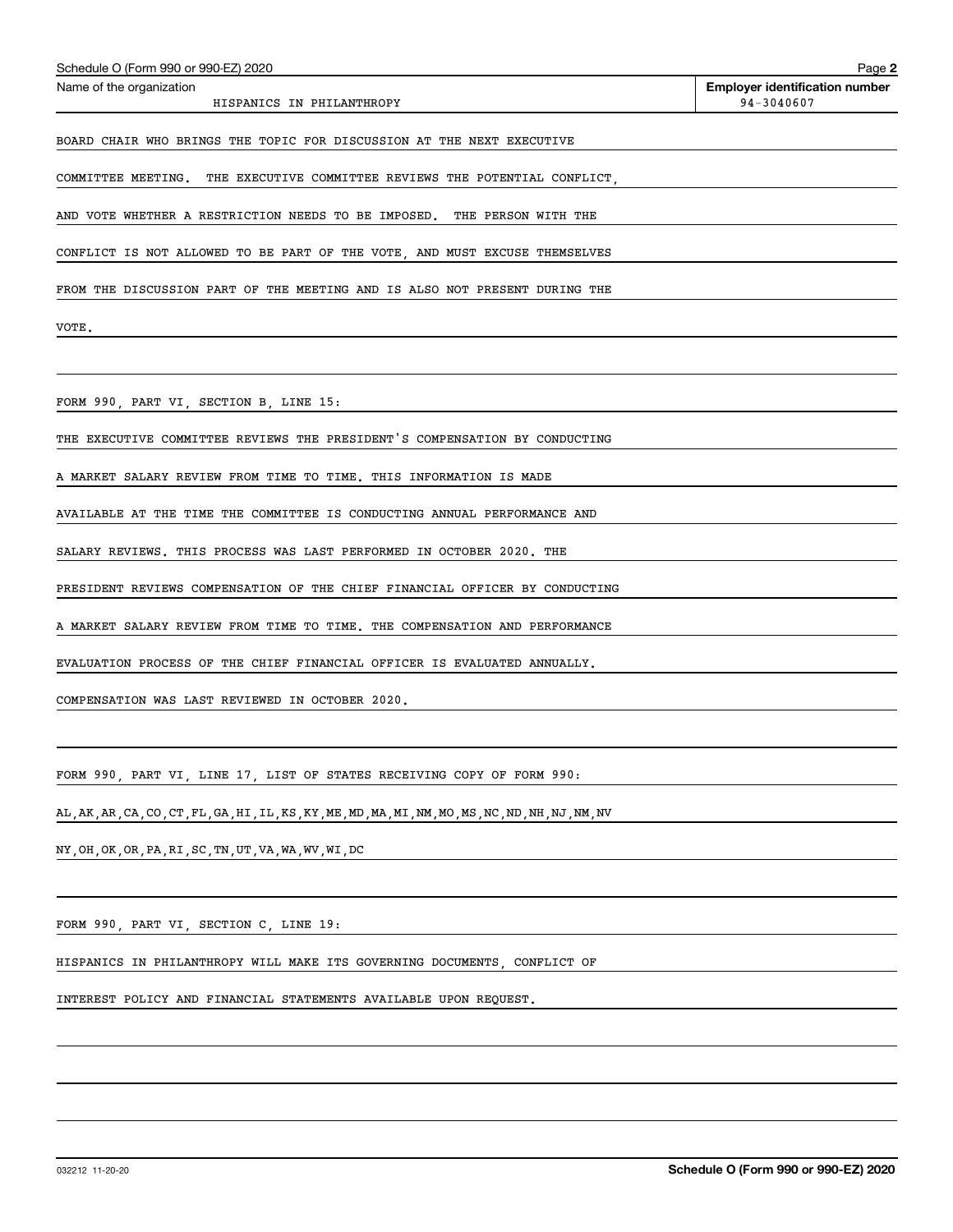Schedule O (Form 990 or 990-EZ) 2020

| Name of the organization | Employer identification number |
| --- | --- |
| HISPANICS IN PHILANTHROPY | 94-3040607 |

BOARD CHAIR WHO BRINGS THE TOPIC FOR DISCUSSION AT THE NEXT EXECUTIVE COMMITTEE MEETING. THE EXECUTIVE COMMITTEE REVIEWS THE POTENTIAL CONFLICT, AND VOTE WHETHER A RESTRICTION NEEDS TO BE IMPOSED. THE PERSON WITH THE CONFLICT IS NOT ALLOWED TO BE PART OF THE VOTE, AND MUST EXCUSE THEMSELVES FROM THE DISCUSSION PART OF THE MEETING AND IS ALSO NOT PRESENT DURING THE VOTE.

FORM 990, PART VI, SECTION B, LINE 15:

THE EXECUTIVE COMMITTEE REVIEWS THE PRESIDENT'S COMPENSATION BY CONDUCTING A MARKET SALARY REVIEW FROM TIME TO TIME. THIS INFORMATION IS MADE AVAILABLE AT THE TIME THE COMMITTEE IS CONDUCTING ANNUAL PERFORMANCE AND SALARY REVIEWS. THIS PROCESS WAS LAST PERFORMED IN OCTOBER 2020. THE PRESIDENT REVIEWS COMPENSATION OF THE CHIEF FINANCIAL OFFICER BY CONDUCTING A MARKET SALARY REVIEW FROM TIME TO TIME. THE COMPENSATION AND PERFORMANCE EVALUATION PROCESS OF THE CHIEF FINANCIAL OFFICER IS EVALUATED ANNUALLY. COMPENSATION WAS LAST REVIEWED IN OCTOBER 2020.

FORM 990, PART VI, LINE 17, LIST OF STATES RECEIVING COPY OF FORM 990:

AL,AK,AR,CA,CO,CT,FL,GA,HI,IL,KS,KY,ME,MD,MA,MI,NM,MO,MS,NC,ND,NH,NJ,NM,NV NY,OH,OK,OR,PA,RI,SC,TN,UT,VA,WA,WV,WI,DC

FORM 990, PART VI, SECTION C, LINE 19:

HISPANICS IN PHILANTHROPY WILL MAKE ITS GOVERNING DOCUMENTS, CONFLICT OF INTEREST POLICY AND FINANCIAL STATEMENTS AVAILABLE UPON REQUEST.

032212 11-20-20

**Schedule O (Form 990 or 990-EZ) 2020**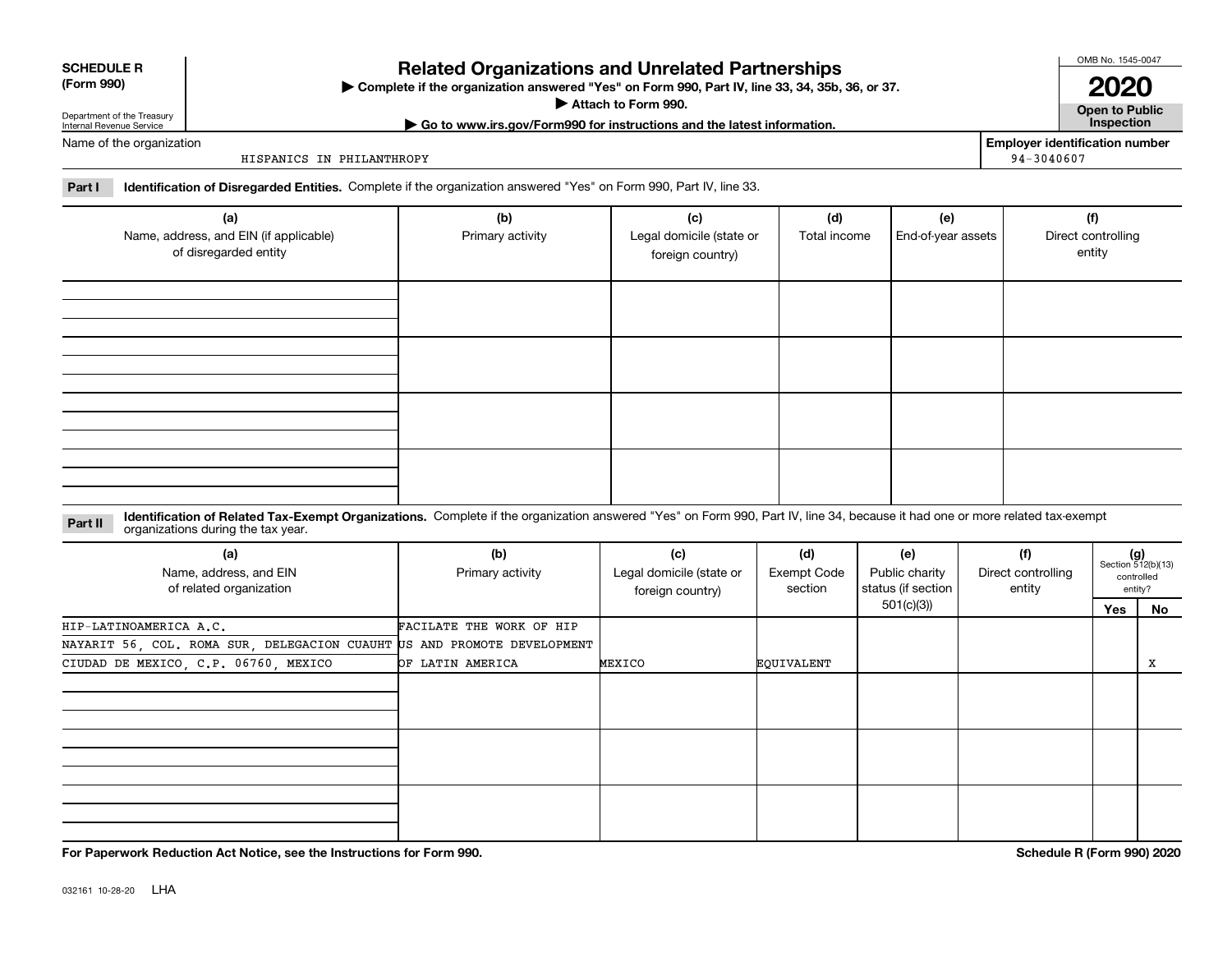**SCHEDULE R (Form 990)**

Department of the Treasury
Internal Revenue Service

# Related Organizations and Unrelated Partnerships

▶ Complete if the organization answered "Yes" on Form 990, Part IV, line 33, 34, 35b, 36, or 37.

▶ Attach to Form 990.

▶ Go to www.irs.gov/Form990 for instructions and the latest information.

OMB No. 1545-0047

**2020**

**Open to Public Inspection**

Name of the organization: HISPANICS IN PHILANTHROPY

Employer identification number: 94-3040607

**Part I** **Identification of Disregarded Entities.** Complete if the organization answered "Yes" on Form 990, Part IV, line 33.

| (a) Name, address, and EIN (if applicable) of disregarded entity | (b) Primary activity | (c) Legal domicile (state or foreign country) | (d) Total income | (e) End-of-year assets | (f) Direct controlling entity |
|---|---|---|---|---|---|
| | | | | | |
| | | | | | |
| | | | | | |
| | | | | | |

**Part II** **Identification of Related Tax-Exempt Organizations.** Complete if the organization answered "Yes" on Form 990, Part IV, line 34, because it had one or more related tax-exempt organizations during the tax year.

| (a) Name, address, and EIN of related organization | (b) Primary activity | (c) Legal domicile (state or foreign country) | (d) Exempt Code section | (e) Public charity status (if section 501(c)(3)) | (f) Direct controlling entity | (g) Section 512(b)(13) controlled entity? Yes | No |
|---|---|---|---|---|---|---|---|
| HIP-LATINOAMERICA A.C. NAYARIT 56, COL. ROMA SUR, DELEGACION CUAUHT CIUDAD DE MEXICO, C.P. 06760, MEXICO | FACILATE THE WORK OF HIP US AND PROMOTE DEVELOPMENT OF LATIN AMERICA | MEXICO | EQUIVALENT | | | | X |
| | | | | | | | |
| | | | | | | | |
| | | | | | | | |

**For Paperwork Reduction Act Notice, see the Instructions for Form 990.**

**Schedule R (Form 990) 2020**

032161 10-28-20 LHA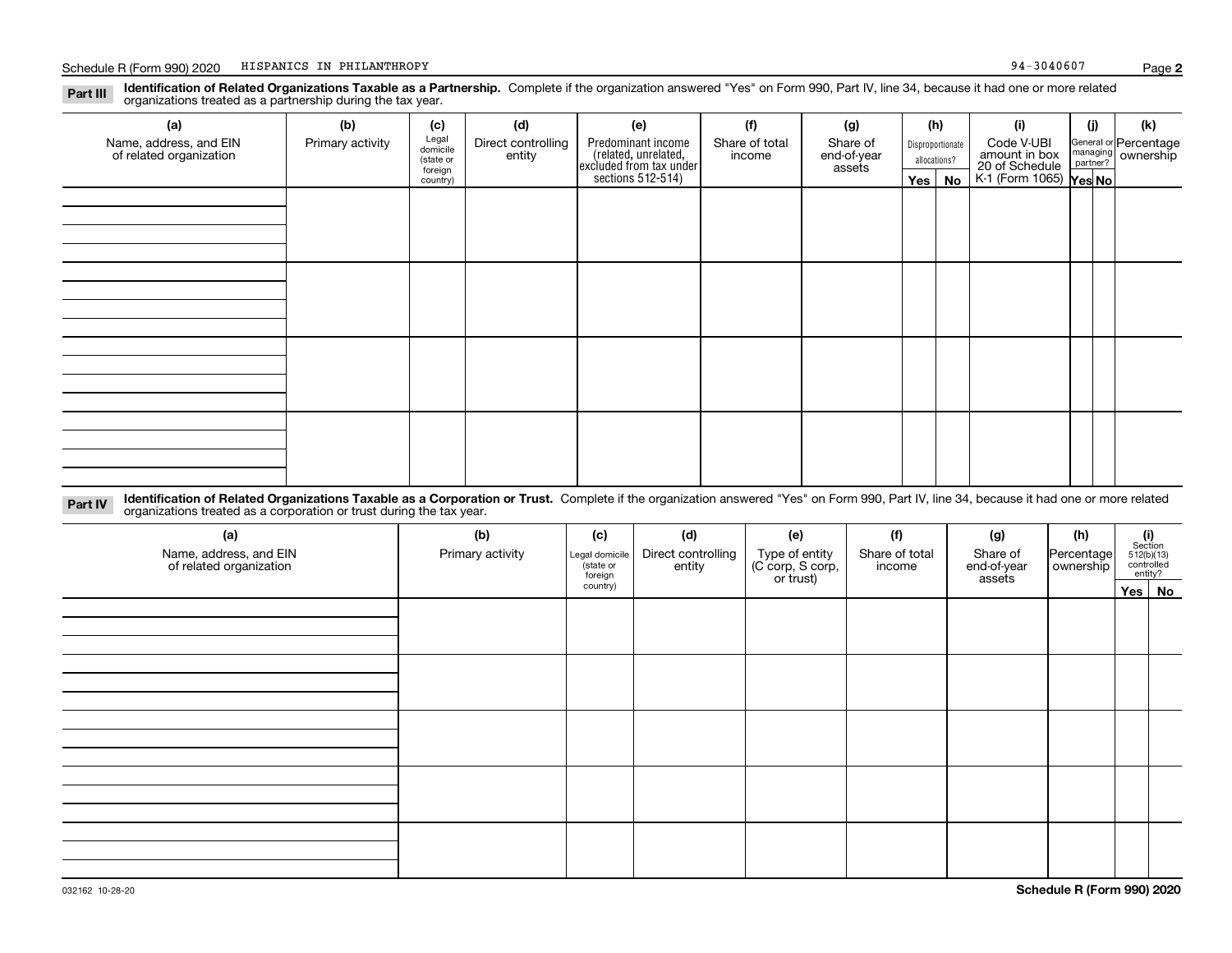Schedule R (Form 990) 2020 HISPANICS IN PHILANTHROPY 94-3040607

**Part III** **Identification of Related Organizations Taxable as a Partnership.** Complete if the organization answered "Yes" on Form 990, Part IV, line 34, because it had one or more related organizations treated as a partnership during the tax year.

| (a) Name, address, and EIN of related organization | (b) Primary activity | (c) Legal domicile (state or foreign country) | (d) Direct controlling entity | (e) Predominant income (related, unrelated, excluded from tax under sections 512-514) | (f) Share of total income | (g) Share of end-of-year assets | (h) Disproportionate allocations? Yes | (h) No | (i) Code V-UBI amount in box 20 of Schedule K-1 (Form 1065) | (j) General or managing partner? Yes | (j) No | (k) Percentage ownership |
|---|---|---|---|---|---|---|---|---|---|---|---|---|
| | | | | | | | | | | | | |
| | | | | | | | | | | | | |
| | | | | | | | | | | | | |
| | | | | | | | | | | | | |

**Part IV** **Identification of Related Organizations Taxable as a Corporation or Trust.** Complete if the organization answered "Yes" on Form 990, Part IV, line 34, because it had one or more related organizations treated as a corporation or trust during the tax year.

| (a) Name, address, and EIN of related organization | (b) Primary activity | (c) Legal domicile (state or foreign country) | (d) Direct controlling entity | (e) Type of entity (C corp, S corp, or trust) | (f) Share of total income | (g) Share of end-of-year assets | (h) Percentage ownership | (i) Section 512(b)(13) controlled entity? Yes | (i) No |
|---|---|---|---|---|---|---|---|---|---|
| | | | | | | | | | |
| | | | | | | | | | |
| | | | | | | | | | |
| | | | | | | | | | |
| | | | | | | | | | |

032162 10-28-20 **Schedule R (Form 990) 2020**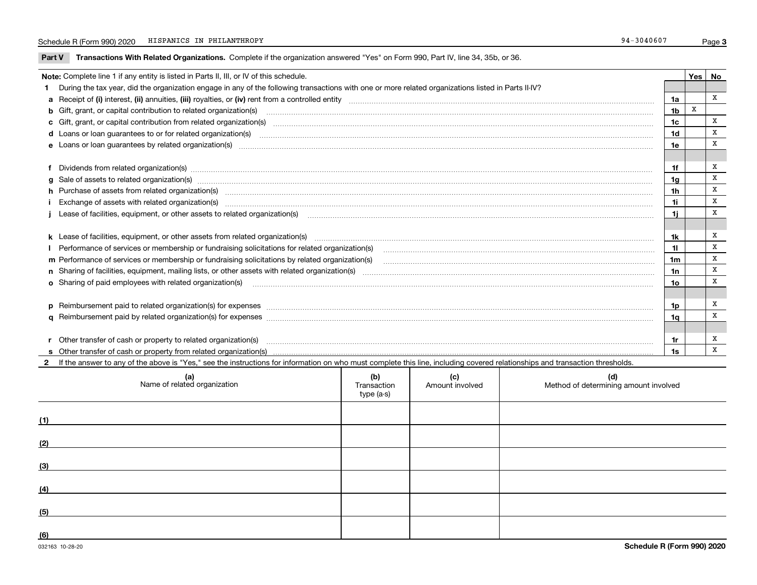Schedule R (Form 990) 2020 HISPANICS IN PHILANTHROPY 94-3040607

## Part V Transactions With Related Organizations.

Complete if the organization answered "Yes" on Form 990, Part IV, line 34, 35b, or 36.

**Note:** Complete line 1 if any entity is listed in Parts II, III, or IV of this schedule.

| | | Line | Yes | No |
|---|---|---|---|---|
| **1** | During the tax year, did the organization engage in any of the following transactions with one or more related organizations listed in Parts II-IV? | | | |
| **a** | Receipt of **(i)** interest, **(ii)** annuities, **(iii)** royalties, or **(iv)** rent from a controlled entity | 1a | | X |
| **b** | Gift, grant, or capital contribution to related organization(s) | 1b | X | |
| **c** | Gift, grant, or capital contribution from related organization(s) | 1c | | X |
| **d** | Loans or loan guarantees to or for related organization(s) | 1d | | X |
| **e** | Loans or loan guarantees by related organization(s) | 1e | | X |
| **f** | Dividends from related organization(s) | 1f | | X |
| **g** | Sale of assets to related organization(s) | 1g | | X |
| **h** | Purchase of assets from related organization(s) | 1h | | X |
| **i** | Exchange of assets with related organization(s) | 1i | | X |
| **j** | Lease of facilities, equipment, or other assets to related organization(s) | 1j | | X |
| **k** | Lease of facilities, equipment, or other assets from related organization(s) | 1k | | X |
| **l** | Performance of services or membership or fundraising solicitations for related organization(s) | 1l | | X |
| **m** | Performance of services or membership or fundraising solicitations by related organization(s) | 1m | | X |
| **n** | Sharing of facilities, equipment, mailing lists, or other assets with related organization(s) | 1n | | X |
| **o** | Sharing of paid employees with related organization(s) | 1o | | X |
| **p** | Reimbursement paid to related organization(s) for expenses | 1p | | X |
| **q** | Reimbursement paid by related organization(s) for expenses | 1q | | X |
| **r** | Other transfer of cash or property to related organization(s) | 1r | | X |
| **s** | Other transfer of cash or property from related organization(s) | 1s | | X |

**2** If the answer to any of the above is "Yes," see the instructions for information on who must complete this line, including covered relationships and transaction thresholds.

| | (a) Name of related organization | (b) Transaction type (a-s) | (c) Amount involved | (d) Method of determining amount involved |
|---|---|---|---|---|
| (1) | | | | |
| (2) | | | | |
| (3) | | | | |
| (4) | | | | |
| (5) | | | | |
| (6) | | | | |

032163 10-28-20 **Schedule R (Form 990) 2020**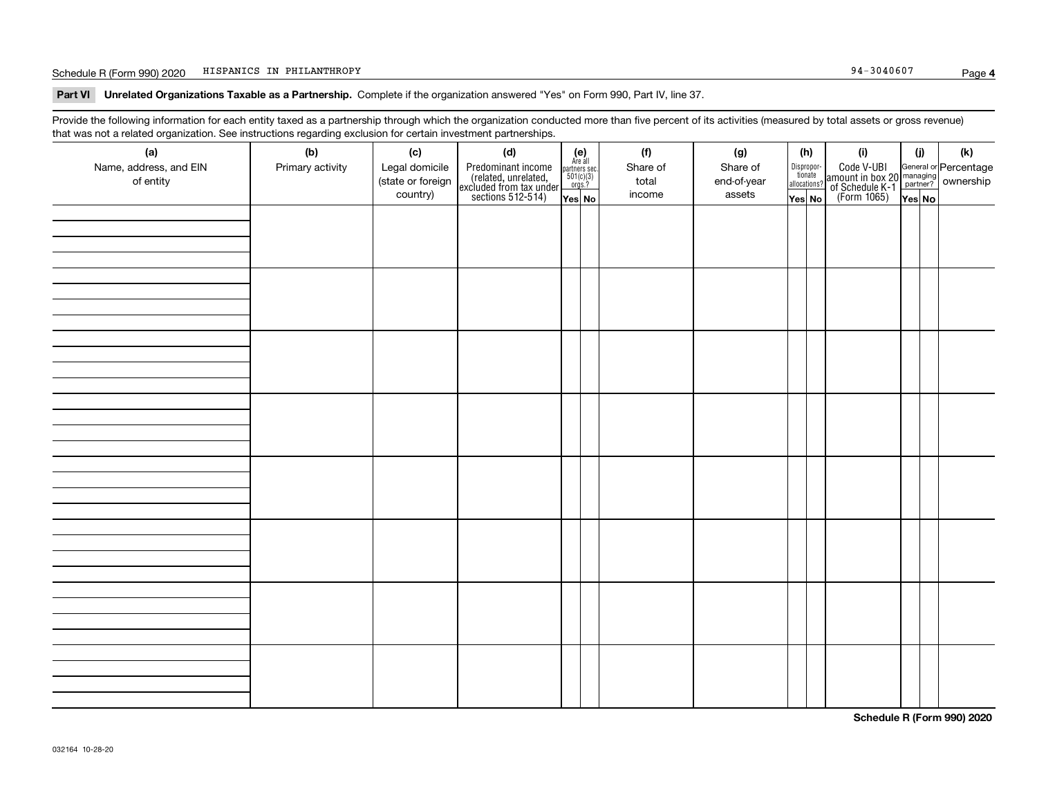Schedule R (Form 990) 2020 HISPANICS IN PHILANTHROPY 94-3040607

## Part VI Unrelated Organizations Taxable as a Partnership. Complete if the organization answered "Yes" on Form 990, Part IV, line 37.

Provide the following information for each entity taxed as a partnership through which the organization conducted more than five percent of its activities (measured by total assets or gross revenue) that was not a related organization. See instructions regarding exclusion for certain investment partnerships.

| (a) Name, address, and EIN of entity | (b) Primary activity | (c) Legal domicile (state or foreign country) | (d) Predominant income (related, unrelated, excluded from tax under sections 512-514) | (e) Are all partners sec. 501(c)(3) orgs.? Yes | (e) No | (f) Share of total income | (g) Share of end-of-year assets | (h) Disproportionate allocations? Yes | (h) No | (i) Code V-UBI amount in box 20 of Schedule K-1 (Form 1065) | (j) General or managing partner? Yes | (j) No | (k) Percentage ownership |
|---|---|---|---|---|---|---|---|---|---|---|---|---|---|
| | | | | | | | | | | | | | |
| | | | | | | | | | | | | | |
| | | | | | | | | | | | | | |
| | | | | | | | | | | | | | |
| | | | | | | | | | | | | | |
| | | | | | | | | | | | | | |
| | | | | | | | | | | | | | |
| | | | | | | | | | | | | | |

Schedule R (Form 990) 2020

032164 10-28-20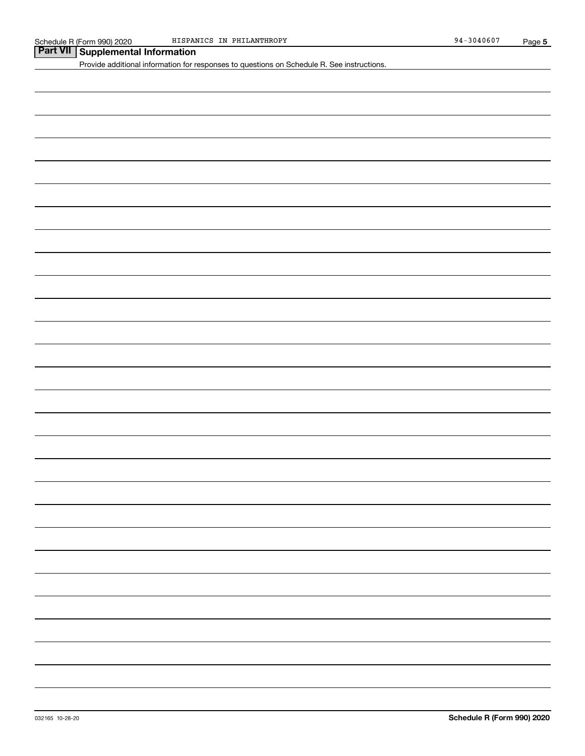## Part VII Supplemental Information

Provide additional information for responses to questions on Schedule R. See instructions.